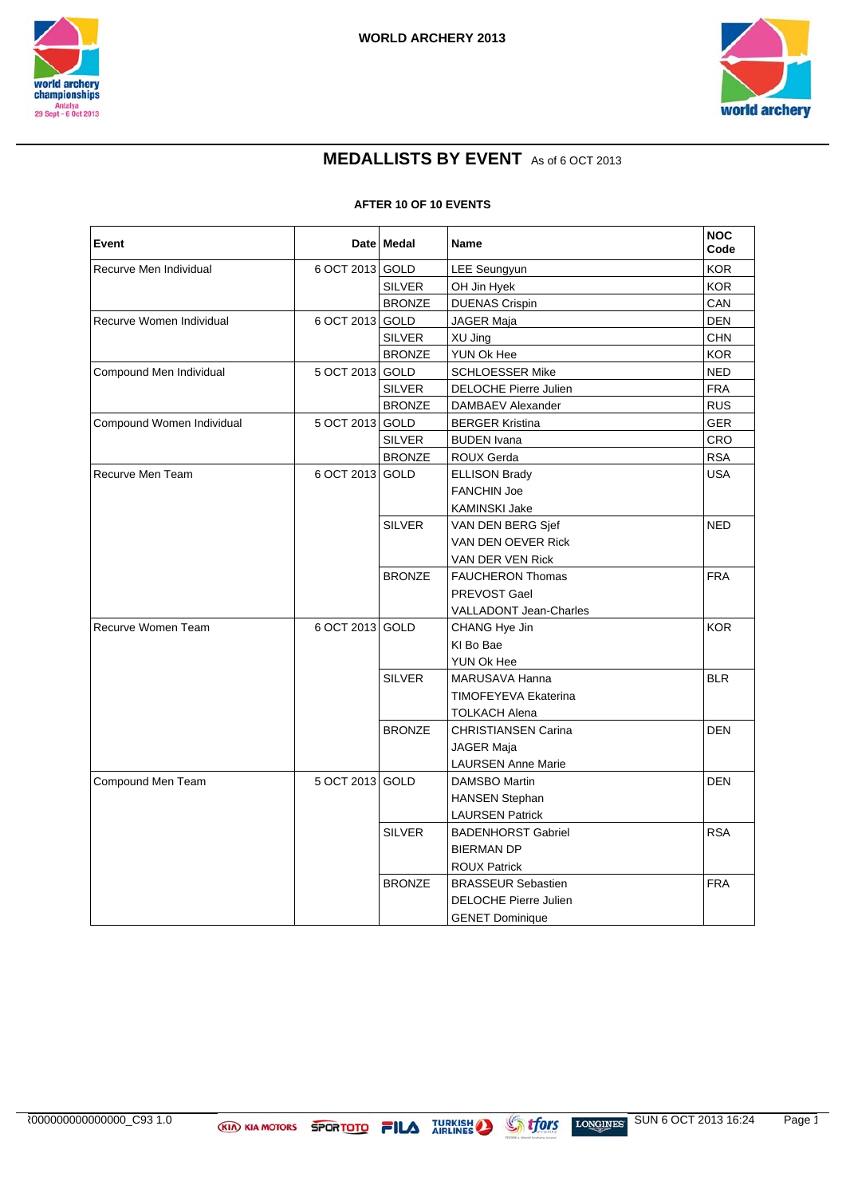# WORLD ARCHERY 2013

## MEDALLISTS BY EVENT As of 6 OCT 2013

**AFTER 10 OF 10 EVENTS**

| Event | Date | Medal | Name | NOC Code |
|---|---|---|---|---|
| Recurve Men Individual | 6 OCT 2013 | GOLD | LEE Seungyun | KOR |
| | | SILVER | OH Jin Hyek | KOR |
| | | BRONZE | DUENAS Crispin | CAN |
| Recurve Women Individual | 6 OCT 2013 | GOLD | JAGER Maja | DEN |
| | | SILVER | XU Jing | CHN |
| | | BRONZE | YUN Ok Hee | KOR |
| Compound Men Individual | 5 OCT 2013 | GOLD | SCHLOESSER Mike | NED |
| | | SILVER | DELOCHE Pierre Julien | FRA |
| | | BRONZE | DAMBAEV Alexander | RUS |
| Compound Women Individual | 5 OCT 2013 | GOLD | BERGER Kristina | GER |
| | | SILVER | BUDEN Ivana | CRO |
| | | BRONZE | ROUX Gerda | RSA |
| Recurve Men Team | 6 OCT 2013 | GOLD | ELLISON Brady<br>FANCHIN Joe<br>KAMINSKI Jake | USA |
| | | SILVER | VAN DEN BERG Sjef<br>VAN DEN OEVER Rick<br>VAN DER VEN Rick | NED |
| | | BRONZE | FAUCHERON Thomas<br>PREVOST Gael<br>VALLADONT Jean-Charles | FRA |
| Recurve Women Team | 6 OCT 2013 | GOLD | CHANG Hye Jin<br>KI Bo Bae<br>YUN Ok Hee | KOR |
| | | SILVER | MARUSAVA Hanna<br>TIMOFEYEVA Ekaterina<br>TOLKACH Alena | BLR |
| | | BRONZE | CHRISTIANSEN Carina<br>JAGER Maja<br>LAURSEN Anne Marie | DEN |
| Compound Men Team | 5 OCT 2013 | GOLD | DAMSBO Martin<br>HANSEN Stephan<br>LAURSEN Patrick | DEN |
| | | SILVER | BADENHORST Gabriel<br>BIERMAN DP<br>ROUX Patrick | RSA |
| | | BRONZE | BRASSEUR Sebastien<br>DELOCHE Pierre Julien<br>GENET Dominique | FRA |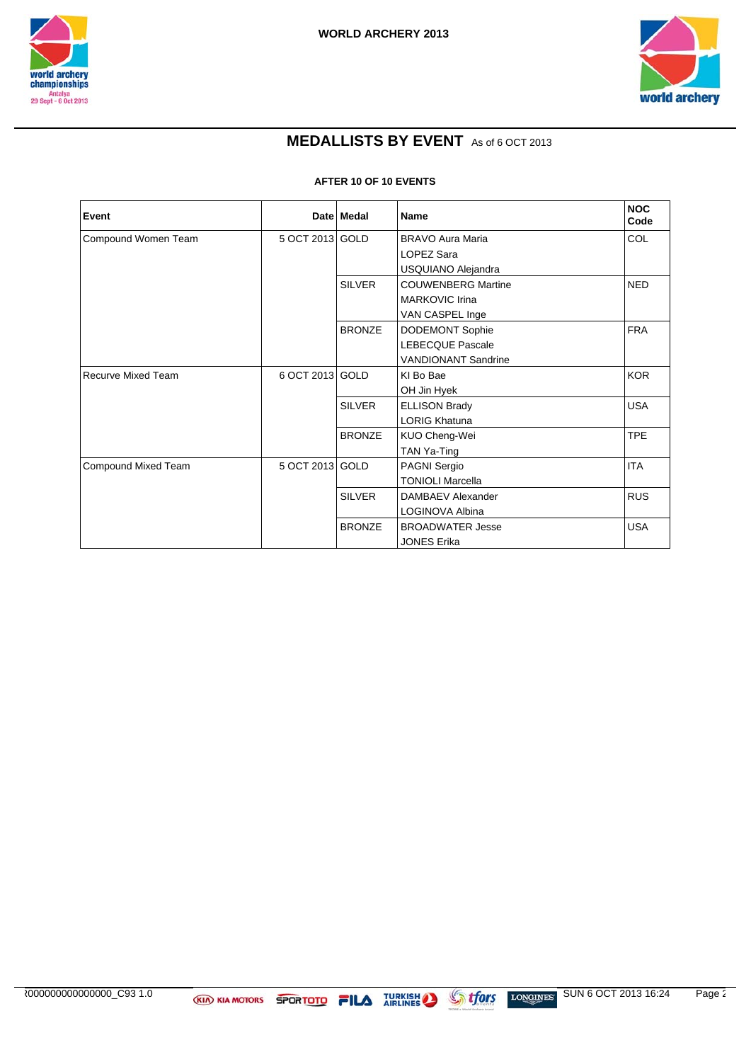## MEDALLISTS BY EVENT As of 6 OCT 2013

**AFTER 10 OF 10 EVENTS**

| Event | Date | Medal | Name | NOC Code |
|---|---|---|---|---|
| Compound Women Team | 5 OCT 2013 | GOLD | BRAVO Aura Maria<br>LOPEZ Sara<br>USQUIANO Alejandra | COL |
| | | SILVER | COUWENBERG Martine<br>MARKOVIC Irina<br>VAN CASPEL Inge | NED |
| | | BRONZE | DODEMONT Sophie<br>LEBECQUE Pascale<br>VANDIONANT Sandrine | FRA |
| Recurve Mixed Team | 6 OCT 2013 | GOLD | KI Bo Bae<br>OH Jin Hyek | KOR |
| | | SILVER | ELLISON Brady<br>LORIG Khatuna | USA |
| | | BRONZE | KUO Cheng-Wei<br>TAN Ya-Ting | TPE |
| Compound Mixed Team | 5 OCT 2013 | GOLD | PAGNI Sergio<br>TONIOLI Marcella | ITA |
| | | SILVER | DAMBAEV Alexander<br>LOGINOVA Albina | RUS |
| | | BRONZE | BROADWATER Jesse<br>JONES Erika | USA |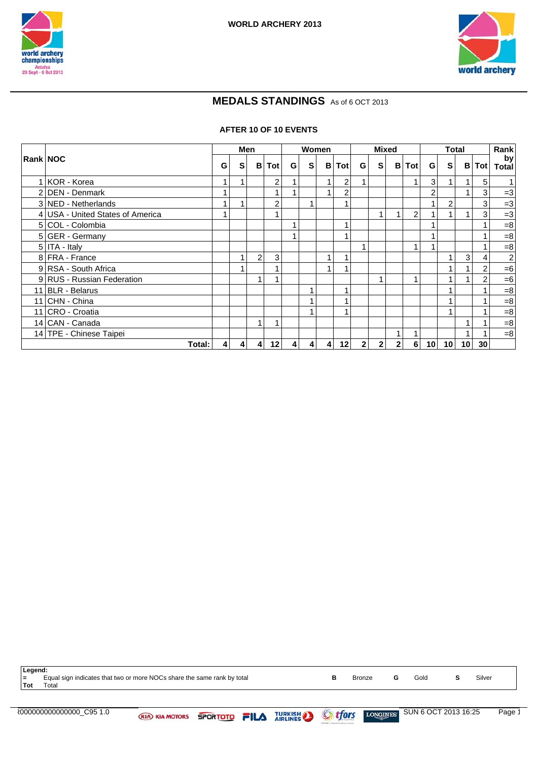# MEDALS STANDINGS As of 6 OCT 2013

### AFTER 10 OF 10 EVENTS

| Rank | NOC | Men | | | | Women | | | | Mixed | | | | Total | | | | Rank by Total |
|---|---|---|---|---|---|---|---|---|---|---|---|---|---|---|---|---|---|---|
| | | G | S | B | Tot | G | S | B | Tot | G | S | B | Tot | G | S | B | Tot | |
| 1 | KOR - Korea | 1 | 1 | | 2 | 1 | | 1 | 2 | 1 | | | 1 | 3 | 1 | 1 | 5 | 1 |
| 2 | DEN - Denmark | 1 | | | 1 | 1 | | 1 | 2 | | | | | 2 | | 1 | 3 | =3 |
| 3 | NED - Netherlands | 1 | 1 | | 2 | | 1 | | 1 | | | | | 1 | 2 | | 3 | =3 |
| 4 | USA - United States of America | 1 | | | 1 | | | | | | 1 | 1 | 2 | 1 | 1 | 1 | 3 | =3 |
| 5 | COL - Colombia | | | | | 1 | | | 1 | | | | | 1 | | | 1 | =8 |
| 5 | GER - Germany | | | | | 1 | | | 1 | | | | | 1 | | | 1 | =8 |
| 5 | ITA - Italy | | | | | | | | | 1 | | | 1 | 1 | | | 1 | =8 |
| 8 | FRA - France | | 1 | 2 | 3 | | | 1 | 1 | | | | | | 1 | 3 | 4 | 2 |
| 9 | RSA - South Africa | | 1 | | 1 | | | 1 | 1 | | | | | | 1 | 1 | 2 | =6 |
| 9 | RUS - Russian Federation | | | 1 | 1 | | | | | | 1 | | 1 | | 1 | 1 | 2 | =6 |
| 11 | BLR - Belarus | | | | | | 1 | | 1 | | | | | | 1 | | 1 | =8 |
| 11 | CHN - China | | | | | | 1 | | 1 | | | | | | 1 | | 1 | =8 |
| 11 | CRO - Croatia | | | | | | 1 | | 1 | | | | | | 1 | | 1 | =8 |
| 14 | CAN - Canada | | | 1 | 1 | | | | | | | | | | | 1 | 1 | =8 |
| 14 | TPE - Chinese Taipei | | | | | | | | | | | 1 | 1 | | | 1 | 1 | =8 |
| | **Total:** | **4** | **4** | **4** | **12** | **4** | **4** | **4** | **12** | **2** | **2** | **2** | **6** | **10** | **10** | **10** | **30** | |

**Legend:**

- **=** Equal sign indicates that two or more NOCs share the same rank by total
- **Tot** Total
- **B** Bronze
- **G** Gold
- **S** Silver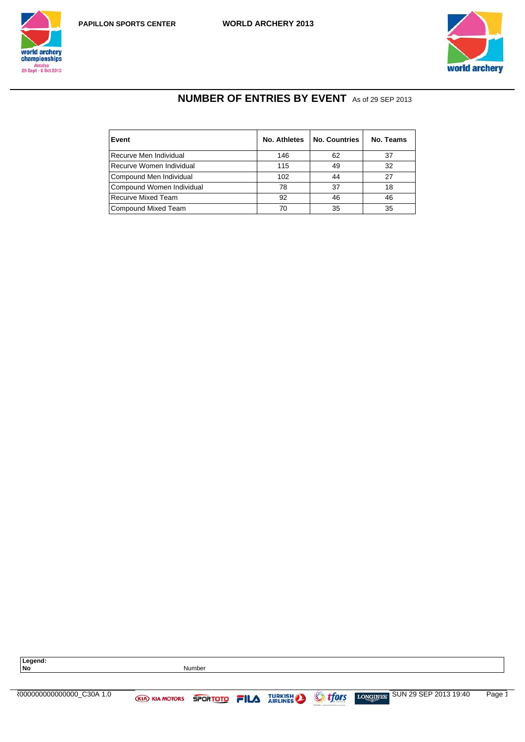## NUMBER OF ENTRIES BY EVENT As of 29 SEP 2013

| Event | No. Athletes | No. Countries | No. Teams |
| --- | --- | --- | --- |
| Recurve Men Individual | 146 | 62 | 37 |
| Recurve Women Individual | 115 | 49 | 32 |
| Compound Men Individual | 102 | 44 | 27 |
| Compound Women Individual | 78 | 37 | 18 |
| Recurve Mixed Team | 92 | 46 | 46 |
| Compound Mixed Team | 70 | 35 | 35 |

**Legend:**
**No** Number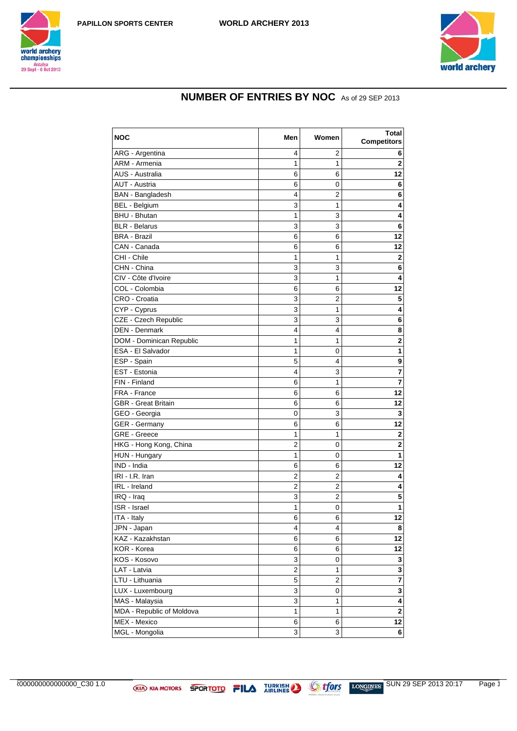## NUMBER OF ENTRIES BY NOC As of 29 SEP 2013

| NOC | Men | Women | Total Competitors |
|---|---|---|---|
| ARG - Argentina | 4 | 2 | **6** |
| ARM - Armenia | 1 | 1 | **2** |
| AUS - Australia | 6 | 6 | **12** |
| AUT - Austria | 6 | 0 | **6** |
| BAN - Bangladesh | 4 | 2 | **6** |
| BEL - Belgium | 3 | 1 | **4** |
| BHU - Bhutan | 1 | 3 | **4** |
| BLR - Belarus | 3 | 3 | **6** |
| BRA - Brazil | 6 | 6 | **12** |
| CAN - Canada | 6 | 6 | **12** |
| CHI - Chile | 1 | 1 | **2** |
| CHN - China | 3 | 3 | **6** |
| CIV - Côte d'Ivoire | 3 | 1 | **4** |
| COL - Colombia | 6 | 6 | **12** |
| CRO - Croatia | 3 | 2 | **5** |
| CYP - Cyprus | 3 | 1 | **4** |
| CZE - Czech Republic | 3 | 3 | **6** |
| DEN - Denmark | 4 | 4 | **8** |
| DOM - Dominican Republic | 1 | 1 | **2** |
| ESA - El Salvador | 1 | 0 | **1** |
| ESP - Spain | 5 | 4 | **9** |
| EST - Estonia | 4 | 3 | **7** |
| FIN - Finland | 6 | 1 | **7** |
| FRA - France | 6 | 6 | **12** |
| GBR - Great Britain | 6 | 6 | **12** |
| GEO - Georgia | 0 | 3 | **3** |
| GER - Germany | 6 | 6 | **12** |
| GRE - Greece | 1 | 1 | **2** |
| HKG - Hong Kong, China | 2 | 0 | **2** |
| HUN - Hungary | 1 | 0 | **1** |
| IND - India | 6 | 6 | **12** |
| IRI - I.R. Iran | 2 | 2 | **4** |
| IRL - Ireland | 2 | 2 | **4** |
| IRQ - Iraq | 3 | 2 | **5** |
| ISR - Israel | 1 | 0 | **1** |
| ITA - Italy | 6 | 6 | **12** |
| JPN - Japan | 4 | 4 | **8** |
| KAZ - Kazakhstan | 6 | 6 | **12** |
| KOR - Korea | 6 | 6 | **12** |
| KOS - Kosovo | 3 | 0 | **3** |
| LAT - Latvia | 2 | 1 | **3** |
| LTU - Lithuania | 5 | 2 | **7** |
| LUX - Luxembourg | 3 | 0 | **3** |
| MAS - Malaysia | 3 | 1 | **4** |
| MDA - Republic of Moldova | 1 | 1 | **2** |
| MEX - Mexico | 6 | 6 | **12** |
| MGL - Mongolia | 3 | 3 | **6** |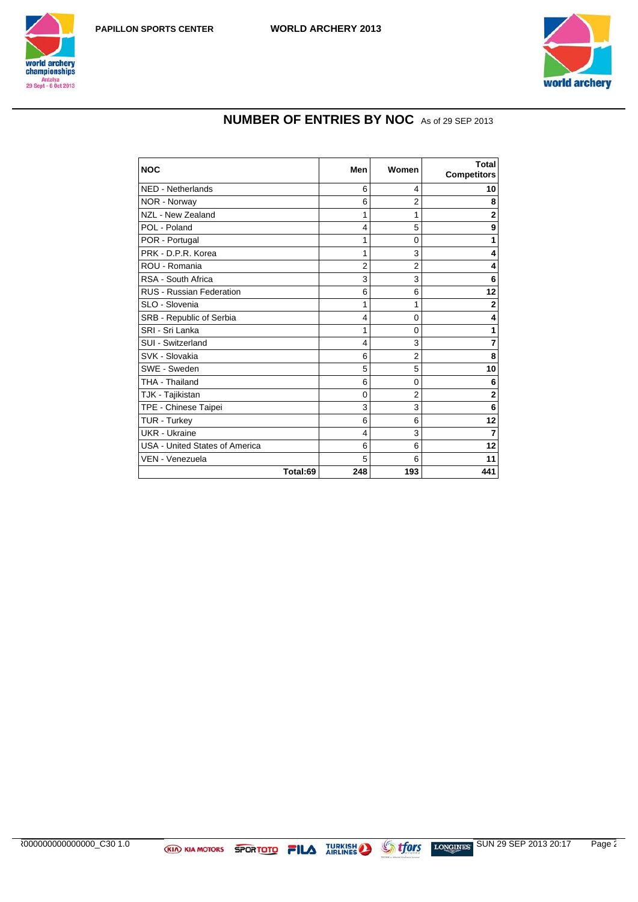## NUMBER OF ENTRIES BY NOC As of 29 SEP 2013

| NOC | Men | Women | Total Competitors |
|---|---|---|---|
| NED - Netherlands | 6 | 4 | **10** |
| NOR - Norway | 6 | 2 | **8** |
| NZL - New Zealand | 1 | 1 | **2** |
| POL - Poland | 4 | 5 | **9** |
| POR - Portugal | 1 | 0 | **1** |
| PRK - D.P.R. Korea | 1 | 3 | **4** |
| ROU - Romania | 2 | 2 | **4** |
| RSA - South Africa | 3 | 3 | **6** |
| RUS - Russian Federation | 6 | 6 | **12** |
| SLO - Slovenia | 1 | 1 | **2** |
| SRB - Republic of Serbia | 4 | 0 | **4** |
| SRI - Sri Lanka | 1 | 0 | **1** |
| SUI - Switzerland | 4 | 3 | **7** |
| SVK - Slovakia | 6 | 2 | **8** |
| SWE - Sweden | 5 | 5 | **10** |
| THA - Thailand | 6 | 0 | **6** |
| TJK - Tajikistan | 0 | 2 | **2** |
| TPE - Chinese Taipei | 3 | 3 | **6** |
| TUR - Turkey | 6 | 6 | **12** |
| UKR - Ukraine | 4 | 3 | **7** |
| USA - United States of America | 6 | 6 | **12** |
| VEN - Venezuela | 5 | 6 | **11** |
| **Total:69** | **248** | **193** | **441** |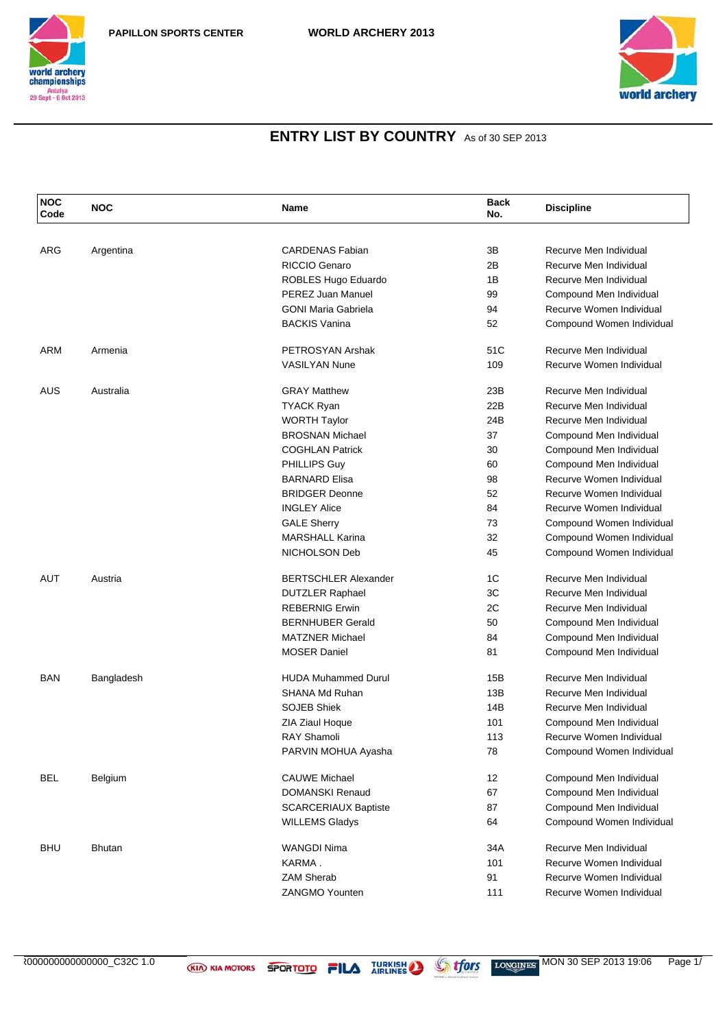PAPILLON SPORTS CENTER

WORLD ARCHERY 2013

## ENTRY LIST BY COUNTRY As of 30 SEP 2013

| NOC Code | NOC | Name | Back No. | Discipline |
|---|---|---|---|---|
| ARG | Argentina | CARDENAS Fabian | 3B | Recurve Men Individual |
| | | RICCIO Genaro | 2B | Recurve Men Individual |
| | | ROBLES Hugo Eduardo | 1B | Recurve Men Individual |
| | | PEREZ Juan Manuel | 99 | Compound Men Individual |
| | | GONI Maria Gabriela | 94 | Recurve Women Individual |
| | | BACKIS Vanina | 52 | Compound Women Individual |
| ARM | Armenia | PETROSYAN Arshak | 51C | Recurve Men Individual |
| | | VASILYAN Nune | 109 | Recurve Women Individual |
| AUS | Australia | GRAY Matthew | 23B | Recurve Men Individual |
| | | TYACK Ryan | 22B | Recurve Men Individual |
| | | WORTH Taylor | 24B | Recurve Men Individual |
| | | BROSNAN Michael | 37 | Compound Men Individual |
| | | COGHLAN Patrick | 30 | Compound Men Individual |
| | | PHILLIPS Guy | 60 | Compound Men Individual |
| | | BARNARD Elisa | 98 | Recurve Women Individual |
| | | BRIDGER Deonne | 52 | Recurve Women Individual |
| | | INGLEY Alice | 84 | Recurve Women Individual |
| | | GALE Sherry | 73 | Compound Women Individual |
| | | MARSHALL Karina | 32 | Compound Women Individual |
| | | NICHOLSON Deb | 45 | Compound Women Individual |
| AUT | Austria | BERTSCHLER Alexander | 1C | Recurve Men Individual |
| | | DUTZLER Raphael | 3C | Recurve Men Individual |
| | | REBERNIG Erwin | 2C | Recurve Men Individual |
| | | BERNHUBER Gerald | 50 | Compound Men Individual |
| | | MATZNER Michael | 84 | Compound Men Individual |
| | | MOSER Daniel | 81 | Compound Men Individual |
| BAN | Bangladesh | HUDA Muhammed Durul | 15B | Recurve Men Individual |
| | | SHANA Md Ruhan | 13B | Recurve Men Individual |
| | | SOJEB Shiek | 14B | Recurve Men Individual |
| | | ZIA Ziaul Hoque | 101 | Compound Men Individual |
| | | RAY Shamoli | 113 | Recurve Women Individual |
| | | PARVIN MOHUA Ayasha | 78 | Compound Women Individual |
| BEL | Belgium | CAUWE Michael | 12 | Compound Men Individual |
| | | DOMANSKI Renaud | 67 | Compound Men Individual |
| | | SCARCERIAUX Baptiste | 87 | Compound Men Individual |
| | | WILLEMS Gladys | 64 | Compound Women Individual |
| BHU | Bhutan | WANGDI Nima | 34A | Recurve Men Individual |
| | | KARMA . | 101 | Recurve Women Individual |
| | | ZAM Sherab | 91 | Recurve Women Individual |
| | | ZANGMO Younten | 111 | Recurve Women Individual |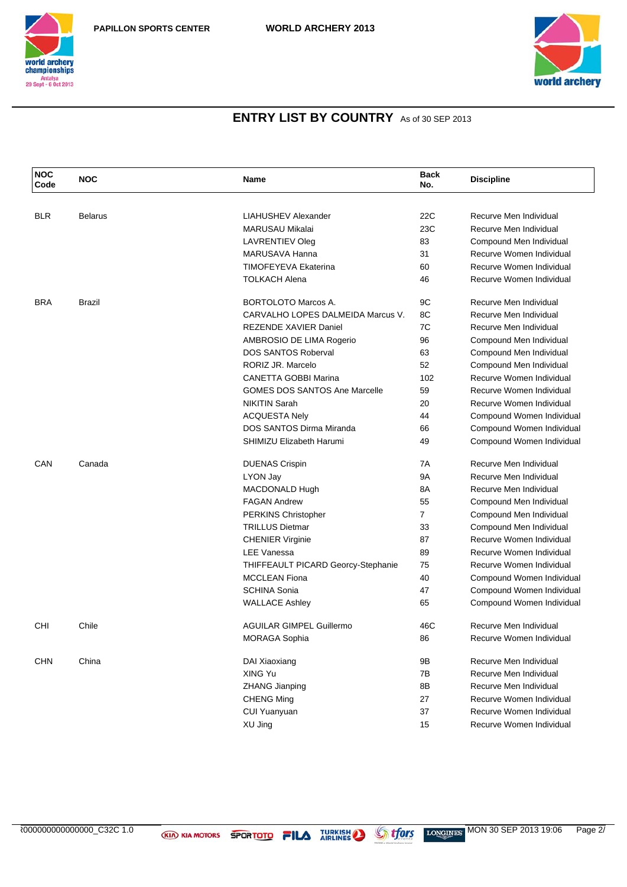## ENTRY LIST BY COUNTRY As of 30 SEP 2013

| NOC Code | NOC | Name | Back No. | Discipline |
|---|---|---|---|---|
| BLR | Belarus | LIAHUSHEV Alexander | 22C | Recurve Men Individual |
| | | MARUSAU Mikalai | 23C | Recurve Men Individual |
| | | LAVRENTIEV Oleg | 83 | Compound Men Individual |
| | | MARUSAVA Hanna | 31 | Recurve Women Individual |
| | | TIMOFEYEVA Ekaterina | 60 | Recurve Women Individual |
| | | TOLKACH Alena | 46 | Recurve Women Individual |
| BRA | Brazil | BORTOLOTO Marcos A. | 9C | Recurve Men Individual |
| | | CARVALHO LOPES DALMEIDA Marcus V. | 8C | Recurve Men Individual |
| | | REZENDE XAVIER Daniel | 7C | Recurve Men Individual |
| | | AMBROSIO DE LIMA Rogerio | 96 | Compound Men Individual |
| | | DOS SANTOS Roberval | 63 | Compound Men Individual |
| | | RORIZ JR. Marcelo | 52 | Compound Men Individual |
| | | CANETTA GOBBI Marina | 102 | Recurve Women Individual |
| | | GOMES DOS SANTOS Ane Marcelle | 59 | Recurve Women Individual |
| | | NIKITIN Sarah | 20 | Recurve Women Individual |
| | | ACQUESTA Nely | 44 | Compound Women Individual |
| | | DOS SANTOS Dirma Miranda | 66 | Compound Women Individual |
| | | SHIMIZU Elizabeth Harumi | 49 | Compound Women Individual |
| CAN | Canada | DUENAS Crispin | 7A | Recurve Men Individual |
| | | LYON Jay | 9A | Recurve Men Individual |
| | | MACDONALD Hugh | 8A | Recurve Men Individual |
| | | FAGAN Andrew | 55 | Compound Men Individual |
| | | PERKINS Christopher | 7 | Compound Men Individual |
| | | TRILLUS Dietmar | 33 | Compound Men Individual |
| | | CHENIER Virginie | 87 | Recurve Women Individual |
| | | LEE Vanessa | 89 | Recurve Women Individual |
| | | THIFFEAULT PICARD Georcy-Stephanie | 75 | Recurve Women Individual |
| | | MCCLEAN Fiona | 40 | Compound Women Individual |
| | | SCHINA Sonia | 47 | Compound Women Individual |
| | | WALLACE Ashley | 65 | Compound Women Individual |
| CHI | Chile | AGUILAR GIMPEL Guillermo | 46C | Recurve Men Individual |
| | | MORAGA Sophia | 86 | Recurve Women Individual |
| CHN | China | DAI Xiaoxiang | 9B | Recurve Men Individual |
| | | XING Yu | 7B | Recurve Men Individual |
| | | ZHANG Jianping | 8B | Recurve Men Individual |
| | | CHENG Ming | 27 | Recurve Women Individual |
| | | CUI Yuanyuan | 37 | Recurve Women Individual |
| | | XU Jing | 15 | Recurve Women Individual |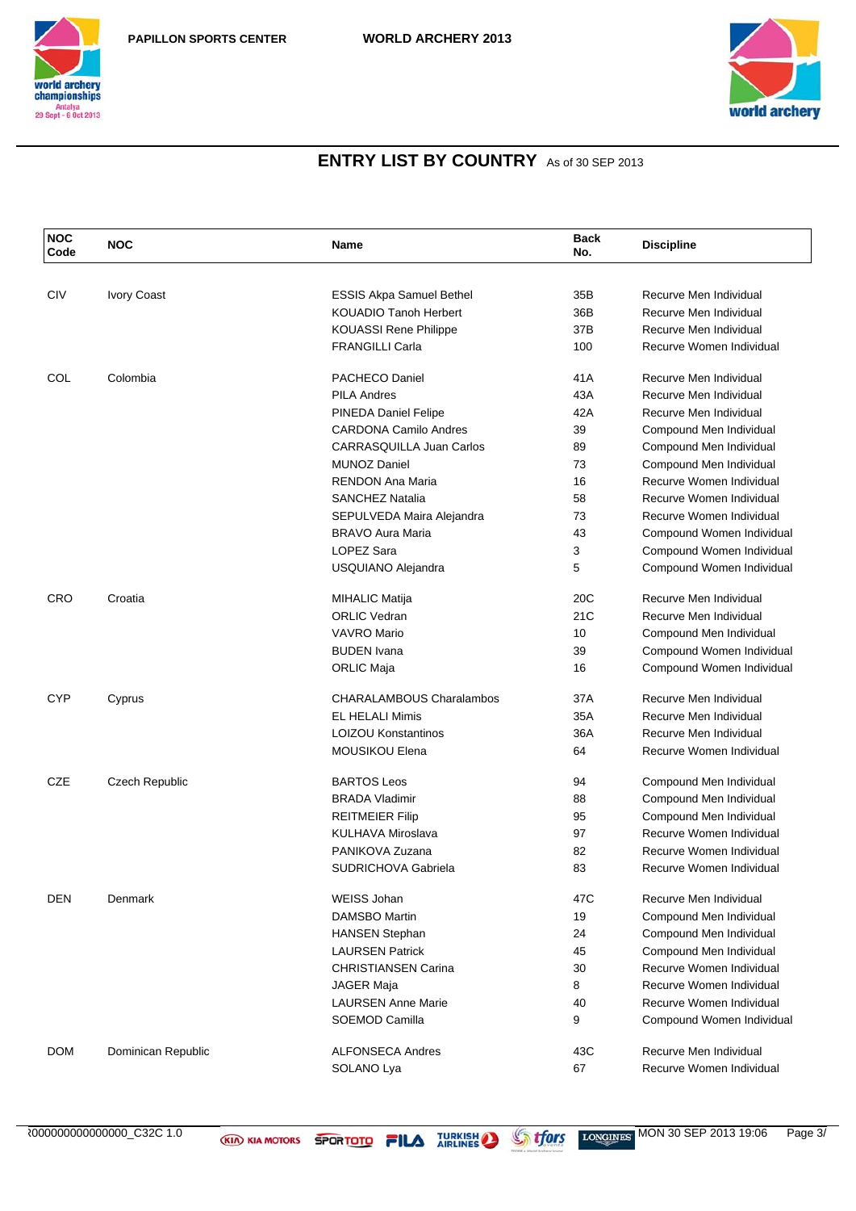## ENTRY LIST BY COUNTRY As of 30 SEP 2013

| NOC Code | NOC | Name | Back No. | Discipline |
|---|---|---|---|---|
| CIV | Ivory Coast | ESSIS Akpa Samuel Bethel | 35B | Recurve Men Individual |
| | | KOUADIO Tanoh Herbert | 36B | Recurve Men Individual |
| | | KOUASSI Rene Philippe | 37B | Recurve Men Individual |
| | | FRANGILLI Carla | 100 | Recurve Women Individual |
| COL | Colombia | PACHECO Daniel | 41A | Recurve Men Individual |
| | | PILA Andres | 43A | Recurve Men Individual |
| | | PINEDA Daniel Felipe | 42A | Recurve Men Individual |
| | | CARDONA Camilo Andres | 39 | Compound Men Individual |
| | | CARRASQUILLA Juan Carlos | 89 | Compound Men Individual |
| | | MUNOZ Daniel | 73 | Compound Men Individual |
| | | RENDON Ana Maria | 16 | Recurve Women Individual |
| | | SANCHEZ Natalia | 58 | Recurve Women Individual |
| | | SEPULVEDA Maira Alejandra | 73 | Recurve Women Individual |
| | | BRAVO Aura Maria | 43 | Compound Women Individual |
| | | LOPEZ Sara | 3 | Compound Women Individual |
| | | USQUIANO Alejandra | 5 | Compound Women Individual |
| CRO | Croatia | MIHALIC Matija | 20C | Recurve Men Individual |
| | | ORLIC Vedran | 21C | Recurve Men Individual |
| | | VAVRO Mario | 10 | Compound Men Individual |
| | | BUDEN Ivana | 39 | Compound Women Individual |
| | | ORLIC Maja | 16 | Compound Women Individual |
| CYP | Cyprus | CHARALAMBOUS Charalambos | 37A | Recurve Men Individual |
| | | EL HELALI Mimis | 35A | Recurve Men Individual |
| | | LOIZOU Konstantinos | 36A | Recurve Men Individual |
| | | MOUSIKOU Elena | 64 | Recurve Women Individual |
| CZE | Czech Republic | BARTOS Leos | 94 | Compound Men Individual |
| | | BRADA Vladimir | 88 | Compound Men Individual |
| | | REITMEIER Filip | 95 | Compound Men Individual |
| | | KULHAVA Miroslava | 97 | Recurve Women Individual |
| | | PANIKOVA Zuzana | 82 | Recurve Women Individual |
| | | SUDRICHOVA Gabriela | 83 | Recurve Women Individual |
| DEN | Denmark | WEISS Johan | 47C | Recurve Men Individual |
| | | DAMSBO Martin | 19 | Compound Men Individual |
| | | HANSEN Stephan | 24 | Compound Men Individual |
| | | LAURSEN Patrick | 45 | Compound Men Individual |
| | | CHRISTIANSEN Carina | 30 | Recurve Women Individual |
| | | JAGER Maja | 8 | Recurve Women Individual |
| | | LAURSEN Anne Marie | 40 | Recurve Women Individual |
| | | SOEMOD Camilla | 9 | Compound Women Individual |
| DOM | Dominican Republic | ALFONSECA Andres | 43C | Recurve Men Individual |
| | | SOLANO Lya | 67 | Recurve Women Individual |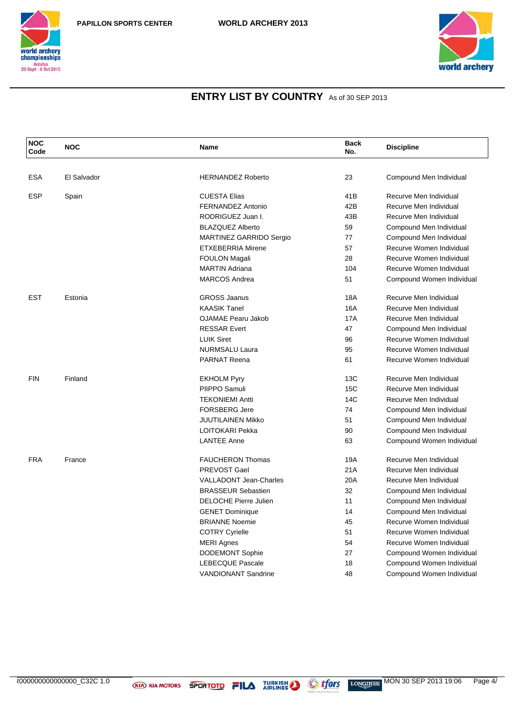PAPILLON SPORTS CENTER — WORLD ARCHERY 2013

## ENTRY LIST BY COUNTRY As of 30 SEP 2013

| NOC Code | NOC | Name | Back No. | Discipline |
|---|---|---|---|---|
| ESA | El Salvador | HERNANDEZ Roberto | 23 | Compound Men Individual |
| ESP | Spain | CUESTA Elias | 41B | Recurve Men Individual |
| | | FERNANDEZ Antonio | 42B | Recurve Men Individual |
| | | RODRIGUEZ Juan I. | 43B | Recurve Men Individual |
| | | BLAZQUEZ Alberto | 59 | Compound Men Individual |
| | | MARTINEZ GARRIDO Sergio | 77 | Compound Men Individual |
| | | ETXEBERRIA Mirene | 57 | Recurve Women Individual |
| | | FOULON Magali | 28 | Recurve Women Individual |
| | | MARTIN Adriana | 104 | Recurve Women Individual |
| | | MARCOS Andrea | 51 | Compound Women Individual |
| EST | Estonia | GROSS Jaanus | 18A | Recurve Men Individual |
| | | KAASIK Tanel | 16A | Recurve Men Individual |
| | | OJAMAE Pearu Jakob | 17A | Recurve Men Individual |
| | | RESSAR Evert | 47 | Compound Men Individual |
| | | LUIK Siret | 96 | Recurve Women Individual |
| | | NURMSALU Laura | 95 | Recurve Women Individual |
| | | PARNAT Reena | 61 | Recurve Women Individual |
| FIN | Finland | EKHOLM Pyry | 13C | Recurve Men Individual |
| | | PIIPPO Samuli | 15C | Recurve Men Individual |
| | | TEKONIEMI Antti | 14C | Recurve Men Individual |
| | | FORSBERG Jere | 74 | Compound Men Individual |
| | | JUUTILAINEN Mikko | 51 | Compound Men Individual |
| | | LOITOKARI Pekka | 90 | Compound Men Individual |
| | | LANTEE Anne | 63 | Compound Women Individual |
| FRA | France | FAUCHERON Thomas | 19A | Recurve Men Individual |
| | | PREVOST Gael | 21A | Recurve Men Individual |
| | | VALLADONT Jean-Charles | 20A | Recurve Men Individual |
| | | BRASSEUR Sebastien | 32 | Compound Men Individual |
| | | DELOCHE Pierre Julien | 11 | Compound Men Individual |
| | | GENET Dominique | 14 | Compound Men Individual |
| | | BRIANNE Noemie | 45 | Recurve Women Individual |
| | | COTRY Cyrielle | 51 | Recurve Women Individual |
| | | MERI Agnes | 54 | Recurve Women Individual |
| | | DODEMONT Sophie | 27 | Compound Women Individual |
| | | LEBECQUE Pascale | 18 | Compound Women Individual |
| | | VANDIONANT Sandrine | 48 | Compound Women Individual |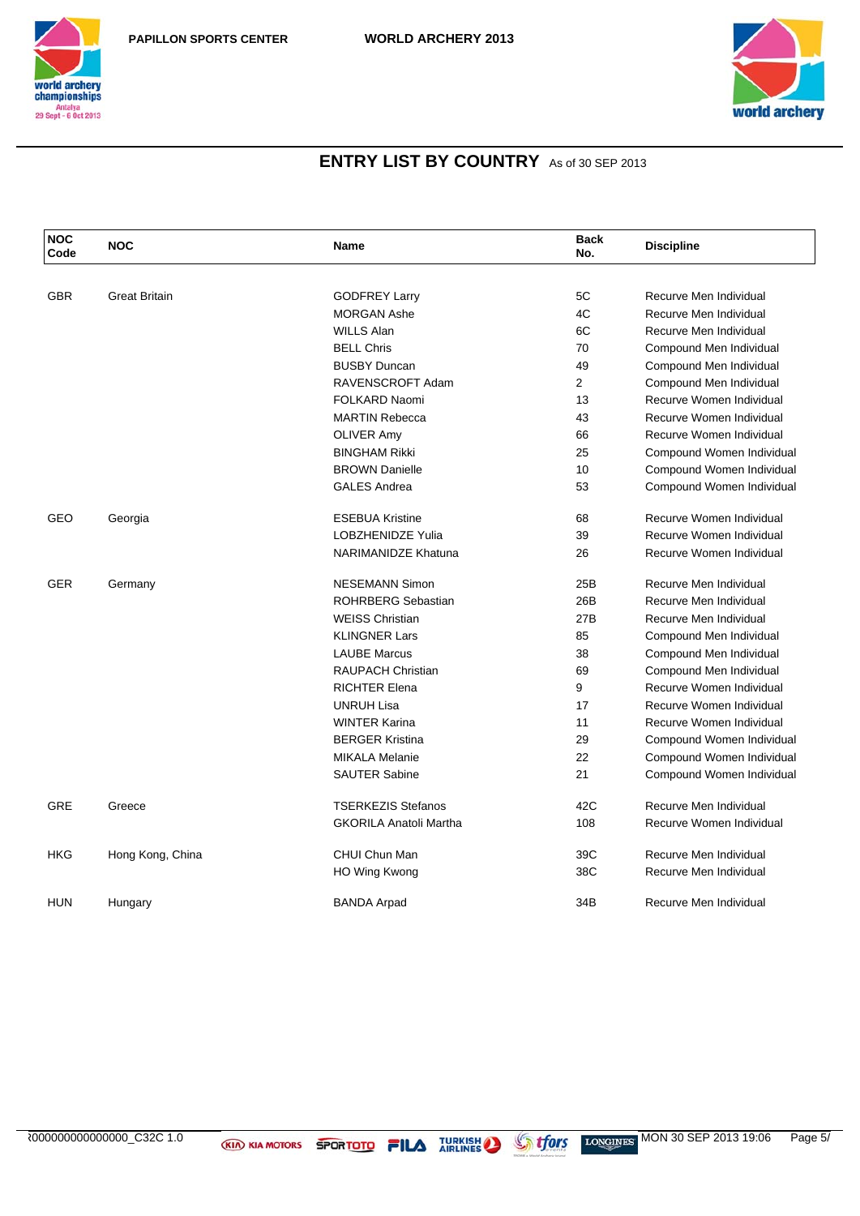PAPILLON SPORTS CENTER WORLD ARCHERY 2013

## ENTRY LIST BY COUNTRY As of 30 SEP 2013

| NOC Code | NOC | Name | Back No. | Discipline |
|---|---|---|---|---|
| GBR | Great Britain | GODFREY Larry | 5C | Recurve Men Individual |
| | | MORGAN Ashe | 4C | Recurve Men Individual |
| | | WILLS Alan | 6C | Recurve Men Individual |
| | | BELL Chris | 70 | Compound Men Individual |
| | | BUSBY Duncan | 49 | Compound Men Individual |
| | | RAVENSCROFT Adam | 2 | Compound Men Individual |
| | | FOLKARD Naomi | 13 | Recurve Women Individual |
| | | MARTIN Rebecca | 43 | Recurve Women Individual |
| | | OLIVER Amy | 66 | Recurve Women Individual |
| | | BINGHAM Rikki | 25 | Compound Women Individual |
| | | BROWN Danielle | 10 | Compound Women Individual |
| | | GALES Andrea | 53 | Compound Women Individual |
| GEO | Georgia | ESEBUA Kristine | 68 | Recurve Women Individual |
| | | LOBZHENIDZE Yulia | 39 | Recurve Women Individual |
| | | NARIMANIDZE Khatuna | 26 | Recurve Women Individual |
| GER | Germany | NESEMANN Simon | 25B | Recurve Men Individual |
| | | ROHRBERG Sebastian | 26B | Recurve Men Individual |
| | | WEISS Christian | 27B | Recurve Men Individual |
| | | KLINGNER Lars | 85 | Compound Men Individual |
| | | LAUBE Marcus | 38 | Compound Men Individual |
| | | RAUPACH Christian | 69 | Compound Men Individual |
| | | RICHTER Elena | 9 | Recurve Women Individual |
| | | UNRUH Lisa | 17 | Recurve Women Individual |
| | | WINTER Karina | 11 | Recurve Women Individual |
| | | BERGER Kristina | 29 | Compound Women Individual |
| | | MIKALA Melanie | 22 | Compound Women Individual |
| | | SAUTER Sabine | 21 | Compound Women Individual |
| GRE | Greece | TSERKEZIS Stefanos | 42C | Recurve Men Individual |
| | | GKORILA Anatoli Martha | 108 | Recurve Women Individual |
| HKG | Hong Kong, China | CHUI Chun Man | 39C | Recurve Men Individual |
| | | HO Wing Kwong | 38C | Recurve Men Individual |
| HUN | Hungary | BANDA Arpad | 34B | Recurve Men Individual |

ℛ000000000000000_C32C 1.0 MON 30 SEP 2013 19:06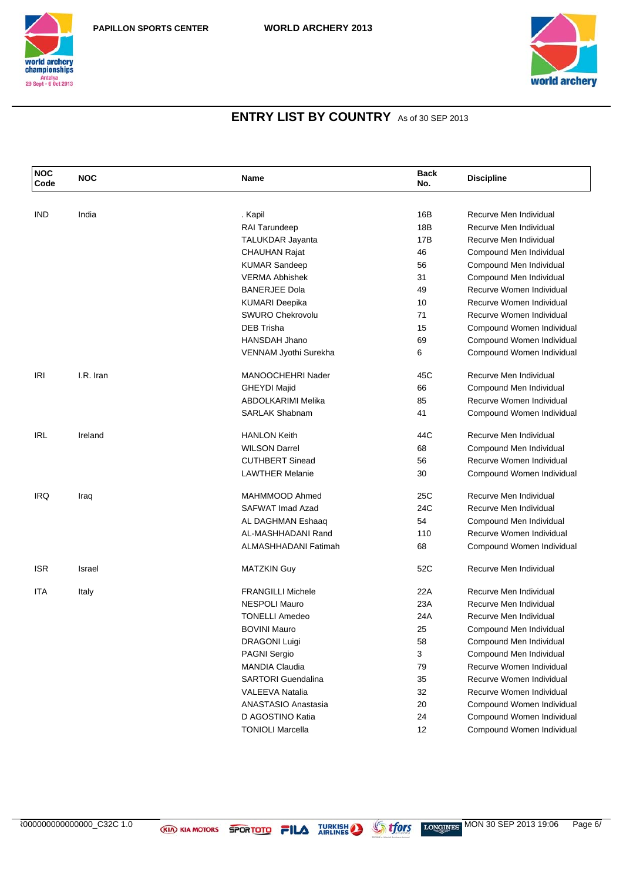## ENTRY LIST BY COUNTRY As of 30 SEP 2013

| NOC Code | NOC | Name | Back No. | Discipline |
|---|---|---|---|---|
| IND | India | . Kapil | 16B | Recurve Men Individual |
| | | RAI Tarundeep | 18B | Recurve Men Individual |
| | | TALUKDAR Jayanta | 17B | Recurve Men Individual |
| | | CHAUHAN Rajat | 46 | Compound Men Individual |
| | | KUMAR Sandeep | 56 | Compound Men Individual |
| | | VERMA Abhishek | 31 | Compound Men Individual |
| | | BANERJEE Dola | 49 | Recurve Women Individual |
| | | KUMARI Deepika | 10 | Recurve Women Individual |
| | | SWURO Chekrovolu | 71 | Recurve Women Individual |
| | | DEB Trisha | 15 | Compound Women Individual |
| | | HANSDAH Jhano | 69 | Compound Women Individual |
| | | VENNAM Jyothi Surekha | 6 | Compound Women Individual |
| IRI | I.R. Iran | MANOOCHEHRI Nader | 45C | Recurve Men Individual |
| | | GHEYDI Majid | 66 | Compound Men Individual |
| | | ABDOLKARIMI Melika | 85 | Recurve Women Individual |
| | | SARLAK Shabnam | 41 | Compound Women Individual |
| IRL | Ireland | HANLON Keith | 44C | Recurve Men Individual |
| | | WILSON Darrel | 68 | Compound Men Individual |
| | | CUTHBERT Sinead | 56 | Recurve Women Individual |
| | | LAWTHER Melanie | 30 | Compound Women Individual |
| IRQ | Iraq | MAHMMOOD Ahmed | 25C | Recurve Men Individual |
| | | SAFWAT Imad Azad | 24C | Recurve Men Individual |
| | | AL DAGHMAN Eshaaq | 54 | Compound Men Individual |
| | | AL-MASHHADANI Rand | 110 | Recurve Women Individual |
| | | ALMASHHADANI Fatimah | 68 | Compound Women Individual |
| ISR | Israel | MATZKIN Guy | 52C | Recurve Men Individual |
| ITA | Italy | FRANGILLI Michele | 22A | Recurve Men Individual |
| | | NESPOLI Mauro | 23A | Recurve Men Individual |
| | | TONELLI Amedeo | 24A | Recurve Men Individual |
| | | BOVINI Mauro | 25 | Compound Men Individual |
| | | DRAGONI Luigi | 58 | Compound Men Individual |
| | | PAGNI Sergio | 3 | Compound Men Individual |
| | | MANDIA Claudia | 79 | Recurve Women Individual |
| | | SARTORI Guendalina | 35 | Recurve Women Individual |
| | | VALEEVA Natalia | 32 | Recurve Women Individual |
| | | ANASTASIO Anastasia | 20 | Compound Women Individual |
| | | D AGOSTINO Katia | 24 | Compound Women Individual |
| | | TONIOLI Marcella | 12 | Compound Women Individual |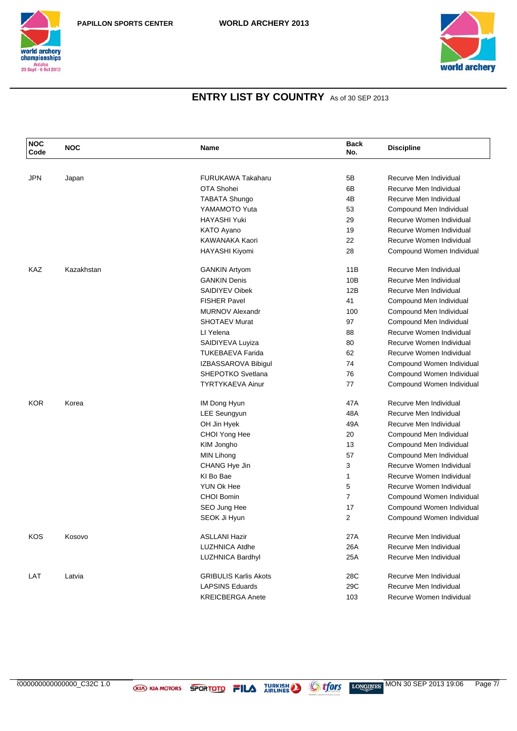## ENTRY LIST BY COUNTRY As of 30 SEP 2013

| NOC Code | NOC | Name | Back No. | Discipline |
|---|---|---|---|---|
| JPN | Japan | FURUKAWA Takaharu | 5B | Recurve Men Individual |
| | | OTA Shohei | 6B | Recurve Men Individual |
| | | TABATA Shungo | 4B | Recurve Men Individual |
| | | YAMAMOTO Yuta | 53 | Compound Men Individual |
| | | HAYASHI Yuki | 29 | Recurve Women Individual |
| | | KATO Ayano | 19 | Recurve Women Individual |
| | | KAWANAKA Kaori | 22 | Recurve Women Individual |
| | | HAYASHI Kiyomi | 28 | Compound Women Individual |
| KAZ | Kazakhstan | GANKIN Artyom | 11B | Recurve Men Individual |
| | | GANKIN Denis | 10B | Recurve Men Individual |
| | | SAIDIYEV Oibek | 12B | Recurve Men Individual |
| | | FISHER Pavel | 41 | Compound Men Individual |
| | | MURNOV Alexandr | 100 | Compound Men Individual |
| | | SHOTAEV Murat | 97 | Compound Men Individual |
| | | LI Yelena | 88 | Recurve Women Individual |
| | | SAIDIYEVA Luyiza | 80 | Recurve Women Individual |
| | | TUKEBAEVA Farida | 62 | Recurve Women Individual |
| | | IZBASSAROVA Bibigul | 74 | Compound Women Individual |
| | | SHEPOTKO Svetlana | 76 | Compound Women Individual |
| | | TYRTYKAEVA Ainur | 77 | Compound Women Individual |
| KOR | Korea | IM Dong Hyun | 47A | Recurve Men Individual |
| | | LEE Seungyun | 48A | Recurve Men Individual |
| | | OH Jin Hyek | 49A | Recurve Men Individual |
| | | CHOI Yong Hee | 20 | Compound Men Individual |
| | | KIM Jongho | 13 | Compound Men Individual |
| | | MIN Lihong | 57 | Compound Men Individual |
| | | CHANG Hye Jin | 3 | Recurve Women Individual |
| | | KI Bo Bae | 1 | Recurve Women Individual |
| | | YUN Ok Hee | 5 | Recurve Women Individual |
| | | CHOI Bomin | 7 | Compound Women Individual |
| | | SEO Jung Hee | 17 | Compound Women Individual |
| | | SEOK Ji Hyun | 2 | Compound Women Individual |
| KOS | Kosovo | ASLLANI Hazir | 27A | Recurve Men Individual |
| | | LUZHNICA Atdhe | 26A | Recurve Men Individual |
| | | LUZHNICA Bardhyl | 25A | Recurve Men Individual |
| LAT | Latvia | GRIBULIS Karlis Akots | 28C | Recurve Men Individual |
| | | LAPSINS Eduards | 29C | Recurve Men Individual |
| | | KREICBERGA Anete | 103 | Recurve Women Individual |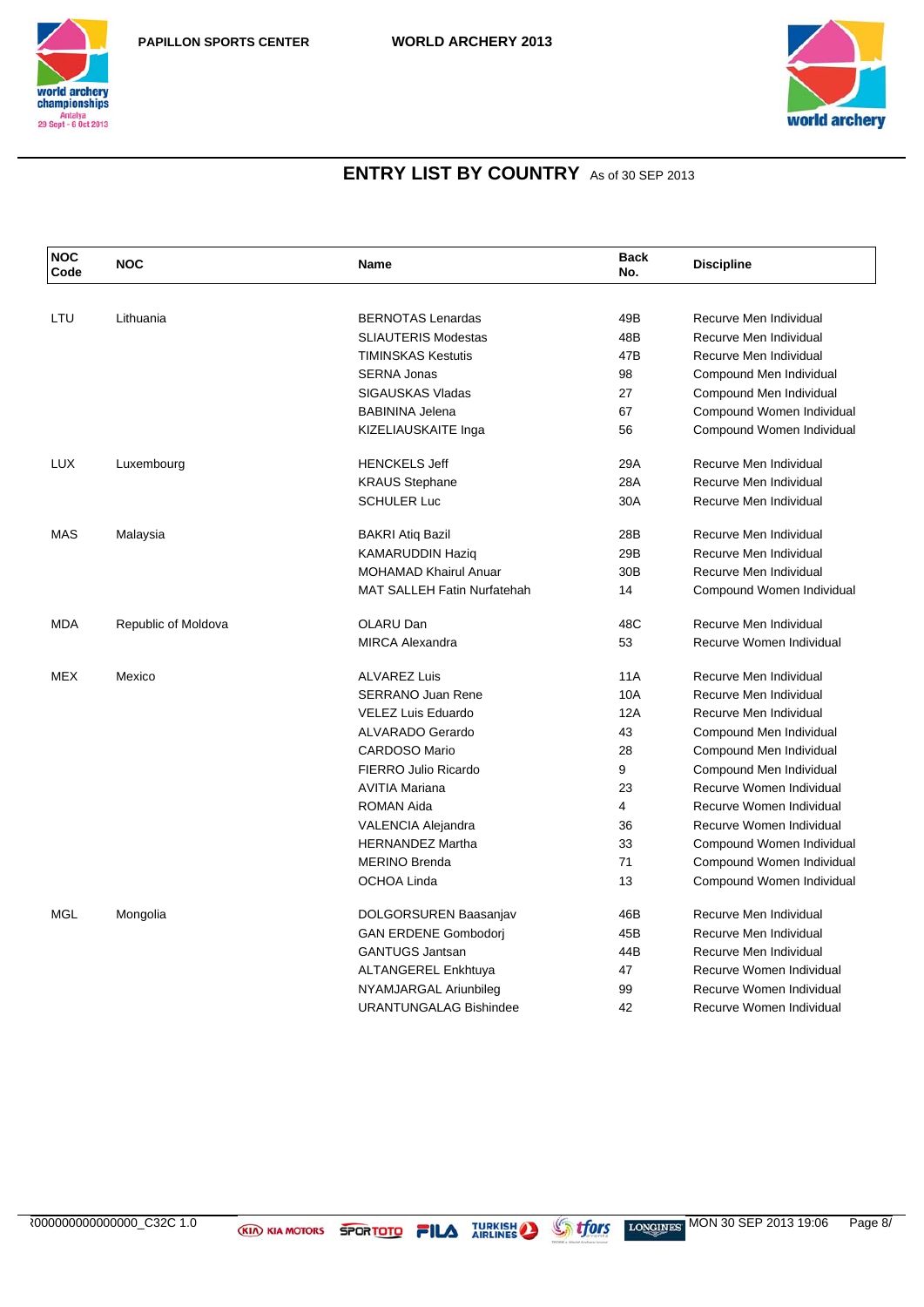## ENTRY LIST BY COUNTRY As of 30 SEP 2013

| NOC Code | NOC | Name | Back No. | Discipline |
|---|---|---|---|---|
| LTU | Lithuania | BERNOTAS Lenardas | 49B | Recurve Men Individual |
| | | SLIAUTERIS Modestas | 48B | Recurve Men Individual |
| | | TIMINSKAS Kestutis | 47B | Recurve Men Individual |
| | | SERNA Jonas | 98 | Compound Men Individual |
| | | SIGAUSKAS Vladas | 27 | Compound Men Individual |
| | | BABININA Jelena | 67 | Compound Women Individual |
| | | KIZELIAUSKAITE Inga | 56 | Compound Women Individual |
| LUX | Luxembourg | HENCKELS Jeff | 29A | Recurve Men Individual |
| | | KRAUS Stephane | 28A | Recurve Men Individual |
| | | SCHULER Luc | 30A | Recurve Men Individual |
| MAS | Malaysia | BAKRI Atiq Bazil | 28B | Recurve Men Individual |
| | | KAMARUDDIN Haziq | 29B | Recurve Men Individual |
| | | MOHAMAD Khairul Anuar | 30B | Recurve Men Individual |
| | | MAT SALLEH Fatin Nurfatehah | 14 | Compound Women Individual |
| MDA | Republic of Moldova | OLARU Dan | 48C | Recurve Men Individual |
| | | MIRCA Alexandra | 53 | Recurve Women Individual |
| MEX | Mexico | ALVAREZ Luis | 11A | Recurve Men Individual |
| | | SERRANO Juan Rene | 10A | Recurve Men Individual |
| | | VELEZ Luis Eduardo | 12A | Recurve Men Individual |
| | | ALVARADO Gerardo | 43 | Compound Men Individual |
| | | CARDOSO Mario | 28 | Compound Men Individual |
| | | FIERRO Julio Ricardo | 9 | Compound Men Individual |
| | | AVITIA Mariana | 23 | Recurve Women Individual |
| | | ROMAN Aida | 4 | Recurve Women Individual |
| | | VALENCIA Alejandra | 36 | Recurve Women Individual |
| | | HERNANDEZ Martha | 33 | Compound Women Individual |
| | | MERINO Brenda | 71 | Compound Women Individual |
| | | OCHOA Linda | 13 | Compound Women Individual |
| MGL | Mongolia | DOLGORSUREN Baasanjav | 46B | Recurve Men Individual |
| | | GAN ERDENE Gombodorj | 45B | Recurve Men Individual |
| | | GANTUGS Jantsan | 44B | Recurve Men Individual |
| | | ALTANGEREL Enkhtuya | 47 | Recurve Women Individual |
| | | NYAMJARGAL Ariunbileg | 99 | Recurve Women Individual |
| | | URANTUNGALAG Bishindee | 42 | Recurve Women Individual |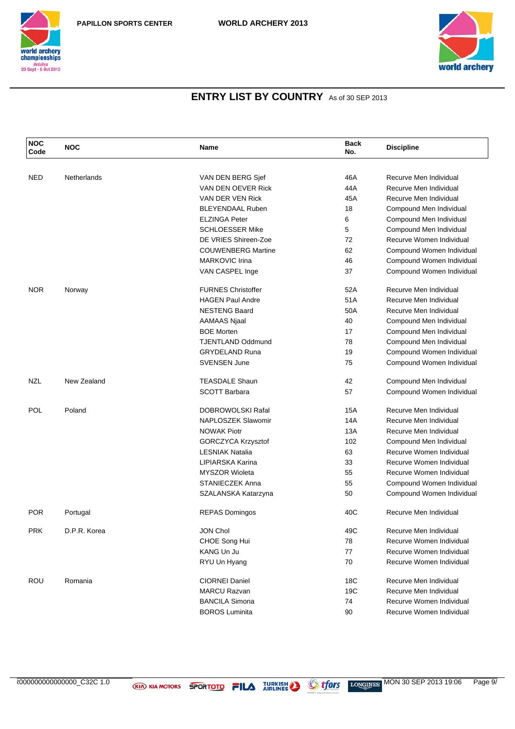PAPILLON SPORTS CENTER

WORLD ARCHERY 2013

## ENTRY LIST BY COUNTRY As of 30 SEP 2013

| NOC Code | NOC | Name | Back No. | Discipline |
|---|---|---|---|---|
| NED | Netherlands | VAN DEN BERG Sjef | 46A | Recurve Men Individual |
| | | VAN DEN OEVER Rick | 44A | Recurve Men Individual |
| | | VAN DER VEN Rick | 45A | Recurve Men Individual |
| | | BLEYENDAAL Ruben | 18 | Compound Men Individual |
| | | ELZINGA Peter | 6 | Compound Men Individual |
| | | SCHLOESSER Mike | 5 | Compound Men Individual |
| | | DE VRIES Shireen-Zoe | 72 | Recurve Women Individual |
| | | COUWENBERG Martine | 62 | Compound Women Individual |
| | | MARKOVIC Irina | 46 | Compound Women Individual |
| | | VAN CASPEL Inge | 37 | Compound Women Individual |
| NOR | Norway | FURNES Christoffer | 52A | Recurve Men Individual |
| | | HAGEN Paul Andre | 51A | Recurve Men Individual |
| | | NESTENG Baard | 50A | Recurve Men Individual |
| | | AAMAAS Njaal | 40 | Compound Men Individual |
| | | BOE Morten | 17 | Compound Men Individual |
| | | TJENTLAND Oddmund | 78 | Compound Men Individual |
| | | GRYDELAND Runa | 19 | Compound Women Individual |
| | | SVENSEN June | 75 | Compound Women Individual |
| NZL | New Zealand | TEASDALE Shaun | 42 | Compound Men Individual |
| | | SCOTT Barbara | 57 | Compound Women Individual |
| POL | Poland | DOBROWOLSKI Rafal | 15A | Recurve Men Individual |
| | | NAPLOSZEK Slawomir | 14A | Recurve Men Individual |
| | | NOWAK Piotr | 13A | Recurve Men Individual |
| | | GORCZYCA Krzysztof | 102 | Compound Men Individual |
| | | LESNIAK Natalia | 63 | Recurve Women Individual |
| | | LIPIARSKA Karina | 33 | Recurve Women Individual |
| | | MYSZOR Wioleta | 55 | Recurve Women Individual |
| | | STANIECZEK Anna | 55 | Compound Women Individual |
| | | SZALANSKA Katarzyna | 50 | Compound Women Individual |
| POR | Portugal | REPAS Domingos | 40C | Recurve Men Individual |
| PRK | D.P.R. Korea | JON Chol | 49C | Recurve Men Individual |
| | | CHOE Song Hui | 78 | Recurve Women Individual |
| | | KANG Un Ju | 77 | Recurve Women Individual |
| | | RYU Un Hyang | 70 | Recurve Women Individual |
| ROU | Romania | CIORNEI Daniel | 18C | Recurve Men Individual |
| | | MARCU Razvan | 19C | Recurve Men Individual |
| | | BANCILA Simona | 74 | Recurve Women Individual |
| | | BOROS Luminita | 90 | Recurve Women Individual |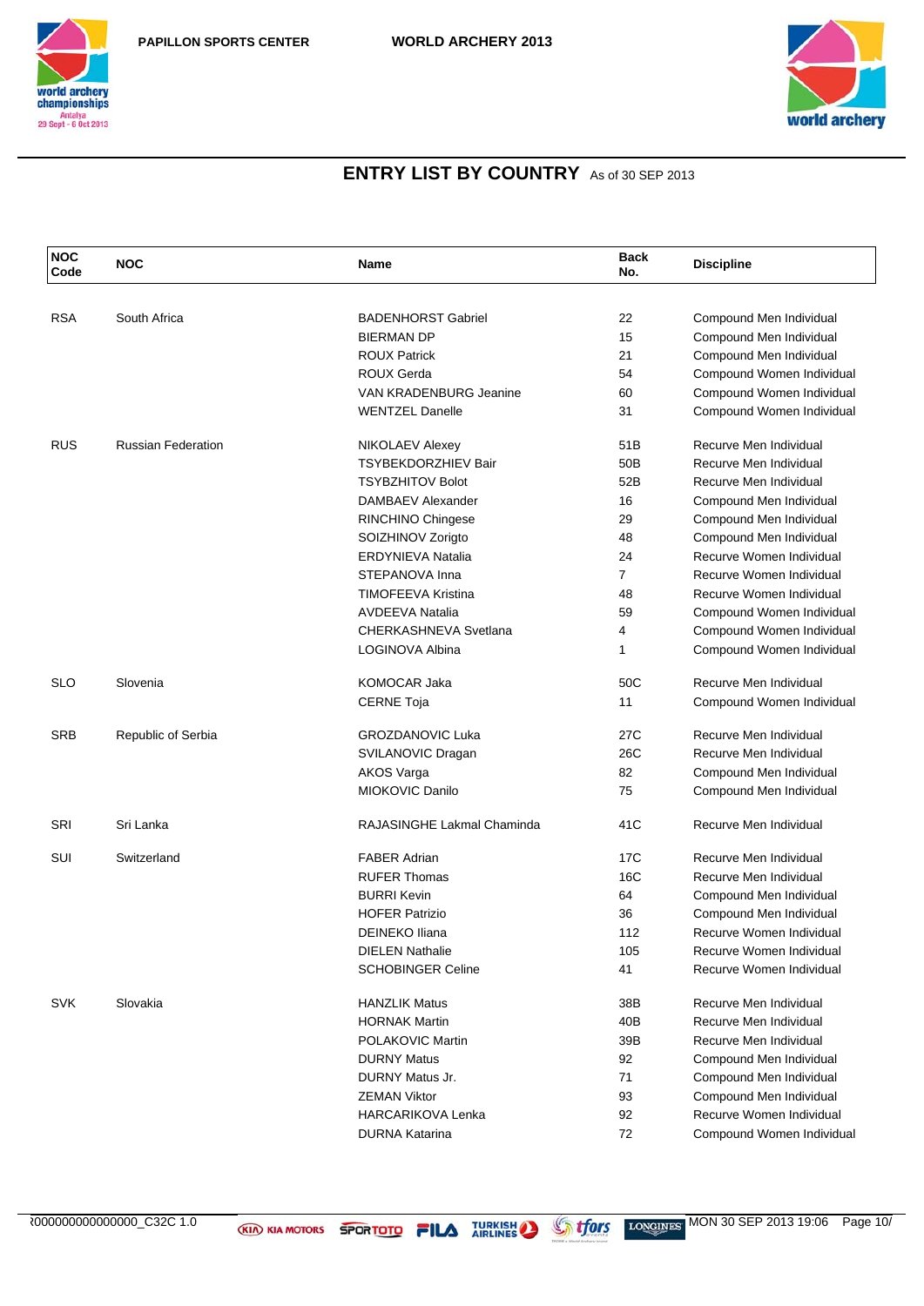## ENTRY LIST BY COUNTRY As of 30 SEP 2013

| NOC Code | NOC | Name | Back No. | Discipline |
|---|---|---|---|---|
| RSA | South Africa | BADENHORST Gabriel | 22 | Compound Men Individual |
| | | BIERMAN DP | 15 | Compound Men Individual |
| | | ROUX Patrick | 21 | Compound Men Individual |
| | | ROUX Gerda | 54 | Compound Women Individual |
| | | VAN KRADENBURG Jeanine | 60 | Compound Women Individual |
| | | WENTZEL Danelle | 31 | Compound Women Individual |
| RUS | Russian Federation | NIKOLAEV Alexey | 51B | Recurve Men Individual |
| | | TSYBEKDORZHIEV Bair | 50B | Recurve Men Individual |
| | | TSYBZHITOV Bolot | 52B | Recurve Men Individual |
| | | DAMBAEV Alexander | 16 | Compound Men Individual |
| | | RINCHINO Chingese | 29 | Compound Men Individual |
| | | SOIZHINOV Zorigto | 48 | Compound Men Individual |
| | | ERDYNIEVA Natalia | 24 | Recurve Women Individual |
| | | STEPANOVA Inna | 7 | Recurve Women Individual |
| | | TIMOFEEVA Kristina | 48 | Recurve Women Individual |
| | | AVDEEVA Natalia | 59 | Compound Women Individual |
| | | CHERKASHNEVA Svetlana | 4 | Compound Women Individual |
| | | LOGINOVA Albina | 1 | Compound Women Individual |
| SLO | Slovenia | KOMOCAR Jaka | 50C | Recurve Men Individual |
| | | CERNE Toja | 11 | Compound Women Individual |
| SRB | Republic of Serbia | GROZDANOVIC Luka | 27C | Recurve Men Individual |
| | | SVILANOVIC Dragan | 26C | Recurve Men Individual |
| | | AKOS Varga | 82 | Compound Men Individual |
| | | MIOKOVIC Danilo | 75 | Compound Men Individual |
| SRI | Sri Lanka | RAJASINGHE Lakmal Chaminda | 41C | Recurve Men Individual |
| SUI | Switzerland | FABER Adrian | 17C | Recurve Men Individual |
| | | RUFER Thomas | 16C | Recurve Men Individual |
| | | BURRI Kevin | 64 | Compound Men Individual |
| | | HOFER Patrizio | 36 | Compound Men Individual |
| | | DEINEKO Iliana | 112 | Recurve Women Individual |
| | | DIELEN Nathalie | 105 | Recurve Women Individual |
| | | SCHOBINGER Celine | 41 | Recurve Women Individual |
| SVK | Slovakia | HANZLIK Matus | 38B | Recurve Men Individual |
| | | HORNAK Martin | 40B | Recurve Men Individual |
| | | POLAKOVIC Martin | 39B | Recurve Men Individual |
| | | DURNY Matus | 92 | Compound Men Individual |
| | | DURNY Matus Jr. | 71 | Compound Men Individual |
| | | ZEMAN Viktor | 93 | Compound Men Individual |
| | | HARCARIKOVA Lenka | 92 | Recurve Women Individual |
| | | DURNA Katarina | 72 | Compound Women Individual |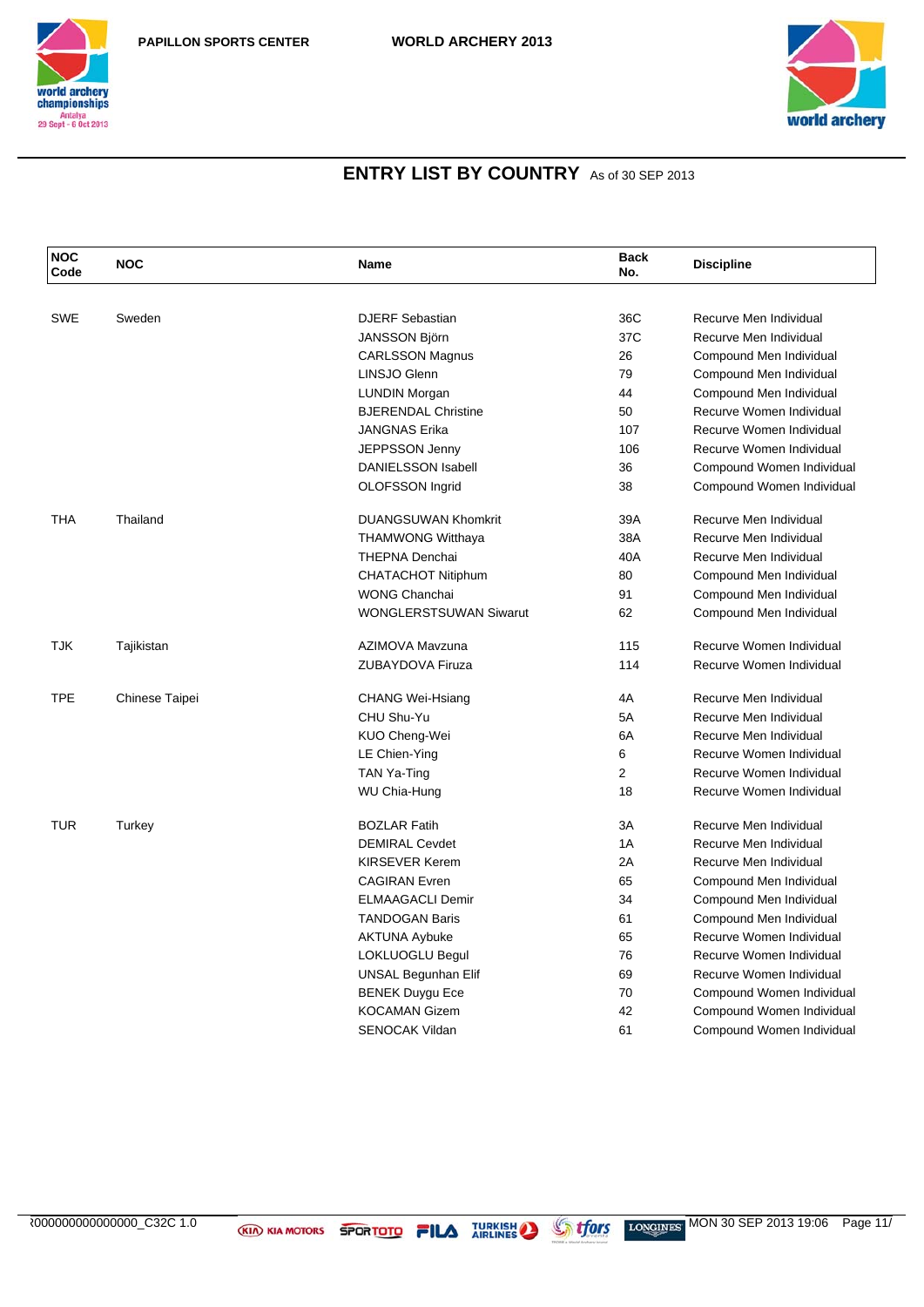## ENTRY LIST BY COUNTRY As of 30 SEP 2013

| NOC Code | NOC | Name | Back No. | Discipline |
|---|---|---|---|---|
| SWE | Sweden | DJERF Sebastian | 36C | Recurve Men Individual |
| | | JANSSON Björn | 37C | Recurve Men Individual |
| | | CARLSSON Magnus | 26 | Compound Men Individual |
| | | LINSJO Glenn | 79 | Compound Men Individual |
| | | LUNDIN Morgan | 44 | Compound Men Individual |
| | | BJERENDAL Christine | 50 | Recurve Women Individual |
| | | JANGNAS Erika | 107 | Recurve Women Individual |
| | | JEPPSSON Jenny | 106 | Recurve Women Individual |
| | | DANIELSSON Isabell | 36 | Compound Women Individual |
| | | OLOFSSON Ingrid | 38 | Compound Women Individual |
| THA | Thailand | DUANGSUWAN Khomkrit | 39A | Recurve Men Individual |
| | | THAMWONG Witthaya | 38A | Recurve Men Individual |
| | | THEPNA Denchai | 40A | Recurve Men Individual |
| | | CHATACHOT Nitiphum | 80 | Compound Men Individual |
| | | WONG Chanchai | 91 | Compound Men Individual |
| | | WONGLERSTSUWAN Siwarut | 62 | Compound Men Individual |
| TJK | Tajikistan | AZIMOVA Mavzuna | 115 | Recurve Women Individual |
| | | ZUBAYDOVA Firuza | 114 | Recurve Women Individual |
| TPE | Chinese Taipei | CHANG Wei-Hsiang | 4A | Recurve Men Individual |
| | | CHU Shu-Yu | 5A | Recurve Men Individual |
| | | KUO Cheng-Wei | 6A | Recurve Men Individual |
| | | LE Chien-Ying | 6 | Recurve Women Individual |
| | | TAN Ya-Ting | 2 | Recurve Women Individual |
| | | WU Chia-Hung | 18 | Recurve Women Individual |
| TUR | Turkey | BOZLAR Fatih | 3A | Recurve Men Individual |
| | | DEMIRAL Cevdet | 1A | Recurve Men Individual |
| | | KIRSEVER Kerem | 2A | Recurve Men Individual |
| | | CAGIRAN Evren | 65 | Compound Men Individual |
| | | ELMAAGACLI Demir | 34 | Compound Men Individual |
| | | TANDOGAN Baris | 61 | Compound Men Individual |
| | | AKTUNA Aybuke | 65 | Recurve Women Individual |
| | | LOKLUOGLU Begul | 76 | Recurve Women Individual |
| | | UNSAL Begunhan Elif | 69 | Recurve Women Individual |
| | | BENEK Duygu Ece | 70 | Compound Women Individual |
| | | KOCAMAN Gizem | 42 | Compound Women Individual |
| | | SENOCAK Vildan | 61 | Compound Women Individual |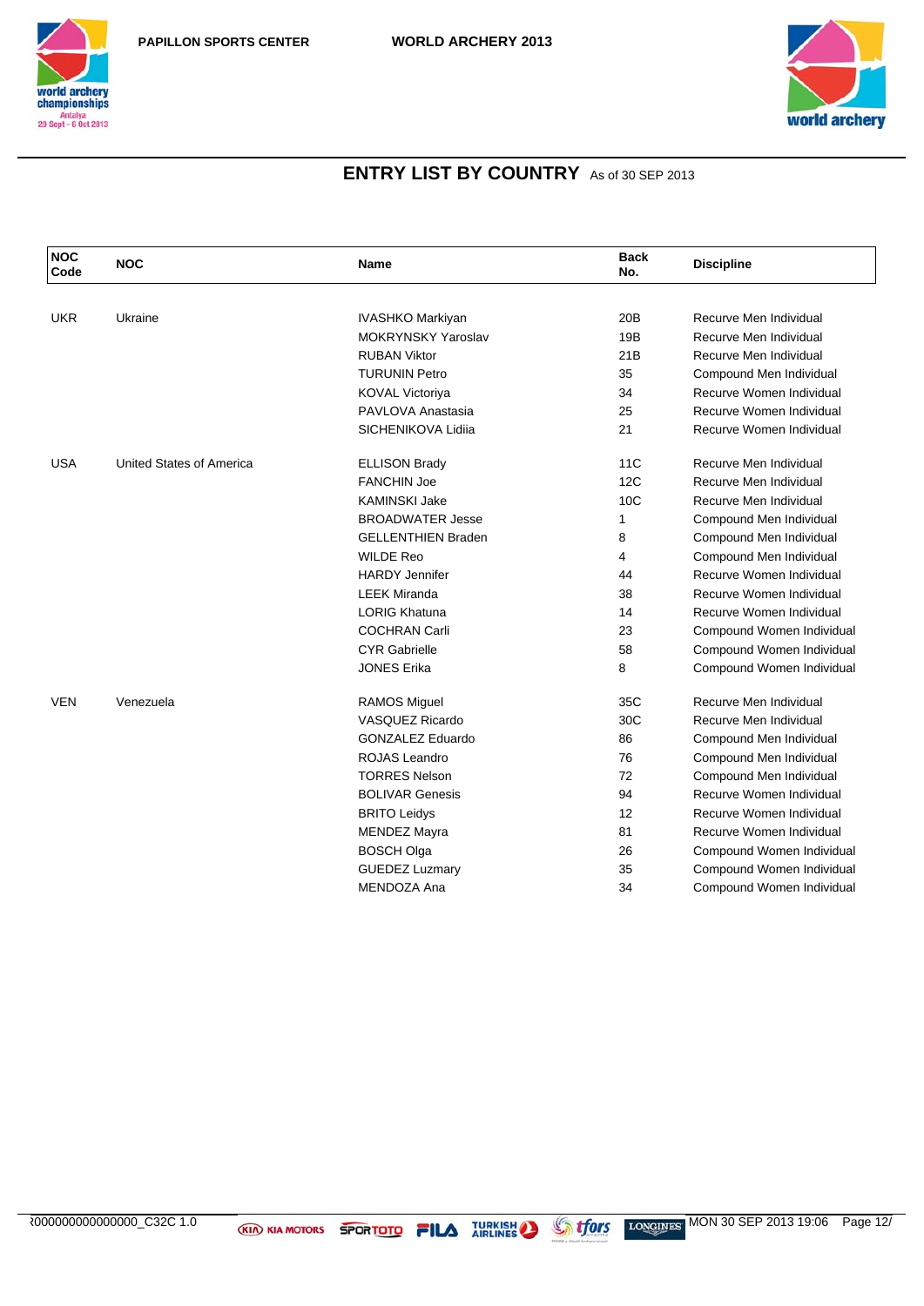## ENTRY LIST BY COUNTRY As of 30 SEP 2013

| NOC Code | NOC | Name | Back No. | Discipline |
|---|---|---|---|---|
| UKR | Ukraine | IVASHKO Markiyan | 20B | Recurve Men Individual |
| | | MOKRYNSKY Yaroslav | 19B | Recurve Men Individual |
| | | RUBAN Viktor | 21B | Recurve Men Individual |
| | | TURUNIN Petro | 35 | Compound Men Individual |
| | | KOVAL Victoriya | 34 | Recurve Women Individual |
| | | PAVLOVA Anastasia | 25 | Recurve Women Individual |
| | | SICHENIKOVA Lidiia | 21 | Recurve Women Individual |
| USA | United States of America | ELLISON Brady | 11C | Recurve Men Individual |
| | | FANCHIN Joe | 12C | Recurve Men Individual |
| | | KAMINSKI Jake | 10C | Recurve Men Individual |
| | | BROADWATER Jesse | 1 | Compound Men Individual |
| | | GELLENTHIEN Braden | 8 | Compound Men Individual |
| | | WILDE Reo | 4 | Compound Men Individual |
| | | HARDY Jennifer | 44 | Recurve Women Individual |
| | | LEEK Miranda | 38 | Recurve Women Individual |
| | | LORIG Khatuna | 14 | Recurve Women Individual |
| | | COCHRAN Carli | 23 | Compound Women Individual |
| | | CYR Gabrielle | 58 | Compound Women Individual |
| | | JONES Erika | 8 | Compound Women Individual |
| VEN | Venezuela | RAMOS Miguel | 35C | Recurve Men Individual |
| | | VASQUEZ Ricardo | 30C | Recurve Men Individual |
| | | GONZALEZ Eduardo | 86 | Compound Men Individual |
| | | ROJAS Leandro | 76 | Compound Men Individual |
| | | TORRES Nelson | 72 | Compound Men Individual |
| | | BOLIVAR Genesis | 94 | Recurve Women Individual |
| | | BRITO Leidys | 12 | Recurve Women Individual |
| | | MENDEZ Mayra | 81 | Recurve Women Individual |
| | | BOSCH Olga | 26 | Compound Women Individual |
| | | GUEDEZ Luzmary | 35 | Compound Women Individual |
| | | MENDOZA Ana | 34 | Compound Women Individual |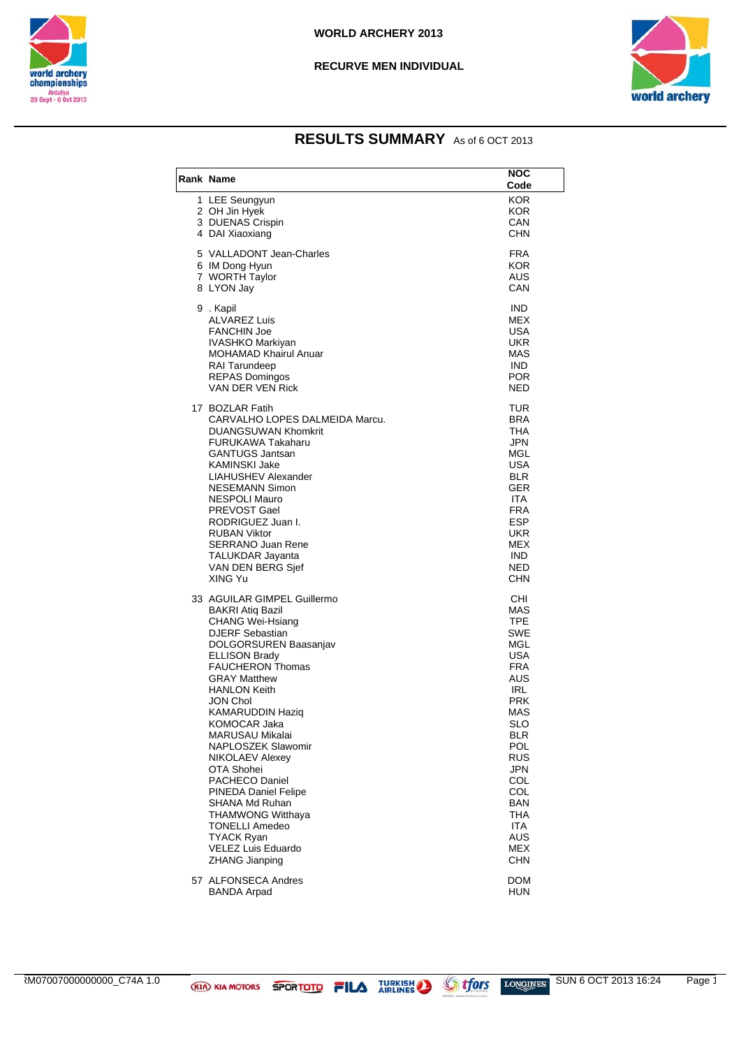# WORLD ARCHERY 2013

## RECURVE MEN INDIVIDUAL

## RESULTS SUMMARY As of 6 OCT 2013

| Rank | Name | NOC Code |
|---|---|---|
| 1 | LEE Seungyun | KOR |
| 2 | OH Jin Hyek | KOR |
| 3 | DUENAS Crispin | CAN |
| 4 | DAI Xiaoxiang | CHN |
| 5 | VALLADONT Jean-Charles | FRA |
| 6 | IM Dong Hyun | KOR |
| 7 | WORTH Taylor | AUS |
| 8 | LYON Jay | CAN |
| 9 | . Kapil | IND |
| | ALVAREZ Luis | MEX |
| | FANCHIN Joe | USA |
| | IVASHKO Markiyan | UKR |
| | MOHAMAD Khairul Anuar | MAS |
| | RAI Tarundeep | IND |
| | REPAS Domingos | POR |
| | VAN DER VEN Rick | NED |
| 17 | BOZLAR Fatih | TUR |
| | CARVALHO LOPES DALMEIDA Marcu. | BRA |
| | DUANGSUWAN Khomkrit | THA |
| | FURUKAWA Takaharu | JPN |
| | GANTUGS Jantsan | MGL |
| | KAMINSKI Jake | USA |
| | LIAHUSHEV Alexander | BLR |
| | NESEMANN Simon | GER |
| | NESPOLI Mauro | ITA |
| | PREVOST Gael | FRA |
| | RODRIGUEZ Juan I. | ESP |
| | RUBAN Viktor | UKR |
| | SERRANO Juan Rene | MEX |
| | TALUKDAR Jayanta | IND |
| | VAN DEN BERG Sjef | NED |
| | XING Yu | CHN |
| 33 | AGUILAR GIMPEL Guillermo | CHI |
| | BAKRI Atiq Bazil | MAS |
| | CHANG Wei-Hsiang | TPE |
| | DJERF Sebastian | SWE |
| | DOLGORSUREN Baasanjav | MGL |
| | ELLISON Brady | USA |
| | FAUCHERON Thomas | FRA |
| | GRAY Matthew | AUS |
| | HANLON Keith | IRL |
| | JON Chol | PRK |
| | KAMARUDDIN Haziq | MAS |
| | KOMOCAR Jaka | SLO |
| | MARUSAU Mikalai | BLR |
| | NAPLOSZEK Slawomir | POL |
| | NIKOLAEV Alexey | RUS |
| | OTA Shohei | JPN |
| | PACHECO Daniel | COL |
| | PINEDA Daniel Felipe | COL |
| | SHANA Md Ruhan | BAN |
| | THAMWONG Witthaya | THA |
| | TONELLI Amedeo | ITA |
| | TYACK Ryan | AUS |
| | VELEZ Luis Eduardo | MEX |
| | ZHANG Jianping | CHN |
| 57 | ALFONSECA Andres | DOM |
| | BANDA Arpad | HUN |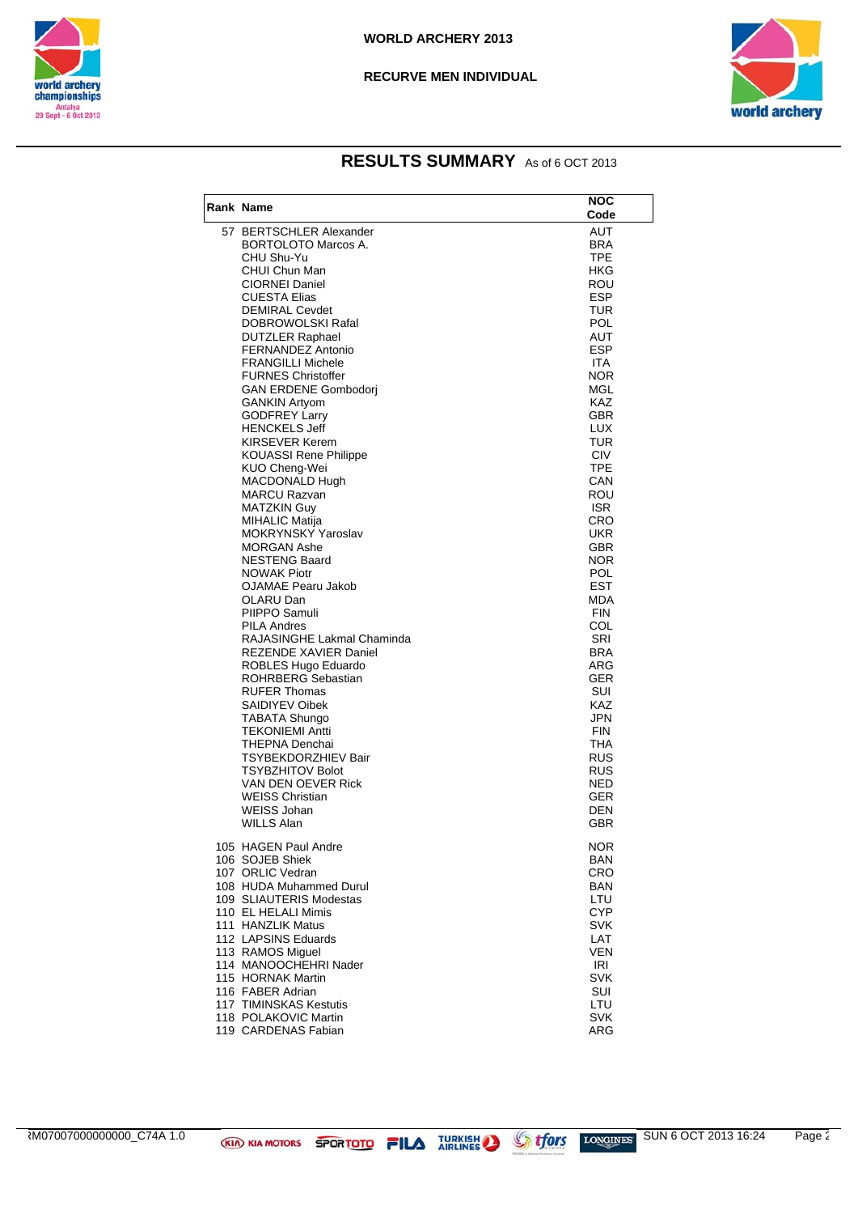WORLD ARCHERY 2013

RECURVE MEN INDIVIDUAL

## RESULTS SUMMARY As of 6 OCT 2013

| Rank | Name | NOC Code |
|---|---|---|
| 57 | BERTSCHLER Alexander | AUT |
| | BORTOLOTO Marcos A. | BRA |
| | CHU Shu-Yu | TPE |
| | CHUI Chun Man | HKG |
| | CIORNEI Daniel | ROU |
| | CUESTA Elias | ESP |
| | DEMIRAL Cevdet | TUR |
| | DOBROWOLSKI Rafal | POL |
| | DUTZLER Raphael | AUT |
| | FERNANDEZ Antonio | ESP |
| | FRANGILLI Michele | ITA |
| | FURNES Christoffer | NOR |
| | GAN ERDENE Gombodorj | MGL |
| | GANKIN Artyom | KAZ |
| | GODFREY Larry | GBR |
| | HENCKELS Jeff | LUX |
| | KIRSEVER Kerem | TUR |
| | KOUASSI Rene Philippe | CIV |
| | KUO Cheng-Wei | TPE |
| | MACDONALD Hugh | CAN |
| | MARCU Razvan | ROU |
| | MATZKIN Guy | ISR |
| | MIHALIC Matija | CRO |
| | MOKRYNSKY Yaroslav | UKR |
| | MORGAN Ashe | GBR |
| | NESTENG Baard | NOR |
| | NOWAK Piotr | POL |
| | OJAMAE Pearu Jakob | EST |
| | OLARU Dan | MDA |
| | PIIPPO Samuli | FIN |
| | PILA Andres | COL |
| | RAJASINGHE Lakmal Chaminda | SRI |
| | REZENDE XAVIER Daniel | BRA |
| | ROBLES Hugo Eduardo | ARG |
| | ROHRBERG Sebastian | GER |
| | RUFER Thomas | SUI |
| | SAIDIYEV Oibek | KAZ |
| | TABATA Shungo | JPN |
| | TEKONIEMI Antti | FIN |
| | THEPNA Denchai | THA |
| | TSYBEKDORZHIEV Bair | RUS |
| | TSYBZHITOV Bolot | RUS |
| | VAN DEN OEVER Rick | NED |
| | WEISS Christian | GER |
| | WEISS Johan | DEN |
| | WILLS Alan | GBR |
| 105 | HAGEN Paul Andre | NOR |
| 106 | SOJEB Shiek | BAN |
| 107 | ORLIC Vedran | CRO |
| 108 | HUDA Muhammed Durul | BAN |
| 109 | SLIAUTERIS Modestas | LTU |
| 110 | EL HELALI Mimis | CYP |
| 111 | HANZLIK Matus | SVK |
| 112 | LAPSINS Eduards | LAT |
| 113 | RAMOS Miguel | VEN |
| 114 | MANOOCHEHRI Nader | IRI |
| 115 | HORNAK Martin | SVK |
| 116 | FABER Adrian | SUI |
| 117 | TIMINSKAS Kestutis | LTU |
| 118 | POLAKOVIC Martin | SVK |
| 119 | CARDENAS Fabian | ARG |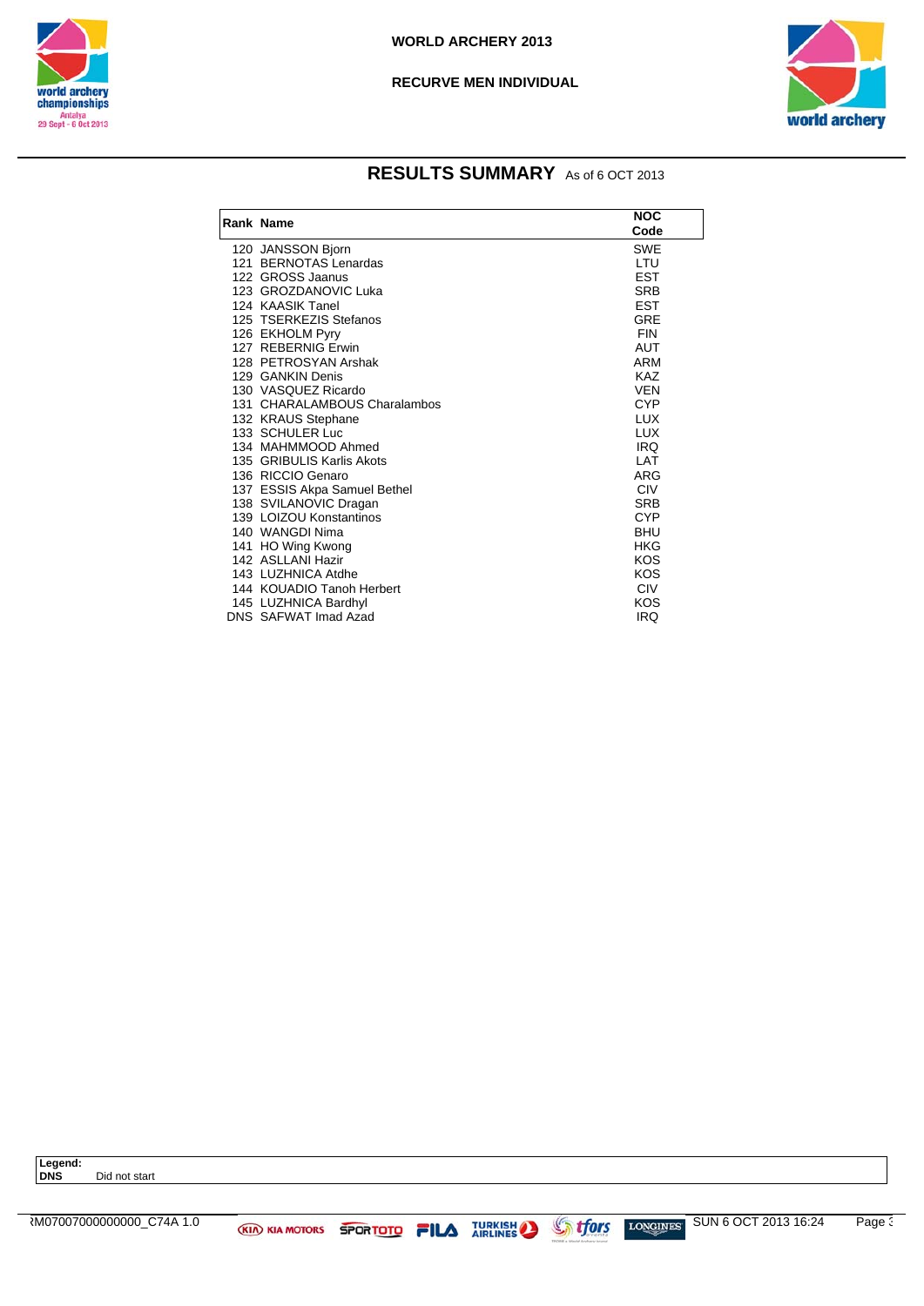# WORLD ARCHERY 2013

## RECURVE MEN INDIVIDUAL

## RESULTS SUMMARY As of 6 OCT 2013

| Rank | Name | NOC Code |
|---|---|---|
| 120 | JANSSON Bjorn | SWE |
| 121 | BERNOTAS Lenardas | LTU |
| 122 | GROSS Jaanus | EST |
| 123 | GROZDANOVIC Luka | SRB |
| 124 | KAASIK Tanel | EST |
| 125 | TSERKEZIS Stefanos | GRE |
| 126 | EKHOLM Pyry | FIN |
| 127 | REBERNIG Erwin | AUT |
| 128 | PETROSYAN Arshak | ARM |
| 129 | GANKIN Denis | KAZ |
| 130 | VASQUEZ Ricardo | VEN |
| 131 | CHARALAMBOUS Charalambos | CYP |
| 132 | KRAUS Stephane | LUX |
| 133 | SCHULER Luc | LUX |
| 134 | MAHMMOOD Ahmed | IRQ |
| 135 | GRIBULIS Karlis Akots | LAT |
| 136 | RICCIO Genaro | ARG |
| 137 | ESSIS Akpa Samuel Bethel | CIV |
| 138 | SVILANOVIC Dragan | SRB |
| 139 | LOIZOU Konstantinos | CYP |
| 140 | WANGDI Nima | BHU |
| 141 | HO Wing Kwong | HKG |
| 142 | ASLLANI Hazir | KOS |
| 143 | LUZHNICA Atdhe | KOS |
| 144 | KOUADIO Tanoh Herbert | CIV |
| 145 | LUZHNICA Bardhyl | KOS |
| DNS | SAFWAT Imad Azad | IRQ |

**Legend:**
**DNS** Did not start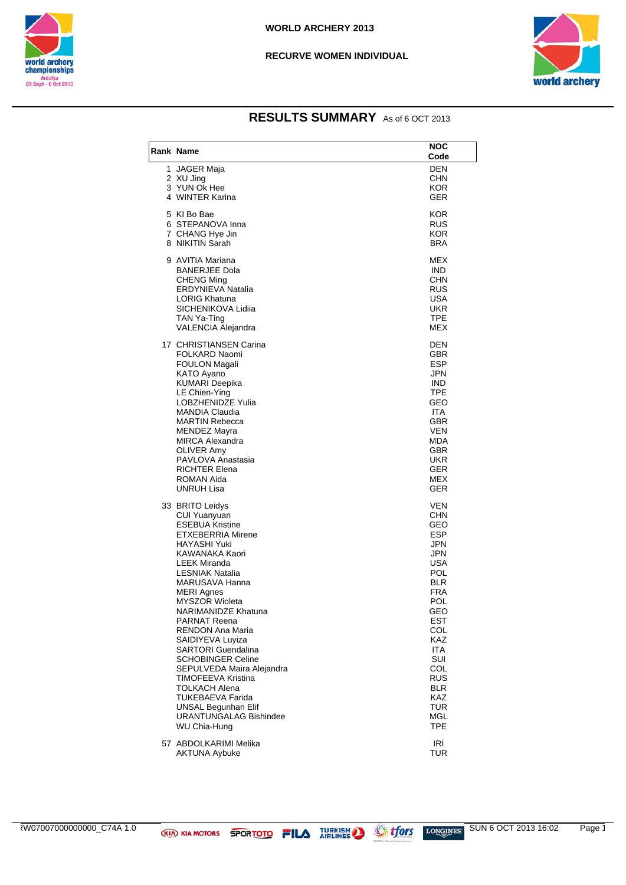# WORLD ARCHERY 2013

## RECURVE WOMEN INDIVIDUAL

## RESULTS SUMMARY As of 6 OCT 2013

| Rank | Name | NOC Code |
|---|---|---|
| 1 | JAGER Maja | DEN |
| 2 | XU Jing | CHN |
| 3 | YUN Ok Hee | KOR |
| 4 | WINTER Karina | GER |
| 5 | KI Bo Bae | KOR |
| 6 | STEPANOVA Inna | RUS |
| 7 | CHANG Hye Jin | KOR |
| 8 | NIKITIN Sarah | BRA |
| 9 | AVITIA Mariana | MEX |
| | BANERJEE Dola | IND |
| | CHENG Ming | CHN |
| | ERDYNIEVA Natalia | RUS |
| | LORIG Khatuna | USA |
| | SICHENIKOVA Lidiia | UKR |
| | TAN Ya-Ting | TPE |
| | VALENCIA Alejandra | MEX |
| 17 | CHRISTIANSEN Carina | DEN |
| | FOLKARD Naomi | GBR |
| | FOULON Magali | ESP |
| | KATO Ayano | JPN |
| | KUMARI Deepika | IND |
| | LE Chien-Ying | TPE |
| | LOBZHENIDZE Yulia | GEO |
| | MANDIA Claudia | ITA |
| | MARTIN Rebecca | GBR |
| | MENDEZ Mayra | VEN |
| | MIRCA Alexandra | MDA |
| | OLIVER Amy | GBR |
| | PAVLOVA Anastasia | UKR |
| | RICHTER Elena | GER |
| | ROMAN Aida | MEX |
| | UNRUH Lisa | GER |
| 33 | BRITO Leidys | VEN |
| | CUI Yuanyuan | CHN |
| | ESEBUA Kristine | GEO |
| | ETXEBERRIA Mirene | ESP |
| | HAYASHI Yuki | JPN |
| | KAWANAKA Kaori | JPN |
| | LEEK Miranda | USA |
| | LESNIAK Natalia | POL |
| | MARUSAVA Hanna | BLR |
| | MERI Agnes | FRA |
| | MYSZOR Wioleta | POL |
| | NARIMANIDZE Khatuna | GEO |
| | PARNAT Reena | EST |
| | RENDON Ana Maria | COL |
| | SAIDIYEVA Luyiza | KAZ |
| | SARTORI Guendalina | ITA |
| | SCHOBINGER Celine | SUI |
| | SEPULVEDA Maira Alejandra | COL |
| | TIMOFEEVA Kristina | RUS |
| | TOLKACH Alena | BLR |
| | TUKEBAEVA Farida | KAZ |
| | UNSAL Begunhan Elif | TUR |
| | URANTUNGALAG Bishindee | MGL |
| | WU Chia-Hung | TPE |
| 57 | ABDOLKARIMI Melika | IRI |
| | AKTUNA Aybuke | TUR |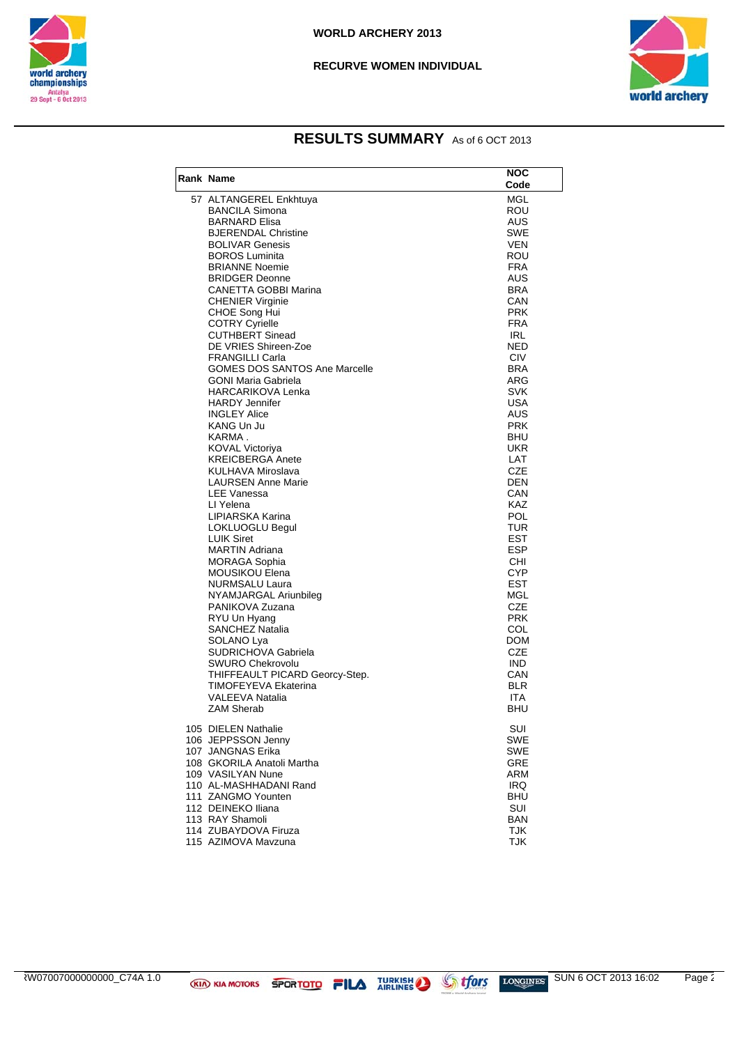# WORLD ARCHERY 2013

## RECURVE WOMEN INDIVIDUAL

## RESULTS SUMMARY As of 6 OCT 2013

| Rank | Name | NOC Code |
|---|---|---|
| 57 | ALTANGEREL Enkhtuya | MGL |
| | BANCILA Simona | ROU |
| | BARNARD Elisa | AUS |
| | BJERENDAL Christine | SWE |
| | BOLIVAR Genesis | VEN |
| | BOROS Luminita | ROU |
| | BRIANNE Noemie | FRA |
| | BRIDGER Deonne | AUS |
| | CANETTA GOBBI Marina | BRA |
| | CHENIER Virginie | CAN |
| | CHOE Song Hui | PRK |
| | COTRY Cyrielle | FRA |
| | CUTHBERT Sinead | IRL |
| | DE VRIES Shireen-Zoe | NED |
| | FRANGILLI Carla | CIV |
| | GOMES DOS SANTOS Ane Marcelle | BRA |
| | GONI Maria Gabriela | ARG |
| | HARCARIKOVA Lenka | SVK |
| | HARDY Jennifer | USA |
| | INGLEY Alice | AUS |
| | KANG Un Ju | PRK |
| | KARMA . | BHU |
| | KOVAL Victoriya | UKR |
| | KREICBERGA Anete | LAT |
| | KULHAVA Miroslava | CZE |
| | LAURSEN Anne Marie | DEN |
| | LEE Vanessa | CAN |
| | LI Yelena | KAZ |
| | LIPIARSKA Karina | POL |
| | LOKLUOGLU Begul | TUR |
| | LUIK Siret | EST |
| | MARTIN Adriana | ESP |
| | MORAGA Sophia | CHI |
| | MOUSIKOU Elena | CYP |
| | NURMSALU Laura | EST |
| | NYAMJARGAL Ariunbileg | MGL |
| | PANIKOVA Zuzana | CZE |
| | RYU Un Hyang | PRK |
| | SANCHEZ Natalia | COL |
| | SOLANO Lya | DOM |
| | SUDRICHOVA Gabriela | CZE |
| | SWURO Chekrovolu | IND |
| | THIFFEAULT PICARD Georcy-Step. | CAN |
| | TIMOFEYEVA Ekaterina | BLR |
| | VALEEVA Natalia | ITA |
| | ZAM Sherab | BHU |
| 105 | DIELEN Nathalie | SUI |
| 106 | JEPPSSON Jenny | SWE |
| 107 | JANGNAS Erika | SWE |
| 108 | GKORILA Anatoli Martha | GRE |
| 109 | VASILYAN Nune | ARM |
| 110 | AL-MASHHADANI Rand | IRQ |
| 111 | ZANGMO Younten | BHU |
| 112 | DEINEKO Iliana | SUI |
| 113 | RAY Shamoli | BAN |
| 114 | ZUBAYDOVA Firuza | TJK |
| 115 | AZIMOVA Mavzuna | TJK |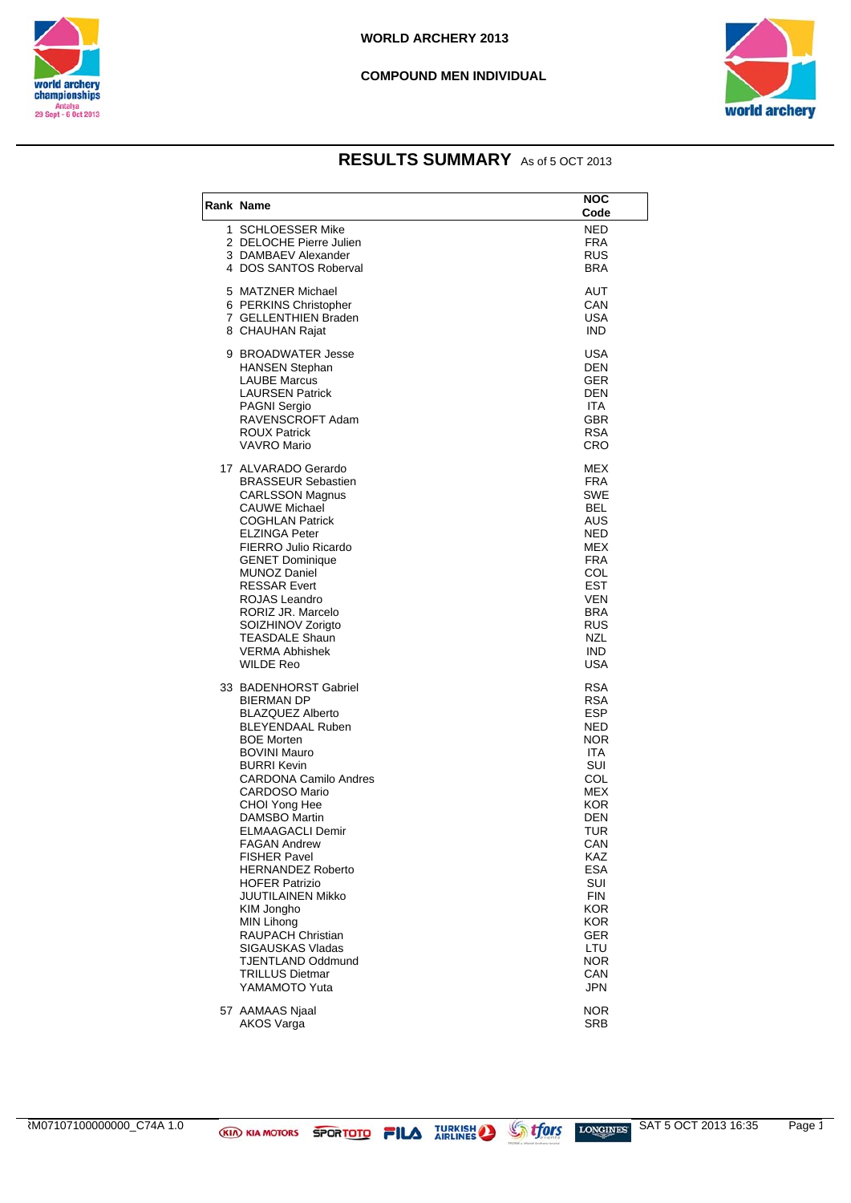# WORLD ARCHERY 2013

## COMPOUND MEN INDIVIDUAL

## RESULTS SUMMARY As of 5 OCT 2013

| Rank | Name | NOC Code |
|---|---|---|
| 1 | SCHLOESSER Mike | NED |
| 2 | DELOCHE Pierre Julien | FRA |
| 3 | DAMBAEV Alexander | RUS |
| 4 | DOS SANTOS Roberval | BRA |
| 5 | MATZNER Michael | AUT |
| 6 | PERKINS Christopher | CAN |
| 7 | GELLENTHIEN Braden | USA |
| 8 | CHAUHAN Rajat | IND |
| 9 | BROADWATER Jesse | USA |
| | HANSEN Stephan | DEN |
| | LAUBE Marcus | GER |
| | LAURSEN Patrick | DEN |
| | PAGNI Sergio | ITA |
| | RAVENSCROFT Adam | GBR |
| | ROUX Patrick | RSA |
| | VAVRO Mario | CRO |
| 17 | ALVARADO Gerardo | MEX |
| | BRASSEUR Sebastien | FRA |
| | CARLSSON Magnus | SWE |
| | CAUWE Michael | BEL |
| | COGHLAN Patrick | AUS |
| | ELZINGA Peter | NED |
| | FIERRO Julio Ricardo | MEX |
| | GENET Dominique | FRA |
| | MUNOZ Daniel | COL |
| | RESSAR Evert | EST |
| | ROJAS Leandro | VEN |
| | RORIZ JR. Marcelo | BRA |
| | SOIZHINOV Zorigto | RUS |
| | TEASDALE Shaun | NZL |
| | VERMA Abhishek | IND |
| | WILDE Reo | USA |
| 33 | BADENHORST Gabriel | RSA |
| | BIERMAN DP | RSA |
| | BLAZQUEZ Alberto | ESP |
| | BLEYENDAAL Ruben | NED |
| | BOE Morten | NOR |
| | BOVINI Mauro | ITA |
| | BURRI Kevin | SUI |
| | CARDONA Camilo Andres | COL |
| | CARDOSO Mario | MEX |
| | CHOI Yong Hee | KOR |
| | DAMSBO Martin | DEN |
| | ELMAAGACLI Demir | TUR |
| | FAGAN Andrew | CAN |
| | FISHER Pavel | KAZ |
| | HERNANDEZ Roberto | ESA |
| | HOFER Patrizio | SUI |
| | JUUTILAINEN Mikko | FIN |
| | KIM Jongho | KOR |
| | MIN Lihong | KOR |
| | RAUPACH Christian | GER |
| | SIGAUSKAS Vladas | LTU |
| | TJENTLAND Oddmund | NOR |
| | TRILLUS Dietmar | CAN |
| | YAMAMOTO Yuta | JPN |
| 57 | AAMAAS Njaal | NOR |
| | AKOS Varga | SRB |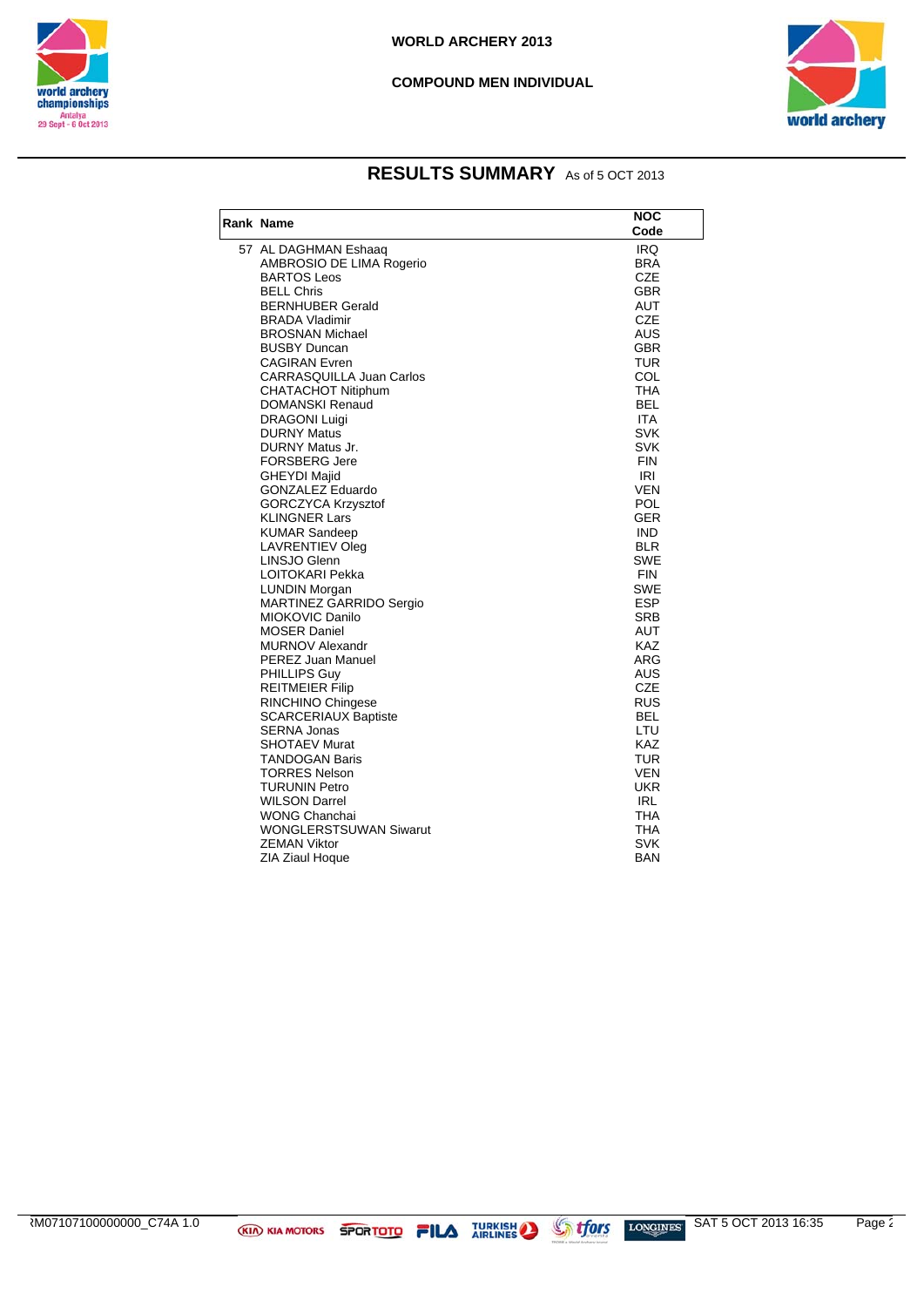WORLD ARCHERY 2013

COMPOUND MEN INDIVIDUAL

## RESULTS SUMMARY As of 5 OCT 2013

| Rank | Name | NOC Code |
|---|---|---|
| 57 | AL DAGHMAN Eshaaq | IRQ |
| | AMBROSIO DE LIMA Rogerio | BRA |
| | BARTOS Leos | CZE |
| | BELL Chris | GBR |
| | BERNHUBER Gerald | AUT |
| | BRADA Vladimir | CZE |
| | BROSNAN Michael | AUS |
| | BUSBY Duncan | GBR |
| | CAGIRAN Evren | TUR |
| | CARRASQUILLA Juan Carlos | COL |
| | CHATACHOT Nitiphum | THA |
| | DOMANSKI Renaud | BEL |
| | DRAGONI Luigi | ITA |
| | DURNY Matus | SVK |
| | DURNY Matus Jr. | SVK |
| | FORSBERG Jere | FIN |
| | GHEYDI Majid | IRI |
| | GONZALEZ Eduardo | VEN |
| | GORCZYCA Krzysztof | POL |
| | KLINGNER Lars | GER |
| | KUMAR Sandeep | IND |
| | LAVRENTIEV Oleg | BLR |
| | LINSJO Glenn | SWE |
| | LOITOKARI Pekka | FIN |
| | LUNDIN Morgan | SWE |
| | MARTINEZ GARRIDO Sergio | ESP |
| | MIOKOVIC Danilo | SRB |
| | MOSER Daniel | AUT |
| | MURNOV Alexandr | KAZ |
| | PEREZ Juan Manuel | ARG |
| | PHILLIPS Guy | AUS |
| | REITMEIER Filip | CZE |
| | RINCHINO Chingese | RUS |
| | SCARCERIAUX Baptiste | BEL |
| | SERNA Jonas | LTU |
| | SHOTAEV Murat | KAZ |
| | TANDOGAN Baris | TUR |
| | TORRES Nelson | VEN |
| | TURUNIN Petro | UKR |
| | WILSON Darrel | IRL |
| | WONG Chanchai | THA |
| | WONGLERSTSUWAN Siwarut | THA |
| | ZEMAN Viktor | SVK |
| | ZIA Ziaul Hoque | BAN |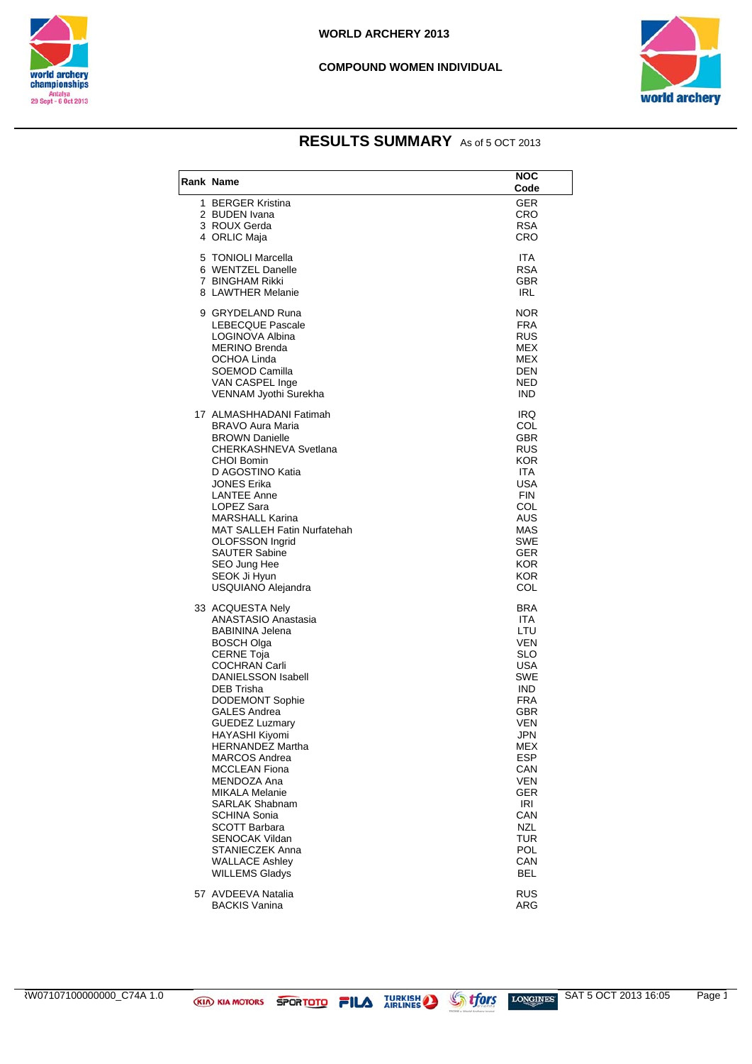WORLD ARCHERY 2013

COMPOUND WOMEN INDIVIDUAL

# RESULTS SUMMARY As of 5 OCT 2013

| Rank | Name | NOC Code |
|---|---|---|
| 1 | BERGER Kristina | GER |
| 2 | BUDEN Ivana | CRO |
| 3 | ROUX Gerda | RSA |
| 4 | ORLIC Maja | CRO |
| 5 | TONIOLI Marcella | ITA |
| 6 | WENTZEL Danelle | RSA |
| 7 | BINGHAM Rikki | GBR |
| 8 | LAWTHER Melanie | IRL |
| 9 | GRYDELAND Runa | NOR |
| | LEBECQUE Pascale | FRA |
| | LOGINOVA Albina | RUS |
| | MERINO Brenda | MEX |
| | OCHOA Linda | MEX |
| | SOEMOD Camilla | DEN |
| | VAN CASPEL Inge | NED |
| | VENNAM Jyothi Surekha | IND |
| 17 | ALMASHHADANI Fatimah | IRQ |
| | BRAVO Aura Maria | COL |
| | BROWN Danielle | GBR |
| | CHERKASHNEVA Svetlana | RUS |
| | CHOI Bomin | KOR |
| | D AGOSTINO Katia | ITA |
| | JONES Erika | USA |
| | LANTEE Anne | FIN |
| | LOPEZ Sara | COL |
| | MARSHALL Karina | AUS |
| | MAT SALLEH Fatin Nurfatehah | MAS |
| | OLOFSSON Ingrid | SWE |
| | SAUTER Sabine | GER |
| | SEO Jung Hee | KOR |
| | SEOK Ji Hyun | KOR |
| | USQUIANO Alejandra | COL |
| 33 | ACQUESTA Nely | BRA |
| | ANASTASIO Anastasia | ITA |
| | BABININA Jelena | LTU |
| | BOSCH Olga | VEN |
| | CERNE Toja | SLO |
| | COCHRAN Carli | USA |
| | DANIELSSON Isabell | SWE |
| | DEB Trisha | IND |
| | DODEMONT Sophie | FRA |
| | GALES Andrea | GBR |
| | GUEDEZ Luzmary | VEN |
| | HAYASHI Kiyomi | JPN |
| | HERNANDEZ Martha | MEX |
| | MARCOS Andrea | ESP |
| | MCCLEAN Fiona | CAN |
| | MENDOZA Ana | VEN |
| | MIKALA Melanie | GER |
| | SARLAK Shabnam | IRI |
| | SCHINA Sonia | CAN |
| | SCOTT Barbara | NZL |
| | SENOCAK Vildan | TUR |
| | STANIECZEK Anna | POL |
| | WALLACE Ashley | CAN |
| | WILLEMS Gladys | BEL |
| 57 | AVDEEVA Natalia | RUS |
| | BACKIS Vanina | ARG |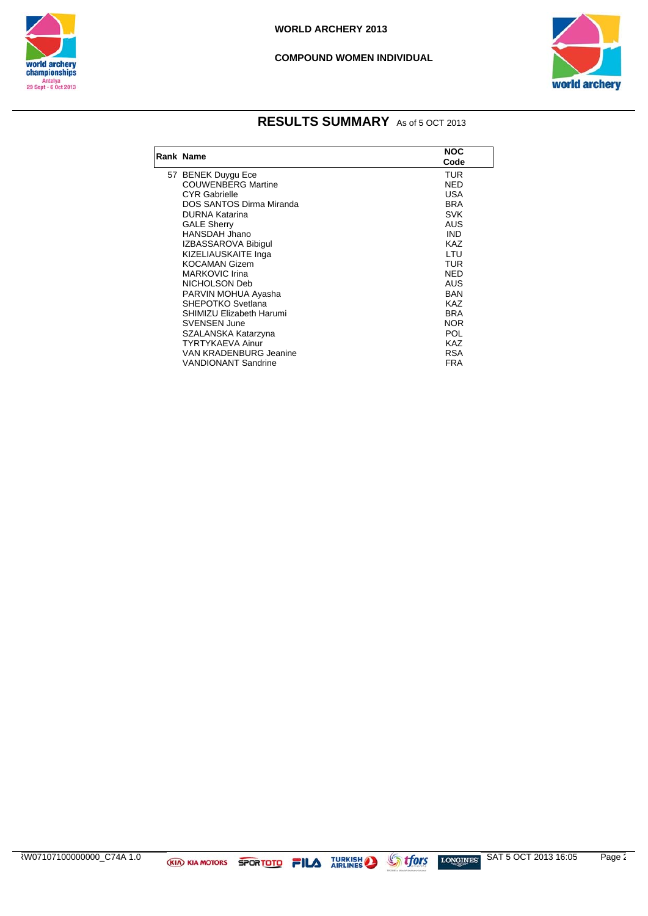# WORLD ARCHERY 2013

## COMPOUND WOMEN INDIVIDUAL

## RESULTS SUMMARY As of 5 OCT 2013

| Rank | Name | NOC Code |
|---|---|---|
| 57 | BENEK Duygu Ece | TUR |
| | COUWENBERG Martine | NED |
| | CYR Gabrielle | USA |
| | DOS SANTOS Dirma Miranda | BRA |
| | DURNA Katarina | SVK |
| | GALE Sherry | AUS |
| | HANSDAH Jhano | IND |
| | IZBASSAROVA Bibigul | KAZ |
| | KIZELIAUSKAITE Inga | LTU |
| | KOCAMAN Gizem | TUR |
| | MARKOVIC Irina | NED |
| | NICHOLSON Deb | AUS |
| | PARVIN MOHUA Ayasha | BAN |
| | SHEPOTKO Svetlana | KAZ |
| | SHIMIZU Elizabeth Harumi | BRA |
| | SVENSEN June | NOR |
| | SZALANSKA Katarzyna | POL |
| | TYRTYKAEVA Ainur | KAZ |
| | VAN KRADENBURG Jeanine | RSA |
| | VANDIONANT Sandrine | FRA |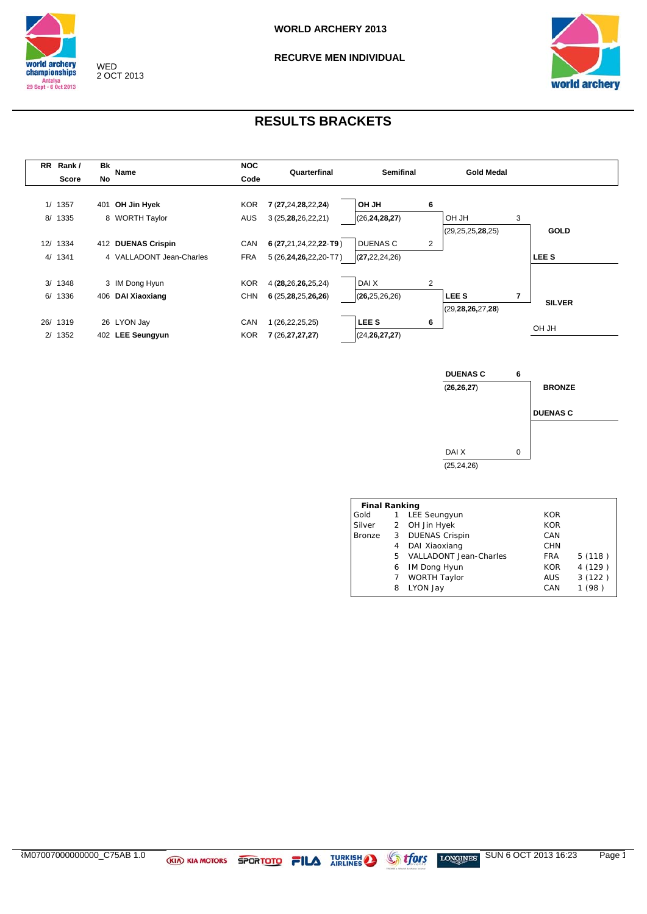WORLD ARCHERY 2013

RECURVE MEN INDIVIDUAL

WED
2 OCT 2013

# RESULTS BRACKETS

| RR Rank / Score | Bk No | Name | NOC Code | Quarterfinal | Semifinal | Gold Medal | |
|---|---|---|---|---|---|---|---|
| 1/ 1357 | 401 | **OH Jin Hyek** | KOR | **7** (**27**,24,**28**,22,**24**) | **OH JH** 6 | | |
| 8/ 1335 | 8 | WORTH Taylor | AUS | 3 (25,**28**,26,22,21) | (26,**24**,**28**,**27**) | OH JH 3 | |
| | | | | | | (29,25,25,**28**,25) | **GOLD** |
| 12/ 1334 | 412 | **DUENAS Crispin** | CAN | **6** (**27**,21,24,22,**22**- **T9**) | DUENAS C 2 | | |
| 4/ 1341 | 4 | VALLADONT Jean-Charles | FRA | 5 (26,**24**,**26**,22,20-T7) | (**27**,22,24,26) | | **LEE S** |
| 3/ 1348 | 3 | IM Dong Hyun | KOR | 4 (**28**,26,**26**,25,24) | DAI X 2 | | |
| 6/ 1336 | 406 | **DAI Xiaoxiang** | CHN | **6** (25,**28**,25,**26**,**26**) | (**26**,25,26,26) | **LEE S** 7 | **SILVER** |
| | | | | | | (29,**28**,**26**,27,**28**) | |
| 26/ 1319 | 26 | LYON Jay | CAN | 1 (26,22,25,25) | **LEE S** 6 | | |
| 2/ 1352 | 402 | **LEE Seungyun** | KOR | **7** (26,**27**,**27**,**27**) | (24,**26**,**27**,**27**) | | OH JH |

| Bronze Medal | | |
|---|---|---|
| **DUENAS C** 6 | (**26**,**26**,**27**) | **BRONZE** |
| | | **DUENAS C** |
| DAI X 0 | (25,24,26) | |

**Final Ranking**

| | | | | |
|---|---|---|---|---|
| Gold | 1 | LEE Seungyun | KOR | |
| Silver | 2 | OH Jin Hyek | KOR | |
| Bronze | 3 | DUENAS Crispin | CAN | |
| | 4 | DAI Xiaoxiang | CHN | |
| | 5 | VALLADONT Jean-Charles | FRA | 5 (118 ) |
| | 6 | IM Dong Hyun | KOR | 4 (129 ) |
| | 7 | WORTH Taylor | AUS | 3 (122 ) |
| | 8 | LYON Jay | CAN | 1 (98 ) |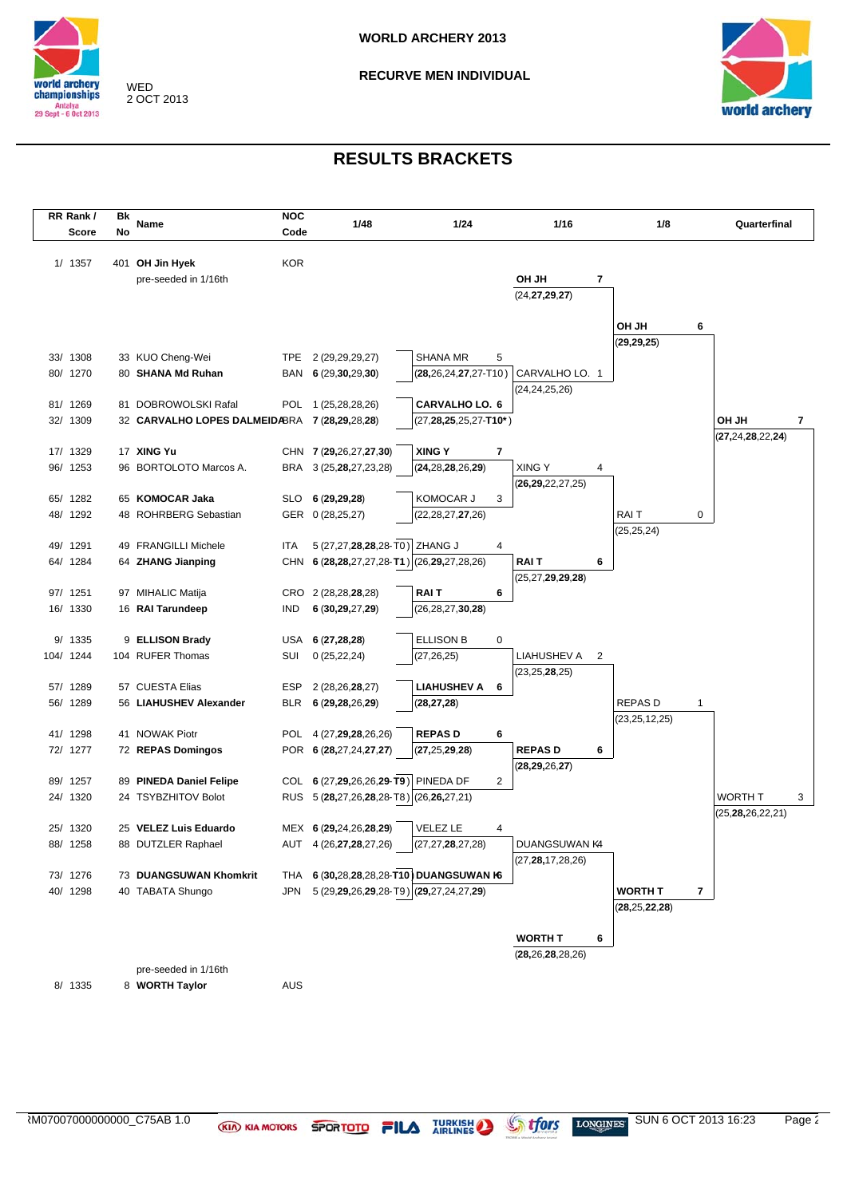# WORLD ARCHERY 2013

## RECURVE MEN INDIVIDUAL

WED 2 OCT 2013

## RESULTS BRACKETS

| RR Rank / Score | Bk No | Name | NOC Code | 1/48 |
|---|---|---|---|---|
| 1/ 1357 | 401 | **OH Jin Hyek** | KOR | pre-seeded in 1/16th |
| 33/ 1308 | 33 | KUO Cheng-Wei | TPE | 2 (29,29,29,27) |
| 80/ 1270 | 80 | **SHANA Md Ruhan** | BAN | **6** (29,**30**,29,**30**) |
| 81/ 1269 | 81 | DOBROWOLSKI Rafal | POL | 1 (25,28,28,26) |
| 32/ 1309 | 32 | **CARVALHO LOPES DALMEIDA** | BRA | **7** (**28**,**29**,28,**28**) |
| 17/ 1329 | 17 | **XING Yu** | CHN | **7** (**29**,26,27,**27**,**30**) |
| 96/ 1253 | 96 | BORTOLOTO Marcos A. | BRA | 3 (25,**28**,27,23,28) |
| 65/ 1282 | 65 | **KOMOCAR Jaka** | SLO | **6** (**29**,**29**,**28**) |
| 48/ 1292 | 48 | ROHRBERG Sebastian | GER | 0 (28,25,27) |
| 49/ 1291 | 49 | FRANGILLI Michele | ITA | 5 (27,27,**28**,**28**,28-T0) |
| 64/ 1284 | 64 | **ZHANG Jianping** | CHN | **6** (**28**,**28**,27,27,28-**T1**) |
| 97/ 1251 | 97 | MIHALIC Matija | CRO | 2 (28,28,**28**,28) |
| 16/ 1330 | 16 | **RAI Tarundeep** | IND | **6** (**30**,**29**,27,**29**) |
| 9/ 1335 | 9 | **ELLISON Brady** | USA | **6** (**27**,**28**,**28**) |
| 104/ 1244 | 104 | RUFER Thomas | SUI | 0 (25,22,24) |
| 57/ 1289 | 57 | CUESTA Elias | ESP | 2 (28,26,**28**,27) |
| 56/ 1289 | 56 | **LIAHUSHEV Alexander** | BLR | **6** (**29**,**28**,26,**29**) |
| 41/ 1298 | 41 | NOWAK Piotr | POL | 4 (27,**29**,**28**,26,26) |
| 72/ 1277 | 72 | **REPAS Domingos** | POR | **6** (**28**,27,24,**27**,**27**) |
| 89/ 1257 | 89 | **PINEDA Daniel Felipe** | COL | **6** (27,**29**,26,26,29-**T9**) |
| 24/ 1320 | 24 | TSYBZHITOV Bolot | RUS | 5 (**28**,27,26,**28**,28-T8) |
| 25/ 1320 | 25 | **VELEZ Luis Eduardo** | MEX | **6** (**29**,24,26,**28**,**29**) |
| 88/ 1258 | 88 | DUTZLER Raphael | AUT | 4 (26,**27**,**28**,27,26) |
| 73/ 1276 | 73 | **DUANGSUWAN Khomkrit** | THA | **6** (**30**,28,**28**,28,28-**T10**) |
| 40/ 1298 | 40 | TABATA Shungo | JPN | 5 (29,**29**,26,**29**,28-T9) |
| 8/ 1335 | 8 | **WORTH Taylor** | AUS | pre-seeded in 1/16th |

**1/24**

| Match | Score |
|---|---|
| SHANA MR 5 (**28**,26,24,**27**,27-T10) vs **CARVALHO LO.** **6** (27,**28**,**25**,25,27-**T10***) | |
| **XING Y** **7** (**24**,28,**28**,26,**29**) vs KOMOCAR J 3 (22,28,27,**27**,26) | |
| ZHANG J 4 (26,**29**,27,28,26) vs **RAI T** **6** (26,28,27,**30**,**28**) | |
| ELLISON B 0 (27,26,25) vs **LIAHUSHEV A** **6** (**28**,**27**,**28**) | |
| **REPAS D** **6** (**27**,25,**29**,**28**) vs PINEDA DF 2 (26,**26**,27,21) | |
| VELEZ LE 4 (27,27,**28**,27,28) vs **DUANGSUWAN K** **6** (**29**,27,24,27,**29**) | |

**1/16**

| Match | Score |
|---|---|
| **OH JH** **7** (24,**27**,**29**,**27**) vs CARVALHO LO. 1 (24,24,25,26) | |
| XING Y 4 (**26**,**29**,22,27,25) vs **RAI T** **6** (25,27,**29**,**29**,**28**) | |
| LIAHUSHEV A 2 (23,25,**28**,25) vs **REPAS D** **6** (**28**,**29**,26,**27**) | |
| DUANGSUWAN K 4 (27,**28**,17,28,26) vs **WORTH T** **6** (**28**,26,**28**,28,26) | |

**1/8**

| Match | Score |
|---|---|
| **OH JH** **6** (**29**,**29**,**25**) vs RAI T 0 (25,25,24) | |
| REPAS D 1 (23,25,12,25) vs **WORTH T** **7** (**28**,25,**22**,**28**) | |

**Quarterfinal**

| Match | Score |
|---|---|
| **OH JH** **7** (**27**,24,**28**,22,**24**) vs WORTH T 3 (25,**28**,26,22,21) | |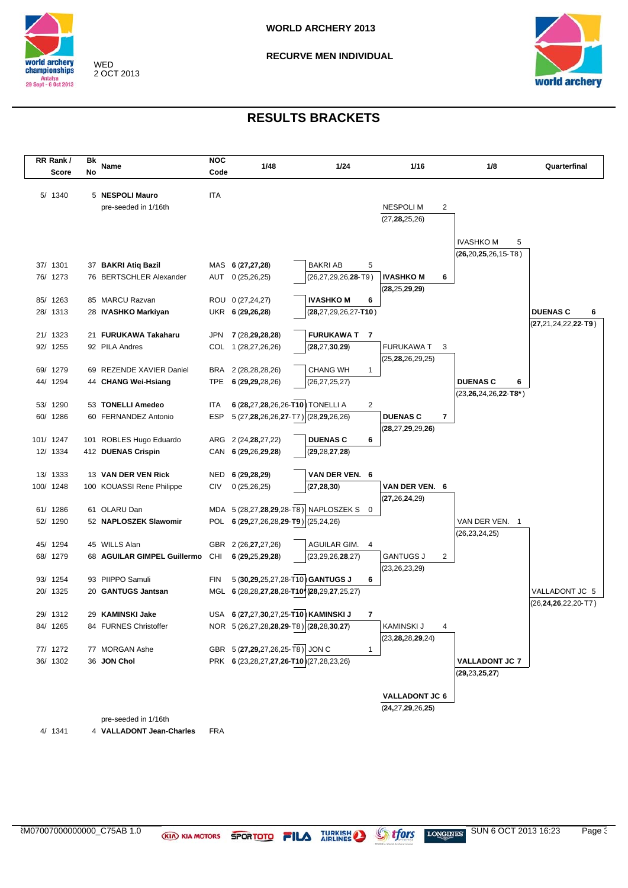# WORLD ARCHERY 2013

## RECURVE MEN INDIVIDUAL

WED
2 OCT 2013

## RESULTS BRACKETS

| RR Rank / Score | Bk No | Name | NOC Code | 1/48 | 1/24 | 1/16 | 1/8 | Quarterfinal |
|---|---|---|---|---|---|---|---|---|
| 5/ 1340 | 5 | **NESPOLI Mauro** (pre-seeded in 1/16th) | ITA | | | NESPOLI M 2 (27,**28**,25,26) | **IVASHKO M** 5 (**26**,20,**25**,26,15-T8) | |
| 37/ 1301 | 37 | **BAKRI Atiq Bazil** | MAS | 6 (**27,27,28**) | BAKRI AB 5 (26,27,29,26,**28**-T9) | **IVASHKO M** 6 (**28**,25,**29**,**29**) | | |
| 76/ 1273 | 76 | BERTSCHLER Alexander | AUT | 0 (25,26,25) | | | | |
| 85/ 1263 | 85 | MARCU Razvan | ROU | 0 (27,24,27) | **IVASHKO M** 6 (**28**,27,29,26,27-**T10**) | | | **DUENAS C** 6 (**27**,21,24,22,**22**-**T9**) |
| 28/ 1313 | 28 | **IVASHKO Markiyan** | UKR | 6 (**29,26,28**) | | | | |
| 21/ 1323 | 21 | **FURUKAWA Takaharu** | JPN | 7 (28,**29,28,28**) | **FURUKAWA T** 7 (**28**,27,**30**,**29**) | FURUKAWA T 3 (25,**28**,26,29,25) | **DUENAS C** 6 (23,**26**,24,26,**22**-**T8***) | |
| 92/ 1255 | 92 | PILA Andres | COL | 1 (28,27,26,26) | | | | |
| 69/ 1279 | 69 | REZENDE XAVIER Daniel | BRA | 2 (28,28,28,26) | CHANG WH 1 (26,27,25,27) | | | |
| 44/ 1294 | 44 | **CHANG Wei-Hsiang** | TPE | 6 (**29,29**,28,26) | | | | |
| 53/ 1290 | 53 | **TONELLI Amedeo** | ITA | 6 (**28**,27,**28**,26,26-**T10**) | TONELLI A 2 (28,**29**,26,26) | **DUENAS C** 7 (**28**,27,**29**,29,**26**) | | |
| 60/ 1286 | 60 | FERNANDEZ Antonio | ESP | 5 (27,**28**,26,26,**27**-T7) | | | | |
| 101/ 1247 | 101 | ROBLES Hugo Eduardo | ARG | 2 (24,**28**,27,22) | **DUENAS C** 6 (**29**,28,**27**,**28**) | | | |
| 12/ 1334 | 412 | **DUENAS Crispin** | CAN | 6 (**29**,26,**29**,**28**) | | | | |
| 13/ 1333 | 13 | **VAN DER VEN Rick** | NED | 6 (**29**,**28**,**29**) | **VAN DER VEN.** 6 (**27**,**28**,**30**) | **VAN DER VEN.** 6 (**27**,26,**24**,29) | VAN DER VEN. 1 (26,23,24,25) | |
| 100/ 1248 | 100 | KOUASSI Rene Philippe | CIV | 0 (25,26,25) | | | | |
| 61/ 1286 | 61 | OLARU Dan | MDA | 5 (28,27,**28**,**29**,28-T8) | NAPLOSZEK S 0 (25,24,26) | | | |
| 52/ 1290 | 52 | **NAPLOSZEK Slawomir** | POL | 6 (**29**,27,26,28,**29**-**T9**) | | | | |
| 45/ 1294 | 45 | WILLS Alan | GBR | 2 (26,**27**,27,26) | AGUILAR GIM. 4 (23,29,26,**28**,27) | GANTUGS J 2 (23,26,23,29) | | VALLADONT JC 5 (26,**24**,**26**,22,20-T7) |
| 68/ 1279 | 68 | **AGUILAR GIMPEL Guillermo** | CHI | 6 (**29**,25,**29**,**28**) | | | | |
| 93/ 1254 | 93 | PIIPPO Samuli | FIN | 5 (**30**,**29**,25,27,28-T10) | **GANTUGS J** 6 (**28**,29,**27**,25,27) | | | |
| 20/ 1325 | 20 | **GANTUGS Jantsan** | MGL | 6 (28,28,**27**,**28**,28-**T10***) | | | | |
| 29/ 1312 | 29 | **KAMINSKI Jake** | USA | 6 (**27**,27,**30**,27,25-**T10**) | **KAMINSKI J** 7 (**28**,28,**30**,**27**) | KAMINSKI J 4 (23,**28**,28,**29**,24) | **VALLADONT JC** 7 (**29**,23,**25**,**27**) | |
| 84/ 1265 | 84 | FURNES Christoffer | NOR | 5 (26,27,28,**28**,**29**-T8) | | | | |
| 77/ 1272 | 77 | MORGAN Ashe | GBR | 5 (**27**,**29**,27,26,25-T8) | JON C 1 (27,28,23,26) | | | |
| 36/ 1302 | 36 | **JON Chol** | PRK | 6 (23,28,27,**27**,**26**-**T10**) | | | | |
| 4/ 1341 | 4 | **VALLADONT Jean-Charles** (pre-seeded in 1/16th) | FRA | | | **VALLADONT JC** 6 (**24**,27,**29**,26,**25**) | | |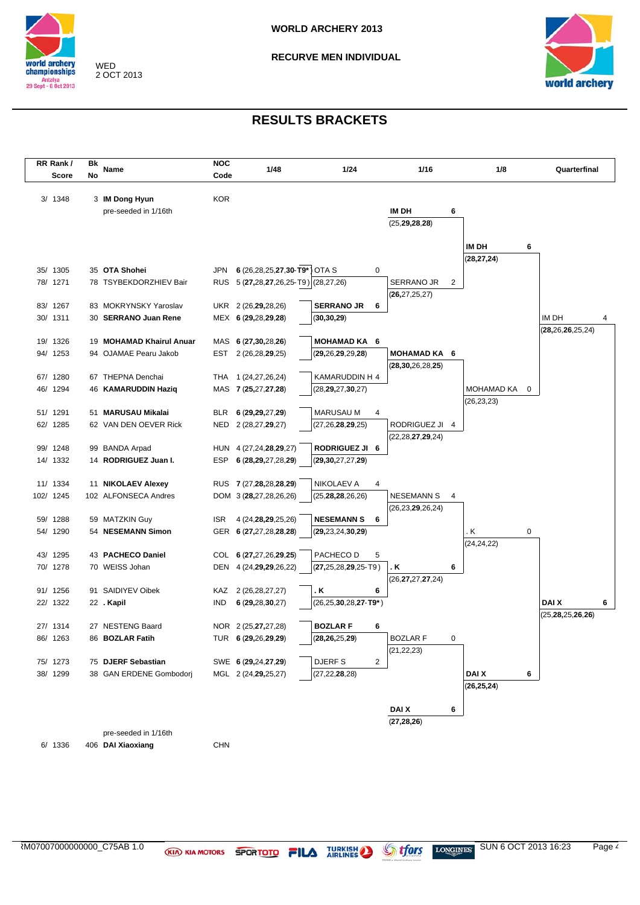# WORLD ARCHERY 2013

## RECURVE MEN INDIVIDUAL

WED
2 OCT 2013

## RESULTS BRACKETS

| RR Rank / Score | Bk No | Name | NOC Code | 1/48 |
|---|---|---|---|---|
| 3/ 1348 | 3 | **IM Dong Hyun** | KOR | pre-seeded in 1/16th |
| 35/ 1305 | 35 | **OTA Shohei** | JPN | **6** (26,28,25,**27**,**30**-**T9***) |
| 78/ 1271 | 78 | TSYBEKDORZHIEV Bair | RUS | 5 (**27**,28,**27**,26,25-T9) |
| 83/ 1267 | 83 | MOKRYNSKY Yaroslav | UKR | 2 (26,**29**,28,26) |
| 30/ 1311 | 30 | **SERRANO Juan Rene** | MEX | **6** (**29**,28,**29**,**28**) |
| 19/ 1326 | 19 | **MOHAMAD Khairul Anuar** | MAS | **6** (**27**,**30**,28,**26**) |
| 94/ 1253 | 94 | OJAMAE Pearu Jakob | EST | 2 (26,28,**29**,25) |
| 67/ 1280 | 67 | THEPNA Denchai | THA | 1 (24,27,26,24) |
| 46/ 1294 | 46 | **KAMARUDDIN Haziq** | MAS | **7** (**25**,27,**27**,**28**) |
| 51/ 1291 | 51 | **MARUSAU Mikalai** | BLR | **6** (**29**,**29**,27,**29**) |
| 62/ 1285 | 62 | VAN DEN OEVER Rick | NED | 2 (28,27,**29**,27) |
| 99/ 1248 | 99 | BANDA Arpad | HUN | 4 (27,24,**28**,**29**,27) |
| 14/ 1332 | 14 | **RODRIGUEZ Juan I.** | ESP | **6** (**28**,**29**,27,28,**29**) |
| 11/ 1334 | 11 | **NIKOLAEV Alexey** | RUS | **7** (27,**28**,28,**28**,**29**) |
| 102/ 1245 | 102 | ALFONSECA Andres | DOM | 3 (**28**,27,28,26,26) |
| 59/ 1288 | 59 | MATZKIN Guy | ISR | 4 (24,**28**,**29**,25,26) |
| 54/ 1290 | 54 | **NESEMANN Simon** | GER | **6** (**27**,27,28,**28**,**28**) |
| 43/ 1295 | 43 | **PACHECO Daniel** | COL | **6** (**27**,27,26,**29**,**25**) |
| 70/ 1278 | 70 | WEISS Johan | DEN | 4 (24,**29**,**29**,26,22) |
| 91/ 1256 | 91 | SAIDIYEV Oibek | KAZ | 2 (26,28,27,27) |
| 22/ 1322 | 22 | **. Kapil** | IND | **6** (**29**,28,**30**,27) |
| 27/ 1314 | 27 | NESTENG Baard | NOR | 2 (25,**27**,27,28) |
| 86/ 1263 | 86 | **BOZLAR Fatih** | TUR | **6** (**29**,26,**29**,**29**) |
| 75/ 1273 | 75 | **DJERF Sebastian** | SWE | **6** (**29**,24,**27**,**29**) |
| 38/ 1299 | 38 | GAN ERDENE Gombodorj | MGL | 2 (24,**29**,25,27) |
| 6/ 1336 | 406 | **DAI Xiaoxiang** | CHN | pre-seeded in 1/16th |

**1/24**

| Match | Result |
|---|---|
| OTA S | 0 (28,27,26) |
| **SERRANO JR** | **6** (**30**,**30**,**29**) |
| **MOHAMAD KA** | **6** (**29**,26,**29**,29,**28**) |
| KAMARUDDIN H | 4 (28,**29**,27,**30**,27) |
| MARUSAU M | 4 (27,26,**28**,**29**,25) |
| **RODRIGUEZ JI** | **6** (**29**,**30**,27,27,**29**) |
| NIKOLAEV A | 4 (25,**28**,**28**,26,26) |
| **NESEMANN S** | **6** (**29**,23,24,**30**,**29**) |
| PACHECO D | 5 (**27**,25,28,**29**,25-T9) |
| **. K** | **6** (26,25,**30**,28,**27**-**T9***) |
| **BOZLAR F** | **6** (**28**,**26**,25,**29**) |
| DJERF S | 2 (27,22,**28**,28) |

**1/16**

| Match | Result |
|---|---|
| **IM DH** | **6** (25,**29**,**28**,**28**) |
| SERRANO JR | 2 (**26**,27,25,27) |
| **MOHAMAD KA** | **6** (**28**,**30**,26,28,**25**) |
| RODRIGUEZ JI | 4 (22,28,**27**,**29**,24) |
| NESEMANN S | 4 (26,23,**29**,26,24) |
| **. K** | **6** (26,**27**,27,**27**,24) |
| BOZLAR F | 0 (21,22,23) |
| **DAI X** | **6** (**27**,**28**,**26**) |

**1/8**

| Match | Result |
|---|---|
| **IM DH** | **6** (**28**,**27**,**24**) |
| MOHAMAD KA | 0 (26,23,23) |
| . K | 0 (24,24,22) |
| **DAI X** | **6** (**26**,**25**,**24**) |

**Quarterfinal**

| Match | Result |
|---|---|
| IM DH | 4 (**28**,26,**26**,25,24) |
| **DAI X** | **6** (25,**28**,25,**26**,**26**) |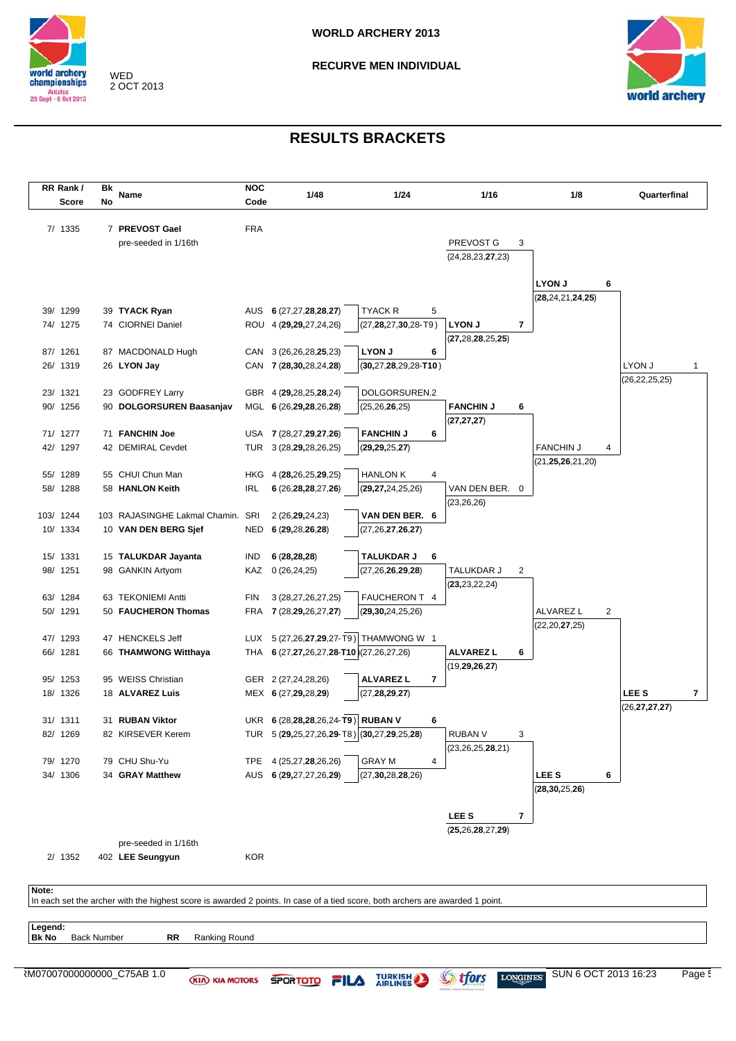# WORLD ARCHERY 2013

## RECURVE MEN INDIVIDUAL

WED 2 OCT 2013

## RESULTS BRACKETS

| RR Rank / Score | Bk No | Name | NOC Code | 1/48 |
|---|---|---|---|---|
| 7/ 1335 | 7 | **PREVOST Gael** (pre-seeded in 1/16th) | FRA | |
| 39/ 1299 | 39 | **TYACK Ryan** | AUS | **6** (27,27,**28**,**28**,**27**) |
| 74/ 1275 | 74 | CIORNEI Daniel | ROU | 4 (**29**,**29**,27,24,26) |
| 87/ 1261 | 87 | MACDONALD Hugh | CAN | 3 (26,26,28,**25**,23) |
| 26/ 1319 | 26 | **LYON Jay** | CAN | **7** (**28**,**30**,28,24,**28**) |
| 23/ 1321 | 23 | GODFREY Larry | GBR | 4 (**29**,**28**,25,**28**,24) |
| 90/ 1256 | 90 | **DOLGORSUREN Baasanjav** | MGL | **6** (26,**29**,**28**,26,**28**) |
| 71/ 1277 | 71 | **FANCHIN Joe** | USA | **7** (28,27,**29**,**27**,**26**) |
| 42/ 1297 | 42 | DEMIRAL Cevdet | TUR | 3 (28,**29**,28,26,25) |
| 55/ 1289 | 55 | CHUI Chun Man | HKG | 4 (**28**,26,25,**29**,25) |
| 58/ 1288 | 58 | **HANLON Keith** | IRL | **6** (26,**28**,**28**,27,**26**) |
| 103/ 1244 | 103 | RAJASINGHE Lakmal Chamin. | SRI | 2 (26,**29**,24,23) |
| 10/ 1334 | 10 | **VAN DEN BERG Sjef** | NED | **6** (**29**,28,**26**,**28**) |
| 15/ 1331 | 15 | **TALUKDAR Jayanta** | IND | **6** (**28**,**28**,**28**) |
| 98/ 1251 | 98 | GANKIN Artyom | KAZ | 0 (26,24,25) |
| 63/ 1284 | 63 | TEKONIEMI Antti | FIN | 3 (28,27,26,**27**,25) |
| 50/ 1291 | 50 | **FAUCHERON Thomas** | FRA | **7** (28,**29**,26,27,**27**) |
| 47/ 1293 | 47 | HENCKELS Jeff | LUX | 5 (27,26,**27**,**29**,27-T9) |
| 66/ 1281 | 66 | **THAMWONG Witthaya** | THA | **6** (27,**27**,26,27,**28**-**T10**) |
| 95/ 1253 | 95 | WEISS Christian | GER | 2 (27,24,28,26) |
| 18/ 1326 | 18 | **ALVAREZ Luis** | MEX | **6** (27,**29**,28,**29**) |
| 31/ 1311 | 31 | **RUBAN Viktor** | UKR | **6** (28,**28**,**28**,26,24-**T9**) |
| 82/ 1269 | 82 | KIRSEVER Kerem | TUR | 5 (**29**,25,27,26,**29**-T8) |
| 79/ 1270 | 79 | CHU Shu-Yu | TPE | 4 (25,27,**28**,26,26) |
| 34/ 1306 | 34 | **GRAY Matthew** | AUS | **6** (**29**,27,27,26,**29**) |
| 2/ 1352 | 402 | **LEE Seungyun** (pre-seeded in 1/16th) | KOR | |

### 1/24

| Match | Result |
|---|---|
| TYACK R 5 (27,**28**,27,**30**,28-T9) vs **LYON J 6** (**30**,27,**28**,29,28-**T10**) | LYON J |
| DOLGORSUREN.2 (25,26,**26**,25) vs **FANCHIN J 6** (**29**,**29**,25,**27**) | FANCHIN J |
| HANLON K 4 (**29**,**27**,24,25,26) vs **VAN DEN BER. 6** (27,26,**27**,**26**,**27**) | VAN DEN BER. |
| **TALUKDAR J 6** (27,26,**26**,**29**,**28**) vs FAUCHERON T 4 (**29**,**30**,24,25,26) | TALUKDAR J |
| THAMWONG W 1 (27,26,27,26) vs **ALVAREZ L 7** (27,**28**,**29**,**27**) | ALVAREZ L |
| **RUBAN V 6** (**30**,27,**29**,25,**28**) vs GRAY M 4 (27,**30**,28,**28**,26) | RUBAN V |

### 1/16

| Match | Result |
|---|---|
| PREVOST G 3 (24,28,23,**27**,23) vs **LYON J 7** (**27**,28,**28**,25,**25**) | LYON J |
| **FANCHIN J 6** (**27**,**27**,**27**) vs VAN DEN BER. 0 (23,26,26) | FANCHIN J |
| TALUKDAR J 2 (**23**,23,22,24) vs **ALVAREZ L 6** (19,**29**,**26**,**27**) | ALVAREZ L |
| RUBAN V 3 (23,26,25,**28**,21) vs **LEE S 7** (**25**,26,**28**,27,**29**) | LEE S |

### 1/8

| Match | Result |
|---|---|
| **LYON J 6** (**28**,24,21,**24**,**25**) vs FANCHIN J 4 (21,**25**,**26**,21,20) | LYON J |
| ALVAREZ L 2 (22,20,**27**,25) vs **LEE S 6** (**28**,**30**,25,26) | LEE S |

### Quarterfinal

| Match | Result |
|---|---|
| LYON J 1 (26,22,25,25) vs **LEE S 7** (26,**27**,**27**,**27**) | LEE S |

**Note:**
In each set the archer with the highest score is awarded 2 points. In case of a tied score, both archers are awarded 1 point.

**Legend:**
**Bk No** Back Number **RR** Ranking Round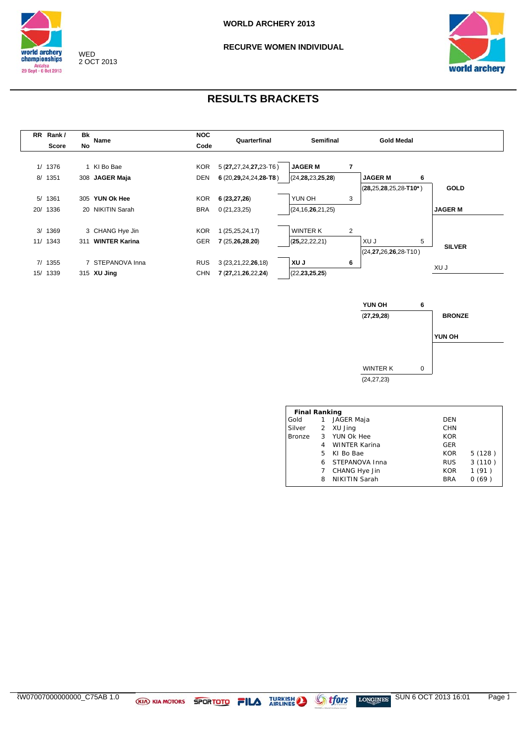WORLD ARCHERY 2013

RECURVE WOMEN INDIVIDUAL

WED
2 OCT 2013

# RESULTS BRACKETS

| RR Rank / Score | Bk No | Name | NOC Code | Quarterfinal | Semifinal | Gold Medal |
|---|---|---|---|---|---|---|
| 1/ 1376 | 1 | KI Bo Bae | KOR | 5 (**27**,27,24,**27**,23- T6 ) | **JAGER M** 7 | |
| 8/ 1351 | 308 | **JAGER Maja** | DEN | **6** (20,**29**,24,24,**28**- **T8** ) | (24,**28**,23,**25**,**28**) | **JAGER M** 6 |
| | | | | | | (**28**,25,**28**,25,28-**T10***) |
| 5/ 1361 | 305 | **YUN Ok Hee** | KOR | **6** (**23**,**27**,**26**) | YUN OH 3 | |
| 20/ 1336 | 20 | NIKITIN Sarah | BRA | 0 (21,23,25) | (24,16,**26**,21,25) | |
| 3/ 1369 | 3 | CHANG Hye Jin | KOR | 1 (25,25,24,17) | WINTER K 2 | |
| 11/ 1343 | 311 | **WINTER Karina** | GER | **7** (25,**26**,**28**,**20**) | (**25**,22,22,21) | XU J 5 |
| | | | | | | (24,**27**,26,**26**,28-T10 ) |
| 7/ 1355 | 7 | STEPANOVA Inna | RUS | 3 (23,21,22,**26**,18) | **XU J** 6 | |
| 15/ 1339 | 315 | **XU Jing** | CHN | **7** (**27**,21,**26**,22,**24**) | (22,**23**,**25**,**25**) | |

**GOLD**: JAGER M

**SILVER**: XU J

**Bronze Match**

| | | |
|---|---|---|
| **YUN OH** | 6 | (**27**,**29**,**28**) |
| WINTER K | 0 | (24,27,23) |

**BRONZE**: YUN OH

**Final Ranking**

| | | | | |
|---|---|---|---|---|
| Gold | 1 | JAGER Maja | DEN | |
| Silver | 2 | XU Jing | CHN | |
| Bronze | 3 | YUN Ok Hee | KOR | |
| | 4 | WINTER Karina | GER | |
| | 5 | KI Bo Bae | KOR | 5 (128 ) |
| | 6 | STEPANOVA Inna | RUS | 3 (110 ) |
| | 7 | CHANG Hye Jin | KOR | 1 (91 ) |
| | 8 | NIKITIN Sarah | BRA | 0 (69 ) |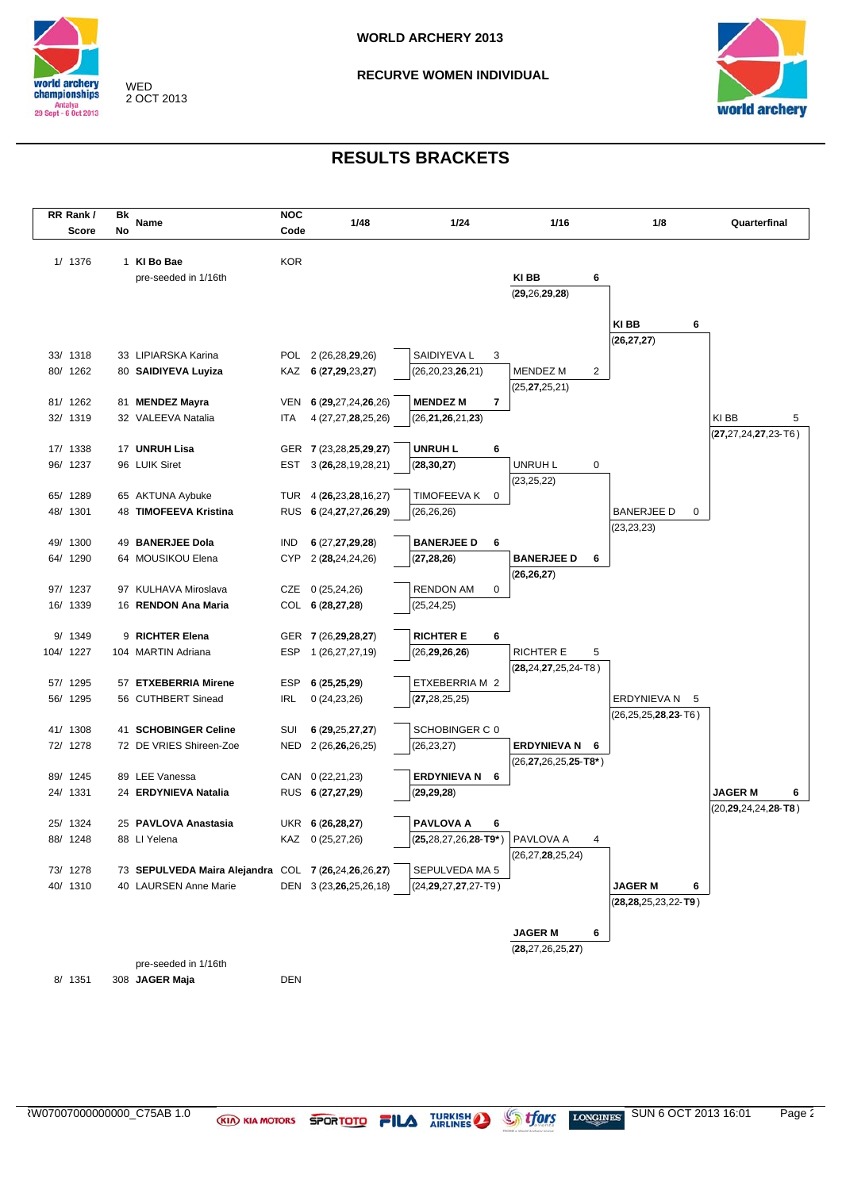# WORLD ARCHERY 2013

## RECURVE WOMEN INDIVIDUAL

WED
2 OCT 2013

## RESULTS BRACKETS

| RR Rank / Score | Bk No | Name | NOC Code | 1/48 | 1/24 | 1/16 | 1/8 | Quarterfinal |
|---|---|---|---|---|---|---|---|---|
| 1/ 1376 | 1 | **KI Bo Bae** | KOR | | | | | |
| | | pre-seeded in 1/16th | | | | **KI BB** 6 (**29**,26,**29**,**28**) | | |
| | | | | | | | **KI BB** 6 (**26**,**27**,**27**) | |
| 33/ 1318 | 33 | LIPIARSKA Karina | POL | 2 (26,28,**29**,26) | SAIDIYEVA L 3 | | | |
| 80/ 1262 | 80 | **SAIDIYEVA Luyiza** | KAZ | **6** (**27**,**29**,23,**27**) | (26,20,23,**26**,21) | MENDEZ M 2 | | |
| | | | | | | (25,**27**,25,21) | | |
| 81/ 1262 | 81 | **MENDEZ Mayra** | VEN | **6** (**29**,27,24,**26**,26) | **MENDEZ M** 7 | | | |
| 32/ 1319 | 32 | VALEEVA Natalia | ITA | 4 (27,27,**28**,25,26) | (26,**21**,**26**,21,**23**) | | | KI BB 5 |
| | | | | | | | | (**27**,27,24,**27**,23- T6) |
| 17/ 1338 | 17 | **UNRUH Lisa** | GER | **7** (23,28,**25**,**29**,**27**) | **UNRUH L** 6 | | | |
| 96/ 1237 | 96 | LUIK Siret | EST | 3 (**26**,28,19,28,21) | (**28**,**30**,**27**) | UNRUH L 0 | | |
| | | | | | | (23,25,22) | | |
| 65/ 1289 | 65 | AKTUNA Aybuke | TUR | 4 (**26**,23,**28**,16,27) | TIMOFEEVA K 0 | | | |
| 48/ 1301 | 48 | **TIMOFEEVA Kristina** | RUS | **6** (24,**27**,27,**26**,**29**) | (26,26,26) | | BANERJEE D 0 | |
| | | | | | | | (23,23,23) | |
| 49/ 1300 | 49 | **BANERJEE Dola** | IND | **6** (27,**27**,**29**,**28**) | **BANERJEE D** 6 | | | |
| 64/ 1290 | 64 | MOUSIKOU Elena | CYP | 2 (**28**,24,24,26) | (**27**,**28**,**26**) | **BANERJEE D** 6 | | |
| | | | | | | (**26**,**26**,**27**) | | |
| 97/ 1237 | 97 | KULHAVA Miroslava | CZE | 0 (25,24,26) | RENDON AM 0 | | | |
| 16/ 1339 | 16 | **RENDON Ana Maria** | COL | **6** (**28**,**27**,**28**) | (25,24,25) | | | |
| 9/ 1349 | 9 | **RICHTER Elena** | GER | **7** (26,**29**,**28**,**27**) | **RICHTER E** 6 | | | |
| 104/ 1227 | 104 | MARTIN Adriana | ESP | 1 (26,27,27,19) | (26,**29**,**26**,**26**) | RICHTER E 5 | | |
| | | | | | | (**28**,24,**27**,25,24- T8) | | |
| 57/ 1295 | 57 | **ETXEBERRIA Mirene** | ESP | **6** (**25**,**25**,**29**) | ETXEBERRIA M 2 | | | |
| 56/ 1295 | 56 | CUTHBERT Sinead | IRL | 0 (24,23,26) | (**27**,28,25,25) | | ERDYNIEVA N 5 | |
| | | | | | | | (26,25,25,**28**,**23**- T6) | |
| 41/ 1308 | 41 | **SCHOBINGER Celine** | SUI | **6** (**29**,25,**27**,**27**) | SCHOBINGER C 0 | | | |
| 72/ 1278 | 72 | DE VRIES Shireen-Zoe | NED | 2 (26,**26**,26,25) | (26,23,27) | **ERDYNIEVA N** 6 | | |
| | | | | | | (26,**27**,26,25,**25**- **T8***) | | |
| 89/ 1245 | 89 | LEE Vanessa | CAN | 0 (22,21,23) | **ERDYNIEVA N** 6 | | | |
| 24/ 1331 | 24 | **ERDYNIEVA Natalia** | RUS | **6** (**27**,**27**,**29**) | (**29**,**29**,**28**) | | | **JAGER M** 6 |
| | | | | | | | | (20,**29**,24,24,**28**- **T8**) |
| 25/ 1324 | 25 | **PAVLOVA Anastasia** | UKR | **6** (**26**,**28**,**27**) | **PAVLOVA A** 6 | | | |
| 88/ 1248 | 88 | LI Yelena | KAZ | 0 (25,27,26) | (**25**,28,27,26,**28**- **T9***) | PAVLOVA A 4 | | |
| | | | | | | (26,27,**28**,25,24) | | |
| 73/ 1278 | 73 | **SEPULVEDA Maira Alejandra** | COL | **7** (**26**,24,**26**,**26**,**27**) | SEPULVEDA MA 5 | | | |
| 40/ 1310 | 40 | LAURSEN Anne Marie | DEN | 3 (23,**26**,25,26,18) | (24,**29**,27,**27**,27- T9) | | **JAGER M** 6 | |
| | | | | | | | (**28**,**28**,25,23,22- **T9**) | |
| | | | | | | **JAGER M** 6 | | |
| | | | | | | (**28**,27,26,25,**27**) | | |
| | | pre-seeded in 1/16th | | | | | | |
| 8/ 1351 | 308 | **JAGER Maja** | DEN | | | | | |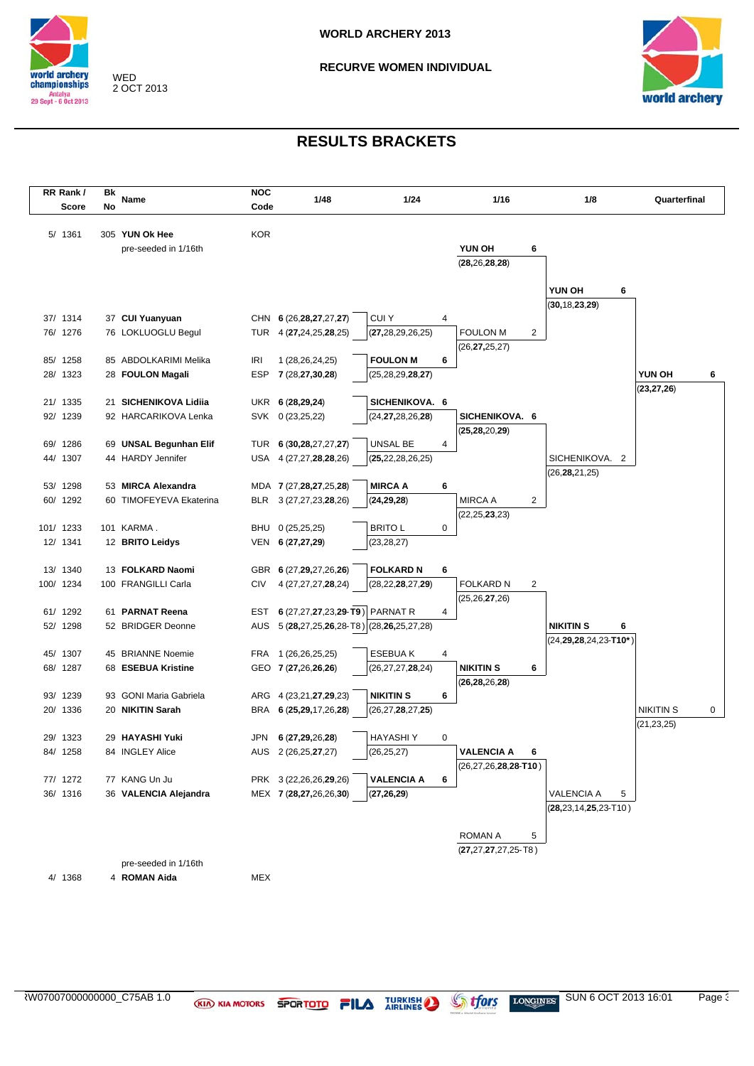# WORLD ARCHERY 2013

## RECURVE WOMEN INDIVIDUAL

WED
2 OCT 2013

## RESULTS BRACKETS

| RR Rank / Score | Bk No | Name | NOC Code | 1/48 | 1/24 | 1/16 | 1/8 | Quarterfinal |
|---|---|---|---|---|---|---|---|---|
| 5/ 1361 | 305 | **YUN Ok Hee** | KOR | | | | | |
| | | pre-seeded in 1/16th | | | | **YUN OH 6** (**28**,26,**28**,**28**) | | |
| | | | | | | | **YUN OH 6** (**30**,18,**23**,**29**) | |
| 37/ 1314 | 37 | **CUI Yuanyuan** | CHN | 6 (26,**28**,**27**,27,**27**) | CUI Y 4 | | | |
| 76/ 1276 | 76 | LOKLUOGLU Begul | TUR | 4 (**27**,24,25,**28**,25) | (**27**,28,29,26,25) | FOULON M 2 (26,**27**,25,27) | | |
| 85/ 1258 | 85 | ABDOLKARIMI Melika | IRI | 1 (28,26,24,25) | **FOULON M 6** | | | |
| 28/ 1323 | 28 | **FOULON Magali** | ESP | 7 (28,**27**,**30**,**28**) | (25,28,29,**28**,**27**) | | | **YUN OH 6** (**23**,**27**,**26**) |
| 21/ 1335 | 21 | **SICHENIKOVA Lidiia** | UKR | 6 (**28**,**29**,**24**) | **SICHENIKOVA. 6** | | | |
| 92/ 1239 | 92 | HARCARIKOVA Lenka | SVK | 0 (23,25,22) | (24,**27**,28,26,**28**) | **SICHENIKOVA. 6** (**25**,**28**,20,**29**) | | |
| 69/ 1286 | 69 | **UNSAL Begunhan Elif** | TUR | 6 (**30**,**28**,27,27,**27**) | UNSAL BE 4 | | | |
| 44/ 1307 | 44 | HARDY Jennifer | USA | 4 (27,27,**28**,**28**,26) | (**25**,22,28,26,25) | | SICHENIKOVA. 2 (26,**28**,21,25) | |
| 53/ 1298 | 53 | **MIRCA Alexandra** | MDA | 7 (27,**28**,**27**,25,**28**) | **MIRCA A 6** | | | |
| 60/ 1292 | 60 | TIMOFEYEVA Ekaterina | BLR | 3 (27,27,23,**28**,26) | (**24**,**29**,**28**) | MIRCA A 2 (22,25,**23**,23) | | |
| 101/ 1233 | 101 | KARMA . | BHU | 0 (25,25,25) | BRITO L 0 | | | |
| 12/ 1341 | 12 | **BRITO Leidys** | VEN | 6 (**27**,**27**,**29**) | (23,28,27) | | | |
| 13/ 1340 | 13 | **FOLKARD Naomi** | GBR | 6 (27,**29**,27,26,**26**) | **FOLKARD N 6** | | | |
| 100/ 1234 | 100 | FRANGILLI Carla | CIV | 4 (27,27,27,**28**,24) | (28,22,**28**,27,**29**) | FOLKARD N 2 (25,26,**27**,26) | | |
| 61/ 1292 | 61 | **PARNAT Reena** | EST | 6 (27,27,**27**,23,**29**-**T9**) | PARNAT R 4 | | | |
| 52/ 1298 | 52 | BRIDGER Deonne | AUS | 5 (**28**,27,25,**26**,28-T8) | (28,**26**,25,27,28) | | **NIKITIN S 6** (24,**29**,**28**,24,23-**T10***) | |
| 45/ 1307 | 45 | BRIANNE Noemie | FRA | 1 (26,26,25,25) | ESEBUA K 4 | | | |
| 68/ 1287 | 68 | **ESEBUA Kristine** | GEO | 7 (**27**,26,**26**,**26**) | (26,27,27,**28**,24) | **NIKITIN S 6** (**26**,**28**,26,**28**) | | |
| 93/ 1239 | 93 | GONI Maria Gabriela | ARG | 4 (23,21,**27**,**29**,23) | **NIKITIN S 6** | | | |
| 20/ 1336 | 20 | **NIKITIN Sarah** | BRA | 6 (**25**,**29**,17,26,**28**) | (26,27,**28**,**27**,**25**) | | | NIKITIN S 0 (21,23,25) |
| 29/ 1323 | 29 | **HAYASHI Yuki** | JPN | 6 (**27**,**29**,26,**28**) | HAYASHI Y 0 | | | |
| 84/ 1258 | 84 | INGLEY Alice | AUS | 2 (26,25,**27**,27) | (26,25,27) | **VALENCIA A 6** (26,27,26,**28**,**28**-**T10**) | | |
| 77/ 1272 | 77 | KANG Un Ju | PRK | 3 (22,26,26,**29**,26) | **VALENCIA A 6** | | | |
| 36/ 1316 | 36 | **VALENCIA Alejandra** | MEX | 7 (**28**,**27**,26,26,**30**) | (**27**,**26**,**29**) | | VALENCIA A 5 (**28**,23,14,**25**,23-T10) | |
| | | | | | | ROMAN A 5 (**27**,27,**27**,27,25-T8) | | |
| | | pre-seeded in 1/16th | | | | | | |
| 4/ 1368 | 4 | **ROMAN Aida** | MEX | | | | | |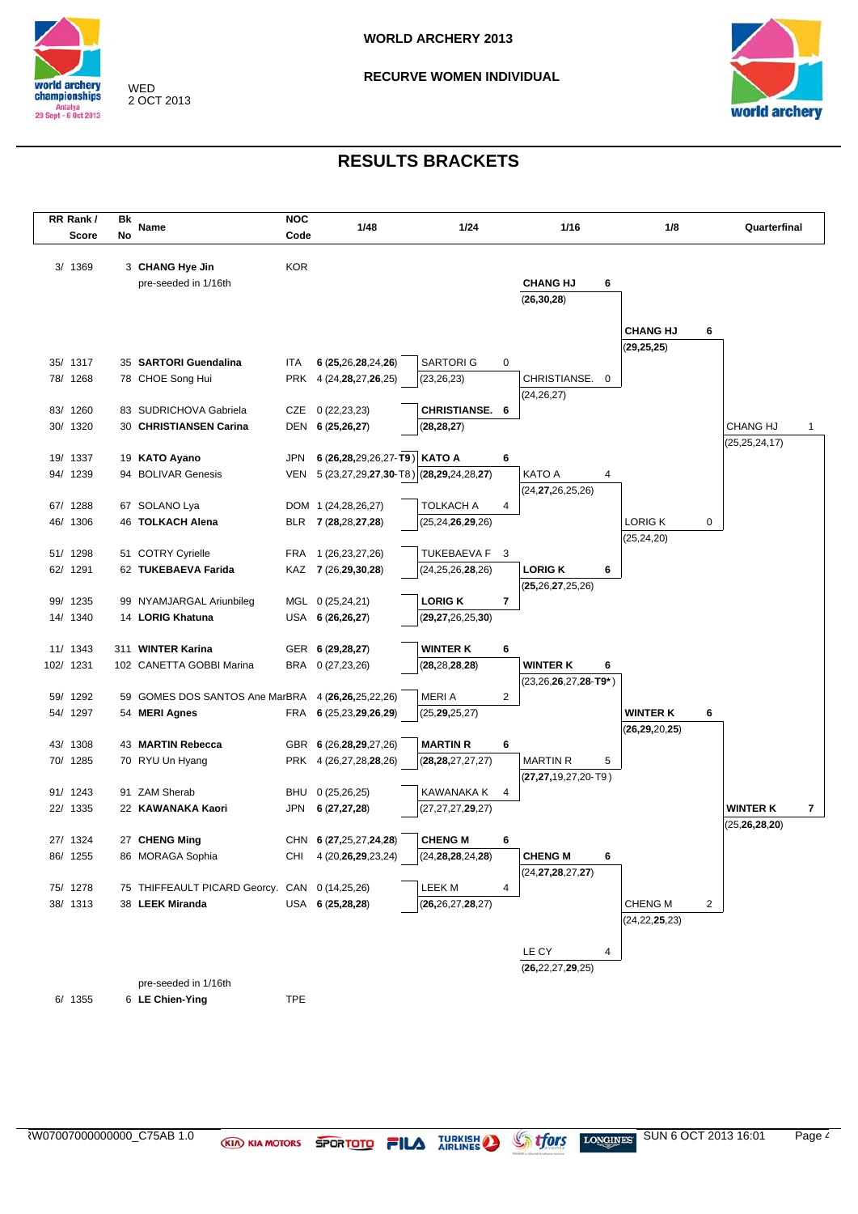# WORLD ARCHERY 2013

## RECURVE WOMEN INDIVIDUAL

WED
2 OCT 2013

## RESULTS BRACKETS

| RR Rank / Score | Bk No | Name | NOC Code | 1/48 | 1/24 | 1/16 | 1/8 | Quarterfinal |
|---|---|---|---|---|---|---|---|---|
| 3/ 1369 | 3 | **CHANG Hye Jin** (pre-seeded in 1/16th) | KOR | | | **CHANG HJ** 6 (**26,30,28**) | **CHANG HJ** 6 (**29,25,25**) | CHANG HJ 1 (25,25,24,17) |
| 35/ 1317 | 35 | **SARTORI Guendalina** | ITA | 6 (**25**,26,**28**,24,**26**) | SARTORI G 0 (23,26,23) | CHRISTIANSE. 0 (24,26,27) | | |
| 78/ 1268 | 78 | CHOE Song Hui | PRK | 4 (24,**28**,27,**26**,25) | | | | |
| 83/ 1260 | 83 | SUDRICHOVA Gabriela | CZE | 0 (22,23,23) | **CHRISTIANSE.** 6 (**28,28,27**) | | | |
| 30/ 1320 | 30 | **CHRISTIANSEN Carina** | DEN | 6 (**25,26,27**) | | | | |
| 19/ 1337 | 19 | **KATO Ayano** | JPN | 6 (**26,28**,29,26,27-**T9**) | **KATO A** 6 (**28,29**,24,28,**27**) | KATO A 4 (24,**27**,26,25,26) | LORIG K 0 (25,24,20) | |
| 94/ 1239 | 94 | BOLIVAR Genesis | VEN | 5 (23,27,29,**27**,**30**-T8) | | | | |
| 67/ 1288 | 67 | SOLANO Lya | DOM | 1 (24,28,26,27) | TOLKACH A 4 (25,24,**26**,**29**,26) | | | |
| 46/ 1306 | 46 | **TOLKACH Alena** | BLR | 7 (**28**,28,**27**,**28**) | | | | |
| 51/ 1298 | 51 | COTRY Cyrielle | FRA | 1 (26,23,27,26) | TUKEBAEVA F 3 (24,25,26,**28**,26) | **LORIG K** 6 (**25**,26,**27**,25,26) | | |
| 62/ 1291 | 62 | **TUKEBAEVA Farida** | KAZ | 7 (26,**29,30,28**) | | | | |
| 99/ 1235 | 99 | NYAMJARGAL Ariunbileg | MGL | 0 (25,24,21) | **LORIG K** 7 (**29,27**,26,25,**30**) | | | |
| 14/ 1340 | 14 | **LORIG Khatuna** | USA | 6 (**26,26,27**) | | | | |
| 11/ 1343 | 311 | **WINTER Karina** | GER | 6 (**29,28,27**) | **WINTER K** 6 (**28**,28,**28,28**) | **WINTER K** 6 (23,26,**26**,27,**28-T9***) | **WINTER K** 6 (**26,29**,20,**25**) | **WINTER K** 7 (25,**26,28,20**) |
| 102/ 1231 | 102 | CANETTA GOBBI Marina | BRA | 0 (27,23,26) | | | | |
| 59/ 1292 | 59 | GOMES DOS SANTOS Ane Mar | BRA | 4 (**26,26**,25,22,26) | MERI A 2 (25,**29**,25,27) | | | |
| 54/ 1297 | 54 | **MERI Agnes** | FRA | 6 (25,23,**29,26,29**) | | | | |
| 43/ 1308 | 43 | **MARTIN Rebecca** | GBR | 6 (26,**28,29**,27,26) | **MARTIN R** 6 (**28,28**,27,27,27) | MARTIN R 5 (**27,27**,19,27,20-T9) | | |
| 70/ 1285 | 70 | RYU Un Hyang | PRK | 4 (26,27,28,**28**,26) | | | | |
| 91/ 1243 | 91 | ZAM Sherab | BHU | 0 (25,26,25) | KAWANAKA K 4 (27,27,27,**29**,27) | | | |
| 22/ 1335 | 22 | **KAWANAKA Kaori** | JPN | 6 (**27,27,28**) | | | | |
| 27/ 1324 | 27 | **CHENG Ming** | CHN | 6 (**27**,25,27,**24,28**) | **CHENG M** 6 (24,**28,28**,24,**28**) | **CHENG M** 6 (24,**27,28**,27,**27**) | CHENG M 2 (24,22,**25**,23) | |
| 86/ 1255 | 86 | MORAGA Sophia | CHI | 4 (20,**26,29**,23,24) | | | | |
| 75/ 1278 | 75 | THIFFEAULT PICARD Georcy. | CAN | 0 (14,25,26) | LEEK M 4 (**26**,26,27,**28**,27) | | | |
| 38/ 1313 | 38 | **LEEK Miranda** | USA | 6 (**25,28,28**) | | | | |
| 6/ 1355 | 6 | **LE Chien-Ying** (pre-seeded in 1/16th) | TPE | | | LE CY 4 (**26**,22,27,**29**,25) | | |

ﾠRW07007000000000_C75AB 1.0 — SUN 6 OCT 2013 16:01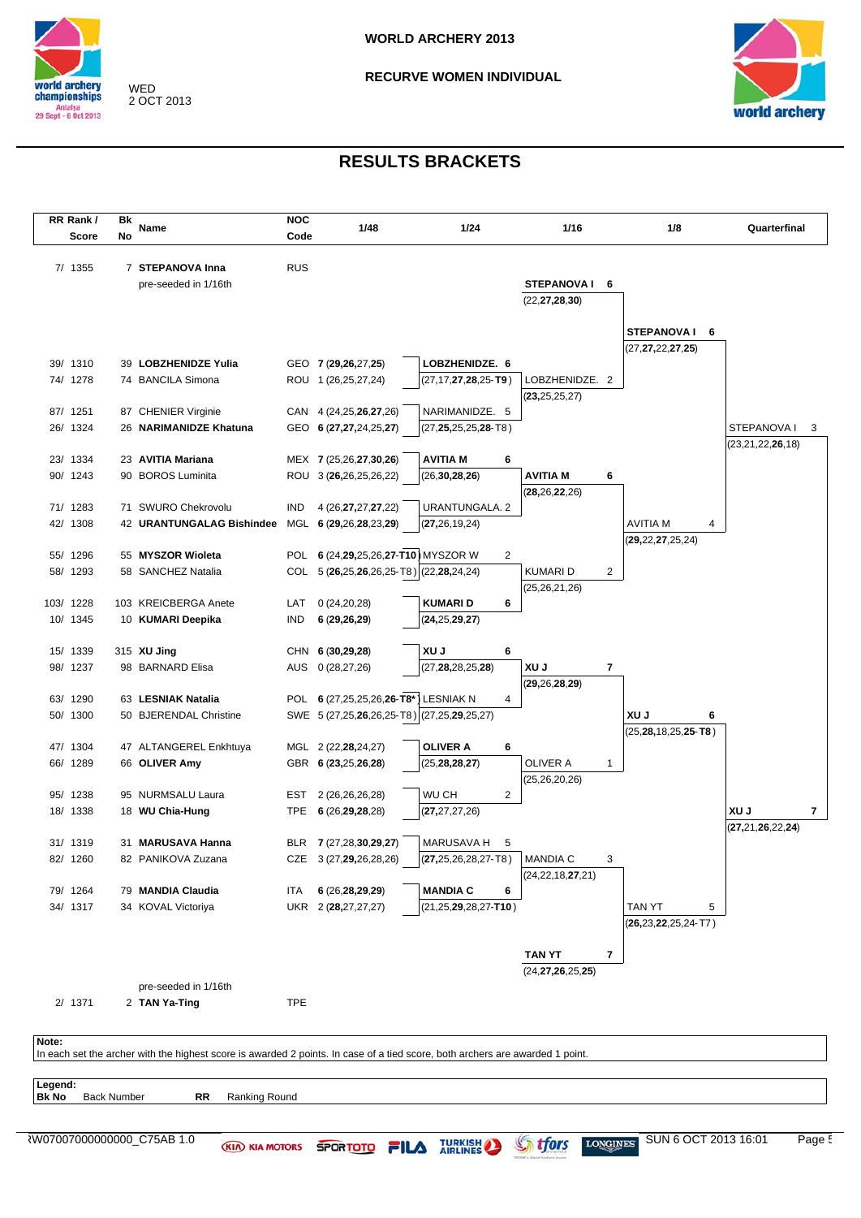**WORLD ARCHERY 2013**

**RECURVE WOMEN INDIVIDUAL**

WED
2 OCT 2013

## RESULTS BRACKETS

| RR Rank / Score | Bk No | Name | NOC Code | 1/48 | 1/24 | 1/16 | 1/8 | Quarterfinal |
|---|---|---|---|---|---|---|---|---|
| 7/ 1355 | 7 | **STEPANOVA Inna** (pre-seeded in 1/16th) | RUS | | | **STEPANOVA I 6** (22,**27**,**28**,**30**) | **STEPANOVA I 6** (27,**27**,22,**27**,**25**) | STEPANOVA I 3 (23,21,22,**26**,18) |
| 39/ 1310 | 39 | **LOBZHENIDZE Yulia** | GEO | **7** (**29**,**26**,27,**25**) | **LOBZHENIDZE. 6** (27,17,**27**,**28**,25-**T9**) | LOBZHENIDZE. 2 (**23**,25,25,27) | | |
| 74/ 1278 | 74 | BANCILA Simona | ROU | 1 (26,25,27,24) | | | | |
| 87/ 1251 | 87 | CHENIER Virginie | CAN | 4 (24,25,**26**,**27**,26) | NARIMANIDZE. 5 (27,**25**,25,25,**28**-T8) | | | |
| 26/ 1324 | 26 | **NARIMANIDZE Khatuna** | GEO | **6** (**27**,**27**,24,25,**27**) | | | | |
| 23/ 1334 | 23 | **AVITIA Mariana** | MEX | **7** (25,**26**,**27**,**30**,**26**) | **AVITIA M 6** (26,**30**,**28**,**26**) | **AVITIA M 6** (**28**,26,**22**,26) | AVITIA M 4 (**29**,22,**27**,25,24) | |
| 90/ 1243 | 90 | BOROS Luminita | ROU | 3 (**26**,**26**,25,26,22) | | | | |
| 71/ 1283 | 71 | SWURO Chekrovolu | IND | 4 (26,**27**,**27**,27,22) | URANTUNGALA. 2 (**27**,26,19,24) | | | |
| 42/ 1308 | 42 | **URANTUNGALAG Bishindee** | MGL | **6** (**29**,26,**28**,23,**29**) | | | | |
| 55/ 1296 | 55 | **MYSZOR Wioleta** | POL | **6** (24,**29**,25,26,**27**-**T10**) | MYSZOR W 2 (22,**28**,24,24) | KUMARI D 2 (25,26,21,26) | | |
| 58/ 1293 | 58 | SANCHEZ Natalia | COL | 5 (**26**,25,**26**,26,25-T8) | | | | |
| 103/ 1228 | 103 | KREICBERGA Anete | LAT | 0 (24,20,28) | **KUMARI D 6** (**24**,25,**29**,**27**) | | | |
| 10/ 1345 | 10 | **KUMARI Deepika** | IND | **6** (**29**,**26**,**29**) | | | | |
| 15/ 1339 | 315 | **XU Jing** | CHN | **6** (**30**,**29**,**28**) | **XU J 6** (27,**28**,28,25,**28**) | **XU J 7** (**29**,26,**28**,**29**) | **XU J 6** (25,**28**,18,25,**25**-**T8**) | **XU J 7** (**27**,21,**26**,22,**24**) |
| 98/ 1237 | 98 | BARNARD Elisa | AUS | 0 (28,27,26) | | | | |
| 63/ 1290 | 63 | **LESNIAK Natalia** | POL | **6** (27,25,25,26,**26**-**T8***) | LESNIAK N 4 (27,25,**29**,25,27) | | | |
| 50/ 1300 | 50 | BJERENDAL Christine | SWE | 5 (27,25,**26**,26,25-T8) | | | | |
| 47/ 1304 | 47 | ALTANGEREL Enkhtuya | MGL | 2 (22,**28**,24,27) | **OLIVER A 6** (25,**28**,**28**,**27**) | OLIVER A 1 (25,26,20,26) | | |
| 66/ 1289 | 66 | **OLIVER Amy** | GBR | **6** (**23**,25,**26**,**28**) | | | | |
| 95/ 1238 | 95 | NURMSALU Laura | EST | 2 (26,26,26,28) | WU CH 2 (**27**,27,27,26) | | | |
| 18/ 1338 | 18 | **WU Chia-Hung** | TPE | **6** (26,**29**,**28**,28) | | | | |
| 31/ 1319 | 31 | **MARUSAVA Hanna** | BLR | **7** (27,**28**,**30**,**29**,**27**) | MARUSAVA H 5 (**27**,25,26,28,27-T8) | MANDIA C 3 (24,22,18,**27**,21) | TAN YT 5 (**26**,23,**22**,25,24-T7) | |
| 82/ 1260 | 82 | PANIKOVA Zuzana | CZE | 3 (27,**29**,26,28,26) | | | | |
| 79/ 1264 | 79 | **MANDIA Claudia** | ITA | **6** (26,**28**,**29**,**29**) | **MANDIA C 6** (21,25,**29**,28,27-**T10**) | | | |
| 34/ 1317 | 34 | KOVAL Victoriya | UKR | 2 (**28**,27,27,27) | | | | |
| 2/ 1371 | 2 | **TAN Ya-Ting** (pre-seeded in 1/16th) | TPE | | | **TAN YT 7** (24,**27**,**26**,25,**25**) | | |

**Note:**
In each set the archer with the highest score is awarded 2 points. In case of a tied score, both archers are awarded 1 point.

**Legend:**
**Bk No** Back Number **RR** Ranking Round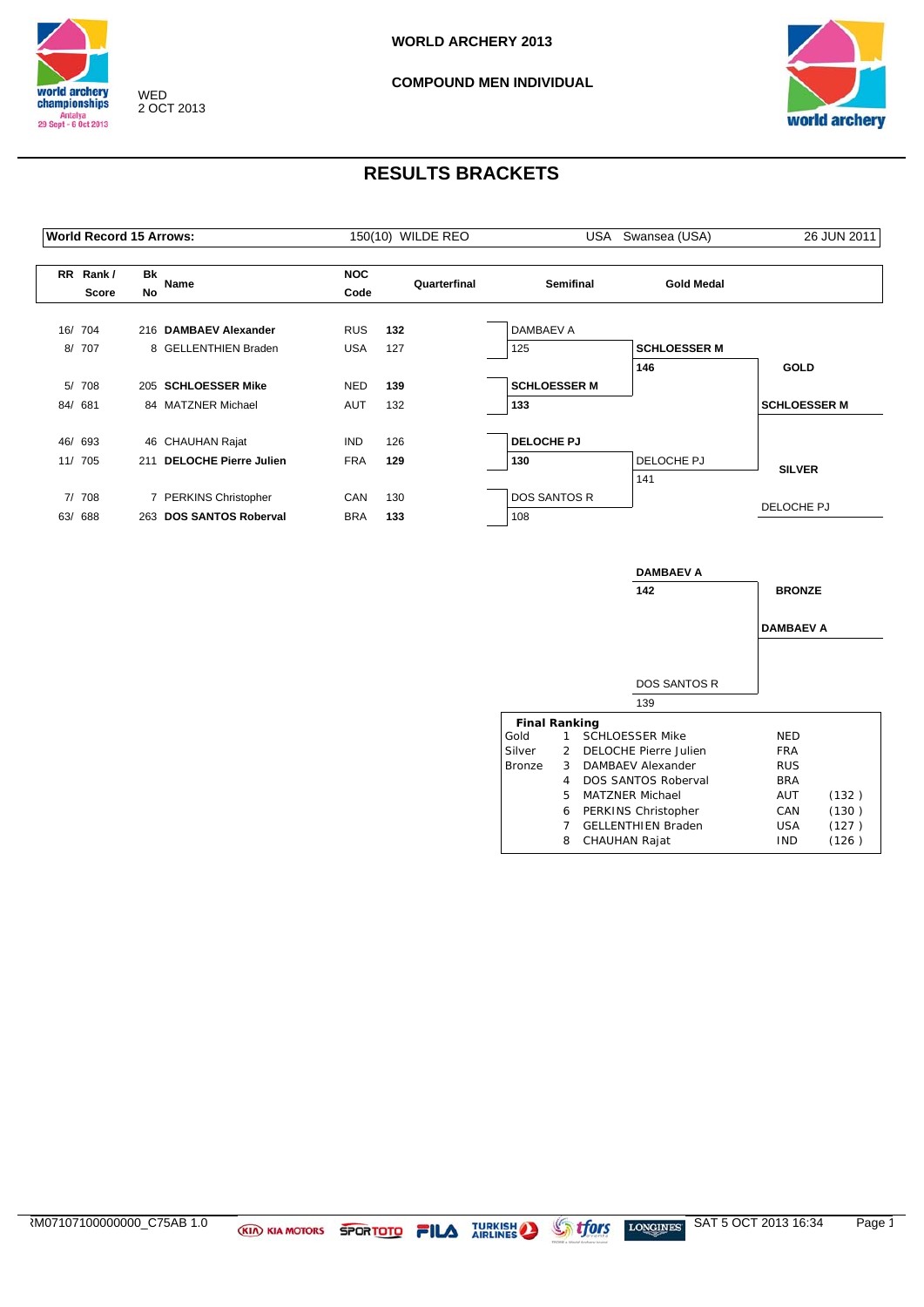**WORLD ARCHERY 2013**

**COMPOUND MEN INDIVIDUAL**

WED
2 OCT 2013

# RESULTS BRACKETS

| World Record 15 Arrows: | 150(10) WILDE REO | USA | Swansea (USA) | 26 JUN 2011 |
|---|---|---|---|---|

| RR Rank / Score | Bk No | Name | NOC Code | Quarterfinal |
|---|---|---|---|---|
| 16/ 704 | 216 | **DAMBAEV Alexander** | RUS | **132** |
| 8/ 707 | 8 | GELLENTHIEN Braden | USA | 127 |
| 5/ 708 | 205 | **SCHLOESSER Mike** | NED | **139** |
| 84/ 681 | 84 | MATZNER Michael | AUT | 132 |
| 46/ 693 | 46 | CHAUHAN Rajat | IND | 126 |
| 11/ 705 | 211 | **DELOCHE Pierre Julien** | FRA | **129** |
| 7/ 708 | 7 | PERKINS Christopher | CAN | 130 |
| 63/ 688 | 263 | **DOS SANTOS Roberval** | BRA | **133** |

**Semifinal**

| Match | Archer | Score |
|---|---|---|
| 1 | DAMBAEV A | 125 |
| 1 | **SCHLOESSER M** | **133** |
| 2 | **DELOCHE PJ** | **130** |
| 2 | DOS SANTOS R | 108 |

**Gold Medal**

| Archer | Score |
|---|---|
| **SCHLOESSER M** | **146** |
| DELOCHE PJ | 141 |

**GOLD**: **SCHLOESSER M**

**SILVER**: DELOCHE PJ

**Bronze Medal**

| Archer | Score |
|---|---|
| **DAMBAEV A** | **142** |
| DOS SANTOS R | 139 |

**BRONZE**: **DAMBAEV A**

**Final Ranking**

| Medal | Rank | Name | NOC | |
|---|---|---|---|---|
| Gold | 1 | SCHLOESSER Mike | NED | |
| Silver | 2 | DELOCHE Pierre Julien | FRA | |
| Bronze | 3 | DAMBAEV Alexander | RUS | |
| | 4 | DOS SANTOS Roberval | BRA | |
| | 5 | MATZNER Michael | AUT | (132 ) |
| | 6 | PERKINS Christopher | CAN | (130 ) |
| | 7 | GELLENTHIEN Braden | USA | (127 ) |
| | 8 | CHAUHAN Rajat | IND | (126 ) |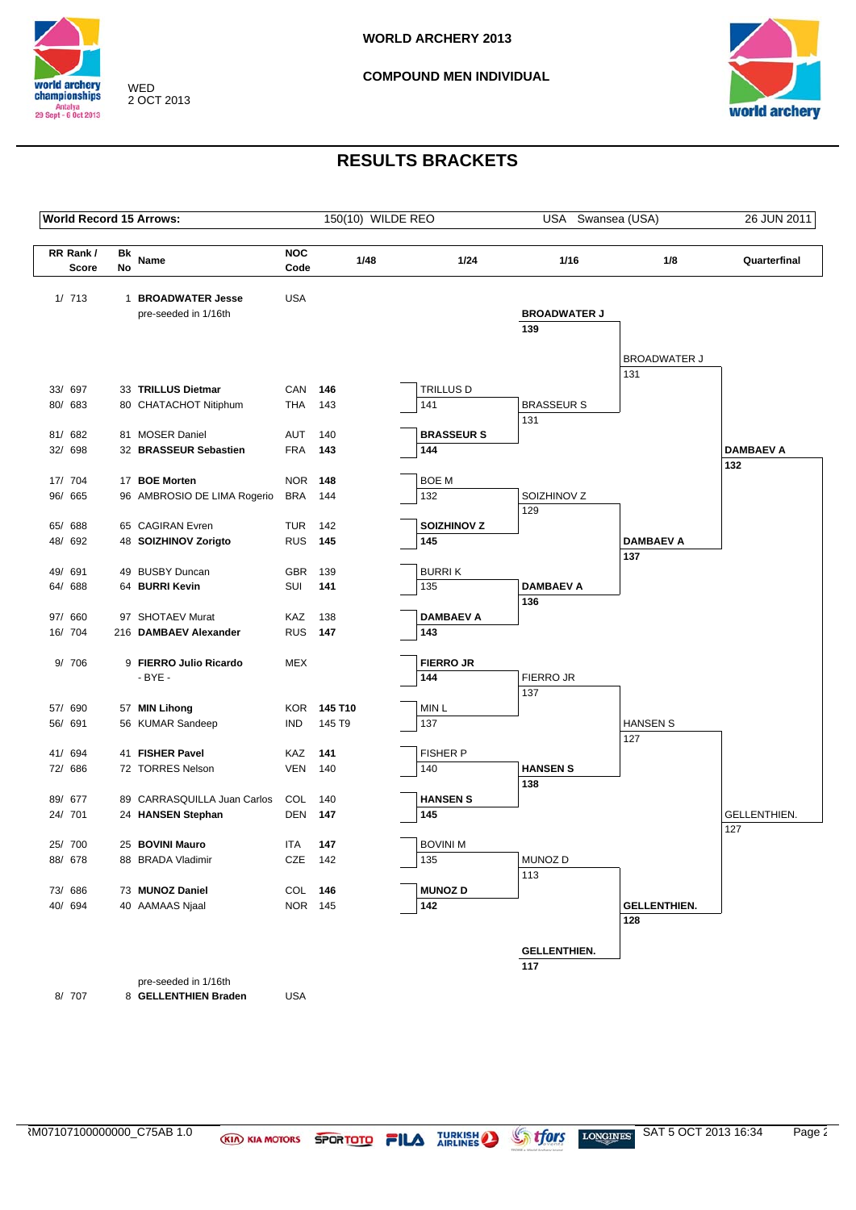# WORLD ARCHERY 2013

## COMPOUND MEN INDIVIDUAL

WED 2 OCT 2013

## RESULTS BRACKETS

| World Record 15 Arrows: | 150(10) WILDE REO | USA Swansea (USA) | 26 JUN 2011 |
|---|---|---|---|

| RR Rank / Score | Bk No | Name | NOC Code | 1/48 | 1/24 | 1/16 | 1/8 | Quarterfinal |
|---|---|---|---|---|---|---|---|---|
| 1/ 713 | 1 | **BROADWATER Jesse** (pre-seeded in 1/16th) | USA | | | **BROADWATER J** 139 | BROADWATER J 131 | |
| 33/ 697 | 33 | **TRILLUS Dietmar** | CAN | **146** | TRILLUS D 141 | BRASSEUR S 131 | | |
| 80/ 683 | 80 | CHATACHOT Nitiphum | THA | 143 | | | | |
| 81/ 682 | 81 | MOSER Daniel | AUT | 140 | **BRASSEUR S** 144 | | | **DAMBAEV A** 132 |
| 32/ 698 | 32 | **BRASSEUR Sebastien** | FRA | **143** | | | | |
| 17/ 704 | 17 | **BOE Morten** | NOR | **148** | BOE M 132 | SOIZHINOV Z 129 | | |
| 96/ 665 | 96 | AMBROSIO DE LIMA Rogerio | BRA | 144 | | | | |
| 65/ 688 | 65 | CAGIRAN Evren | TUR | 142 | **SOIZHINOV Z** 145 | | **DAMBAEV A** 137 | |
| 48/ 692 | 48 | **SOIZHINOV Zorigto** | RUS | **145** | | | | |
| 49/ 691 | 49 | BUSBY Duncan | GBR | 139 | BURRI K 135 | **DAMBAEV A** 136 | | |
| 64/ 688 | 64 | **BURRI Kevin** | SUI | **141** | | | | |
| 97/ 660 | 97 | SHOTAEV Murat | KAZ | 138 | **DAMBAEV A** 143 | | | |
| 16/ 704 | 216 | **DAMBAEV Alexander** | RUS | **147** | | | | |
| 9/ 706 | 9 | **FIERRO Julio Ricardo** | MEX | | **FIERRO JR** 144 | FIERRO JR 137 | | |
| | | - BYE - | | | | | | |
| 57/ 690 | 57 | **MIN Lihong** | KOR | **145 T10** | MIN L 137 | | HANSEN S 127 | |
| 56/ 691 | 56 | KUMAR Sandeep | IND | 145 T9 | | | | |
| 41/ 694 | 41 | **FISHER Pavel** | KAZ | **141** | FISHER P 140 | **HANSEN S** 138 | | |
| 72/ 686 | 72 | TORRES Nelson | VEN | 140 | | | | |
| 89/ 677 | 89 | CARRASQUILLA Juan Carlos | COL | 140 | **HANSEN S** 145 | | | GELLENTHIEN. 127 |
| 24/ 701 | 24 | **HANSEN Stephan** | DEN | **147** | | | | |
| 25/ 700 | 25 | **BOVINI Mauro** | ITA | **147** | BOVINI M 135 | MUNOZ D 113 | | |
| 88/ 678 | 88 | BRADA Vladimir | CZE | 142 | | | | |
| 73/ 686 | 73 | **MUNOZ Daniel** | COL | **146** | **MUNOZ D** 142 | | **GELLENTHIEN.** 128 | |
| 40/ 694 | 40 | AAMAAS Njaal | NOR | 145 | | | | |
| 8/ 707 | 8 | **GELLENTHIEN Braden** (pre-seeded in 1/16th) | USA | | | **GELLENTHIEN.** 117 | | |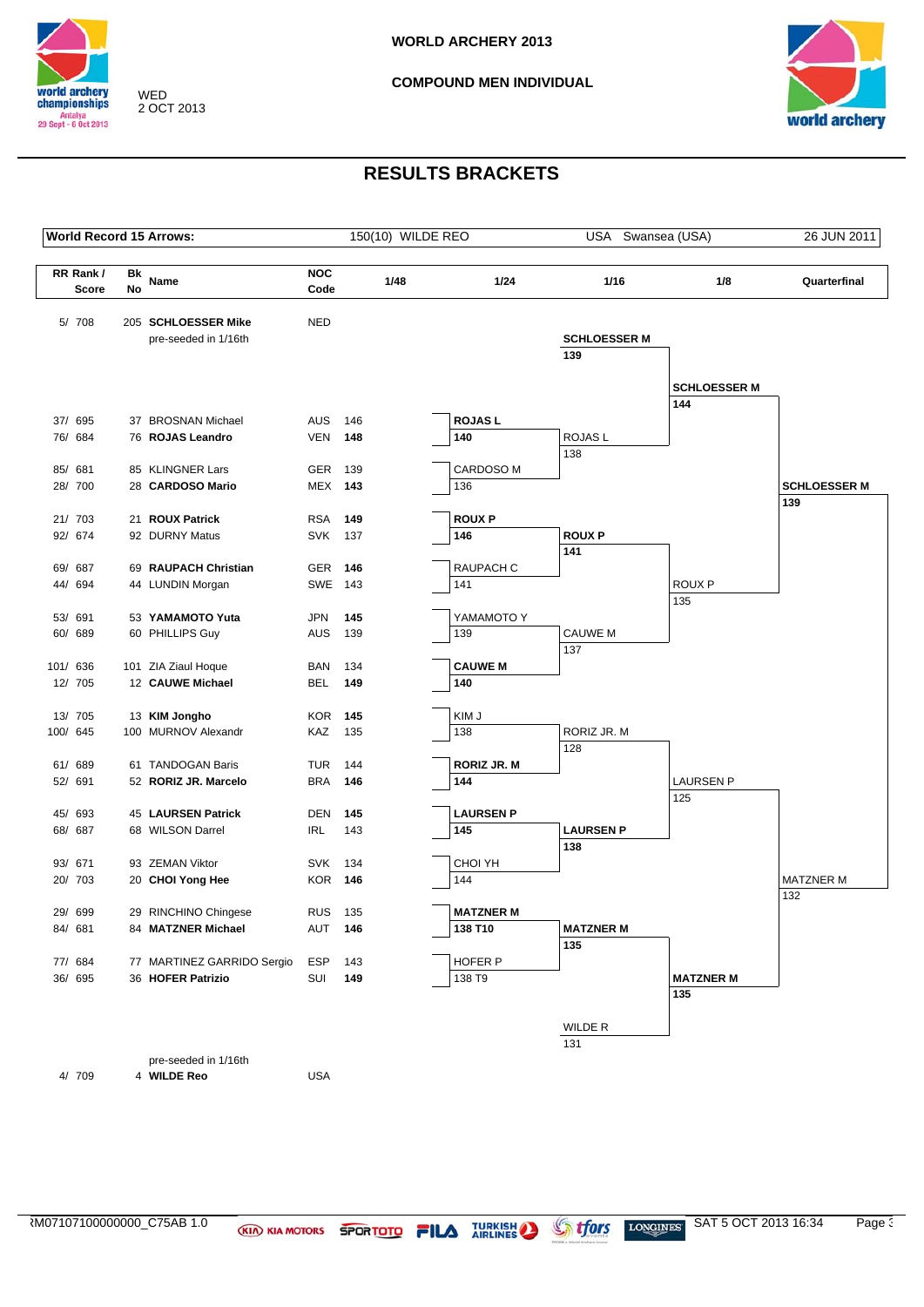# WORLD ARCHERY 2013

## COMPOUND MEN INDIVIDUAL

WED
2 OCT 2013

## RESULTS BRACKETS

| World Record 15 Arrows: | 150(10) WILDE REO | USA Swansea (USA) | 26 JUN 2011 |
|---|---|---|---|

| RR Rank / Score | Bk No | Name | NOC Code | 1/48 | 1/24 | 1/16 | 1/8 | Quarterfinal |
|---|---|---|---|---|---|---|---|---|
| 5/ 708 | 205 | **SCHLOESSER Mike** pre-seeded in 1/16th | NED | | | **SCHLOESSER M** **139** | **SCHLOESSER M** **144** | **SCHLOESSER M** **139** |
| 37/ 695 | 37 | BROSNAN Michael | AUS | 146 | **ROJAS L** **140** | ROJAS L 138 | | |
| 76/ 684 | 76 | **ROJAS Leandro** | VEN | **148** | | | | |
| 85/ 681 | 85 | KLINGNER Lars | GER | 139 | CARDOSO M 136 | | | |
| 28/ 700 | 28 | **CARDOSO Mario** | MEX | **143** | | | | |
| 21/ 703 | 21 | **ROUX Patrick** | RSA | **149** | **ROUX P** **146** | **ROUX P** **141** | ROUX P 135 | |
| 92/ 674 | 92 | DURNY Matus | SVK | 137 | | | | |
| 69/ 687 | 69 | **RAUPACH Christian** | GER | **146** | RAUPACH C 141 | | | |
| 44/ 694 | 44 | LUNDIN Morgan | SWE | 143 | | | | |
| 53/ 691 | 53 | **YAMAMOTO Yuta** | JPN | **145** | YAMAMOTO Y 139 | CAUWE M 137 | | |
| 60/ 689 | 60 | PHILLIPS Guy | AUS | 139 | | | | |
| 101/ 636 | 101 | ZIA Ziaul Hoque | BAN | 134 | **CAUWE M** **140** | | | |
| 12/ 705 | 12 | **CAUWE Michael** | BEL | **149** | | | | |
| 13/ 705 | 13 | **KIM Jongho** | KOR | **145** | KIM J 138 | RORIZ JR. M 128 | LAURSEN P 125 | MATZNER M 132 |
| 100/ 645 | 100 | MURNOV Alexandr | KAZ | 135 | | | | |
| 61/ 689 | 61 | TANDOGAN Baris | TUR | 144 | **RORIZ JR. M** **144** | | | |
| 52/ 691 | 52 | **RORIZ JR. Marcelo** | BRA | **146** | | | | |
| 45/ 693 | 45 | **LAURSEN Patrick** | DEN | **145** | **LAURSEN P** **145** | **LAURSEN P** **138** | | |
| 68/ 687 | 68 | WILSON Darrel | IRL | 143 | | | | |
| 93/ 671 | 93 | ZEMAN Viktor | SVK | 134 | CHOI YH 144 | | | |
| 20/ 703 | 20 | **CHOI Yong Hee** | KOR | **146** | | | | |
| 29/ 699 | 29 | RINCHINO Chingese | RUS | 135 | **MATZNER M** **138 T10** | **MATZNER M** **135** | **MATZNER M** **135** | |
| 84/ 681 | 84 | **MATZNER Michael** | AUT | **146** | | | | |
| 77/ 684 | 77 | MARTINEZ GARRIDO Sergio | ESP | 143 | HOFER P 138 T9 | | | |
| 36/ 695 | 36 | **HOFER Patrizio** | SUI | **149** | | | | |
| 4/ 709 | 4 | **WILDE Reo** pre-seeded in 1/16th | USA | | | WILDE R 131 | | |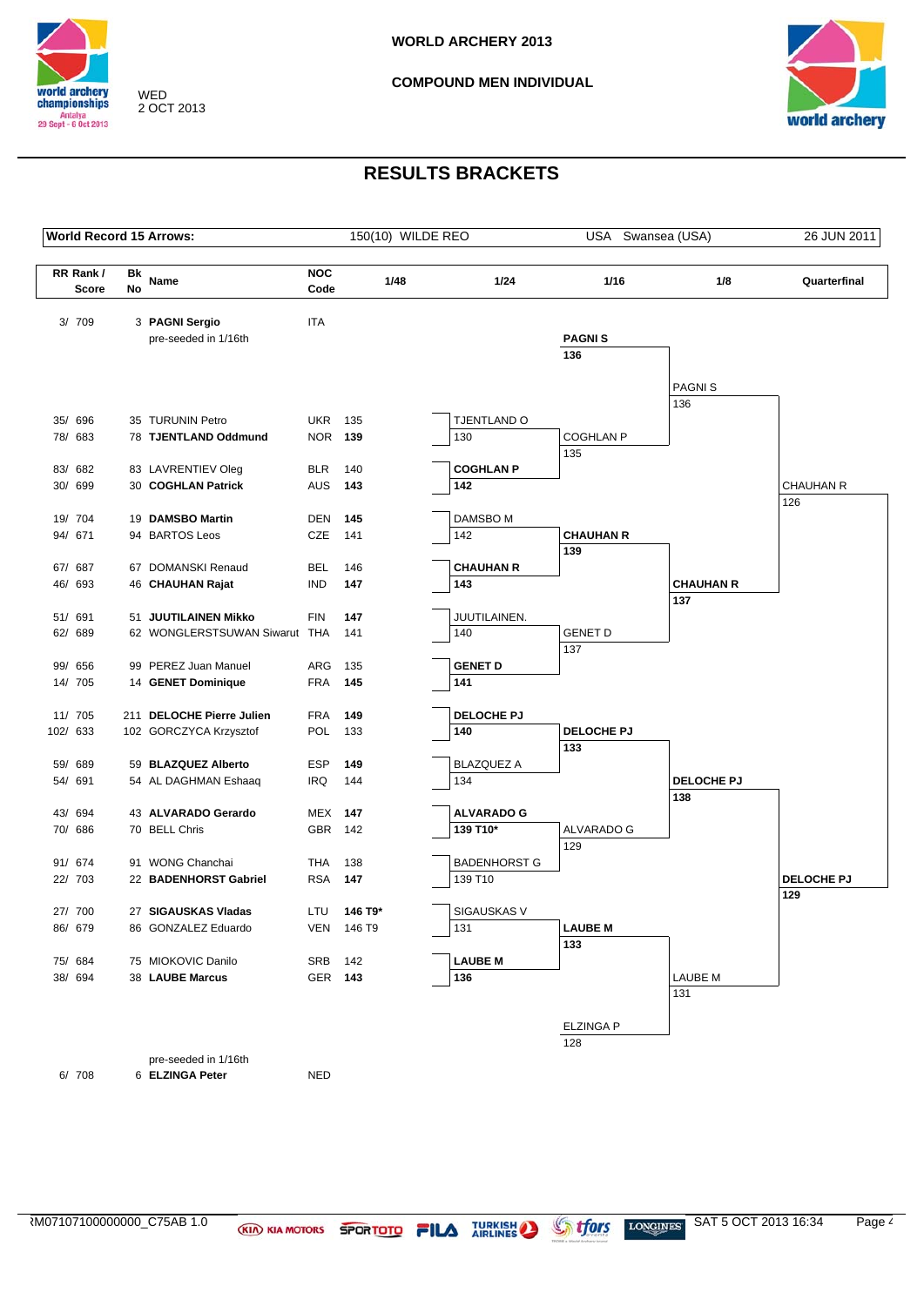**WORLD ARCHERY 2013**

**COMPOUND MEN INDIVIDUAL**

WED
2 OCT 2013

## RESULTS BRACKETS

| World Record 15 Arrows: | 150(10) WILDE REO | USA Swansea (USA) | 26 JUN 2011 |
|---|---|---|---|

| RR Rank / Score | Bk No | Name | NOC Code | 1/48 | 1/24 | 1/16 | 1/8 | Quarterfinal |
|---|---|---|---|---|---|---|---|---|
| 3/ 709 | 3 | **PAGNI Sergio** (pre-seeded in 1/16th) | ITA | | | **PAGNI S** **136** | PAGNI S 136 | |
| 35/ 696 | 35 | TURUNIN Petro | UKR | 135 | TJENTLAND O 130 | COGHLAN P 135 | | |
| 78/ 683 | 78 | **TJENTLAND Oddmund** | NOR | **139** | | | | |
| 83/ 682 | 83 | LAVRENTIEV Oleg | BLR | 140 | **COGHLAN P** **142** | | | CHAUHAN R 126 |
| 30/ 699 | 30 | **COGHLAN Patrick** | AUS | **143** | | | | |
| 19/ 704 | 19 | **DAMSBO Martin** | DEN | **145** | DAMSBO M 142 | **CHAUHAN R** **139** | | |
| 94/ 671 | 94 | BARTOS Leos | CZE | 141 | | | | |
| 67/ 687 | 67 | DOMANSKI Renaud | BEL | 146 | **CHAUHAN R** **143** | | **CHAUHAN R** **137** | |
| 46/ 693 | 46 | **CHAUHAN Rajat** | IND | **147** | | | | |
| 51/ 691 | 51 | **JUUTILAINEN Mikko** | FIN | **147** | JUUTILAINEN. 140 | GENET D 137 | | |
| 62/ 689 | 62 | WONGLERSTSUWAN Siwarut | THA | 141 | | | | |
| 99/ 656 | 99 | PEREZ Juan Manuel | ARG | 135 | **GENET D** **141** | | | |
| 14/ 705 | 14 | **GENET Dominique** | FRA | **145** | | | | |
| 11/ 705 | 211 | **DELOCHE Pierre Julien** | FRA | **149** | **DELOCHE PJ** **140** | **DELOCHE PJ** **133** | | |
| 102/ 633 | 102 | GORCZYCA Krzysztof | POL | 133 | | | | |
| 59/ 689 | 59 | **BLAZQUEZ Alberto** | ESP | **149** | BLAZQUEZ A 134 | | **DELOCHE PJ** **138** | |
| 54/ 691 | 54 | AL DAGHMAN Eshaaq | IRQ | 144 | | | | |
| 43/ 694 | 43 | **ALVARADO Gerardo** | MEX | **147** | **ALVARADO G** **139 T10*** | ALVARADO G 129 | | |
| 70/ 686 | 70 | BELL Chris | GBR | 142 | | | | |
| 91/ 674 | 91 | WONG Chanchai | THA | 138 | BADENHORST G 139 T10 | | | **DELOCHE PJ** **129** |
| 22/ 703 | 22 | **BADENHORST Gabriel** | RSA | **147** | | | | |
| 27/ 700 | 27 | **SIGAUSKAS Vladas** | LTU | **146 T9*** | SIGAUSKAS V 131 | **LAUBE M** **133** | | |
| 86/ 679 | 86 | GONZALEZ Eduardo | VEN | 146 T9 | | | | |
| 75/ 684 | 75 | MIOKOVIC Danilo | SRB | 142 | **LAUBE M** **136** | | LAUBE M 131 | |
| 38/ 694 | 38 | **LAUBE Marcus** | GER | **143** | | | | |
| 6/ 708 | 6 | **ELZINGA Peter** (pre-seeded in 1/16th) | NED | | | ELZINGA P 128 | | |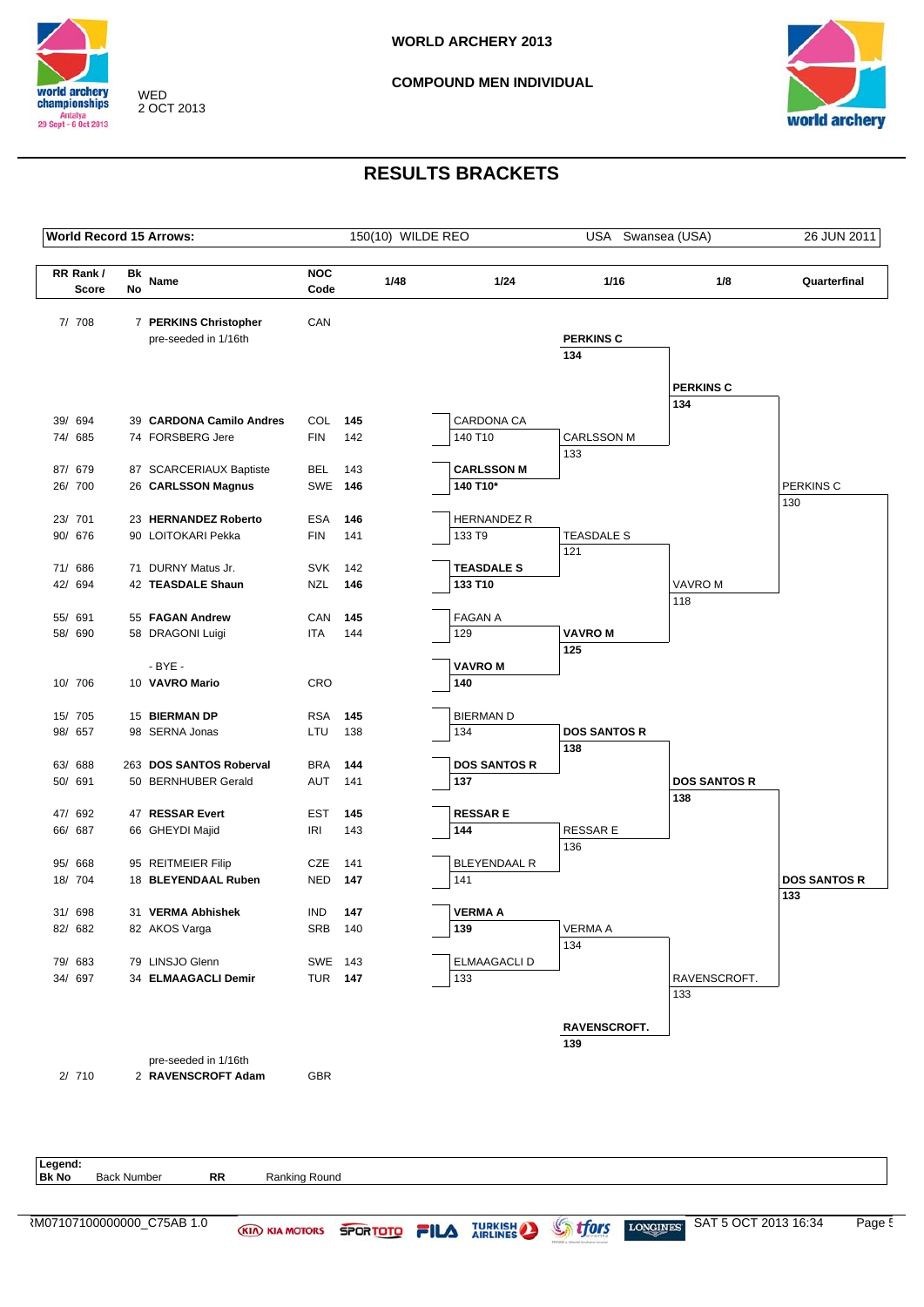# WORLD ARCHERY 2013

## COMPOUND MEN INDIVIDUAL

WED
2 OCT 2013

## RESULTS BRACKETS

| World Record 15 Arrows: | 150(10) WILDE REO | USA Swansea (USA) | 26 JUN 2011 |
|---|---|---|---|

| RR Rank / Score | Bk No | Name | NOC Code | 1/48 | 1/24 | 1/16 | 1/8 | Quarterfinal |
|---|---|---|---|---|---|---|---|---|
| 7/ 708 | 7 | **PERKINS Christopher** (pre-seeded in 1/16th) | CAN | | | **PERKINS C** 134 | **PERKINS C** 134 | PERKINS C 130 |
| 39/ 694 | 39 | **CARDONA Camilo Andres** | COL | **145** | CARDONA CA 140 T10 | CARLSSON M 133 | | |
| 74/ 685 | 74 | FORSBERG Jere | FIN | 142 | | | | |
| 87/ 679 | 87 | SCARCERIAUX Baptiste | BEL | 143 | **CARLSSON M** **140 T10*** | | | |
| 26/ 700 | 26 | **CARLSSON Magnus** | SWE | **146** | | | | |
| 23/ 701 | 23 | **HERNANDEZ Roberto** | ESA | **146** | HERNANDEZ R 133 T9 | TEASDALE S 121 | VAVRO M 118 | |
| 90/ 676 | 90 | LOITOKARI Pekka | FIN | 141 | | | | |
| 71/ 686 | 71 | DURNY Matus Jr. | SVK | 142 | **TEASDALE S** **133 T10** | | | |
| 42/ 694 | 42 | **TEASDALE Shaun** | NZL | **146** | | | | |
| 55/ 691 | 55 | **FAGAN Andrew** | CAN | **145** | FAGAN A 129 | **VAVRO M** **125** | | |
| 58/ 690 | 58 | DRAGONI Luigi | ITA | 144 | | | | |
| | | - BYE - | | | **VAVRO M** **140** | | | |
| 10/ 706 | 10 | **VAVRO Mario** | CRO | | | | | |
| 15/ 705 | 15 | **BIERMAN DP** | RSA | **145** | BIERMAN D 134 | **DOS SANTOS R** **138** | **DOS SANTOS R** **138** | **DOS SANTOS R** **133** |
| 98/ 657 | 98 | SERNA Jonas | LTU | 138 | | | | |
| 63/ 688 | 263 | **DOS SANTOS Roberval** | BRA | **144** | **DOS SANTOS R** **137** | | | |
| 50/ 691 | 50 | BERNHUBER Gerald | AUT | 141 | | | | |
| 47/ 692 | 47 | **RESSAR Evert** | EST | **145** | **RESSAR E** **144** | RESSAR E 136 | | |
| 66/ 687 | 66 | GHEYDI Majid | IRI | 143 | | | | |
| 95/ 668 | 95 | REITMEIER Filip | CZE | 141 | BLEYENDAAL R 141 | | | |
| 18/ 704 | 18 | **BLEYENDAAL Ruben** | NED | **147** | | | | |
| 31/ 698 | 31 | **VERMA Abhishek** | IND | **147** | **VERMA A** **139** | VERMA A 134 | RAVENSCROFT. 133 | |
| 82/ 682 | 82 | AKOS Varga | SRB | 140 | | | | |
| 79/ 683 | 79 | LINSJO Glenn | SWE | 143 | ELMAAGACLI D 133 | | | |
| 34/ 697 | 34 | **ELMAAGACLI Demir** | TUR | **147** | | | | |
| 2/ 710 | 2 | **RAVENSCROFT Adam** (pre-seeded in 1/16th) | GBR | | | **RAVENSCROFT.** **139** | | |

**Legend:**
**Bk No** Back Number **RR** Ranking Round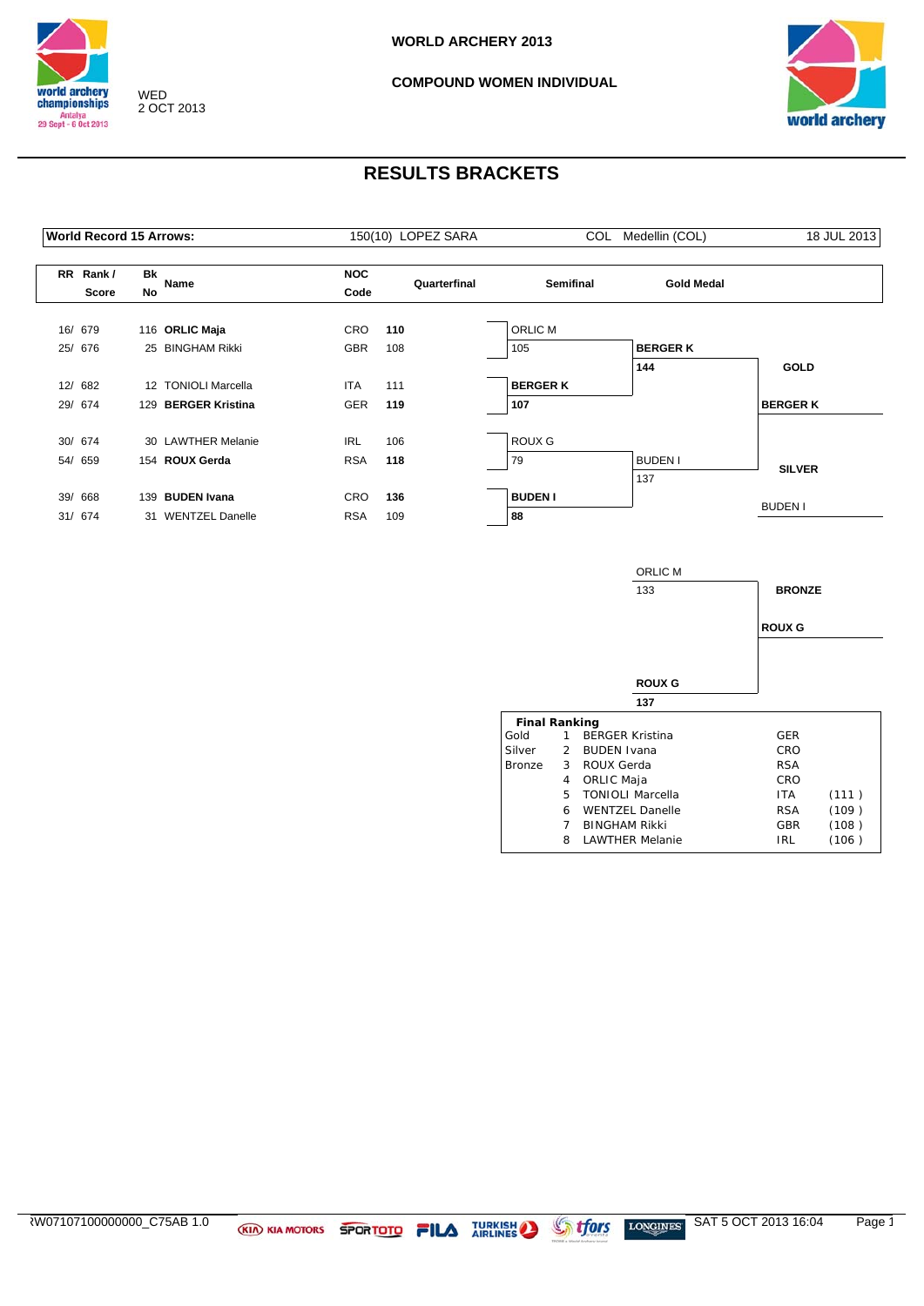WORLD ARCHERY 2013

COMPOUND WOMEN INDIVIDUAL

WED
2 OCT 2013

# RESULTS BRACKETS

| World Record 15 Arrows: | 150(10) LOPEZ SARA | COL | Medellin (COL) | 18 JUL 2013 |
|---|---|---|---|---|

| RR Rank / Score | Bk No | Name | NOC Code | Quarterfinal |
|---|---|---|---|---|
| 16/ 679 | 116 | **ORLIC Maja** | CRO | **110** |
| 25/ 676 | 25 | BINGHAM Rikki | GBR | 108 |
| 12/ 682 | 12 | TONIOLI Marcella | ITA | 111 |
| 29/ 674 | 129 | **BERGER Kristina** | GER | **119** |
| 30/ 674 | 30 | LAWTHER Melanie | IRL | 106 |
| 54/ 659 | 154 | **ROUX Gerda** | RSA | **118** |
| 39/ 668 | 139 | **BUDEN Ivana** | CRO | **136** |
| 31/ 674 | 31 | WENTZEL Danelle | RSA | 109 |

**Semifinal**

| Athlete | Score |
|---|---|
| ORLIC M | 105 |
| **BERGER K** | **107** |
| ROUX G | 79 |
| **BUDEN I** | **88** |

**Gold Medal**

| Athlete | Score |
|---|---|
| **BERGER K** | **144** |
| BUDEN I | 137 |

**GOLD**: **BERGER K**

**SILVER**: BUDEN I

**Bronze Medal**

| Athlete | Score |
|---|---|
| ORLIC M | 133 |
| **ROUX G** | **137** |

**BRONZE**: **ROUX G**

**Final Ranking**

| | | | | |
|---|---|---|---|---|
| Gold | 1 | BERGER Kristina | GER | |
| Silver | 2 | BUDEN Ivana | CRO | |
| Bronze | 3 | ROUX Gerda | RSA | |
| | 4 | ORLIC Maja | CRO | |
| | 5 | TONIOLI Marcella | ITA | (111 ) |
| | 6 | WENTZEL Danelle | RSA | (109 ) |
| | 7 | BINGHAM Rikki | GBR | (108 ) |
| | 8 | LAWTHER Melanie | IRL | (106 ) |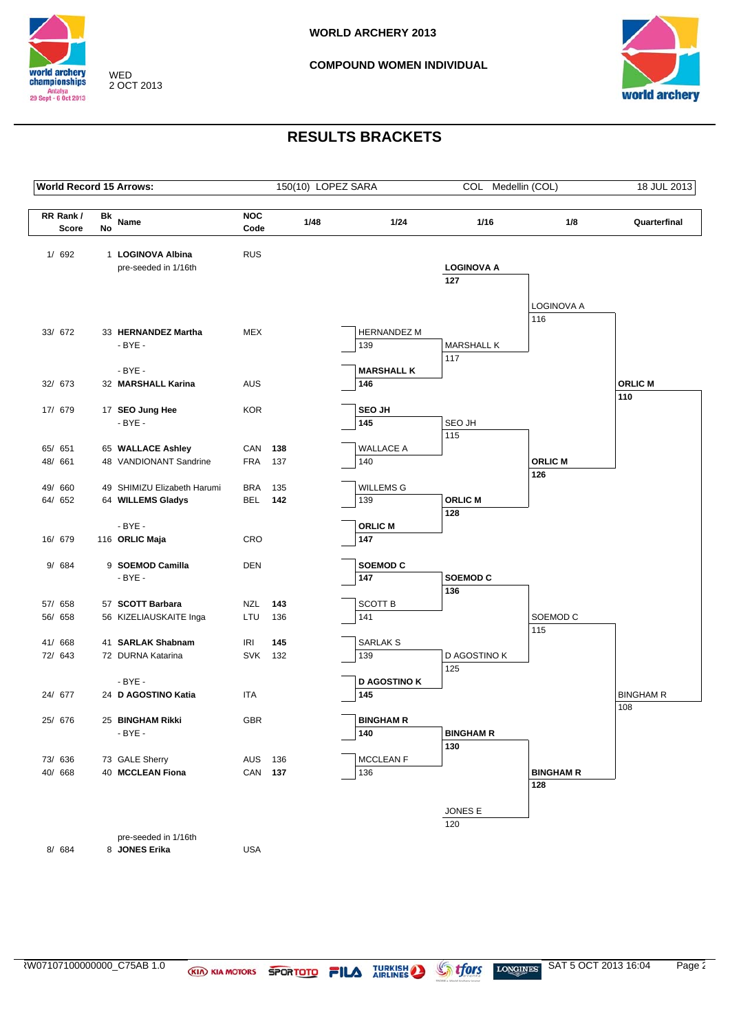WORLD ARCHERY 2013

COMPOUND WOMEN INDIVIDUAL

WED
2 OCT 2013

# RESULTS BRACKETS

| World Record 15 Arrows: | 150(10) LOPEZ SARA | COL Medellin (COL) | 18 JUL 2013 |
|---|---|---|---|

| RR Rank / Score | Bk No | Name | NOC Code | 1/48 |
|---|---|---|---|---|
| 1/ 692 | 1 | **LOGINOVA Albina** (pre-seeded in 1/16th) | RUS | |
| 33/ 672 | 33 | **HERNANDEZ Martha** | MEX | |
| | | - BYE - | | |
| | | - BYE - | | |
| 32/ 673 | 32 | **MARSHALL Karina** | AUS | |
| 17/ 679 | 17 | **SEO Jung Hee** | KOR | |
| | | - BYE - | | |
| 65/ 651 | 65 | **WALLACE Ashley** | CAN | **138** |
| 48/ 661 | 48 | VANDIONANT Sandrine | FRA | 137 |
| 49/ 660 | 49 | SHIMIZU Elizabeth Harumi | BRA | 135 |
| 64/ 652 | 64 | **WILLEMS Gladys** | BEL | **142** |
| | | - BYE - | | |
| 16/ 679 | 116 | **ORLIC Maja** | CRO | |
| 9/ 684 | 9 | **SOEMOD Camilla** | DEN | |
| | | - BYE - | | |
| 57/ 658 | 57 | **SCOTT Barbara** | NZL | **143** |
| 56/ 658 | 56 | KIZELIAUSKAITE Inga | LTU | 136 |
| 41/ 668 | 41 | **SARLAK Shabnam** | IRI | **145** |
| 72/ 643 | 72 | DURNA Katarina | SVK | 132 |
| | | - BYE - | | |
| 24/ 677 | 24 | **D AGOSTINO Katia** | ITA | |
| 25/ 676 | 25 | **BINGHAM Rikki** | GBR | |
| | | - BYE - | | |
| 73/ 636 | 73 | GALE Sherry | AUS | 136 |
| 40/ 668 | 40 | **MCCLEAN Fiona** | CAN | **137** |
| 8/ 684 | 8 | **JONES Erika** (pre-seeded in 1/16th) | USA | |

**1/24**

| Match | Winner | Loser |
|---|---|---|
| 1 | **MARSHALL K** 146 | HERNANDEZ M 139 |
| 2 | **SEO JH** 145 | WALLACE A 140 |
| 3 | **ORLIC M** 147 | WILLEMS G 139 |
| 4 | **SOEMOD C** 147 | SCOTT B 141 |
| 5 | **D AGOSTINO K** 145 | SARLAK S 139 |
| 6 | **BINGHAM R** 140 | MCCLEAN F 136 |

**1/16**

| Match | Winner | Loser |
|---|---|---|
| 1 | **LOGINOVA A** 127 | MARSHALL K 117 |
| 2 | **ORLIC M** 128 | SEO JH 115 |
| 3 | **SOEMOD C** 136 | D AGOSTINO K 125 |
| 4 | **BINGHAM R** 130 | JONES E 120 |

**1/8**

| Match | Winner | Loser |
|---|---|---|
| 1 | **ORLIC M** 126 | LOGINOVA A 116 |
| 2 | **BINGHAM R** 128 | SOEMOD C 115 |

**Quarterfinal**

| Winner | Loser |
|---|---|
| **ORLIC M** 110 | BINGHAM R 108 |

RW07107100000000_C75AB 1.0 SAT 5 OCT 2013 16:04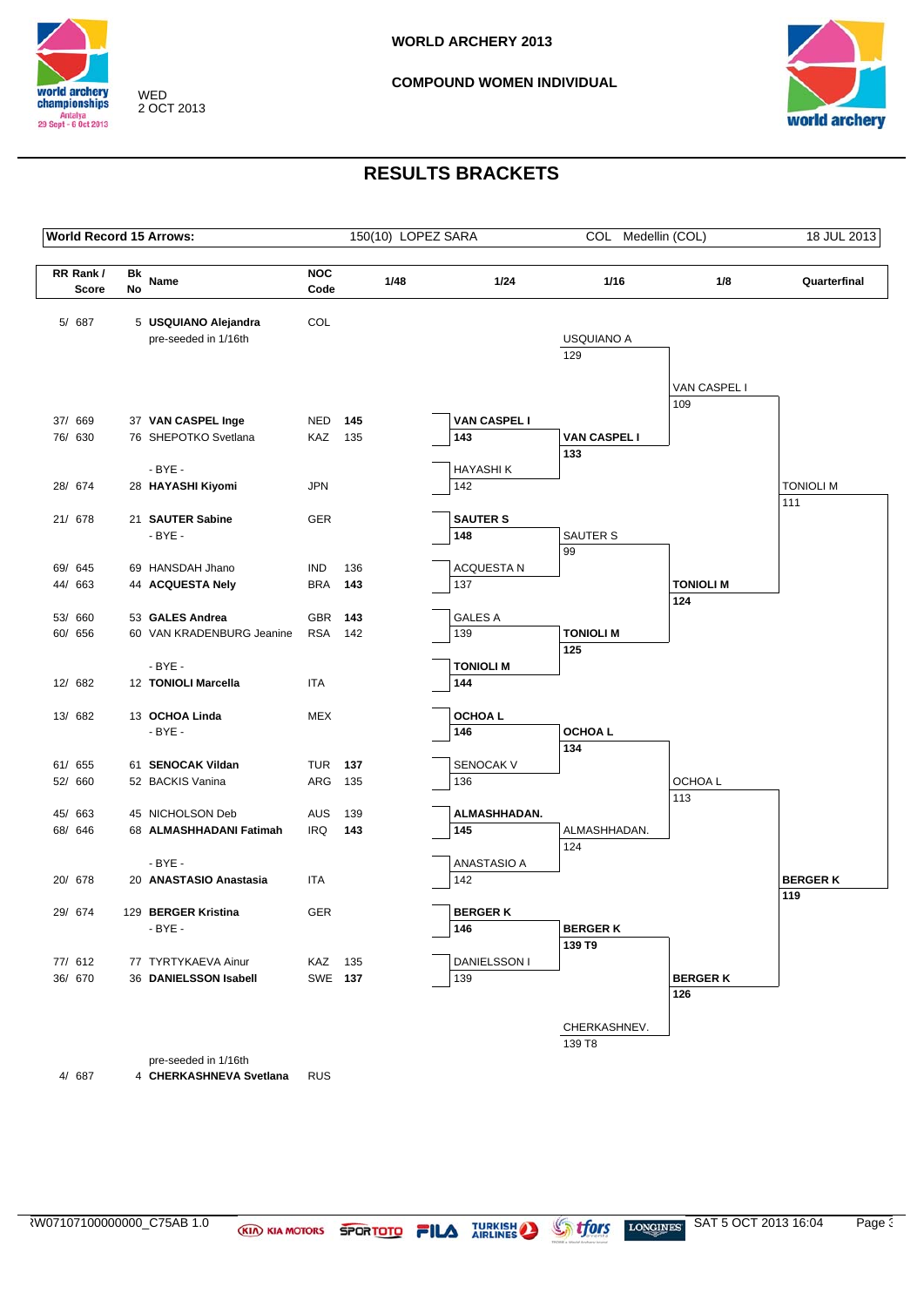WORLD ARCHERY 2013

COMPOUND WOMEN INDIVIDUAL

WED 2 OCT 2013

# RESULTS BRACKETS

| World Record 15 Arrows: | 150(10) LOPEZ SARA | COL Medellin (COL) | 18 JUL 2013 |
|---|---|---|---|

| RR Rank / Score | Bk No | Name | NOC Code | 1/48 | 1/24 | 1/16 | 1/8 | Quarterfinal |
|---|---|---|---|---|---|---|---|---|
| 5/ 687 | 5 | **USQUIANO Alejandra** (pre-seeded in 1/16th) | COL | | | USQUIANO A 129 | | |
| | | | | | | | VAN CASPEL I 109 | |
| 37/ 669 | 37 | **VAN CASPEL Inge** | NED | **145** | **VAN CASPEL I** **143** | | | |
| 76/ 630 | 76 | SHEPOTKO Svetlana | KAZ | 135 | | **VAN CASPEL I** **133** | | |
| | | - BYE - | | | | | | |
| 28/ 674 | 28 | **HAYASHI Kiyomi** | JPN | | HAYASHI K 142 | | | TONIOLI M 111 |
| 21/ 678 | 21 | **SAUTER Sabine** | GER | | **SAUTER S** **148** | | | |
| | | - BYE - | | | | SAUTER S 99 | | |
| 69/ 645 | 69 | HANSDAH Jhano | IND | 136 | | | | |
| 44/ 663 | 44 | **ACQUESTA Nely** | BRA | **143** | ACQUESTA N 137 | | **TONIOLI M** **124** | |
| 53/ 660 | 53 | **GALES Andrea** | GBR | **143** | | | | |
| 60/ 656 | 60 | VAN KRADENBURG Jeanine | RSA | 142 | GALES A 139 | **TONIOLI M** **125** | | |
| | | - BYE - | | | | | | |
| 12/ 682 | 12 | **TONIOLI Marcella** | ITA | | **TONIOLI M** **144** | | | |
| 13/ 682 | 13 | **OCHOA Linda** | MEX | | **OCHOA L** **146** | | | |
| | | - BYE - | | | | **OCHOA L** **134** | | |
| 61/ 655 | 61 | **SENOCAK Vildan** | TUR | **137** | | | | |
| 52/ 660 | 52 | BACKIS Vanina | ARG | 135 | SENOCAK V 136 | | OCHOA L 113 | |
| 45/ 663 | 45 | NICHOLSON Deb | AUS | 139 | | | | |
| 68/ 646 | 68 | **ALMASHHADANI Fatimah** | IRQ | **143** | **ALMASHHADAN.** **145** | ALMASHHADAN. 124 | | |
| | | - BYE - | | | | | | |
| 20/ 678 | 20 | **ANASTASIO Anastasia** | ITA | | ANASTASIO A 142 | | | **BERGER K** **119** |
| 29/ 674 | 129 | **BERGER Kristina** | GER | | **BERGER K** **146** | | | |
| | | - BYE - | | | | **BERGER K** **139 T9** | | |
| 77/ 612 | 77 | TYRTYKAEVA Ainur | KAZ | 135 | | | | |
| 36/ 670 | 36 | **DANIELSSON Isabell** | SWE | **137** | DANIELSSON I 139 | | **BERGER K** **126** | |
| | | | | | | CHERKASHNEV. 139 T8 | | |
| 4/ 687 | 4 | **CHERKASHNEVA Svetlana** (pre-seeded in 1/16th) | RUS | | | | | |

RW07107100000000_C75AB 1.0 — SAT 5 OCT 2013 16:04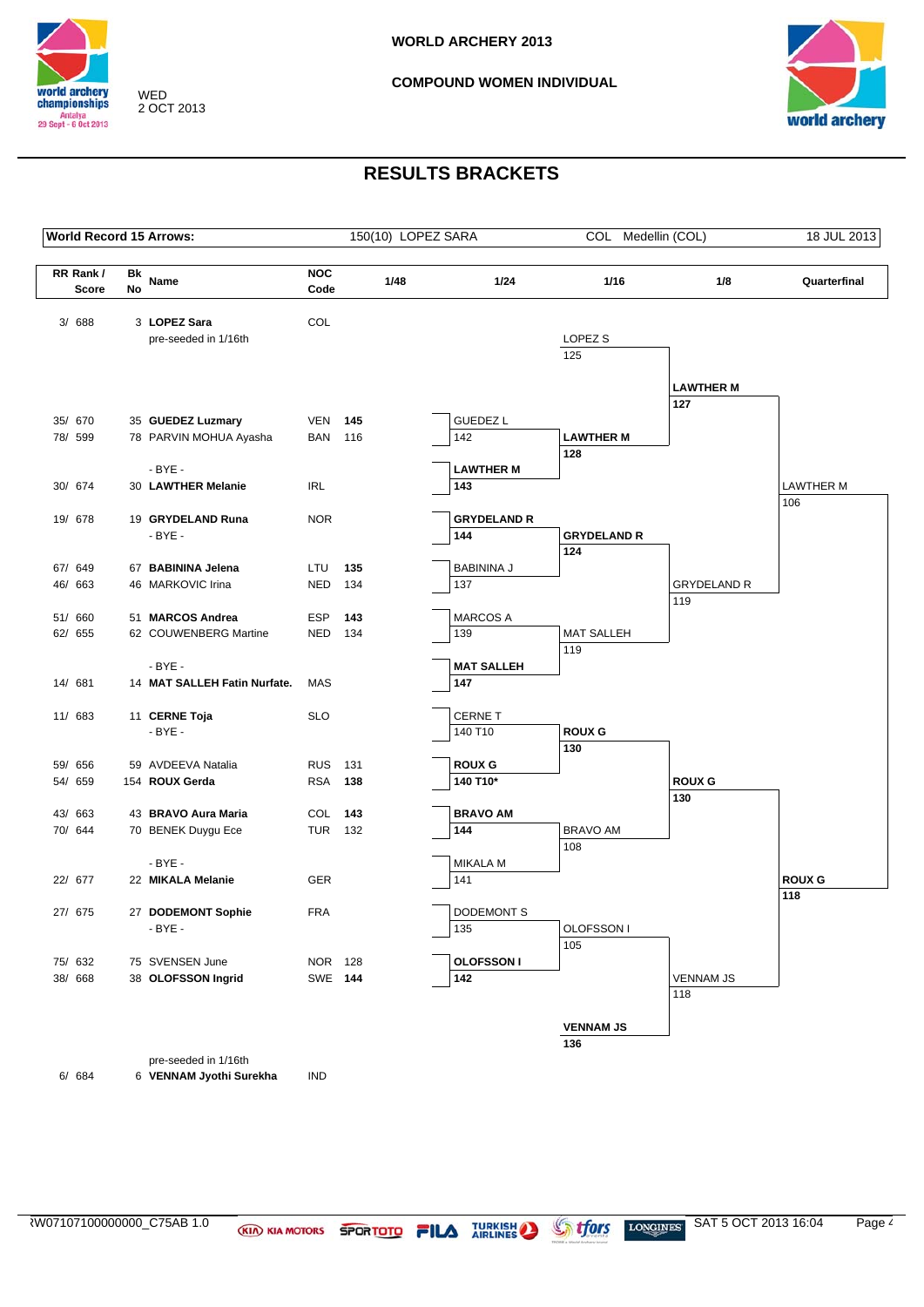WORLD ARCHERY 2013

COMPOUND WOMEN INDIVIDUAL

WED 2 OCT 2013

# RESULTS BRACKETS

| World Record 15 Arrows: | 150(10) LOPEZ SARA | COL Medellin (COL) | 18 JUL 2013 |
|---|---|---|---|

| RR Rank / Score | Bk No | Name | NOC Code | 1/48 | 1/24 | 1/16 | 1/8 | Quarterfinal |
|---|---|---|---|---|---|---|---|---|
| 3/ 688 | 3 | **LOPEZ Sara** (pre-seeded in 1/16th) | COL | | | LOPEZ S 125 | | |
| | | | | | | | **LAWTHER M 127** | |
| 35/ 670 | 35 | **GUEDEZ Luzmary** | VEN | **145** | GUEDEZ L 142 | | | |
| 78/ 599 | 78 | PARVIN MOHUA Ayasha | BAN | 116 | | **LAWTHER M 128** | | |
| | | - BYE - | | | | | | |
| 30/ 674 | 30 | **LAWTHER Melanie** | IRL | | **LAWTHER M 143** | | | LAWTHER M 106 |
| 19/ 678 | 19 | **GRYDELAND Runa** | NOR | | **GRYDELAND R 144** | | | |
| | | - BYE - | | | | **GRYDELAND R 124** | | |
| 67/ 649 | 67 | **BABININA Jelena** | LTU | **135** | BABININA J 137 | | | |
| 46/ 663 | 46 | MARKOVIC Irina | NED | 134 | | | GRYDELAND R 119 | |
| 51/ 660 | 51 | **MARCOS Andrea** | ESP | **143** | MARCOS A 139 | | | |
| 62/ 655 | 62 | COUWENBERG Martine | NED | 134 | | MAT SALLEH 119 | | |
| | | - BYE - | | | | | | |
| 14/ 681 | 14 | **MAT SALLEH Fatin Nurfate.** | MAS | | **MAT SALLEH 147** | | | |
| 11/ 683 | 11 | **CERNE Toja** | SLO | | CERNE T 140 T10 | | | |
| | | - BYE - | | | | **ROUX G 130** | | |
| 59/ 656 | 59 | AVDEEVA Natalia | RUS | 131 | **ROUX G 140 T10*** | | | |
| 54/ 659 | 154 | **ROUX Gerda** | RSA | **138** | | | **ROUX G 130** | |
| 43/ 663 | 43 | **BRAVO Aura Maria** | COL | **143** | **BRAVO AM 144** | | | |
| 70/ 644 | 70 | BENEK Duygu Ece | TUR | 132 | | BRAVO AM 108 | | |
| | | - BYE - | | | | | | |
| 22/ 677 | 22 | **MIKALA Melanie** | GER | | MIKALA M 141 | | | **ROUX G 118** |
| 27/ 675 | 27 | **DODEMONT Sophie** | FRA | | DODEMONT S 135 | | | |
| | | - BYE - | | | | OLOFSSON I 105 | | |
| 75/ 632 | 75 | SVENSEN June | NOR | 128 | **OLOFSSON I 142** | | | |
| 38/ 668 | 38 | **OLOFSSON Ingrid** | SWE | **144** | | | VENNAM JS 118 | |
| | | | | | | **VENNAM JS 136** | | |
| 6/ 684 | 6 | **VENNAM Jyothi Surekha** (pre-seeded in 1/16th) | IND | | | | | |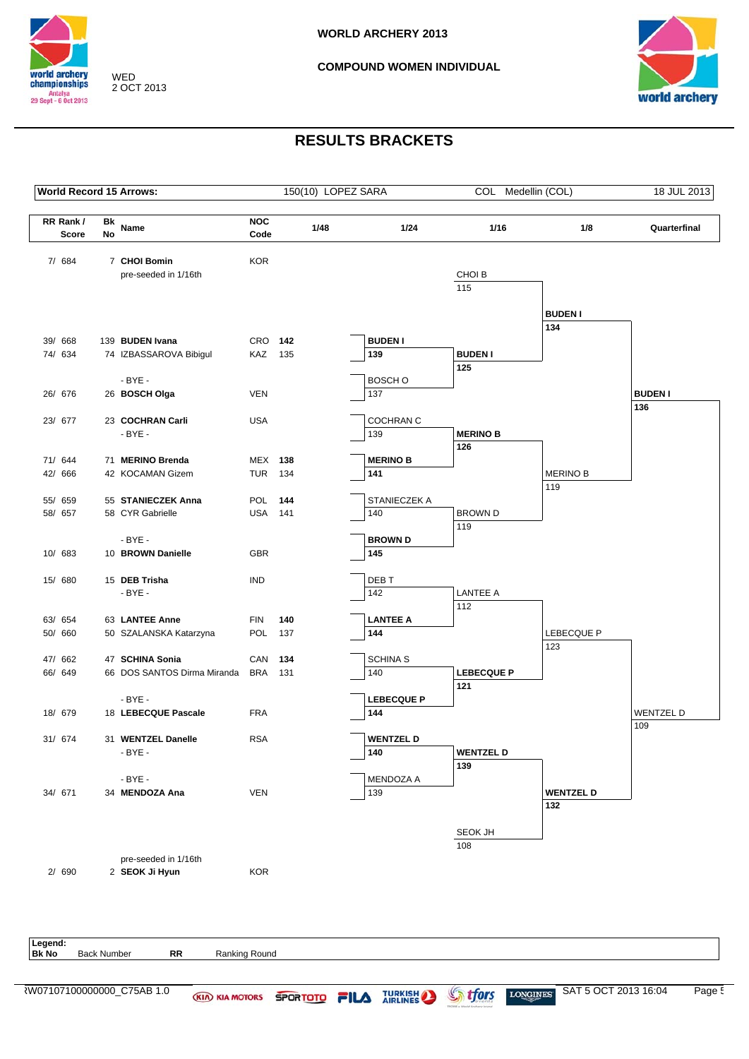# WORLD ARCHERY 2013

## COMPOUND WOMEN INDIVIDUAL

WED
2 OCT 2013

## RESULTS BRACKETS

| World Record 15 Arrows: | 150(10) LOPEZ SARA | COL Medellin (COL) | 18 JUL 2013 |
|---|---|---|---|

| RR Rank / Score | Bk No | Name | NOC Code | 1/48 | 1/24 | 1/16 | 1/8 | Quarterfinal |
|---|---|---|---|---|---|---|---|---|
| 7/ 684 | 7 | **CHOI Bomin** (pre-seeded in 1/16th) | KOR | | | CHOI B 115 | | |
| 39/ 668 | 139 | **BUDEN Ivana** | CRO | **142** | **BUDEN I 139** | **BUDEN I 125** | **BUDEN I 134** | **BUDEN I 136** |
| 74/ 634 | 74 | IZBASSAROVA Bibigul | KAZ | 135 | | | | |
| | | - BYE - | | | | | | |
| 26/ 676 | 26 | **BOSCH Olga** | VEN | | BOSCH O 137 | | | |
| 23/ 677 | 23 | **COCHRAN Carli** | USA | | COCHRAN C 139 | | | |
| | | - BYE - | | | | | | |
| 71/ 644 | 71 | **MERINO Brenda** | MEX | **138** | **MERINO B 141** | **MERINO B 126** | MERINO B 119 | |
| 42/ 666 | 42 | KOCAMAN Gizem | TUR | 134 | | | | |
| 55/ 659 | 55 | **STANIECZEK Anna** | POL | **144** | STANIECZEK A 140 | | | |
| 58/ 657 | 58 | CYR Gabrielle | USA | 141 | | | | |
| | | - BYE - | | | | | | |
| 10/ 683 | 10 | **BROWN Danielle** | GBR | | **BROWN D 145** | BROWN D 119 | | |
| 15/ 680 | 15 | **DEB Trisha** | IND | | DEB T 142 | | | |
| | | - BYE - | | | | | | |
| 63/ 654 | 63 | **LANTEE Anne** | FIN | **140** | **LANTEE A 144** | LANTEE A 112 | | |
| 50/ 660 | 50 | SZALANSKA Katarzyna | POL | 137 | | | | |
| 47/ 662 | 47 | **SCHINA Sonia** | CAN | **134** | SCHINA S 140 | | | |
| 66/ 649 | 66 | DOS SANTOS Dirma Miranda | BRA | 131 | | | | |
| | | - BYE - | | | | | | |
| 18/ 679 | 18 | **LEBECQUE Pascale** | FRA | | **LEBECQUE P 144** | **LEBECQUE P 121** | LEBECQUE P 123 | WENTZEL D 109 |
| 31/ 674 | 31 | **WENTZEL Danelle** | RSA | | **WENTZEL D 140** | **WENTZEL D 139** | **WENTZEL D 132** | |
| | | - BYE - | | | | | | |
| | | - BYE - | | | | | | |
| 34/ 671 | 34 | **MENDOZA Ana** | VEN | | MENDOZA A 139 | | | |
| 2/ 690 | 2 | **SEOK Ji Hyun** (pre-seeded in 1/16th) | KOR | | | SEOK JH 108 | | |

**Legend:**
**Bk No** Back Number **RR** Ranking Round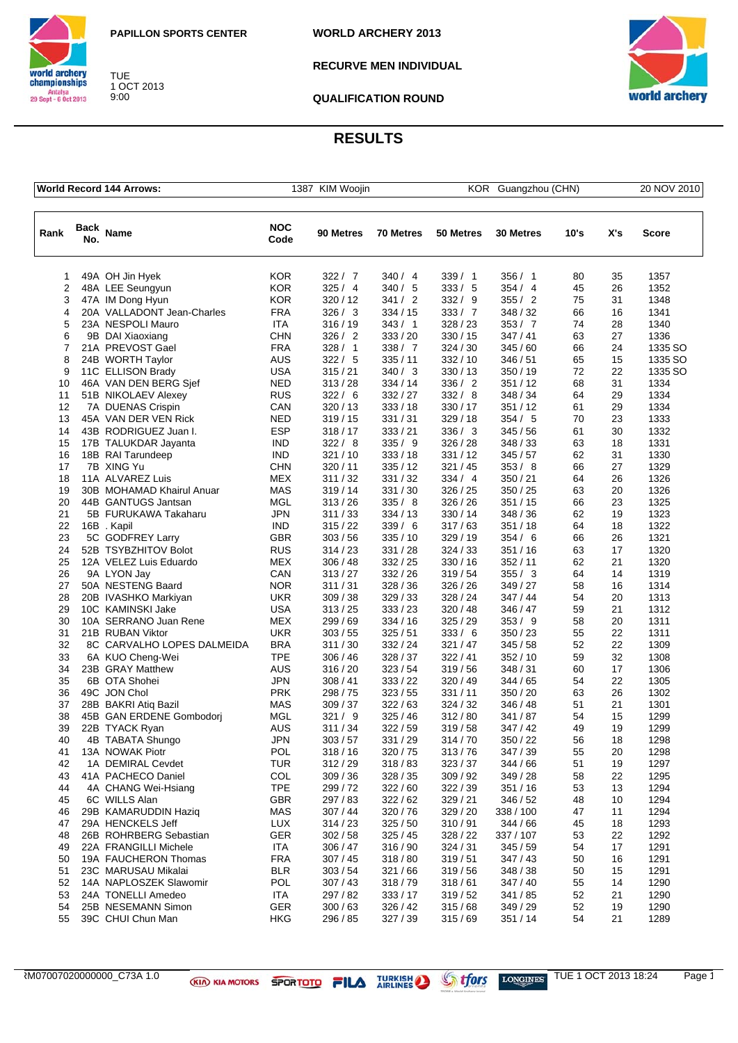PAPILLON SPORTS CENTER

TUE
1 OCT 2013
9:00

WORLD ARCHERY 2013

RECURVE MEN INDIVIDUAL

QUALIFICATION ROUND

# RESULTS

| World Record 144 Arrows: | 1387 KIM Woojin | KOR Guangzhou (CHN) | 20 NOV 2010 |
|---|---|---|---|

| Rank | Back No. | Name | NOC Code | 90 Metres | 70 Metres | 50 Metres | 30 Metres | 10's | X's | Score |
|---|---|---|---|---|---|---|---|---|---|---|
| 1 | 49A | OH Jin Hyek | KOR | 322 / 7 | 340 / 4 | 339 / 1 | 356 / 1 | 80 | 35 | 1357 |
| 2 | 48A | LEE Seungyun | KOR | 325 / 4 | 340 / 5 | 333 / 5 | 354 / 4 | 45 | 26 | 1352 |
| 3 | 47A | IM Dong Hyun | KOR | 320 / 12 | 341 / 2 | 332 / 9 | 355 / 2 | 75 | 31 | 1348 |
| 4 | 20A | VALLADONT Jean-Charles | FRA | 326 / 3 | 334 / 15 | 333 / 7 | 348 / 32 | 66 | 16 | 1341 |
| 5 | 23A | NESPOLI Mauro | ITA | 316 / 19 | 343 / 1 | 328 / 23 | 353 / 7 | 74 | 28 | 1340 |
| 6 | 9B | DAI Xiaoxiang | CHN | 326 / 2 | 333 / 20 | 330 / 15 | 347 / 41 | 63 | 27 | 1336 |
| 7 | 21A | PREVOST Gael | FRA | 328 / 1 | 338 / 7 | 324 / 30 | 345 / 60 | 66 | 24 | 1335 SO |
| 8 | 24B | WORTH Taylor | AUS | 322 / 5 | 335 / 11 | 332 / 10 | 346 / 51 | 65 | 15 | 1335 SO |
| 9 | 11C | ELLISON Brady | USA | 315 / 21 | 340 / 3 | 330 / 13 | 350 / 19 | 72 | 22 | 1335 SO |
| 10 | 46A | VAN DEN BERG Sjef | NED | 313 / 28 | 334 / 14 | 336 / 2 | 351 / 12 | 68 | 31 | 1334 |
| 11 | 51B | NIKOLAEV Alexey | RUS | 322 / 6 | 332 / 27 | 332 / 8 | 348 / 34 | 64 | 29 | 1334 |
| 12 | 7A | DUENAS Crispin | CAN | 320 / 13 | 333 / 18 | 330 / 17 | 351 / 12 | 61 | 29 | 1334 |
| 13 | 45A | VAN DER VEN Rick | NED | 319 / 15 | 331 / 31 | 329 / 18 | 354 / 5 | 70 | 23 | 1333 |
| 14 | 43B | RODRIGUEZ Juan I. | ESP | 318 / 17 | 333 / 21 | 336 / 3 | 345 / 56 | 61 | 30 | 1332 |
| 15 | 17B | TALUKDAR Jayanta | IND | 322 / 8 | 335 / 9 | 326 / 28 | 348 / 33 | 63 | 18 | 1331 |
| 16 | 18B | RAI Tarundeep | IND | 321 / 10 | 333 / 18 | 331 / 12 | 345 / 57 | 62 | 31 | 1330 |
| 17 | 7B | XING Yu | CHN | 320 / 11 | 335 / 12 | 321 / 45 | 353 / 8 | 66 | 27 | 1329 |
| 18 | 11A | ALVAREZ Luis | MEX | 311 / 32 | 331 / 32 | 334 / 4 | 350 / 21 | 64 | 26 | 1326 |
| 19 | 30B | MOHAMAD Khairul Anuar | MAS | 319 / 14 | 331 / 30 | 326 / 25 | 350 / 25 | 63 | 20 | 1326 |
| 20 | 44B | GANTUGS Jantsan | MGL | 313 / 26 | 335 / 8 | 326 / 26 | 351 / 15 | 66 | 23 | 1325 |
| 21 | 5B | FURUKAWA Takaharu | JPN | 311 / 33 | 334 / 13 | 330 / 14 | 348 / 36 | 62 | 19 | 1323 |
| 22 | 16B | . Kapil | IND | 315 / 22 | 339 / 6 | 317 / 63 | 351 / 18 | 64 | 18 | 1322 |
| 23 | 5C | GODFREY Larry | GBR | 303 / 56 | 335 / 10 | 329 / 19 | 354 / 6 | 66 | 26 | 1321 |
| 24 | 52B | TSYBZHITOV Bolot | RUS | 314 / 23 | 331 / 28 | 324 / 33 | 351 / 16 | 63 | 17 | 1320 |
| 25 | 12A | VELEZ Luis Eduardo | MEX | 306 / 48 | 332 / 25 | 330 / 16 | 352 / 11 | 62 | 21 | 1320 |
| 26 | 9A | LYON Jay | CAN | 313 / 27 | 332 / 26 | 319 / 54 | 355 / 3 | 64 | 14 | 1319 |
| 27 | 50A | NESTENG Baard | NOR | 311 / 31 | 328 / 36 | 326 / 26 | 349 / 27 | 58 | 16 | 1314 |
| 28 | 20B | IVASHKO Markiyan | UKR | 309 / 38 | 329 / 33 | 328 / 24 | 347 / 44 | 54 | 20 | 1313 |
| 29 | 10C | KAMINSKI Jake | USA | 313 / 25 | 333 / 23 | 320 / 48 | 346 / 47 | 59 | 21 | 1312 |
| 30 | 10A | SERRANO Juan Rene | MEX | 299 / 69 | 334 / 16 | 325 / 29 | 353 / 9 | 58 | 20 | 1311 |
| 31 | 21B | RUBAN Viktor | UKR | 303 / 55 | 325 / 51 | 333 / 6 | 350 / 23 | 55 | 22 | 1311 |
| 32 | 8C | CARVALHO LOPES DALMEIDA | BRA | 311 / 30 | 332 / 24 | 321 / 47 | 345 / 58 | 52 | 22 | 1309 |
| 33 | 6A | KUO Cheng-Wei | TPE | 306 / 46 | 328 / 37 | 322 / 41 | 352 / 10 | 59 | 32 | 1308 |
| 34 | 23B | GRAY Matthew | AUS | 316 / 20 | 323 / 54 | 319 / 56 | 348 / 31 | 60 | 17 | 1306 |
| 35 | 6B | OTA Shohei | JPN | 308 / 41 | 333 / 22 | 320 / 49 | 344 / 65 | 54 | 22 | 1305 |
| 36 | 49C | JON Chol | PRK | 298 / 75 | 323 / 55 | 331 / 11 | 350 / 20 | 63 | 26 | 1302 |
| 37 | 28B | BAKRI Atiq Bazil | MAS | 309 / 37 | 322 / 63 | 324 / 32 | 346 / 48 | 51 | 21 | 1301 |
| 38 | 45B | GAN ERDENE Gombodorj | MGL | 321 / 9 | 325 / 46 | 312 / 80 | 341 / 87 | 54 | 15 | 1299 |
| 39 | 22B | TYACK Ryan | AUS | 311 / 34 | 322 / 59 | 319 / 58 | 347 / 42 | 49 | 19 | 1299 |
| 40 | 4B | TABATA Shungo | JPN | 303 / 57 | 331 / 29 | 314 / 70 | 350 / 22 | 56 | 18 | 1298 |
| 41 | 13A | NOWAK Piotr | POL | 318 / 16 | 320 / 75 | 313 / 76 | 347 / 39 | 55 | 20 | 1298 |
| 42 | 1A | DEMIRAL Cevdet | TUR | 312 / 29 | 318 / 83 | 323 / 37 | 344 / 66 | 51 | 19 | 1297 |
| 43 | 41A | PACHECO Daniel | COL | 309 / 36 | 328 / 35 | 309 / 92 | 349 / 28 | 58 | 22 | 1295 |
| 44 | 4A | CHANG Wei-Hsiang | TPE | 299 / 72 | 322 / 60 | 322 / 39 | 351 / 16 | 53 | 13 | 1294 |
| 45 | 6C | WILLS Alan | GBR | 297 / 83 | 322 / 62 | 329 / 21 | 346 / 52 | 48 | 10 | 1294 |
| 46 | 29B | KAMARUDDIN Haziq | MAS | 307 / 44 | 320 / 76 | 329 / 20 | 338 / 100 | 47 | 11 | 1294 |
| 47 | 29A | HENCKELS Jeff | LUX | 314 / 23 | 325 / 50 | 310 / 91 | 344 / 66 | 45 | 18 | 1293 |
| 48 | 26B | ROHRBERG Sebastian | GER | 302 / 58 | 325 / 45 | 328 / 22 | 337 / 107 | 53 | 22 | 1292 |
| 49 | 22A | FRANGILLI Michele | ITA | 306 / 47 | 316 / 90 | 324 / 31 | 345 / 59 | 54 | 17 | 1291 |
| 50 | 19A | FAUCHERON Thomas | FRA | 307 / 45 | 318 / 80 | 319 / 51 | 347 / 43 | 50 | 16 | 1291 |
| 51 | 23C | MARUSAU Mikalai | BLR | 303 / 54 | 321 / 66 | 319 / 56 | 348 / 38 | 50 | 15 | 1291 |
| 52 | 14A | NAPLOSZEK Slawomir | POL | 307 / 43 | 318 / 79 | 318 / 61 | 347 / 40 | 55 | 14 | 1290 |
| 53 | 24A | TONELLI Amedeo | ITA | 297 / 82 | 333 / 17 | 319 / 52 | 341 / 85 | 52 | 21 | 1290 |
| 54 | 25B | NESEMANN Simon | GER | 300 / 63 | 326 / 42 | 315 / 68 | 349 / 29 | 52 | 19 | 1290 |
| 55 | 39C | CHUI Chun Man | HKG | 296 / 85 | 327 / 39 | 315 / 69 | 351 / 14 | 54 | 21 | 1289 |

RM07007020000000_C73A 1.0 TUE 1 OCT 2013 18:24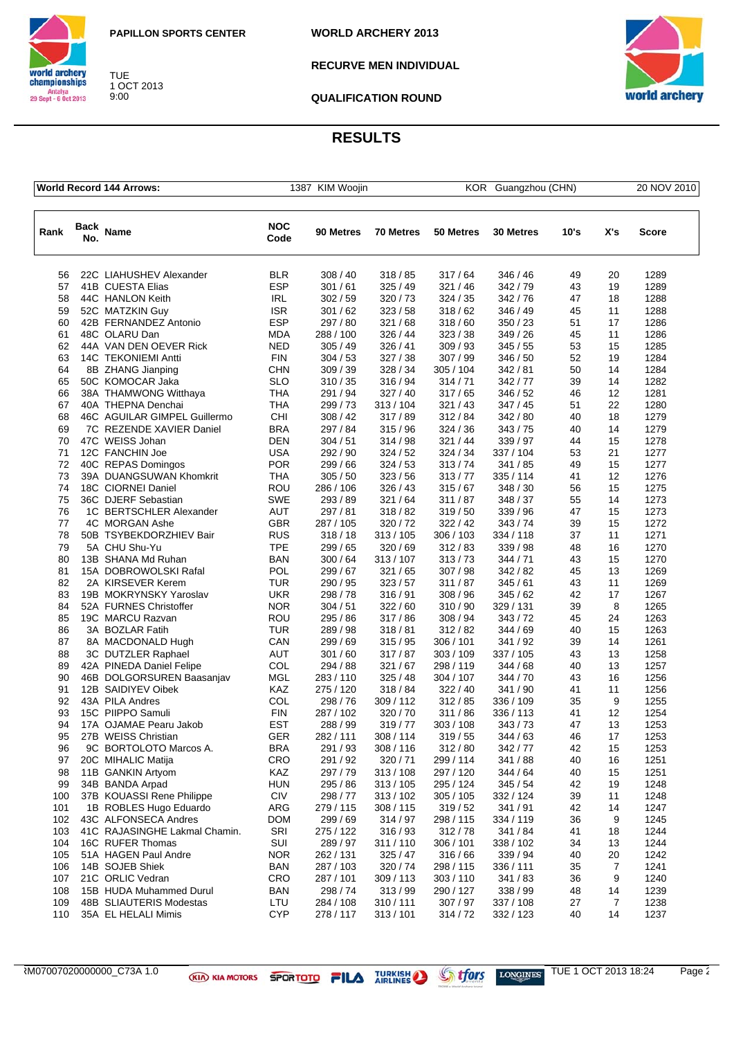PAPILLON SPORTS CENTER

TUE
1 OCT 2013
9:00

WORLD ARCHERY 2013

RECURVE MEN INDIVIDUAL

QUALIFICATION ROUND

# RESULTS

| World Record 144 Arrows: | 1387 KIM Woojin | KOR Guangzhou (CHN) | 20 NOV 2010 |
|---|---|---|---|

| Rank | Back No. | Name | NOC Code | 90 Metres | 70 Metres | 50 Metres | 30 Metres | 10's | X's | Score |
|---|---|---|---|---|---|---|---|---|---|---|
| 56 | 22C | LIAHUSHEV Alexander | BLR | 308 / 40 | 318 / 85 | 317 / 64 | 346 / 46 | 49 | 20 | 1289 |
| 57 | 41B | CUESTA Elias | ESP | 301 / 61 | 325 / 49 | 321 / 46 | 342 / 79 | 43 | 19 | 1289 |
| 58 | 44C | HANLON Keith | IRL | 302 / 59 | 320 / 73 | 324 / 35 | 342 / 76 | 47 | 18 | 1288 |
| 59 | 52C | MATZKIN Guy | ISR | 301 / 62 | 323 / 58 | 318 / 62 | 346 / 49 | 45 | 11 | 1288 |
| 60 | 42B | FERNANDEZ Antonio | ESP | 297 / 80 | 321 / 68 | 318 / 60 | 350 / 23 | 51 | 17 | 1286 |
| 61 | 48C | OLARU Dan | MDA | 288 / 100 | 326 / 44 | 323 / 38 | 349 / 26 | 45 | 11 | 1286 |
| 62 | 44A | VAN DEN OEVER Rick | NED | 305 / 49 | 326 / 41 | 309 / 93 | 345 / 55 | 53 | 15 | 1285 |
| 63 | 14C | TEKONIEMI Antti | FIN | 304 / 53 | 327 / 38 | 307 / 99 | 346 / 50 | 52 | 19 | 1284 |
| 64 | 8B | ZHANG Jianping | CHN | 309 / 39 | 328 / 34 | 305 / 104 | 342 / 81 | 50 | 14 | 1284 |
| 65 | 50C | KOMOCAR Jaka | SLO | 310 / 35 | 316 / 94 | 314 / 71 | 342 / 77 | 39 | 14 | 1282 |
| 66 | 38A | THAMWONG Witthaya | THA | 291 / 94 | 327 / 40 | 317 / 65 | 346 / 52 | 46 | 12 | 1281 |
| 67 | 40A | THEPNA Denchai | THA | 299 / 73 | 313 / 104 | 321 / 43 | 347 / 45 | 51 | 22 | 1280 |
| 68 | 46C | AGUILAR GIMPEL Guillermo | CHI | 308 / 42 | 317 / 89 | 312 / 84 | 342 / 80 | 40 | 18 | 1279 |
| 69 | 7C | REZENDE XAVIER Daniel | BRA | 297 / 84 | 315 / 96 | 324 / 36 | 343 / 75 | 40 | 14 | 1279 |
| 70 | 47C | WEISS Johan | DEN | 304 / 51 | 314 / 98 | 321 / 44 | 339 / 97 | 44 | 15 | 1278 |
| 71 | 12C | FANCHIN Joe | USA | 292 / 90 | 324 / 52 | 324 / 34 | 337 / 104 | 53 | 21 | 1277 |
| 72 | 40C | REPAS Domingos | POR | 299 / 66 | 324 / 53 | 313 / 74 | 341 / 85 | 49 | 15 | 1277 |
| 73 | 39A | DUANGSUWAN Khomkrit | THA | 305 / 50 | 323 / 56 | 313 / 77 | 335 / 114 | 41 | 12 | 1276 |
| 74 | 18C | CIORNEI Daniel | ROU | 286 / 106 | 326 / 43 | 315 / 67 | 348 / 30 | 56 | 15 | 1275 |
| 75 | 36C | DJERF Sebastian | SWE | 293 / 89 | 321 / 64 | 311 / 87 | 348 / 37 | 55 | 14 | 1273 |
| 76 | 1C | BERTSCHLER Alexander | AUT | 297 / 81 | 318 / 82 | 319 / 50 | 339 / 96 | 47 | 15 | 1273 |
| 77 | 4C | MORGAN Ashe | GBR | 287 / 105 | 320 / 72 | 322 / 42 | 343 / 74 | 39 | 15 | 1272 |
| 78 | 50B | TSYBEKDORZHIEV Bair | RUS | 318 / 18 | 313 / 105 | 306 / 103 | 334 / 118 | 37 | 11 | 1271 |
| 79 | 5A | CHU Shu-Yu | TPE | 299 / 65 | 320 / 69 | 312 / 83 | 339 / 98 | 48 | 16 | 1270 |
| 80 | 13B | SHANA Md Ruhan | BAN | 300 / 64 | 313 / 107 | 313 / 73 | 344 / 71 | 43 | 15 | 1270 |
| 81 | 15A | DOBROWOLSKI Rafal | POL | 299 / 67 | 321 / 65 | 307 / 98 | 342 / 82 | 45 | 13 | 1269 |
| 82 | 2A | KIRSEVER Kerem | TUR | 290 / 95 | 323 / 57 | 311 / 87 | 345 / 61 | 43 | 11 | 1269 |
| 83 | 19B | MOKRYNSKY Yaroslav | UKR | 298 / 78 | 316 / 91 | 308 / 96 | 345 / 62 | 42 | 17 | 1267 |
| 84 | 52A | FURNES Christoffer | NOR | 304 / 51 | 322 / 60 | 310 / 90 | 329 / 131 | 39 | 8 | 1265 |
| 85 | 19C | MARCU Razvan | ROU | 295 / 86 | 317 / 86 | 308 / 94 | 343 / 72 | 45 | 24 | 1263 |
| 86 | 3A | BOZLAR Fatih | TUR | 289 / 98 | 318 / 81 | 312 / 82 | 344 / 69 | 40 | 15 | 1263 |
| 87 | 8A | MACDONALD Hugh | CAN | 299 / 69 | 315 / 95 | 306 / 101 | 341 / 92 | 39 | 14 | 1261 |
| 88 | 3C | DUTZLER Raphael | AUT | 301 / 60 | 317 / 87 | 303 / 109 | 337 / 105 | 43 | 13 | 1258 |
| 89 | 42A | PINEDA Daniel Felipe | COL | 294 / 88 | 321 / 67 | 298 / 119 | 344 / 68 | 40 | 13 | 1257 |
| 90 | 46B | DOLGORSUREN Baasanjav | MGL | 283 / 110 | 325 / 48 | 304 / 107 | 344 / 70 | 43 | 16 | 1256 |
| 91 | 12B | SAIDIYEV Oibek | KAZ | 275 / 120 | 318 / 84 | 322 / 40 | 341 / 90 | 41 | 11 | 1256 |
| 92 | 43A | PILA Andres | COL | 298 / 76 | 309 / 112 | 312 / 85 | 336 / 109 | 35 | 9 | 1255 |
| 93 | 15C | PIIPPO Samuli | FIN | 287 / 102 | 320 / 70 | 311 / 86 | 336 / 113 | 41 | 12 | 1254 |
| 94 | 17A | OJAMAE Pearu Jakob | EST | 288 / 99 | 319 / 77 | 303 / 108 | 343 / 73 | 47 | 13 | 1253 |
| 95 | 27B | WEISS Christian | GER | 282 / 111 | 308 / 114 | 319 / 55 | 344 / 63 | 46 | 17 | 1253 |
| 96 | 9C | BORTOLOTO Marcos A. | BRA | 291 / 93 | 308 / 116 | 312 / 80 | 342 / 77 | 42 | 15 | 1253 |
| 97 | 20C | MIHALIC Matija | CRO | 291 / 92 | 320 / 71 | 299 / 114 | 341 / 88 | 40 | 16 | 1251 |
| 98 | 11B | GANKIN Artyom | KAZ | 297 / 79 | 313 / 108 | 297 / 120 | 344 / 64 | 40 | 15 | 1251 |
| 99 | 34B | BANDA Arpad | HUN | 295 / 86 | 313 / 105 | 295 / 124 | 345 / 54 | 42 | 19 | 1248 |
| 100 | 37B | KOUASSI Rene Philippe | CIV | 298 / 77 | 313 / 102 | 305 / 105 | 332 / 124 | 39 | 11 | 1248 |
| 101 | 1B | ROBLES Hugo Eduardo | ARG | 279 / 115 | 308 / 115 | 319 / 52 | 341 / 91 | 42 | 14 | 1247 |
| 102 | 43C | ALFONSECA Andres | DOM | 299 / 69 | 314 / 97 | 298 / 115 | 334 / 119 | 36 | 9 | 1245 |
| 103 | 41C | RAJASINGHE Lakmal Chamin. | SRI | 275 / 122 | 316 / 93 | 312 / 78 | 341 / 84 | 41 | 18 | 1244 |
| 104 | 16C | RUFER Thomas | SUI | 289 / 97 | 311 / 110 | 306 / 101 | 338 / 102 | 34 | 13 | 1244 |
| 105 | 51A | HAGEN Paul Andre | NOR | 262 / 131 | 325 / 47 | 316 / 66 | 339 / 94 | 40 | 20 | 1242 |
| 106 | 14B | SOJEB Shiek | BAN | 287 / 103 | 320 / 74 | 298 / 115 | 336 / 111 | 35 | 7 | 1241 |
| 107 | 21C | ORLIC Vedran | CRO | 287 / 101 | 309 / 113 | 303 / 110 | 341 / 83 | 36 | 9 | 1240 |
| 108 | 15B | HUDA Muhammed Durul | BAN | 298 / 74 | 313 / 99 | 290 / 127 | 338 / 99 | 48 | 14 | 1239 |
| 109 | 48B | SLIAUTERIS Modestas | LTU | 284 / 108 | 310 / 111 | 307 / 97 | 337 / 108 | 27 | 7 | 1238 |
| 110 | 35A | EL HELALI Mimis | CYP | 278 / 117 | 313 / 101 | 314 / 72 | 332 / 123 | 40 | 14 | 1237 |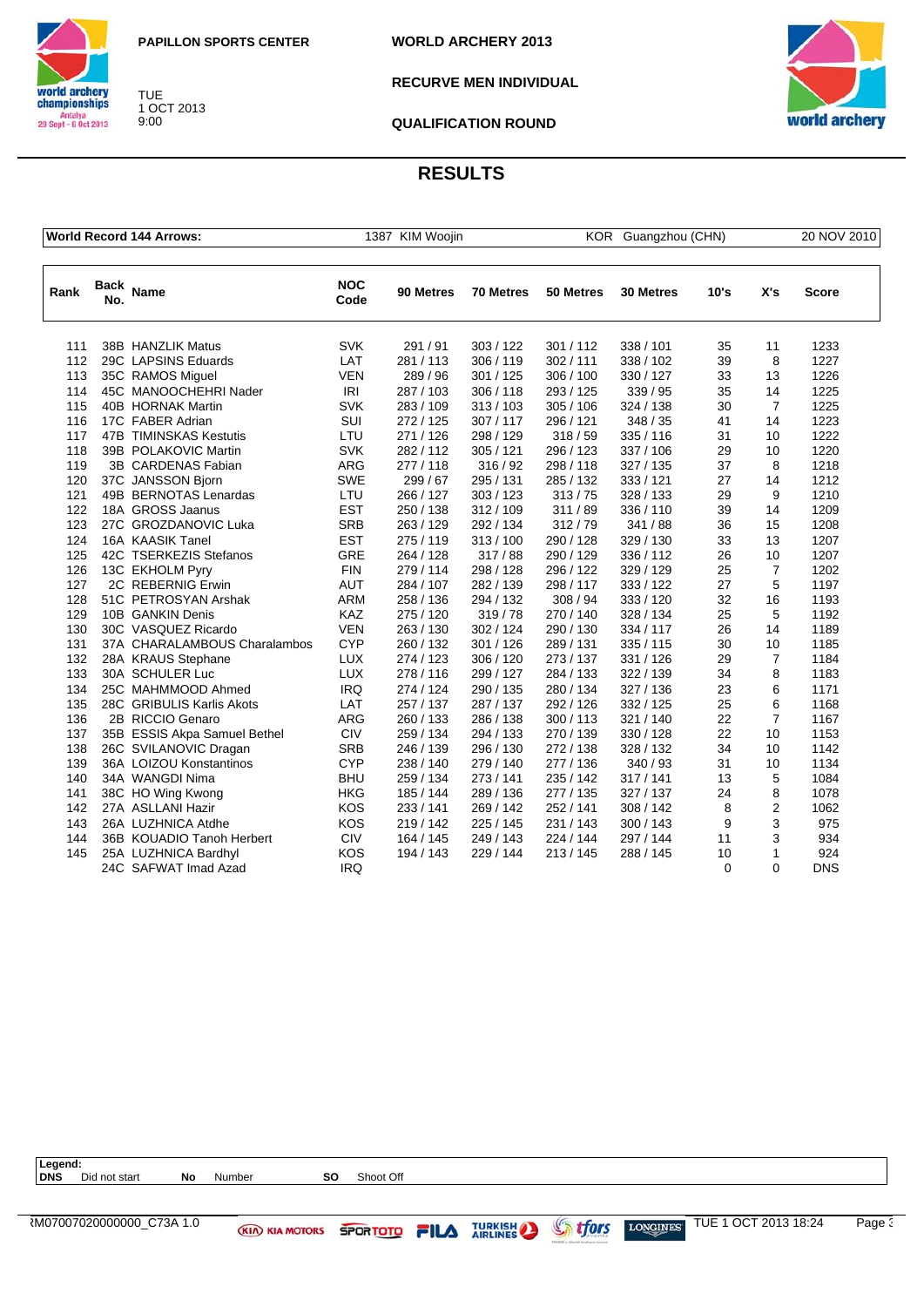PAPILLON SPORTS CENTER

TUE
1 OCT 2013
9:00

**WORLD ARCHERY 2013**

**RECURVE MEN INDIVIDUAL**

**QUALIFICATION ROUND**

## RESULTS

| World Record 144 Arrows: | 1387 KIM Woojin | KOR | Guangzhou (CHN) | 20 NOV 2010 |
|---|---|---|---|---|

| Rank | Back No. | Name | NOC Code | 90 Metres | 70 Metres | 50 Metres | 30 Metres | 10's | X's | Score |
|---|---|---|---|---|---|---|---|---|---|---|
| 111 | 38B | HANZLIK Matus | SVK | 291 / 91 | 303 / 122 | 301 / 112 | 338 / 101 | 35 | 11 | 1233 |
| 112 | 29C | LAPSINS Eduards | LAT | 281 / 113 | 306 / 119 | 302 / 111 | 338 / 102 | 39 | 8 | 1227 |
| 113 | 35C | RAMOS Miguel | VEN | 289 / 96 | 301 / 125 | 306 / 100 | 330 / 127 | 33 | 13 | 1226 |
| 114 | 45C | MANOOCHEHRI Nader | IRI | 287 / 103 | 306 / 118 | 293 / 125 | 339 / 95 | 35 | 14 | 1225 |
| 115 | 40B | HORNAK Martin | SVK | 283 / 109 | 313 / 103 | 305 / 106 | 324 / 138 | 30 | 7 | 1225 |
| 116 | 17C | FABER Adrian | SUI | 272 / 125 | 307 / 117 | 296 / 121 | 348 / 35 | 41 | 14 | 1223 |
| 117 | 47B | TIMINSKAS Kestutis | LTU | 271 / 126 | 298 / 129 | 318 / 59 | 335 / 116 | 31 | 10 | 1222 |
| 118 | 39B | POLAKOVIC Martin | SVK | 282 / 112 | 305 / 121 | 296 / 123 | 337 / 106 | 29 | 10 | 1220 |
| 119 | 3B | CARDENAS Fabian | ARG | 277 / 118 | 316 / 92 | 298 / 118 | 327 / 135 | 37 | 8 | 1218 |
| 120 | 37C | JANSSON Bjorn | SWE | 299 / 67 | 295 / 131 | 285 / 132 | 333 / 121 | 27 | 14 | 1212 |
| 121 | 49B | BERNOTAS Lenardas | LTU | 266 / 127 | 303 / 123 | 313 / 75 | 328 / 133 | 29 | 9 | 1210 |
| 122 | 18A | GROSS Jaanus | EST | 250 / 138 | 312 / 109 | 311 / 89 | 336 / 110 | 39 | 14 | 1209 |
| 123 | 27C | GROZDANOVIC Luka | SRB | 263 / 129 | 292 / 134 | 312 / 79 | 341 / 88 | 36 | 15 | 1208 |
| 124 | 16A | KAASIK Tanel | EST | 275 / 119 | 313 / 100 | 290 / 128 | 329 / 130 | 33 | 13 | 1207 |
| 125 | 42C | TSERKEZIS Stefanos | GRE | 264 / 128 | 317 / 88 | 290 / 129 | 336 / 112 | 26 | 10 | 1207 |
| 126 | 13C | EKHOLM Pyry | FIN | 279 / 114 | 298 / 128 | 296 / 122 | 329 / 129 | 25 | 7 | 1202 |
| 127 | 2C | REBERNIG Erwin | AUT | 284 / 107 | 282 / 139 | 298 / 117 | 333 / 122 | 27 | 5 | 1197 |
| 128 | 51C | PETROSYAN Arshak | ARM | 258 / 136 | 294 / 132 | 308 / 94 | 333 / 120 | 32 | 16 | 1193 |
| 129 | 10B | GANKIN Denis | KAZ | 275 / 120 | 319 / 78 | 270 / 140 | 328 / 134 | 25 | 5 | 1192 |
| 130 | 30C | VASQUEZ Ricardo | VEN | 263 / 130 | 302 / 124 | 290 / 130 | 334 / 117 | 26 | 14 | 1189 |
| 131 | 37A | CHARALAMBOUS Charalambos | CYP | 260 / 132 | 301 / 126 | 289 / 131 | 335 / 115 | 30 | 10 | 1185 |
| 132 | 28A | KRAUS Stephane | LUX | 274 / 123 | 306 / 120 | 273 / 137 | 331 / 126 | 29 | 7 | 1184 |
| 133 | 30A | SCHULER Luc | LUX | 278 / 116 | 299 / 127 | 284 / 133 | 322 / 139 | 34 | 8 | 1183 |
| 134 | 25C | MAHMMOOD Ahmed | IRQ | 274 / 124 | 290 / 135 | 280 / 134 | 327 / 136 | 23 | 6 | 1171 |
| 135 | 28C | GRIBULIS Karlis Akots | LAT | 257 / 137 | 287 / 137 | 292 / 126 | 332 / 125 | 25 | 6 | 1168 |
| 136 | 2B | RICCIO Genaro | ARG | 260 / 133 | 286 / 138 | 300 / 113 | 321 / 140 | 22 | 7 | 1167 |
| 137 | 35B | ESSIS Akpa Samuel Bethel | CIV | 259 / 134 | 294 / 133 | 270 / 139 | 330 / 128 | 22 | 10 | 1153 |
| 138 | 26C | SVILANOVIC Dragan | SRB | 246 / 139 | 296 / 130 | 272 / 138 | 328 / 132 | 34 | 10 | 1142 |
| 139 | 36A | LOIZOU Konstantinos | CYP | 238 / 140 | 279 / 140 | 277 / 136 | 340 / 93 | 31 | 10 | 1134 |
| 140 | 34A | WANGDI Nima | BHU | 259 / 134 | 273 / 141 | 235 / 142 | 317 / 141 | 13 | 5 | 1084 |
| 141 | 38C | HO Wing Kwong | HKG | 185 / 144 | 289 / 136 | 277 / 135 | 327 / 137 | 24 | 8 | 1078 |
| 142 | 27A | ASLLANI Hazir | KOS | 233 / 141 | 269 / 142 | 252 / 141 | 308 / 142 | 8 | 2 | 1062 |
| 143 | 26A | LUZHNICA Atdhe | KOS | 219 / 142 | 225 / 145 | 231 / 143 | 300 / 143 | 9 | 3 | 975 |
| 144 | 36B | KOUADIO Tanoh Herbert | CIV | 164 / 145 | 249 / 143 | 224 / 144 | 297 / 144 | 11 | 3 | 934 |
| 145 | 25A | LUZHNICA Bardhyl | KOS | 194 / 143 | 229 / 144 | 213 / 145 | 288 / 145 | 10 | 1 | 924 |
| | 24C | SAFWAT Imad Azad | IRQ | | | | | 0 | 0 | DNS |

**Legend:**
**DNS** Did not start **No** Number **SO** Shoot Off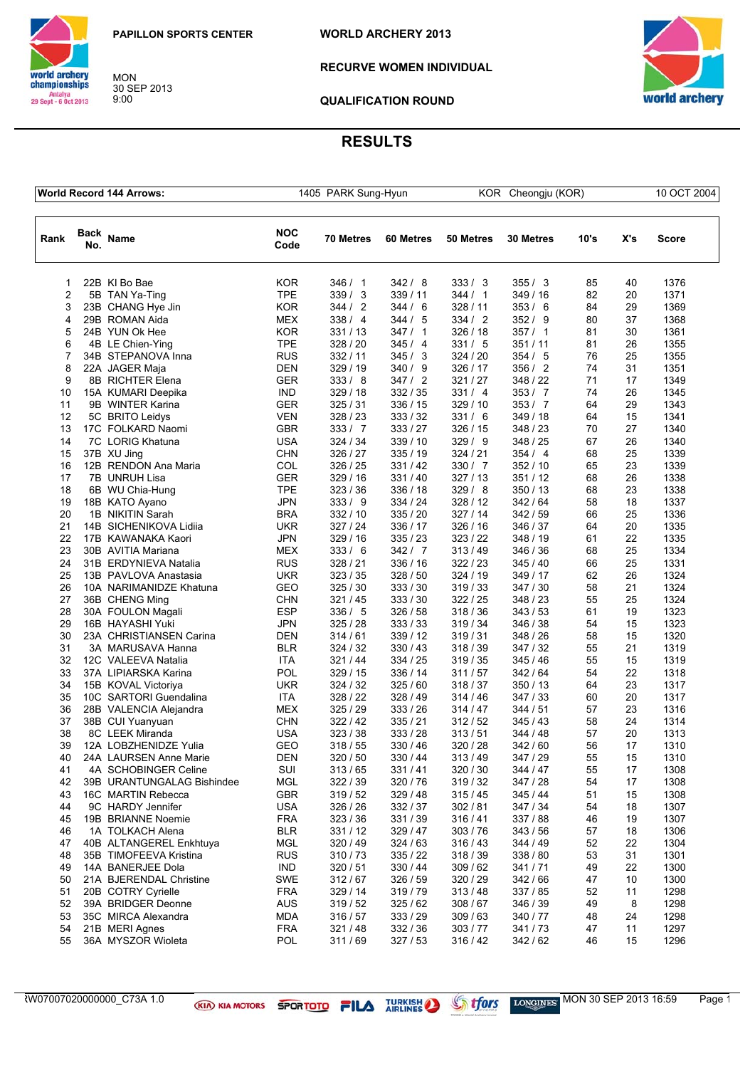PAPILLON SPORTS CENTER

MON 30 SEP 2013 9:00

**WORLD ARCHERY 2013**

**RECURVE WOMEN INDIVIDUAL**

**QUALIFICATION ROUND**

# RESULTS

| World Record 144 Arrows: | 1405 PARK Sung-Hyun | KOR Cheongju (KOR) | 10 OCT 2004 |
|---|---|---|---|

| Rank | Back No. | Name | NOC Code | 70 Metres | 60 Metres | 50 Metres | 30 Metres | 10's | X's | Score |
|---|---|---|---|---|---|---|---|---|---|---|
| 1 | 22B | KI Bo Bae | KOR | 346 / 1 | 342 / 8 | 333 / 3 | 355 / 3 | 85 | 40 | 1376 |
| 2 | 5B | TAN Ya-Ting | TPE | 339 / 3 | 339 / 11 | 344 / 1 | 349 / 16 | 82 | 20 | 1371 |
| 3 | 23B | CHANG Hye Jin | KOR | 344 / 2 | 344 / 6 | 328 / 11 | 353 / 6 | 84 | 29 | 1369 |
| 4 | 29B | ROMAN Aida | MEX | 338 / 4 | 344 / 5 | 334 / 2 | 352 / 9 | 80 | 37 | 1368 |
| 5 | 24B | YUN Ok Hee | KOR | 331 / 13 | 347 / 1 | 326 / 18 | 357 / 1 | 81 | 30 | 1361 |
| 6 | 4B | LE Chien-Ying | TPE | 328 / 20 | 345 / 4 | 331 / 5 | 351 / 11 | 81 | 26 | 1355 |
| 7 | 34B | STEPANOVA Inna | RUS | 332 / 11 | 345 / 3 | 324 / 20 | 354 / 5 | 76 | 25 | 1355 |
| 8 | 22A | JAGER Maja | DEN | 329 / 19 | 340 / 9 | 326 / 17 | 356 / 2 | 74 | 31 | 1351 |
| 9 | 8B | RICHTER Elena | GER | 333 / 8 | 347 / 2 | 321 / 27 | 348 / 22 | 71 | 17 | 1349 |
| 10 | 15A | KUMARI Deepika | IND | 329 / 18 | 332 / 35 | 331 / 4 | 353 / 7 | 74 | 26 | 1345 |
| 11 | 9B | WINTER Karina | GER | 325 / 31 | 336 / 15 | 329 / 10 | 353 / 7 | 64 | 29 | 1343 |
| 12 | 5C | BRITO Leidys | VEN | 328 / 23 | 333 / 32 | 331 / 6 | 349 / 18 | 64 | 15 | 1341 |
| 13 | 17C | FOLKARD Naomi | GBR | 333 / 7 | 333 / 27 | 326 / 15 | 348 / 23 | 70 | 27 | 1340 |
| 14 | 7C | LORIG Khatuna | USA | 324 / 34 | 339 / 10 | 329 / 9 | 348 / 25 | 67 | 26 | 1340 |
| 15 | 37B | XU Jing | CHN | 326 / 27 | 335 / 19 | 324 / 21 | 354 / 4 | 68 | 25 | 1339 |
| 16 | 12B | RENDON Ana Maria | COL | 326 / 25 | 331 / 42 | 330 / 7 | 352 / 10 | 65 | 23 | 1339 |
| 17 | 7B | UNRUH Lisa | GER | 329 / 16 | 331 / 40 | 327 / 13 | 351 / 12 | 68 | 26 | 1338 |
| 18 | 6B | WU Chia-Hung | TPE | 323 / 36 | 336 / 18 | 329 / 8 | 350 / 13 | 68 | 23 | 1338 |
| 19 | 18B | KATO Ayano | JPN | 333 / 9 | 334 / 24 | 328 / 12 | 342 / 64 | 58 | 18 | 1337 |
| 20 | 1B | NIKITIN Sarah | BRA | 332 / 10 | 335 / 20 | 327 / 14 | 342 / 59 | 66 | 25 | 1336 |
| 21 | 14B | SICHENIKOVA Lidiia | UKR | 327 / 24 | 336 / 17 | 326 / 16 | 346 / 37 | 64 | 20 | 1335 |
| 22 | 17B | KAWANAKA Kaori | JPN | 329 / 16 | 335 / 23 | 323 / 22 | 348 / 19 | 61 | 22 | 1335 |
| 23 | 30B | AVITIA Mariana | MEX | 333 / 6 | 342 / 7 | 313 / 49 | 346 / 36 | 68 | 25 | 1334 |
| 24 | 31B | ERDYNIEVA Natalia | RUS | 328 / 21 | 336 / 16 | 322 / 23 | 345 / 40 | 66 | 25 | 1331 |
| 25 | 13B | PAVLOVA Anastasia | UKR | 323 / 35 | 328 / 50 | 324 / 19 | 349 / 17 | 62 | 26 | 1324 |
| 26 | 10A | NARIMANIDZE Khatuna | GEO | 325 / 30 | 333 / 30 | 319 / 33 | 347 / 30 | 58 | 21 | 1324 |
| 27 | 36B | CHENG Ming | CHN | 321 / 45 | 333 / 30 | 322 / 25 | 348 / 23 | 55 | 25 | 1324 |
| 28 | 30A | FOULON Magali | ESP | 336 / 5 | 326 / 58 | 318 / 36 | 343 / 53 | 61 | 19 | 1323 |
| 29 | 16B | HAYASHI Yuki | JPN | 325 / 28 | 333 / 33 | 319 / 34 | 346 / 38 | 54 | 15 | 1323 |
| 30 | 23A | CHRISTIANSEN Carina | DEN | 314 / 61 | 339 / 12 | 319 / 31 | 348 / 26 | 58 | 15 | 1320 |
| 31 | 3A | MARUSAVA Hanna | BLR | 324 / 32 | 330 / 43 | 318 / 39 | 347 / 32 | 55 | 21 | 1319 |
| 32 | 12C | VALEEVA Natalia | ITA | 321 / 44 | 334 / 25 | 319 / 35 | 345 / 46 | 55 | 15 | 1319 |
| 33 | 37A | LIPIARSKA Karina | POL | 329 / 15 | 336 / 14 | 311 / 57 | 342 / 64 | 54 | 22 | 1318 |
| 34 | 15B | KOVAL Victoriya | UKR | 324 / 32 | 325 / 60 | 318 / 37 | 350 / 13 | 64 | 23 | 1317 |
| 35 | 10C | SARTORI Guendalina | ITA | 328 / 22 | 328 / 49 | 314 / 46 | 347 / 33 | 60 | 20 | 1317 |
| 36 | 28B | VALENCIA Alejandra | MEX | 325 / 29 | 333 / 26 | 314 / 47 | 344 / 51 | 57 | 23 | 1316 |
| 37 | 38B | CUI Yuanyuan | CHN | 322 / 42 | 335 / 21 | 312 / 52 | 345 / 43 | 58 | 24 | 1314 |
| 38 | 8C | LEEK Miranda | USA | 323 / 38 | 333 / 28 | 313 / 51 | 344 / 48 | 57 | 20 | 1313 |
| 39 | 12A | LOBZHENIDZE Yulia | GEO | 318 / 55 | 330 / 46 | 320 / 28 | 342 / 60 | 56 | 17 | 1310 |
| 40 | 24A | LAURSEN Anne Marie | DEN | 320 / 50 | 330 / 44 | 313 / 49 | 347 / 29 | 55 | 15 | 1310 |
| 41 | 4A | SCHOBINGER Celine | SUI | 313 / 65 | 331 / 41 | 320 / 30 | 344 / 47 | 55 | 17 | 1308 |
| 42 | 39B | URANTUNGALAG Bishindee | MGL | 322 / 39 | 320 / 76 | 319 / 32 | 347 / 28 | 54 | 17 | 1308 |
| 43 | 16C | MARTIN Rebecca | GBR | 319 / 52 | 329 / 48 | 315 / 45 | 345 / 44 | 51 | 15 | 1308 |
| 44 | 9C | HARDY Jennifer | USA | 326 / 26 | 332 / 37 | 302 / 81 | 347 / 34 | 54 | 18 | 1307 |
| 45 | 19B | BRIANNE Noemie | FRA | 323 / 36 | 331 / 39 | 316 / 41 | 337 / 88 | 46 | 19 | 1307 |
| 46 | 1A | TOLKACH Alena | BLR | 331 / 12 | 329 / 47 | 303 / 76 | 343 / 56 | 57 | 18 | 1306 |
| 47 | 40B | ALTANGEREL Enkhtuya | MGL | 320 / 49 | 324 / 63 | 316 / 43 | 344 / 49 | 52 | 22 | 1304 |
| 48 | 35B | TIMOFEEVA Kristina | RUS | 310 / 73 | 335 / 22 | 318 / 39 | 338 / 80 | 53 | 31 | 1301 |
| 49 | 14A | BANERJEE Dola | IND | 320 / 51 | 330 / 44 | 309 / 62 | 341 / 71 | 49 | 22 | 1300 |
| 50 | 21A | BJERENDAL Christine | SWE | 312 / 67 | 326 / 59 | 320 / 29 | 342 / 66 | 47 | 10 | 1300 |
| 51 | 20B | COTRY Cyrielle | FRA | 329 / 14 | 319 / 79 | 313 / 48 | 337 / 85 | 52 | 11 | 1298 |
| 52 | 39A | BRIDGER Deonne | AUS | 319 / 52 | 325 / 62 | 308 / 67 | 346 / 39 | 49 | 8 | 1298 |
| 53 | 35C | MIRCA Alexandra | MDA | 316 / 57 | 333 / 29 | 309 / 63 | 340 / 77 | 48 | 24 | 1298 |
| 54 | 21B | MERI Agnes | FRA | 321 / 48 | 332 / 36 | 303 / 77 | 341 / 73 | 47 | 11 | 1297 |
| 55 | 36A | MYSZOR Wioleta | POL | 311 / 69 | 327 / 53 | 316 / 42 | 342 / 62 | 46 | 15 | 1296 |

RW07007020000000_C73A 1.0 MON 30 SEP 2013 16:59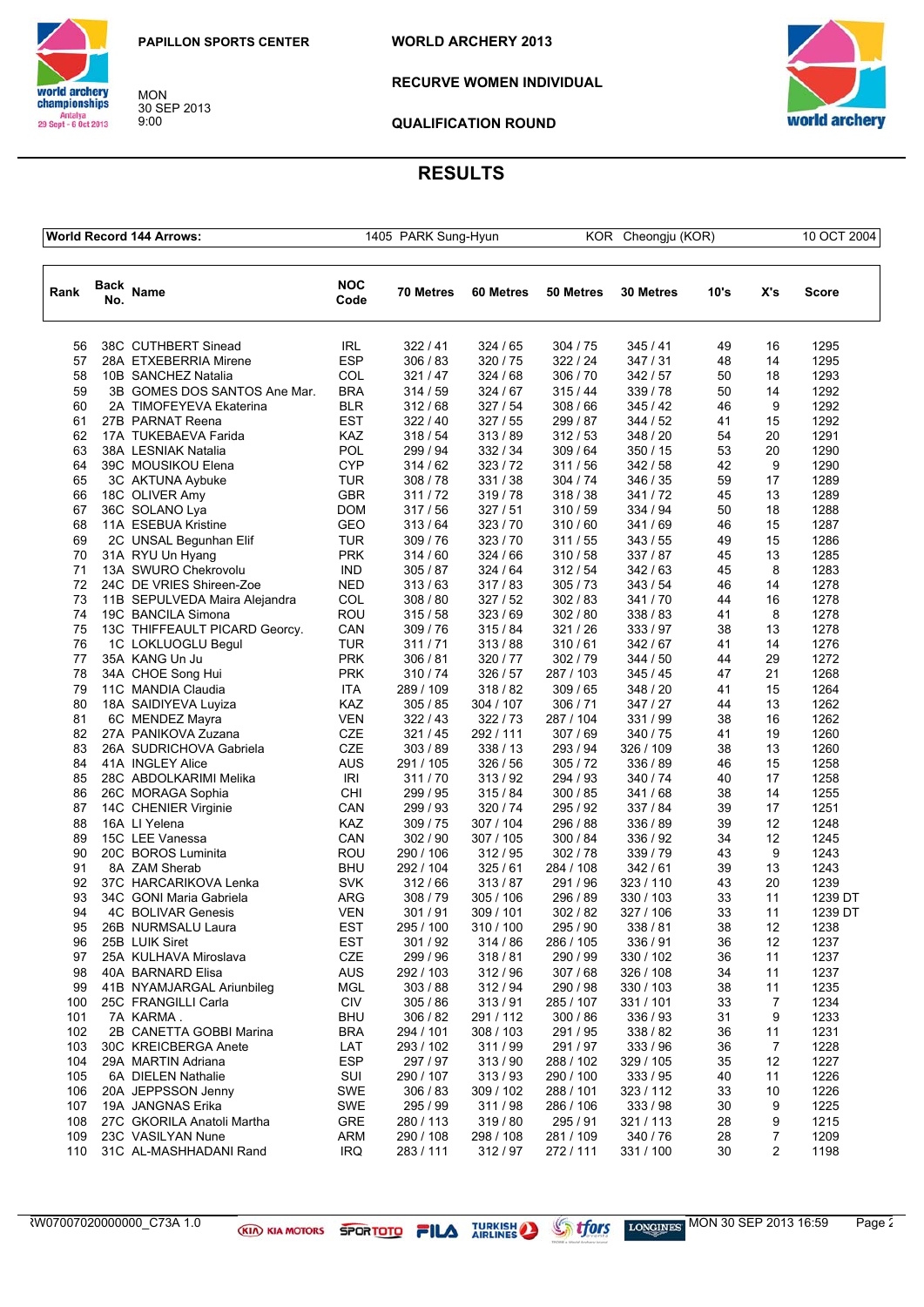PAPILLON SPORTS CENTER

MON
30 SEP 2013
9:00

WORLD ARCHERY 2013

RECURVE WOMEN INDIVIDUAL

QUALIFICATION ROUND

# RESULTS

| World Record 144 Arrows: | 1405 PARK Sung-Hyun | KOR Cheongju (KOR) | 10 OCT 2004 |
|---|---|---|---|

| Rank | Back No. | Name | NOC Code | 70 Metres | 60 Metres | 50 Metres | 30 Metres | 10's | X's | Score |
|---|---|---|---|---|---|---|---|---|---|---|
| 56 | 38C | CUTHBERT Sinead | IRL | 322 / 41 | 324 / 65 | 304 / 75 | 345 / 41 | 49 | 16 | 1295 |
| 57 | 28A | ETXEBERRIA Mirene | ESP | 306 / 83 | 320 / 75 | 322 / 24 | 347 / 31 | 48 | 14 | 1295 |
| 58 | 10B | SANCHEZ Natalia | COL | 321 / 47 | 324 / 68 | 306 / 70 | 342 / 57 | 50 | 18 | 1293 |
| 59 | 3B | GOMES DOS SANTOS Ane Mar. | BRA | 314 / 59 | 324 / 67 | 315 / 44 | 339 / 78 | 50 | 14 | 1292 |
| 60 | 2A | TIMOFEYEVA Ekaterina | BLR | 312 / 68 | 327 / 54 | 308 / 66 | 345 / 42 | 46 | 9 | 1292 |
| 61 | 27B | PARNAT Reena | EST | 322 / 40 | 327 / 55 | 299 / 87 | 344 / 52 | 41 | 15 | 1292 |
| 62 | 17A | TUKEBAEVA Farida | KAZ | 318 / 54 | 313 / 89 | 312 / 53 | 348 / 20 | 54 | 20 | 1291 |
| 63 | 38A | LESNIAK Natalia | POL | 299 / 94 | 332 / 34 | 309 / 64 | 350 / 15 | 53 | 20 | 1290 |
| 64 | 39C | MOUSIKOU Elena | CYP | 314 / 62 | 323 / 72 | 311 / 56 | 342 / 58 | 42 | 9 | 1290 |
| 65 | 3C | AKTUNA Aybuke | TUR | 308 / 78 | 331 / 38 | 304 / 74 | 346 / 35 | 59 | 17 | 1289 |
| 66 | 18C | OLIVER Amy | GBR | 311 / 72 | 319 / 78 | 318 / 38 | 341 / 72 | 45 | 13 | 1289 |
| 67 | 36C | SOLANO Lya | DOM | 317 / 56 | 327 / 51 | 310 / 59 | 334 / 94 | 50 | 18 | 1288 |
| 68 | 11A | ESEBUA Kristine | GEO | 313 / 64 | 323 / 70 | 310 / 60 | 341 / 69 | 46 | 15 | 1287 |
| 69 | 2C | UNSAL Begunhan Elif | TUR | 309 / 76 | 323 / 70 | 311 / 55 | 343 / 55 | 49 | 15 | 1286 |
| 70 | 31A | RYU Un Hyang | PRK | 314 / 60 | 324 / 66 | 310 / 58 | 337 / 87 | 45 | 13 | 1285 |
| 71 | 13A | SWURO Chekrovolu | IND | 305 / 87 | 324 / 64 | 312 / 54 | 342 / 63 | 45 | 8 | 1283 |
| 72 | 24C | DE VRIES Shireen-Zoe | NED | 313 / 63 | 317 / 83 | 305 / 73 | 343 / 54 | 46 | 14 | 1278 |
| 73 | 11B | SEPULVEDA Maira Alejandra | COL | 308 / 80 | 327 / 52 | 302 / 83 | 341 / 70 | 44 | 16 | 1278 |
| 74 | 19C | BANCILA Simona | ROU | 315 / 58 | 323 / 69 | 302 / 80 | 338 / 83 | 41 | 8 | 1278 |
| 75 | 13C | THIFFEAULT PICARD Georcy. | CAN | 309 / 76 | 315 / 84 | 321 / 26 | 333 / 97 | 38 | 13 | 1278 |
| 76 | 1C | LOKLUOGLU Begul | TUR | 311 / 71 | 313 / 88 | 310 / 61 | 342 / 67 | 41 | 14 | 1276 |
| 77 | 35A | KANG Un Ju | PRK | 306 / 81 | 320 / 77 | 302 / 79 | 344 / 50 | 44 | 29 | 1272 |
| 78 | 34A | CHOE Song Hui | PRK | 310 / 74 | 326 / 57 | 287 / 103 | 345 / 45 | 47 | 21 | 1268 |
| 79 | 11C | MANDIA Claudia | ITA | 289 / 109 | 318 / 82 | 309 / 65 | 348 / 20 | 41 | 15 | 1264 |
| 80 | 18A | SAIDIYEVA Luyiza | KAZ | 305 / 85 | 304 / 107 | 306 / 71 | 347 / 27 | 44 | 13 | 1262 |
| 81 | 6C | MENDEZ Mayra | VEN | 322 / 43 | 322 / 73 | 287 / 104 | 331 / 99 | 38 | 16 | 1262 |
| 82 | 27A | PANIKOVA Zuzana | CZE | 321 / 45 | 292 / 111 | 307 / 69 | 340 / 75 | 41 | 19 | 1260 |
| 83 | 26A | SUDRICHOVA Gabriela | CZE | 303 / 89 | 338 / 13 | 293 / 94 | 326 / 109 | 38 | 13 | 1260 |
| 84 | 41A | INGLEY Alice | AUS | 291 / 105 | 326 / 56 | 305 / 72 | 336 / 89 | 46 | 15 | 1258 |
| 85 | 28C | ABDOLKARIMI Melika | IRI | 311 / 70 | 313 / 92 | 294 / 93 | 340 / 74 | 40 | 17 | 1258 |
| 86 | 26C | MORAGA Sophia | CHI | 299 / 95 | 315 / 84 | 300 / 85 | 341 / 68 | 38 | 14 | 1255 |
| 87 | 14C | CHENIER Virginie | CAN | 299 / 93 | 320 / 74 | 295 / 92 | 337 / 84 | 39 | 17 | 1251 |
| 88 | 16A | LI Yelena | KAZ | 309 / 75 | 307 / 104 | 296 / 88 | 336 / 89 | 39 | 12 | 1248 |
| 89 | 15C | LEE Vanessa | CAN | 302 / 90 | 307 / 105 | 300 / 84 | 336 / 92 | 34 | 12 | 1245 |
| 90 | 20C | BOROS Luminita | ROU | 290 / 106 | 312 / 95 | 302 / 78 | 339 / 79 | 43 | 9 | 1243 |
| 91 | 8A | ZAM Sherab | BHU | 292 / 104 | 325 / 61 | 284 / 108 | 342 / 61 | 39 | 13 | 1243 |
| 92 | 37C | HARCARIKOVA Lenka | SVK | 312 / 66 | 313 / 87 | 291 / 96 | 323 / 110 | 43 | 20 | 1239 |
| 93 | 34C | GONI Maria Gabriela | ARG | 308 / 79 | 305 / 106 | 296 / 89 | 330 / 103 | 33 | 11 | 1239 DT |
| 94 | 4C | BOLIVAR Genesis | VEN | 301 / 91 | 309 / 101 | 302 / 82 | 327 / 106 | 33 | 11 | 1239 DT |
| 95 | 26B | NURMSALU Laura | EST | 295 / 100 | 310 / 100 | 295 / 90 | 338 / 81 | 38 | 12 | 1238 |
| 96 | 25B | LUIK Siret | EST | 301 / 92 | 314 / 86 | 286 / 105 | 336 / 91 | 36 | 12 | 1237 |
| 97 | 25A | KULHAVA Miroslava | CZE | 299 / 96 | 318 / 81 | 290 / 99 | 330 / 102 | 36 | 11 | 1237 |
| 98 | 40A | BARNARD Elisa | AUS | 292 / 103 | 312 / 96 | 307 / 68 | 326 / 108 | 34 | 11 | 1237 |
| 99 | 41B | NYAMJARGAL Ariunbileg | MGL | 303 / 88 | 312 / 94 | 290 / 98 | 330 / 103 | 38 | 11 | 1235 |
| 100 | 25C | FRANGILLI Carla | CIV | 305 / 86 | 313 / 91 | 285 / 107 | 331 / 101 | 33 | 7 | 1234 |
| 101 | 7A | KARMA . | BHU | 306 / 82 | 291 / 112 | 300 / 86 | 336 / 93 | 31 | 9 | 1233 |
| 102 | 2B | CANETTA GOBBI Marina | BRA | 294 / 101 | 308 / 103 | 291 / 95 | 338 / 82 | 36 | 11 | 1231 |
| 103 | 30C | KREICBERGA Anete | LAT | 293 / 102 | 311 / 99 | 291 / 97 | 333 / 96 | 36 | 7 | 1228 |
| 104 | 29A | MARTIN Adriana | ESP | 297 / 97 | 313 / 90 | 288 / 102 | 329 / 105 | 35 | 12 | 1227 |
| 105 | 6A | DIELEN Nathalie | SUI | 290 / 107 | 313 / 93 | 290 / 100 | 333 / 95 | 40 | 11 | 1226 |
| 106 | 20A | JEPPSSON Jenny | SWE | 306 / 83 | 309 / 102 | 288 / 101 | 323 / 112 | 33 | 10 | 1226 |
| 107 | 19A | JANGNAS Erika | SWE | 295 / 99 | 311 / 98 | 286 / 106 | 333 / 98 | 30 | 9 | 1225 |
| 108 | 27C | GKORILA Anatoli Martha | GRE | 280 / 113 | 319 / 80 | 295 / 91 | 321 / 113 | 28 | 9 | 1215 |
| 109 | 23C | VASILYAN Nune | ARM | 290 / 108 | 298 / 108 | 281 / 109 | 340 / 76 | 28 | 7 | 1209 |
| 110 | 31C | AL-MASHHADANI Rand | IRQ | 283 / 111 | 312 / 97 | 272 / 111 | 331 / 100 | 30 | 2 | 1198 |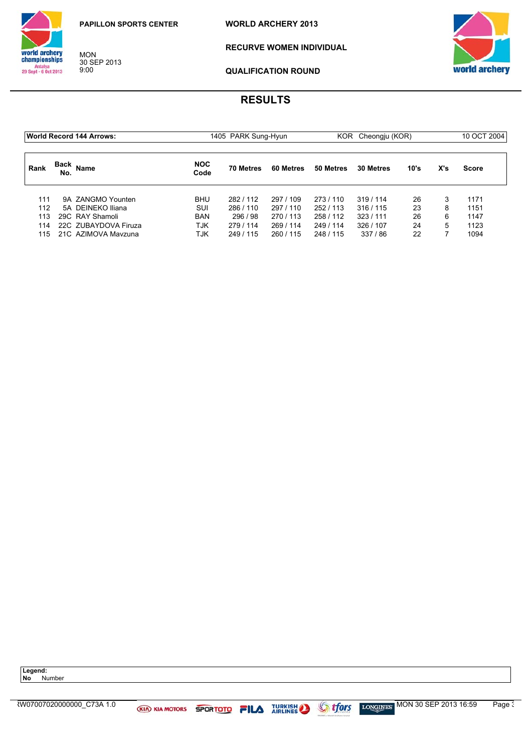PAPILLON SPORTS CENTER

MON
30 SEP 2013
9:00

WORLD ARCHERY 2013

RECURVE WOMEN INDIVIDUAL

QUALIFICATION ROUND

## RESULTS

| World Record 144 Arrows: | 1405 PARK Sung-Hyun | KOR Cheongju (KOR) | 10 OCT 2004 |
|---|---|---|---|

| Rank | Back No. | Name | NOC Code | 70 Metres | 60 Metres | 50 Metres | 30 Metres | 10's | X's | Score |
|---|---|---|---|---|---|---|---|---|---|---|
| 111 | 9A | ZANGMO Younten | BHU | 282 / 112 | 297 / 109 | 273 / 110 | 319 / 114 | 26 | 3 | 1171 |
| 112 | 5A | DEINEKO Iliana | SUI | 286 / 110 | 297 / 110 | 252 / 113 | 316 / 115 | 23 | 8 | 1151 |
| 113 | 29C | RAY Shamoli | BAN | 296 / 98 | 270 / 113 | 258 / 112 | 323 / 111 | 26 | 6 | 1147 |
| 114 | 22C | ZUBAYDOVA Firuza | TJK | 279 / 114 | 269 / 114 | 249 / 114 | 326 / 107 | 24 | 5 | 1123 |
| 115 | 21C | AZIMOVA Mavzuna | TJK | 249 / 115 | 260 / 115 | 248 / 115 | 337 / 86 | 22 | 7 | 1094 |

**Legend:**
**No** Number

RW07007020000000_C73A 1.0 MON 30 SEP 2013 16:59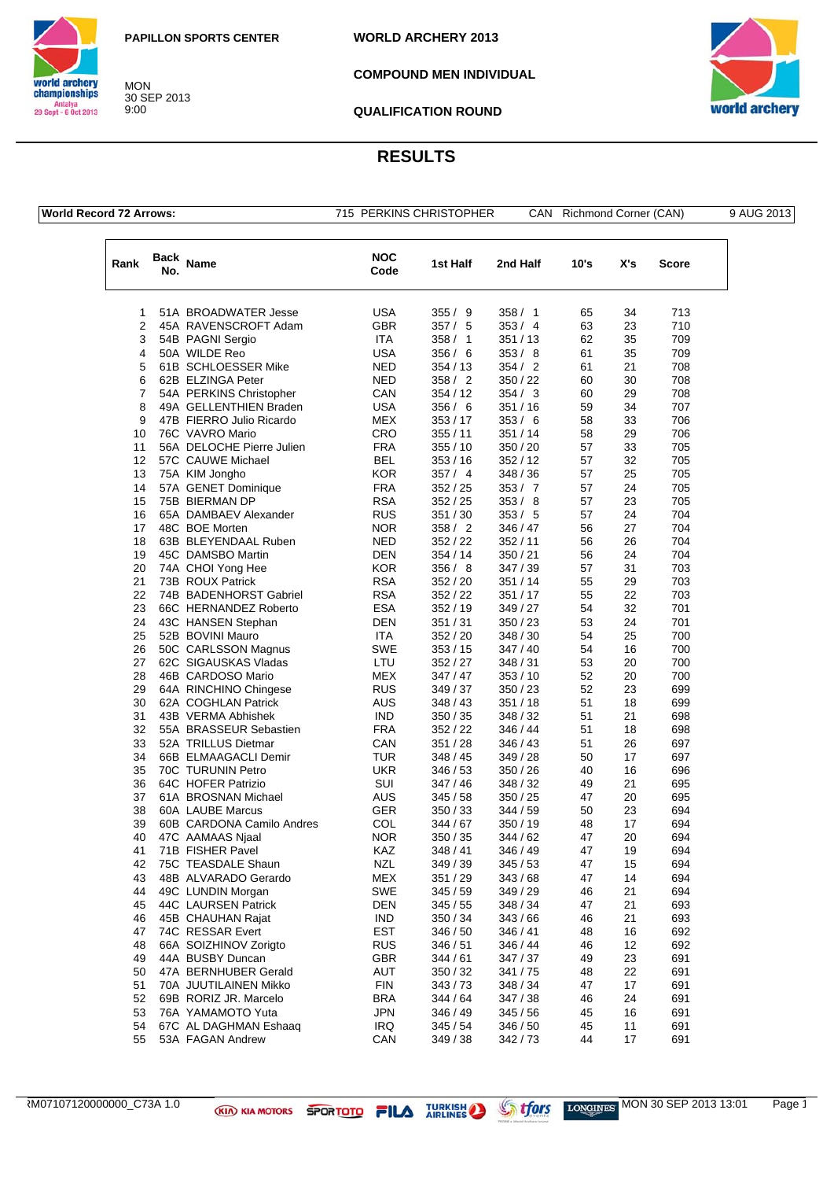PAPILLON SPORTS CENTER

MON
30 SEP 2013
9:00

**WORLD ARCHERY 2013**

**COMPOUND MEN INDIVIDUAL**

**QUALIFICATION ROUND**

# RESULTS

| World Record 72 Arrows: | 715 PERKINS CHRISTOPHER | CAN | Richmond Corner (CAN) | 9 AUG 2013 |
|---|---|---|---|---|

| Rank | Back No. | Name | NOC Code | 1st Half | 2nd Half | 10's | X's | Score |
|---|---|---|---|---|---|---|---|---|
| 1 | 51A | BROADWATER Jesse | USA | 355 / 9 | 358 / 1 | 65 | 34 | 713 |
| 2 | 45A | RAVENSCROFT Adam | GBR | 357 / 5 | 353 / 4 | 63 | 23 | 710 |
| 3 | 54B | PAGNI Sergio | ITA | 358 / 1 | 351 / 13 | 62 | 35 | 709 |
| 4 | 50A | WILDE Reo | USA | 356 / 6 | 353 / 8 | 61 | 35 | 709 |
| 5 | 61B | SCHLOESSER Mike | NED | 354 / 13 | 354 / 2 | 61 | 21 | 708 |
| 6 | 62B | ELZINGA Peter | NED | 358 / 2 | 350 / 22 | 60 | 30 | 708 |
| 7 | 54A | PERKINS Christopher | CAN | 354 / 12 | 354 / 3 | 60 | 29 | 708 |
| 8 | 49A | GELLENTHIEN Braden | USA | 356 / 6 | 351 / 16 | 59 | 34 | 707 |
| 9 | 47B | FIERRO Julio Ricardo | MEX | 353 / 17 | 353 / 6 | 58 | 33 | 706 |
| 10 | 76C | VAVRO Mario | CRO | 355 / 11 | 351 / 14 | 58 | 29 | 706 |
| 11 | 56A | DELOCHE Pierre Julien | FRA | 355 / 10 | 350 / 20 | 57 | 33 | 705 |
| 12 | 57C | CAUWE Michael | BEL | 353 / 16 | 352 / 12 | 57 | 32 | 705 |
| 13 | 75A | KIM Jongho | KOR | 357 / 4 | 348 / 36 | 57 | 25 | 705 |
| 14 | 57A | GENET Dominique | FRA | 352 / 25 | 353 / 7 | 57 | 24 | 705 |
| 15 | 75B | BIERMAN DP | RSA | 352 / 25 | 353 / 8 | 57 | 23 | 705 |
| 16 | 65A | DAMBAEV Alexander | RUS | 351 / 30 | 353 / 5 | 57 | 24 | 704 |
| 17 | 48C | BOE Morten | NOR | 358 / 2 | 346 / 47 | 56 | 27 | 704 |
| 18 | 63B | BLEYENDAAL Ruben | NED | 352 / 22 | 352 / 11 | 56 | 26 | 704 |
| 19 | 45C | DAMSBO Martin | DEN | 354 / 14 | 350 / 21 | 56 | 24 | 704 |
| 20 | 74A | CHOI Yong Hee | KOR | 356 / 8 | 347 / 39 | 57 | 31 | 703 |
| 21 | 73B | ROUX Patrick | RSA | 352 / 20 | 351 / 14 | 55 | 29 | 703 |
| 22 | 74B | BADENHORST Gabriel | RSA | 352 / 22 | 351 / 17 | 55 | 22 | 703 |
| 23 | 66C | HERNANDEZ Roberto | ESA | 352 / 19 | 349 / 27 | 54 | 32 | 701 |
| 24 | 43C | HANSEN Stephan | DEN | 351 / 31 | 350 / 23 | 53 | 24 | 701 |
| 25 | 52B | BOVINI Mauro | ITA | 352 / 20 | 348 / 30 | 54 | 25 | 700 |
| 26 | 50C | CARLSSON Magnus | SWE | 353 / 15 | 347 / 40 | 54 | 16 | 700 |
| 27 | 62C | SIGAUSKAS Vladas | LTU | 352 / 27 | 348 / 31 | 53 | 20 | 700 |
| 28 | 46B | CARDOSO Mario | MEX | 347 / 47 | 353 / 10 | 52 | 20 | 700 |
| 29 | 64A | RINCHINO Chingese | RUS | 349 / 37 | 350 / 23 | 52 | 23 | 699 |
| 30 | 62A | COGHLAN Patrick | AUS | 348 / 43 | 351 / 18 | 51 | 18 | 699 |
| 31 | 43B | VERMA Abhishek | IND | 350 / 35 | 348 / 32 | 51 | 21 | 698 |
| 32 | 55A | BRASSEUR Sebastien | FRA | 352 / 22 | 346 / 44 | 51 | 18 | 698 |
| 33 | 52A | TRILLUS Dietmar | CAN | 351 / 28 | 346 / 43 | 51 | 26 | 697 |
| 34 | 66B | ELMAAGACLI Demir | TUR | 348 / 45 | 349 / 28 | 50 | 17 | 697 |
| 35 | 70C | TURUNIN Petro | UKR | 346 / 53 | 350 / 26 | 40 | 16 | 696 |
| 36 | 64C | HOFER Patrizio | SUI | 347 / 46 | 348 / 32 | 49 | 21 | 695 |
| 37 | 61A | BROSNAN Michael | AUS | 345 / 58 | 350 / 25 | 47 | 20 | 695 |
| 38 | 60A | LAUBE Marcus | GER | 350 / 33 | 344 / 59 | 50 | 23 | 694 |
| 39 | 60B | CARDONA Camilo Andres | COL | 344 / 67 | 350 / 19 | 48 | 17 | 694 |
| 40 | 47C | AAMAAS Njaal | NOR | 350 / 35 | 344 / 62 | 47 | 20 | 694 |
| 41 | 71B | FISHER Pavel | KAZ | 348 / 41 | 346 / 49 | 47 | 19 | 694 |
| 42 | 75C | TEASDALE Shaun | NZL | 349 / 39 | 345 / 53 | 47 | 15 | 694 |
| 43 | 48B | ALVARADO Gerardo | MEX | 351 / 29 | 343 / 68 | 47 | 14 | 694 |
| 44 | 49C | LUNDIN Morgan | SWE | 345 / 59 | 349 / 29 | 46 | 21 | 694 |
| 45 | 44C | LAURSEN Patrick | DEN | 345 / 55 | 348 / 34 | 47 | 21 | 693 |
| 46 | 45B | CHAUHAN Rajat | IND | 350 / 34 | 343 / 66 | 46 | 21 | 693 |
| 47 | 74C | RESSAR Evert | EST | 346 / 50 | 346 / 41 | 48 | 16 | 692 |
| 48 | 66A | SOIZHINOV Zorigto | RUS | 346 / 51 | 346 / 44 | 46 | 12 | 692 |
| 49 | 44A | BUSBY Duncan | GBR | 344 / 61 | 347 / 37 | 49 | 23 | 691 |
| 50 | 47A | BERNHUBER Gerald | AUT | 350 / 32 | 341 / 75 | 48 | 22 | 691 |
| 51 | 70A | JUUTILAINEN Mikko | FIN | 343 / 73 | 348 / 34 | 47 | 17 | 691 |
| 52 | 69B | RORIZ JR. Marcelo | BRA | 344 / 64 | 347 / 38 | 46 | 24 | 691 |
| 53 | 76A | YAMAMOTO Yuta | JPN | 346 / 49 | 345 / 56 | 45 | 16 | 691 |
| 54 | 67C | AL DAGHMAN Eshaaq | IRQ | 345 / 54 | 346 / 50 | 45 | 11 | 691 |
| 55 | 53A | FAGAN Andrew | CAN | 349 / 38 | 342 / 73 | 44 | 17 | 691 |

ꓤM07107120000000_C73A 1.0 MON 30 SEP 2013 13:01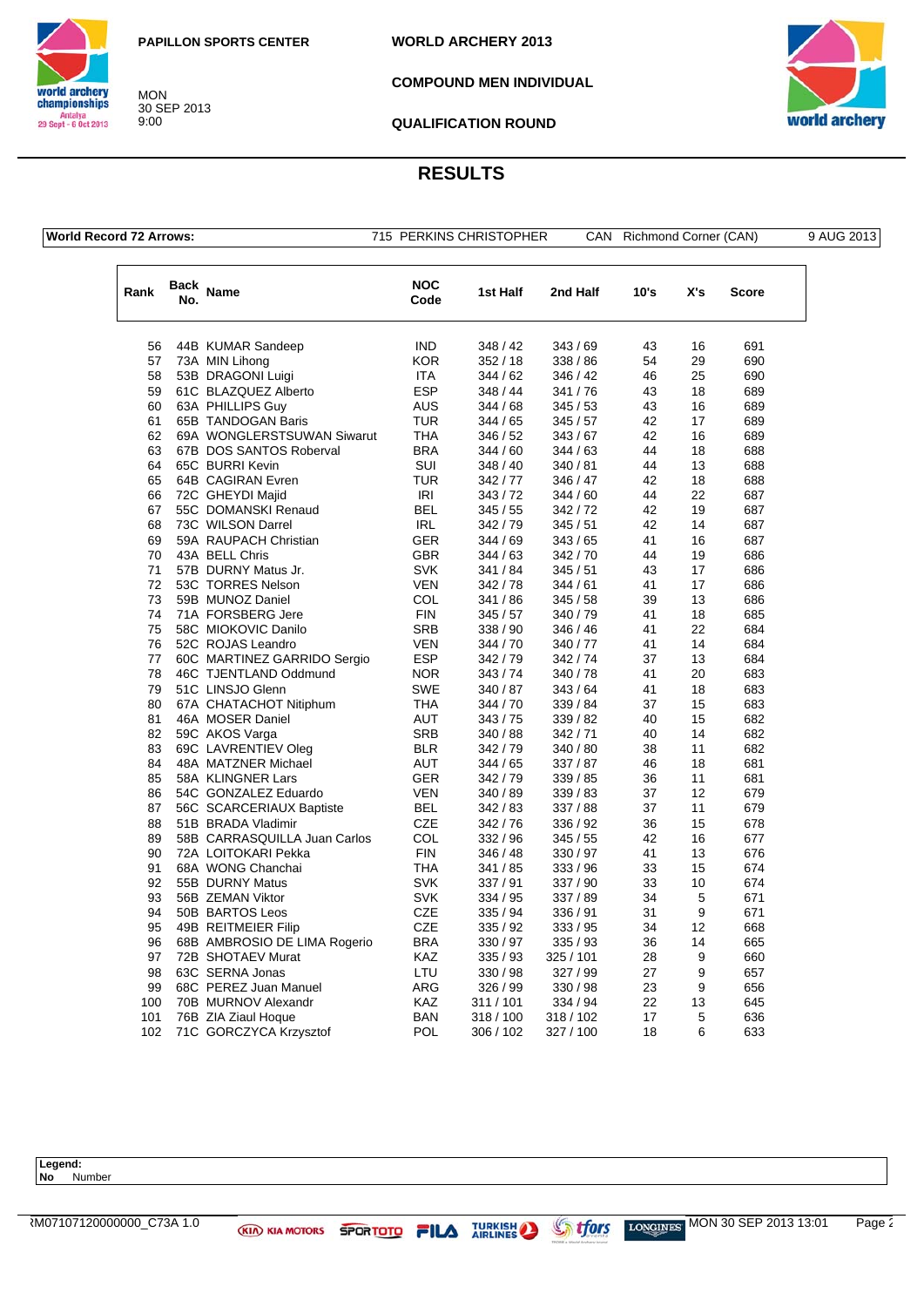PAPILLON SPORTS CENTER

MON
30 SEP 2013
9:00

WORLD ARCHERY 2013

COMPOUND MEN INDIVIDUAL

QUALIFICATION ROUND

# RESULTS

| World Record 72 Arrows: | 715 PERKINS CHRISTOPHER | CAN | Richmond Corner (CAN) | 9 AUG 2013 |
|---|---|---|---|---|

| Rank | Back No. | Name | NOC Code | 1st Half | 2nd Half | 10's | X's | Score |
|---|---|---|---|---|---|---|---|---|
| 56 | 44B | KUMAR Sandeep | IND | 348 / 42 | 343 / 69 | 43 | 16 | 691 |
| 57 | 73A | MIN Lihong | KOR | 352 / 18 | 338 / 86 | 54 | 29 | 690 |
| 58 | 53B | DRAGONI Luigi | ITA | 344 / 62 | 346 / 42 | 46 | 25 | 690 |
| 59 | 61C | BLAZQUEZ Alberto | ESP | 348 / 44 | 341 / 76 | 43 | 18 | 689 |
| 60 | 63A | PHILLIPS Guy | AUS | 344 / 68 | 345 / 53 | 43 | 16 | 689 |
| 61 | 65B | TANDOGAN Baris | TUR | 344 / 65 | 345 / 57 | 42 | 17 | 689 |
| 62 | 69A | WONGLERSTSUWAN Siwarut | THA | 346 / 52 | 343 / 67 | 42 | 16 | 689 |
| 63 | 67B | DOS SANTOS Roberval | BRA | 344 / 60 | 344 / 63 | 44 | 18 | 688 |
| 64 | 65C | BURRI Kevin | SUI | 348 / 40 | 340 / 81 | 44 | 13 | 688 |
| 65 | 64B | CAGIRAN Evren | TUR | 342 / 77 | 346 / 47 | 42 | 18 | 688 |
| 66 | 72C | GHEYDI Majid | IRI | 343 / 72 | 344 / 60 | 44 | 22 | 687 |
| 67 | 55C | DOMANSKI Renaud | BEL | 345 / 55 | 342 / 72 | 42 | 19 | 687 |
| 68 | 73C | WILSON Darrel | IRL | 342 / 79 | 345 / 51 | 42 | 14 | 687 |
| 69 | 59A | RAUPACH Christian | GER | 344 / 69 | 343 / 65 | 41 | 16 | 687 |
| 70 | 43A | BELL Chris | GBR | 344 / 63 | 342 / 70 | 44 | 19 | 686 |
| 71 | 57B | DURNY Matus Jr. | SVK | 341 / 84 | 345 / 51 | 43 | 17 | 686 |
| 72 | 53C | TORRES Nelson | VEN | 342 / 78 | 344 / 61 | 41 | 17 | 686 |
| 73 | 59B | MUNOZ Daniel | COL | 341 / 86 | 345 / 58 | 39 | 13 | 686 |
| 74 | 71A | FORSBERG Jere | FIN | 345 / 57 | 340 / 79 | 41 | 18 | 685 |
| 75 | 58C | MIOKOVIC Danilo | SRB | 338 / 90 | 346 / 46 | 41 | 22 | 684 |
| 76 | 52C | ROJAS Leandro | VEN | 344 / 70 | 340 / 77 | 41 | 14 | 684 |
| 77 | 60C | MARTINEZ GARRIDO Sergio | ESP | 342 / 79 | 342 / 74 | 37 | 13 | 684 |
| 78 | 46C | TJENTLAND Oddmund | NOR | 343 / 74 | 340 / 78 | 41 | 20 | 683 |
| 79 | 51C | LINSJO Glenn | SWE | 340 / 87 | 343 / 64 | 41 | 18 | 683 |
| 80 | 67A | CHATACHOT Nitiphum | THA | 344 / 70 | 339 / 84 | 37 | 15 | 683 |
| 81 | 46A | MOSER Daniel | AUT | 343 / 75 | 339 / 82 | 40 | 15 | 682 |
| 82 | 59C | AKOS Varga | SRB | 340 / 88 | 342 / 71 | 40 | 14 | 682 |
| 83 | 69C | LAVRENTIEV Oleg | BLR | 342 / 79 | 340 / 80 | 38 | 11 | 682 |
| 84 | 48A | MATZNER Michael | AUT | 344 / 65 | 337 / 87 | 46 | 18 | 681 |
| 85 | 58A | KLINGNER Lars | GER | 342 / 79 | 339 / 85 | 36 | 11 | 681 |
| 86 | 54C | GONZALEZ Eduardo | VEN | 340 / 89 | 339 / 83 | 37 | 12 | 679 |
| 87 | 56C | SCARCERIAUX Baptiste | BEL | 342 / 83 | 337 / 88 | 37 | 11 | 679 |
| 88 | 51B | BRADA Vladimir | CZE | 342 / 76 | 336 / 92 | 36 | 15 | 678 |
| 89 | 58B | CARRASQUILLA Juan Carlos | COL | 332 / 96 | 345 / 55 | 42 | 16 | 677 |
| 90 | 72A | LOITOKARI Pekka | FIN | 346 / 48 | 330 / 97 | 41 | 13 | 676 |
| 91 | 68A | WONG Chanchai | THA | 341 / 85 | 333 / 96 | 33 | 15 | 674 |
| 92 | 55B | DURNY Matus | SVK | 337 / 91 | 337 / 90 | 33 | 10 | 674 |
| 93 | 56B | ZEMAN Viktor | SVK | 334 / 95 | 337 / 89 | 34 | 5 | 671 |
| 94 | 50B | BARTOS Leos | CZE | 335 / 94 | 336 / 91 | 31 | 9 | 671 |
| 95 | 49B | REITMEIER Filip | CZE | 335 / 92 | 333 / 95 | 34 | 12 | 668 |
| 96 | 68B | AMBROSIO DE LIMA Rogerio | BRA | 330 / 97 | 335 / 93 | 36 | 14 | 665 |
| 97 | 72B | SHOTAEV Murat | KAZ | 335 / 93 | 325 / 101 | 28 | 9 | 660 |
| 98 | 63C | SERNA Jonas | LTU | 330 / 98 | 327 / 99 | 27 | 9 | 657 |
| 99 | 68C | PEREZ Juan Manuel | ARG | 326 / 99 | 330 / 98 | 23 | 9 | 656 |
| 100 | 70B | MURNOV Alexandr | KAZ | 311 / 101 | 334 / 94 | 22 | 13 | 645 |
| 101 | 76B | ZIA Ziaul Hoque | BAN | 318 / 100 | 318 / 102 | 17 | 5 | 636 |
| 102 | 71C | GORCZYCA Krzysztof | POL | 306 / 102 | 327 / 100 | 18 | 6 | 633 |

**Legend:**
**No** Number

ARM07107120000000_C73A 1.0 MON 30 SEP 2013 13:01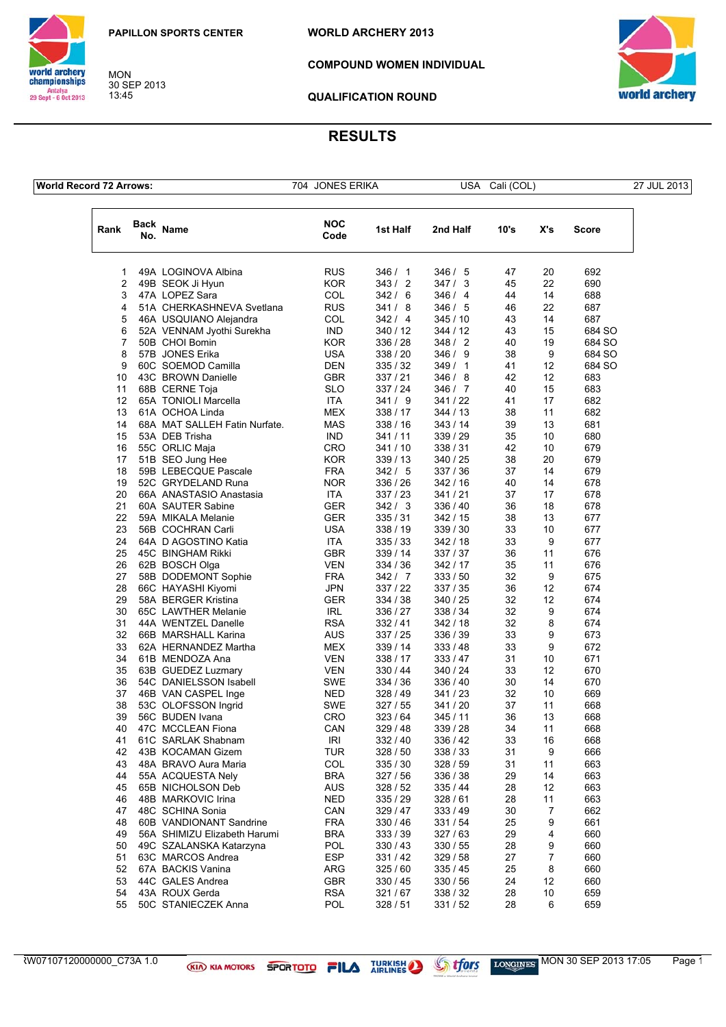PAPILLON SPORTS CENTER

MON
30 SEP 2013
13:45

# WORLD ARCHERY 2013

## COMPOUND WOMEN INDIVIDUAL

## QUALIFICATION ROUND

## RESULTS

| World Record 72 Arrows: | 704 JONES ERIKA | USA | Cali (COL) | 27 JUL 2013 |
|---|---|---|---|---|

| Rank | Back No. | Name | NOC Code | 1st Half | 2nd Half | 10's | X's | Score |
|---|---|---|---|---|---|---|---|---|
| 1 | 49A | LOGINOVA Albina | RUS | 346 / 1 | 346 / 5 | 47 | 20 | 692 |
| 2 | 49B | SEOK Ji Hyun | KOR | 343 / 2 | 347 / 3 | 45 | 22 | 690 |
| 3 | 47A | LOPEZ Sara | COL | 342 / 6 | 346 / 4 | 44 | 14 | 688 |
| 4 | 51A | CHERKASHNEVA Svetlana | RUS | 341 / 8 | 346 / 5 | 46 | 22 | 687 |
| 5 | 46A | USQUIANO Alejandra | COL | 342 / 4 | 345 / 10 | 43 | 14 | 687 |
| 6 | 52A | VENNAM Jyothi Surekha | IND | 340 / 12 | 344 / 12 | 43 | 15 | 684 SO |
| 7 | 50B | CHOI Bomin | KOR | 336 / 28 | 348 / 2 | 40 | 19 | 684 SO |
| 8 | 57B | JONES Erika | USA | 338 / 20 | 346 / 9 | 38 | 9 | 684 SO |
| 9 | 60C | SOEMOD Camilla | DEN | 335 / 32 | 349 / 1 | 41 | 12 | 684 SO |
| 10 | 43C | BROWN Danielle | GBR | 337 / 21 | 346 / 8 | 42 | 12 | 683 |
| 11 | 68B | CERNE Toja | SLO | 337 / 24 | 346 / 7 | 40 | 15 | 683 |
| 12 | 65A | TONIOLI Marcella | ITA | 341 / 9 | 341 / 22 | 41 | 17 | 682 |
| 13 | 61A | OCHOA Linda | MEX | 338 / 17 | 344 / 13 | 38 | 11 | 682 |
| 14 | 68A | MAT SALLEH Fatin Nurfate. | MAS | 338 / 16 | 343 / 14 | 39 | 13 | 681 |
| 15 | 53A | DEB Trisha | IND | 341 / 11 | 339 / 29 | 35 | 10 | 680 |
| 16 | 55C | ORLIC Maja | CRO | 341 / 10 | 338 / 31 | 42 | 10 | 679 |
| 17 | 51B | SEO Jung Hee | KOR | 339 / 13 | 340 / 25 | 38 | 20 | 679 |
| 18 | 59B | LEBECQUE Pascale | FRA | 342 / 5 | 337 / 36 | 37 | 14 | 679 |
| 19 | 52C | GRYDELAND Runa | NOR | 336 / 26 | 342 / 16 | 40 | 14 | 678 |
| 20 | 66A | ANASTASIO Anastasia | ITA | 337 / 23 | 341 / 21 | 37 | 17 | 678 |
| 21 | 60A | SAUTER Sabine | GER | 342 / 3 | 336 / 40 | 36 | 18 | 678 |
| 22 | 59A | MIKALA Melanie | GER | 335 / 31 | 342 / 15 | 38 | 13 | 677 |
| 23 | 56B | COCHRAN Carli | USA | 338 / 19 | 339 / 30 | 33 | 10 | 677 |
| 24 | 64A | D AGOSTINO Katia | ITA | 335 / 33 | 342 / 18 | 33 | 9 | 677 |
| 25 | 45C | BINGHAM Rikki | GBR | 339 / 14 | 337 / 37 | 36 | 11 | 676 |
| 26 | 62B | BOSCH Olga | VEN | 334 / 36 | 342 / 17 | 35 | 11 | 676 |
| 27 | 58B | DODEMONT Sophie | FRA | 342 / 7 | 333 / 50 | 32 | 9 | 675 |
| 28 | 66C | HAYASHI Kiyomi | JPN | 337 / 22 | 337 / 35 | 36 | 12 | 674 |
| 29 | 58A | BERGER Kristina | GER | 334 / 38 | 340 / 25 | 32 | 12 | 674 |
| 30 | 65C | LAWTHER Melanie | IRL | 336 / 27 | 338 / 34 | 32 | 9 | 674 |
| 31 | 44A | WENTZEL Danelle | RSA | 332 / 41 | 342 / 18 | 32 | 8 | 674 |
| 32 | 66B | MARSHALL Karina | AUS | 337 / 25 | 336 / 39 | 33 | 9 | 673 |
| 33 | 62A | HERNANDEZ Martha | MEX | 339 / 14 | 333 / 48 | 33 | 9 | 672 |
| 34 | 61B | MENDOZA Ana | VEN | 338 / 17 | 333 / 47 | 31 | 10 | 671 |
| 35 | 63B | GUEDEZ Luzmary | VEN | 330 / 44 | 340 / 24 | 33 | 12 | 670 |
| 36 | 54C | DANIELSSON Isabell | SWE | 334 / 36 | 336 / 40 | 30 | 14 | 670 |
| 37 | 46B | VAN CASPEL Inge | NED | 328 / 49 | 341 / 23 | 32 | 10 | 669 |
| 38 | 53C | OLOFSSON Ingrid | SWE | 327 / 55 | 341 / 20 | 37 | 11 | 668 |
| 39 | 56C | BUDEN Ivana | CRO | 323 / 64 | 345 / 11 | 36 | 13 | 668 |
| 40 | 47C | MCCLEAN Fiona | CAN | 329 / 48 | 339 / 28 | 34 | 11 | 668 |
| 41 | 61C | SARLAK Shabnam | IRI | 332 / 40 | 336 / 42 | 33 | 16 | 668 |
| 42 | 43B | KOCAMAN Gizem | TUR | 328 / 50 | 338 / 33 | 31 | 9 | 666 |
| 43 | 48A | BRAVO Aura Maria | COL | 335 / 30 | 328 / 59 | 31 | 11 | 663 |
| 44 | 55A | ACQUESTA Nely | BRA | 327 / 56 | 336 / 38 | 29 | 14 | 663 |
| 45 | 65B | NICHOLSON Deb | AUS | 328 / 52 | 335 / 44 | 28 | 12 | 663 |
| 46 | 48B | MARKOVIC Irina | NED | 335 / 29 | 328 / 61 | 28 | 11 | 663 |
| 47 | 48C | SCHINA Sonia | CAN | 329 / 47 | 333 / 49 | 30 | 7 | 662 |
| 48 | 60B | VANDIONANT Sandrine | FRA | 330 / 46 | 331 / 54 | 25 | 9 | 661 |
| 49 | 56A | SHIMIZU Elizabeth Harumi | BRA | 333 / 39 | 327 / 63 | 29 | 4 | 660 |
| 50 | 49C | SZALANSKA Katarzyna | POL | 330 / 43 | 330 / 55 | 28 | 9 | 660 |
| 51 | 63C | MARCOS Andrea | ESP | 331 / 42 | 329 / 58 | 27 | 7 | 660 |
| 52 | 67A | BACKIS Vanina | ARG | 325 / 60 | 335 / 45 | 25 | 8 | 660 |
| 53 | 44C | GALES Andrea | GBR | 330 / 45 | 330 / 56 | 24 | 12 | 660 |
| 54 | 43A | ROUX Gerda | RSA | 321 / 67 | 338 / 32 | 28 | 10 | 659 |
| 55 | 50C | STANIECZEK Anna | POL | 328 / 51 | 331 / 52 | 28 | 6 | 659 |

ꞦW07107120000000_C73A 1.0 MON 30 SEP 2013 17:05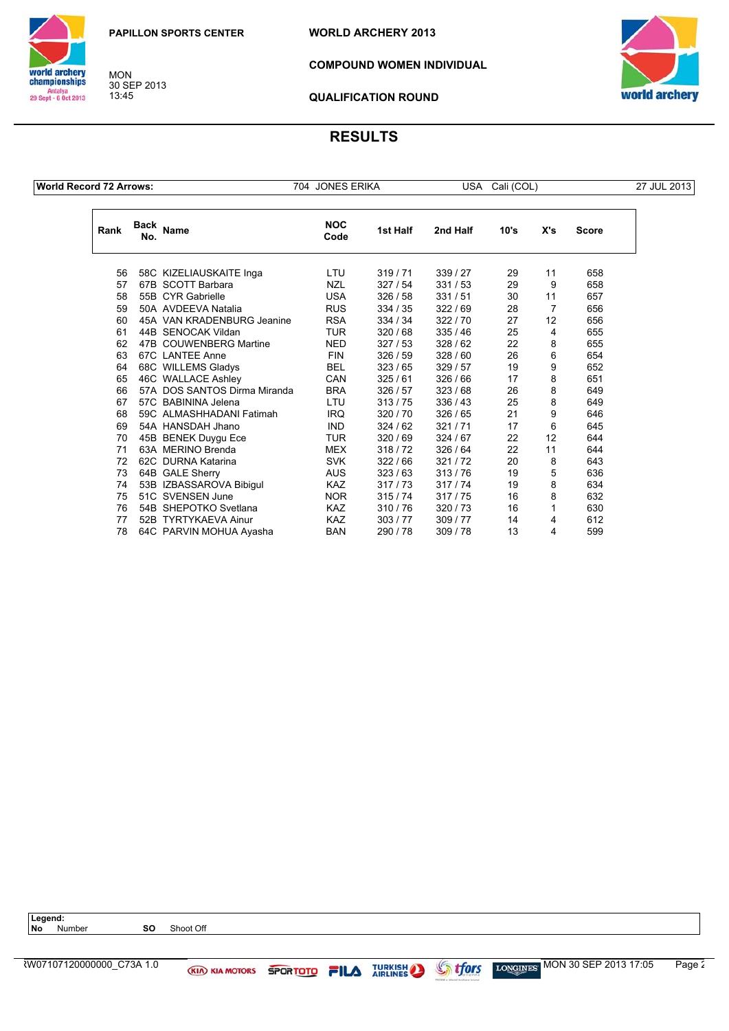PAPILLON SPORTS CENTER

MON
30 SEP 2013
13:45

WORLD ARCHERY 2013

COMPOUND WOMEN INDIVIDUAL

QUALIFICATION ROUND

# RESULTS

| World Record 72 Arrows: | 704 JONES ERIKA | USA | Cali (COL) | 27 JUL 2013 |
|---|---|---|---|---|

| Rank | Back No. | Name | NOC Code | 1st Half | 2nd Half | 10's | X's | Score |
|---|---|---|---|---|---|---|---|---|
| 56 | 58C | KIZELIAUSKAITE Inga | LTU | 319 / 71 | 339 / 27 | 29 | 11 | 658 |
| 57 | 67B | SCOTT Barbara | NZL | 327 / 54 | 331 / 53 | 29 | 9 | 658 |
| 58 | 55B | CYR Gabrielle | USA | 326 / 58 | 331 / 51 | 30 | 11 | 657 |
| 59 | 50A | AVDEEVA Natalia | RUS | 334 / 35 | 322 / 69 | 28 | 7 | 656 |
| 60 | 45A | VAN KRADENBURG Jeanine | RSA | 334 / 34 | 322 / 70 | 27 | 12 | 656 |
| 61 | 44B | SENOCAK Vildan | TUR | 320 / 68 | 335 / 46 | 25 | 4 | 655 |
| 62 | 47B | COUWENBERG Martine | NED | 327 / 53 | 328 / 62 | 22 | 8 | 655 |
| 63 | 67C | LANTEE Anne | FIN | 326 / 59 | 328 / 60 | 26 | 6 | 654 |
| 64 | 68C | WILLEMS Gladys | BEL | 323 / 65 | 329 / 57 | 19 | 9 | 652 |
| 65 | 46C | WALLACE Ashley | CAN | 325 / 61 | 326 / 66 | 17 | 8 | 651 |
| 66 | 57A | DOS SANTOS Dirma Miranda | BRA | 326 / 57 | 323 / 68 | 26 | 8 | 649 |
| 67 | 57C | BABININA Jelena | LTU | 313 / 75 | 336 / 43 | 25 | 8 | 649 |
| 68 | 59C | ALMASHHADANI Fatimah | IRQ | 320 / 70 | 326 / 65 | 21 | 9 | 646 |
| 69 | 54A | HANSDAH Jhano | IND | 324 / 62 | 321 / 71 | 17 | 6 | 645 |
| 70 | 45B | BENEK Duygu Ece | TUR | 320 / 69 | 324 / 67 | 22 | 12 | 644 |
| 71 | 63A | MERINO Brenda | MEX | 318 / 72 | 326 / 64 | 22 | 11 | 644 |
| 72 | 62C | DURNA Katarina | SVK | 322 / 66 | 321 / 72 | 20 | 8 | 643 |
| 73 | 64B | GALE Sherry | AUS | 323 / 63 | 313 / 76 | 19 | 5 | 636 |
| 74 | 53B | IZBASSAROVA Bibigul | KAZ | 317 / 73 | 317 / 74 | 19 | 8 | 634 |
| 75 | 51C | SVENSEN June | NOR | 315 / 74 | 317 / 75 | 16 | 8 | 632 |
| 76 | 54B | SHEPOTKO Svetlana | KAZ | 310 / 76 | 320 / 73 | 16 | 1 | 630 |
| 77 | 52B | TYRTYKAEVA Ainur | KAZ | 303 / 77 | 309 / 77 | 14 | 4 | 612 |
| 78 | 64C | PARVIN MOHUA Ayasha | BAN | 290 / 78 | 309 / 78 | 13 | 4 | 599 |

**Legend:**
**No** Number **SO** Shoot Off

RW07107120000000_C73A 1.0 MON 30 SEP 2013 17:05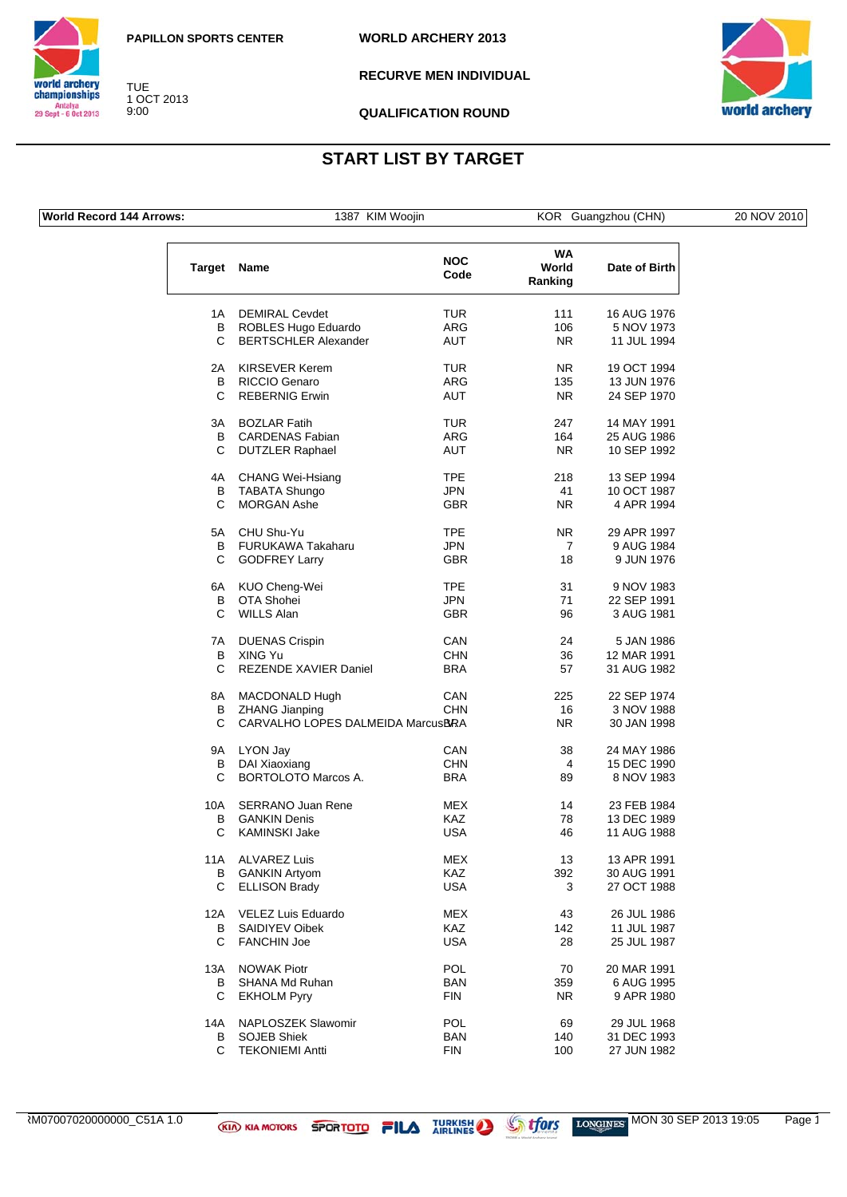PAPILLON SPORTS CENTER

TUE
1 OCT 2013
9:00

**WORLD ARCHERY 2013**

**RECURVE MEN INDIVIDUAL**

**QUALIFICATION ROUND**

## START LIST BY TARGET

| World Record 144 Arrows: | 1387 KIM Woojin | KOR Guangzhou (CHN) | 20 NOV 2010 |
|---|---|---|---|

| Target | Name | NOC Code | WA World Ranking | Date of Birth |
|---|---|---|---|---|
| 1A | DEMIRAL Cevdet | TUR | 111 | 16 AUG 1976 |
| B | ROBLES Hugo Eduardo | ARG | 106 | 5 NOV 1973 |
| C | BERTSCHLER Alexander | AUT | NR | 11 JUL 1994 |
| 2A | KIRSEVER Kerem | TUR | NR | 19 OCT 1994 |
| B | RICCIO Genaro | ARG | 135 | 13 JUN 1976 |
| C | REBERNIG Erwin | AUT | NR | 24 SEP 1970 |
| 3A | BOZLAR Fatih | TUR | 247 | 14 MAY 1991 |
| B | CARDENAS Fabian | ARG | 164 | 25 AUG 1986 |
| C | DUTZLER Raphael | AUT | NR | 10 SEP 1992 |
| 4A | CHANG Wei-Hsiang | TPE | 218 | 13 SEP 1994 |
| B | TABATA Shungo | JPN | 41 | 10 OCT 1987 |
| C | MORGAN Ashe | GBR | NR | 4 APR 1994 |
| 5A | CHU Shu-Yu | TPE | NR | 29 APR 1997 |
| B | FURUKAWA Takaharu | JPN | 7 | 9 AUG 1984 |
| C | GODFREY Larry | GBR | 18 | 9 JUN 1976 |
| 6A | KUO Cheng-Wei | TPE | 31 | 9 NOV 1983 |
| B | OTA Shohei | JPN | 71 | 22 SEP 1991 |
| C | WILLS Alan | GBR | 96 | 3 AUG 1981 |
| 7A | DUENAS Crispin | CAN | 24 | 5 JAN 1986 |
| B | XING Yu | CHN | 36 | 12 MAR 1991 |
| C | REZENDE XAVIER Daniel | BRA | 57 | 31 AUG 1982 |
| 8A | MACDONALD Hugh | CAN | 225 | 22 SEP 1974 |
| B | ZHANG Jianping | CHN | 16 | 3 NOV 1988 |
| C | CARVALHO LOPES DALMEIDA Marcus | BRA | NR | 30 JAN 1998 |
| 9A | LYON Jay | CAN | 38 | 24 MAY 1986 |
| B | DAI Xiaoxiang | CHN | 4 | 15 DEC 1990 |
| C | BORTOLOTO Marcos A. | BRA | 89 | 8 NOV 1983 |
| 10A | SERRANO Juan Rene | MEX | 14 | 23 FEB 1984 |
| B | GANKIN Denis | KAZ | 78 | 13 DEC 1989 |
| C | KAMINSKI Jake | USA | 46 | 11 AUG 1988 |
| 11A | ALVAREZ Luis | MEX | 13 | 13 APR 1991 |
| B | GANKIN Artyom | KAZ | 392 | 30 AUG 1991 |
| C | ELLISON Brady | USA | 3 | 27 OCT 1988 |
| 12A | VELEZ Luis Eduardo | MEX | 43 | 26 JUL 1986 |
| B | SAIDIYEV Oibek | KAZ | 142 | 11 JUL 1987 |
| C | FANCHIN Joe | USA | 28 | 25 JUL 1987 |
| 13A | NOWAK Piotr | POL | 70 | 20 MAR 1991 |
| B | SHANA Md Ruhan | BAN | 359 | 6 AUG 1995 |
| C | EKHOLM Pyry | FIN | NR | 9 APR 1980 |
| 14A | NAPLOSZEK Slawomir | POL | 69 | 29 JUL 1968 |
| B | SOJEB Shiek | BAN | 140 | 31 DEC 1993 |
| C | TEKONIEMI Antti | FIN | 100 | 27 JUN 1982 |

RM07007020000000_C51A 1.0 MON 30 SEP 2013 19:05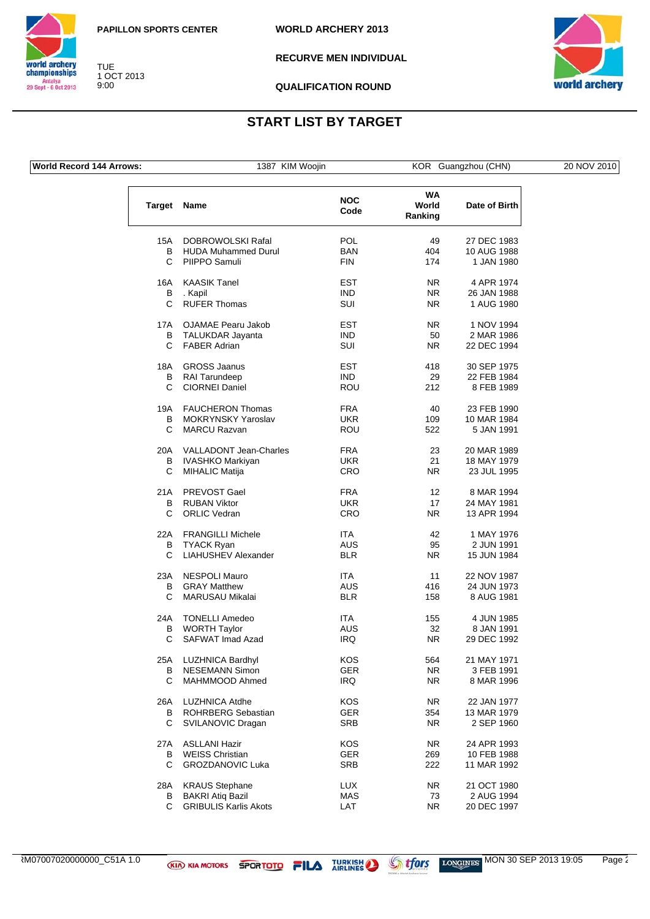PAPILLON SPORTS CENTER

TUE
1 OCT 2013
9:00

**WORLD ARCHERY 2013**

**RECURVE MEN INDIVIDUAL**

**QUALIFICATION ROUND**

# START LIST BY TARGET

| World Record 144 Arrows: | 1387 KIM Woojin | KOR Guangzhou (CHN) | 20 NOV 2010 |
|---|---|---|---|

| Target | Name | NOC Code | WA World Ranking | Date of Birth |
|---|---|---|---|---|
| 15A | DOBROWOLSKI Rafal | POL | 49 | 27 DEC 1983 |
| B | HUDA Muhammed Durul | BAN | 404 | 10 AUG 1988 |
| C | PIIPPO Samuli | FIN | 174 | 1 JAN 1980 |
| 16A | KAASIK Tanel | EST | NR | 4 APR 1974 |
| B | . Kapil | IND | NR | 26 JAN 1988 |
| C | RUFER Thomas | SUI | NR | 1 AUG 1980 |
| 17A | OJAMAE Pearu Jakob | EST | NR | 1 NOV 1994 |
| B | TALUKDAR Jayanta | IND | 50 | 2 MAR 1986 |
| C | FABER Adrian | SUI | NR | 22 DEC 1994 |
| 18A | GROSS Jaanus | EST | 418 | 30 SEP 1975 |
| B | RAI Tarundeep | IND | 29 | 22 FEB 1984 |
| C | CIORNEI Daniel | ROU | 212 | 8 FEB 1989 |
| 19A | FAUCHERON Thomas | FRA | 40 | 23 FEB 1990 |
| B | MOKRYNSKY Yaroslav | UKR | 109 | 10 MAR 1984 |
| C | MARCU Razvan | ROU | 522 | 5 JAN 1991 |
| 20A | VALLADONT Jean-Charles | FRA | 23 | 20 MAR 1989 |
| B | IVASHKO Markiyan | UKR | 21 | 18 MAY 1979 |
| C | MIHALIC Matija | CRO | NR | 23 JUL 1995 |
| 21A | PREVOST Gael | FRA | 12 | 8 MAR 1994 |
| B | RUBAN Viktor | UKR | 17 | 24 MAY 1981 |
| C | ORLIC Vedran | CRO | NR | 13 APR 1994 |
| 22A | FRANGILLI Michele | ITA | 42 | 1 MAY 1976 |
| B | TYACK Ryan | AUS | 95 | 2 JUN 1991 |
| C | LIAHUSHEV Alexander | BLR | NR | 15 JUN 1984 |
| 23A | NESPOLI Mauro | ITA | 11 | 22 NOV 1987 |
| B | GRAY Matthew | AUS | 416 | 24 JUN 1973 |
| C | MARUSAU Mikalai | BLR | 158 | 8 AUG 1981 |
| 24A | TONELLI Amedeo | ITA | 155 | 4 JUN 1985 |
| B | WORTH Taylor | AUS | 32 | 8 JAN 1991 |
| C | SAFWAT Imad Azad | IRQ | NR | 29 DEC 1992 |
| 25A | LUZHNICA Bardhyl | KOS | 564 | 21 MAY 1971 |
| B | NESEMANN Simon | GER | NR | 3 FEB 1991 |
| C | MAHMMOOD Ahmed | IRQ | NR | 8 MAR 1996 |
| 26A | LUZHNICA Atdhe | KOS | NR | 22 JAN 1977 |
| B | ROHRBERG Sebastian | GER | 354 | 13 MAR 1979 |
| C | SVILANOVIC Dragan | SRB | NR | 2 SEP 1960 |
| 27A | ASLLANI Hazir | KOS | NR | 24 APR 1993 |
| B | WEISS Christian | GER | 269 | 10 FEB 1988 |
| C | GROZDANOVIC Luka | SRB | 222 | 11 MAR 1992 |
| 28A | KRAUS Stephane | LUX | NR | 21 OCT 1980 |
| B | BAKRI Atiq Bazil | MAS | 73 | 2 AUG 1994 |
| C | GRIBULIS Karlis Akots | LAT | NR | 20 DEC 1997 |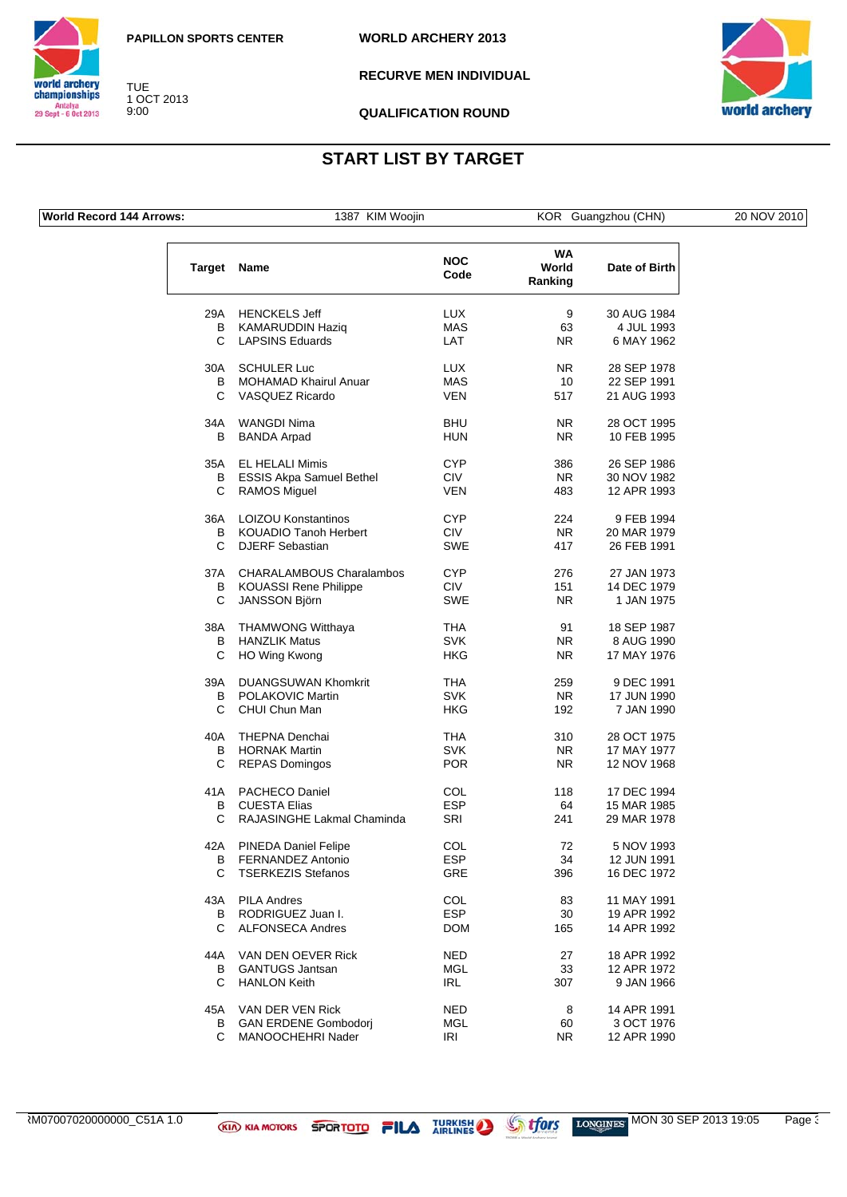PAPILLON SPORTS CENTER

TUE 1 OCT 2013 9:00

**WORLD ARCHERY 2013**

**RECURVE MEN INDIVIDUAL**

**QUALIFICATION ROUND**

## START LIST BY TARGET

| World Record 144 Arrows: | 1387 KIM Woojin | KOR Guangzhou (CHN) | 20 NOV 2010 |
|---|---|---|---|

| Target | Name | NOC Code | WA World Ranking | Date of Birth |
|---|---|---|---|---|
| 29A | HENCKELS Jeff | LUX | 9 | 30 AUG 1984 |
| B | KAMARUDDIN Haziq | MAS | 63 | 4 JUL 1993 |
| C | LAPSINS Eduards | LAT | NR | 6 MAY 1962 |
| 30A | SCHULER Luc | LUX | NR | 28 SEP 1978 |
| B | MOHAMAD Khairul Anuar | MAS | 10 | 22 SEP 1991 |
| C | VASQUEZ Ricardo | VEN | 517 | 21 AUG 1993 |
| 34A | WANGDI Nima | BHU | NR | 28 OCT 1995 |
| B | BANDA Arpad | HUN | NR | 10 FEB 1995 |
| 35A | EL HELALI Mimis | CYP | 386 | 26 SEP 1986 |
| B | ESSIS Akpa Samuel Bethel | CIV | NR | 30 NOV 1982 |
| C | RAMOS Miguel | VEN | 483 | 12 APR 1993 |
| 36A | LOIZOU Konstantinos | CYP | 224 | 9 FEB 1994 |
| B | KOUADIO Tanoh Herbert | CIV | NR | 20 MAR 1979 |
| C | DJERF Sebastian | SWE | 417 | 26 FEB 1991 |
| 37A | CHARALAMBOUS Charalambos | CYP | 276 | 27 JAN 1973 |
| B | KOUASSI Rene Philippe | CIV | 151 | 14 DEC 1979 |
| C | JANSSON Björn | SWE | NR | 1 JAN 1975 |
| 38A | THAMWONG Witthaya | THA | 91 | 18 SEP 1987 |
| B | HANZLIK Matus | SVK | NR | 8 AUG 1990 |
| C | HO Wing Kwong | HKG | NR | 17 MAY 1976 |
| 39A | DUANGSUWAN Khomkrit | THA | 259 | 9 DEC 1991 |
| B | POLAKOVIC Martin | SVK | NR | 17 JUN 1990 |
| C | CHUI Chun Man | HKG | 192 | 7 JAN 1990 |
| 40A | THEPNA Denchai | THA | 310 | 28 OCT 1975 |
| B | HORNAK Martin | SVK | NR | 17 MAY 1977 |
| C | REPAS Domingos | POR | NR | 12 NOV 1968 |
| 41A | PACHECO Daniel | COL | 118 | 17 DEC 1994 |
| B | CUESTA Elias | ESP | 64 | 15 MAR 1985 |
| C | RAJASINGHE Lakmal Chaminda | SRI | 241 | 29 MAR 1978 |
| 42A | PINEDA Daniel Felipe | COL | 72 | 5 NOV 1993 |
| B | FERNANDEZ Antonio | ESP | 34 | 12 JUN 1991 |
| C | TSERKEZIS Stefanos | GRE | 396 | 16 DEC 1972 |
| 43A | PILA Andres | COL | 83 | 11 MAY 1991 |
| B | RODRIGUEZ Juan I. | ESP | 30 | 19 APR 1992 |
| C | ALFONSECA Andres | DOM | 165 | 14 APR 1992 |
| 44A | VAN DEN OEVER Rick | NED | 27 | 18 APR 1992 |
| B | GANTUGS Jantsan | MGL | 33 | 12 APR 1972 |
| C | HANLON Keith | IRL | 307 | 9 JAN 1966 |
| 45A | VAN DER VEN Rick | NED | 8 | 14 APR 1991 |
| B | GAN ERDENE Gombodorj | MGL | 60 | 3 OCT 1976 |
| C | MANOOCHEHRI Nader | IRI | NR | 12 APR 1990 |

RM07007020000000_C51A 1.0 MON 30 SEP 2013 19:05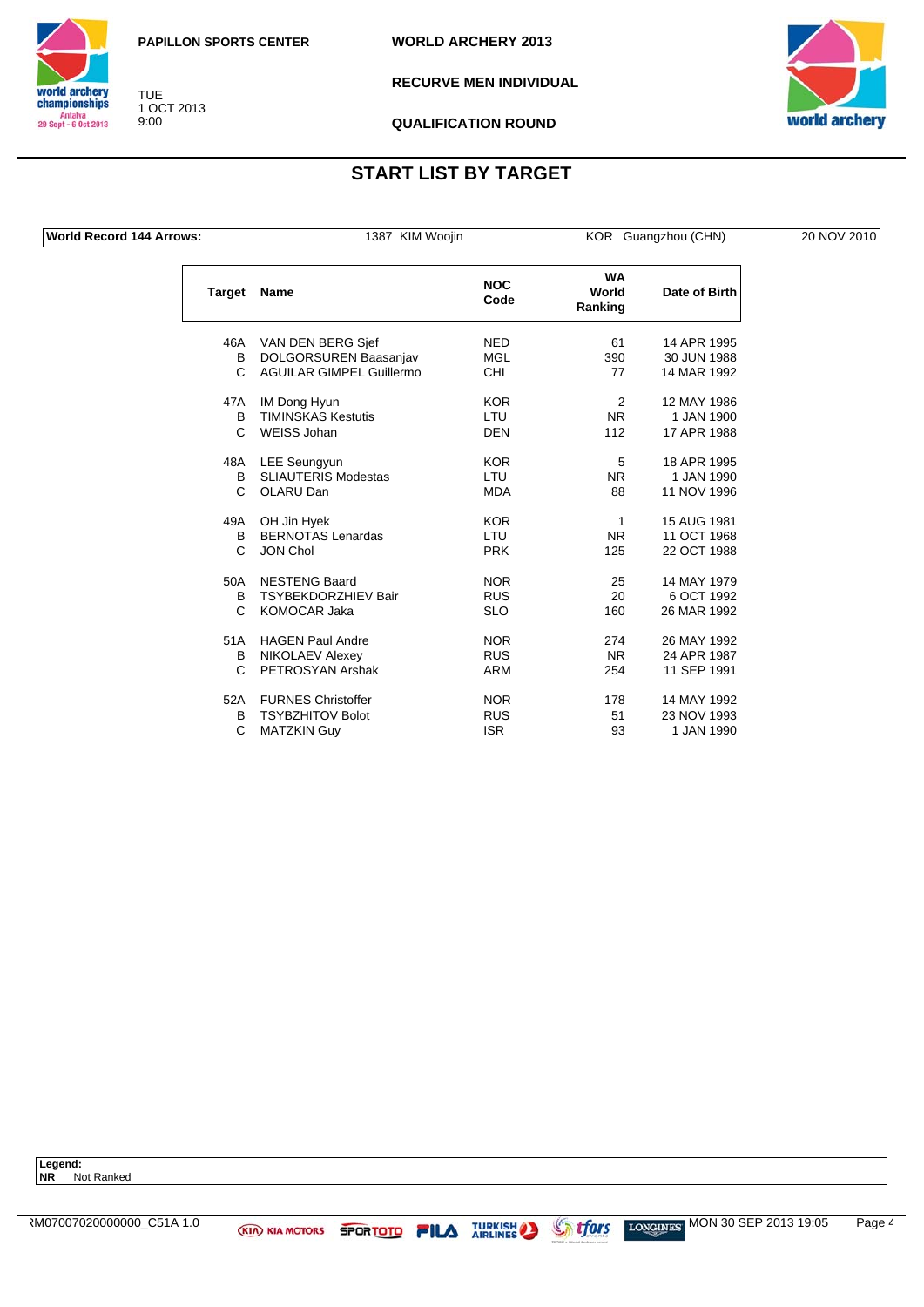PAPILLON SPORTS CENTER

TUE
1 OCT 2013
9:00

WORLD ARCHERY 2013

RECURVE MEN INDIVIDUAL

QUALIFICATION ROUND

# START LIST BY TARGET

| World Record 144 Arrows: | 1387 KIM Woojin | KOR Guangzhou (CHN) | 20 NOV 2010 |
|---|---|---|---|

| Target | Name | NOC Code | WA World Ranking | Date of Birth |
|---|---|---|---|---|
| 46A | VAN DEN BERG Sjef | NED | 61 | 14 APR 1995 |
| B | DOLGORSUREN Baasanjav | MGL | 390 | 30 JUN 1988 |
| C | AGUILAR GIMPEL Guillermo | CHI | 77 | 14 MAR 1992 |
| 47A | IM Dong Hyun | KOR | 2 | 12 MAY 1986 |
| B | TIMINSKAS Kestutis | LTU | NR | 1 JAN 1900 |
| C | WEISS Johan | DEN | 112 | 17 APR 1988 |
| 48A | LEE Seungyun | KOR | 5 | 18 APR 1995 |
| B | SLIAUTERIS Modestas | LTU | NR | 1 JAN 1990 |
| C | OLARU Dan | MDA | 88 | 11 NOV 1996 |
| 49A | OH Jin Hyek | KOR | 1 | 15 AUG 1981 |
| B | BERNOTAS Lenardas | LTU | NR | 11 OCT 1968 |
| C | JON Chol | PRK | 125 | 22 OCT 1988 |
| 50A | NESTENG Baard | NOR | 25 | 14 MAY 1979 |
| B | TSYBEKDORZHIEV Bair | RUS | 20 | 6 OCT 1992 |
| C | KOMOCAR Jaka | SLO | 160 | 26 MAR 1992 |
| 51A | HAGEN Paul Andre | NOR | 274 | 26 MAY 1992 |
| B | NIKOLAEV Alexey | RUS | NR | 24 APR 1987 |
| C | PETROSYAN Arshak | ARM | 254 | 11 SEP 1991 |
| 52A | FURNES Christoffer | NOR | 178 | 14 MAY 1992 |
| B | TSYBZHITOV Bolot | RUS | 51 | 23 NOV 1993 |
| C | MATZKIN Guy | ISR | 93 | 1 JAN 1990 |

**Legend:**
**NR** Not Ranked

RM07007020000000_C51A 1.0 MON 30 SEP 2013 19:05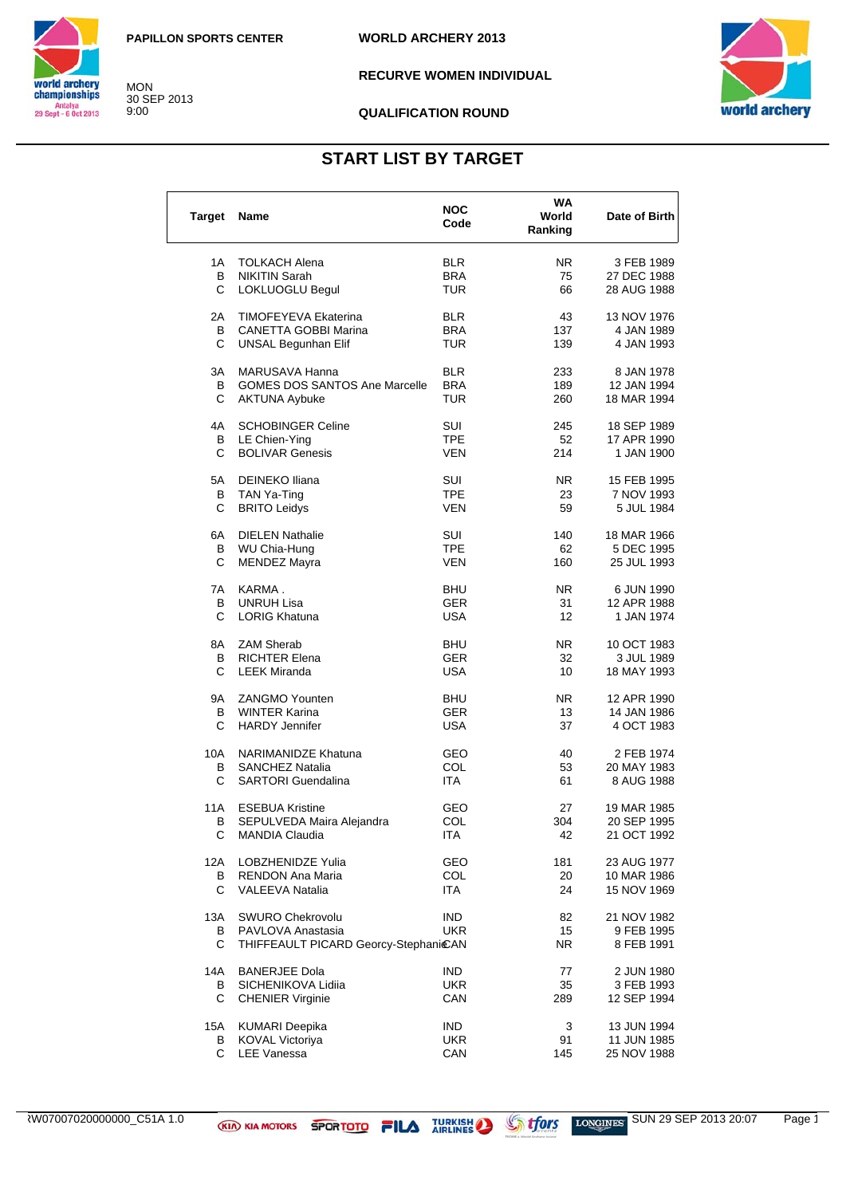PAPILLON SPORTS CENTER

MON
30 SEP 2013
9:00

WORLD ARCHERY 2013

RECURVE WOMEN INDIVIDUAL

QUALIFICATION ROUND

## START LIST BY TARGET

| Target | Name | NOC Code | WA World Ranking | Date of Birth |
|---|---|---|---|---|
| 1A | TOLKACH Alena | BLR | NR | 3 FEB 1989 |
| B | NIKITIN Sarah | BRA | 75 | 27 DEC 1988 |
| C | LOKLUOGLU Begul | TUR | 66 | 28 AUG 1988 |
| 2A | TIMOFEYEVA Ekaterina | BLR | 43 | 13 NOV 1976 |
| B | CANETTA GOBBI Marina | BRA | 137 | 4 JAN 1989 |
| C | UNSAL Begunhan Elif | TUR | 139 | 4 JAN 1993 |
| 3A | MARUSAVA Hanna | BLR | 233 | 8 JAN 1978 |
| B | GOMES DOS SANTOS Ane Marcelle | BRA | 189 | 12 JAN 1994 |
| C | AKTUNA Aybuke | TUR | 260 | 18 MAR 1994 |
| 4A | SCHOBINGER Celine | SUI | 245 | 18 SEP 1989 |
| B | LE Chien-Ying | TPE | 52 | 17 APR 1990 |
| C | BOLIVAR Genesis | VEN | 214 | 1 JAN 1900 |
| 5A | DEINEKO Iliana | SUI | NR | 15 FEB 1995 |
| B | TAN Ya-Ting | TPE | 23 | 7 NOV 1993 |
| C | BRITO Leidys | VEN | 59 | 5 JUL 1984 |
| 6A | DIELEN Nathalie | SUI | 140 | 18 MAR 1966 |
| B | WU Chia-Hung | TPE | 62 | 5 DEC 1995 |
| C | MENDEZ Mayra | VEN | 160 | 25 JUL 1993 |
| 7A | KARMA . | BHU | NR | 6 JUN 1990 |
| B | UNRUH Lisa | GER | 31 | 12 APR 1988 |
| C | LORIG Khatuna | USA | 12 | 1 JAN 1974 |
| 8A | ZAM Sherab | BHU | NR | 10 OCT 1983 |
| B | RICHTER Elena | GER | 32 | 3 JUL 1989 |
| C | LEEK Miranda | USA | 10 | 18 MAY 1993 |
| 9A | ZANGMO Younten | BHU | NR | 12 APR 1990 |
| B | WINTER Karina | GER | 13 | 14 JAN 1986 |
| C | HARDY Jennifer | USA | 37 | 4 OCT 1983 |
| 10A | NARIMANIDZE Khatuna | GEO | 40 | 2 FEB 1974 |
| B | SANCHEZ Natalia | COL | 53 | 20 MAY 1983 |
| C | SARTORI Guendalina | ITA | 61 | 8 AUG 1988 |
| 11A | ESEBUA Kristine | GEO | 27 | 19 MAR 1985 |
| B | SEPULVEDA Maira Alejandra | COL | 304 | 20 SEP 1995 |
| C | MANDIA Claudia | ITA | 42 | 21 OCT 1992 |
| 12A | LOBZHENIDZE Yulia | GEO | 181 | 23 AUG 1977 |
| B | RENDON Ana Maria | COL | 20 | 10 MAR 1986 |
| C | VALEEVA Natalia | ITA | 24 | 15 NOV 1969 |
| 13A | SWURO Chekrovolu | IND | 82 | 21 NOV 1982 |
| B | PAVLOVA Anastasia | UKR | 15 | 9 FEB 1995 |
| C | THIFFEAULT PICARD Georcy-Stephanie | CAN | NR | 8 FEB 1991 |
| 14A | BANERJEE Dola | IND | 77 | 2 JUN 1980 |
| B | SICHENIKOVA Lidiia | UKR | 35 | 3 FEB 1993 |
| C | CHENIER Virginie | CAN | 289 | 12 SEP 1994 |
| 15A | KUMARI Deepika | IND | 3 | 13 JUN 1994 |
| B | KOVAL Victoriya | UKR | 91 | 11 JUN 1985 |
| C | LEE Vanessa | CAN | 145 | 25 NOV 1988 |

RW07007020000000_C51A 1.0 SUN 29 SEP 2013 20:07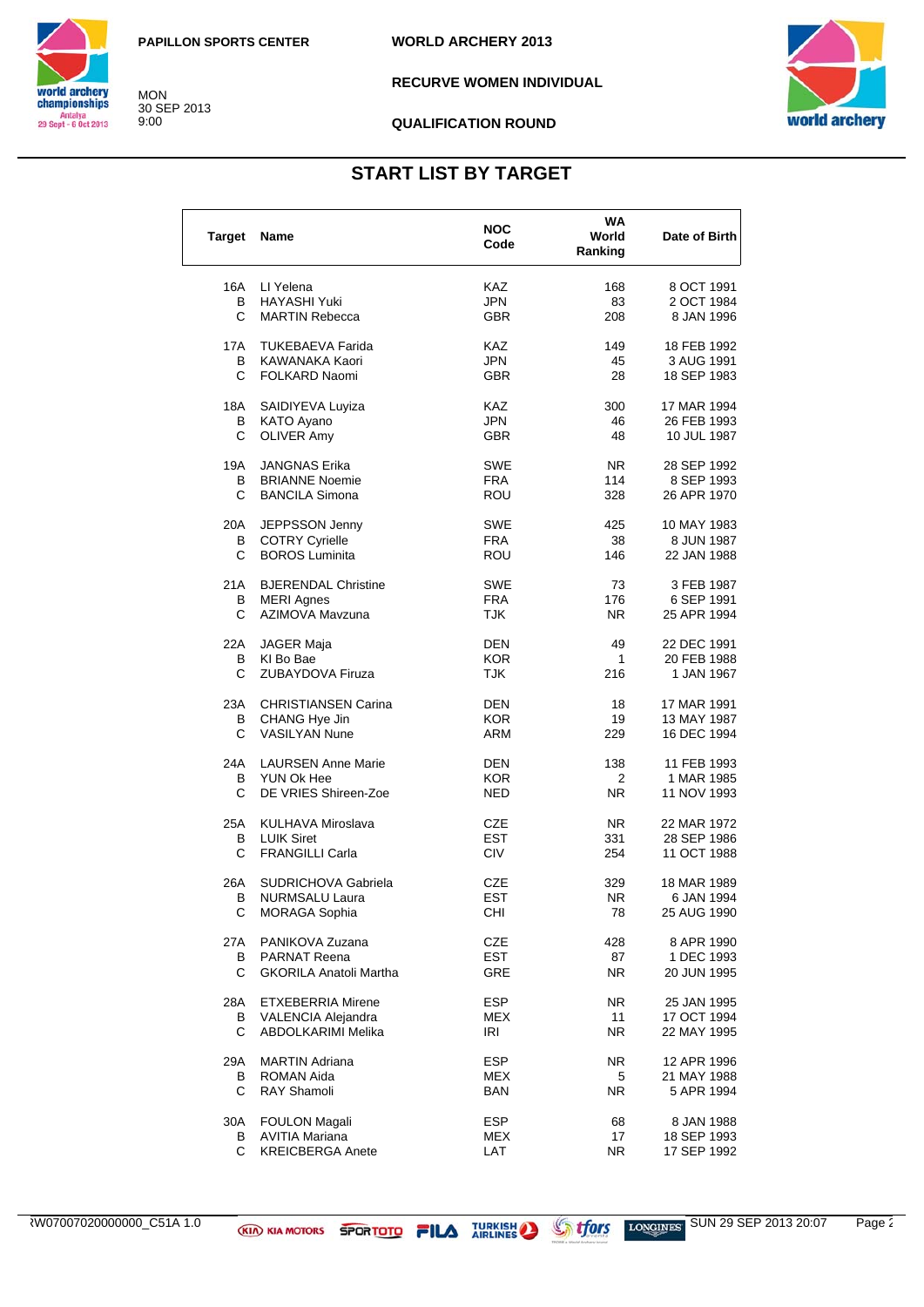PAPILLON SPORTS CENTER

MON
30 SEP 2013
9:00

WORLD ARCHERY 2013

RECURVE WOMEN INDIVIDUAL

QUALIFICATION ROUND

## START LIST BY TARGET

| Target | Name | NOC Code | WA World Ranking | Date of Birth |
|---|---|---|---|---|
| 16A | LI Yelena | KAZ | 168 | 8 OCT 1991 |
| B | HAYASHI Yuki | JPN | 83 | 2 OCT 1984 |
| C | MARTIN Rebecca | GBR | 208 | 8 JAN 1996 |
| 17A | TUKEBAEVA Farida | KAZ | 149 | 18 FEB 1992 |
| B | KAWANAKA Kaori | JPN | 45 | 3 AUG 1991 |
| C | FOLKARD Naomi | GBR | 28 | 18 SEP 1983 |
| 18A | SAIDIYEVA Luyiza | KAZ | 300 | 17 MAR 1994 |
| B | KATO Ayano | JPN | 46 | 26 FEB 1993 |
| C | OLIVER Amy | GBR | 48 | 10 JUL 1987 |
| 19A | JANGNAS Erika | SWE | NR | 28 SEP 1992 |
| B | BRIANNE Noemie | FRA | 114 | 8 SEP 1993 |
| C | BANCILA Simona | ROU | 328 | 26 APR 1970 |
| 20A | JEPPSSON Jenny | SWE | 425 | 10 MAY 1983 |
| B | COTRY Cyrielle | FRA | 38 | 8 JUN 1987 |
| C | BOROS Luminita | ROU | 146 | 22 JAN 1988 |
| 21A | BJERENDAL Christine | SWE | 73 | 3 FEB 1987 |
| B | MERI Agnes | FRA | 176 | 6 SEP 1991 |
| C | AZIMOVA Mavzuna | TJK | NR | 25 APR 1994 |
| 22A | JAGER Maja | DEN | 49 | 22 DEC 1991 |
| B | KI Bo Bae | KOR | 1 | 20 FEB 1988 |
| C | ZUBAYDOVA Firuza | TJK | 216 | 1 JAN 1967 |
| 23A | CHRISTIANSEN Carina | DEN | 18 | 17 MAR 1991 |
| B | CHANG Hye Jin | KOR | 19 | 13 MAY 1987 |
| C | VASILYAN Nune | ARM | 229 | 16 DEC 1994 |
| 24A | LAURSEN Anne Marie | DEN | 138 | 11 FEB 1993 |
| B | YUN Ok Hee | KOR | 2 | 1 MAR 1985 |
| C | DE VRIES Shireen-Zoe | NED | NR | 11 NOV 1993 |
| 25A | KULHAVA Miroslava | CZE | NR | 22 MAR 1972 |
| B | LUIK Siret | EST | 331 | 28 SEP 1986 |
| C | FRANGILLI Carla | CIV | 254 | 11 OCT 1988 |
| 26A | SUDRICHOVA Gabriela | CZE | 329 | 18 MAR 1989 |
| B | NURMSALU Laura | EST | NR | 6 JAN 1994 |
| C | MORAGA Sophia | CHI | 78 | 25 AUG 1990 |
| 27A | PANIKOVA Zuzana | CZE | 428 | 8 APR 1990 |
| B | PARNAT Reena | EST | 87 | 1 DEC 1993 |
| C | GKORILA Anatoli Martha | GRE | NR | 20 JUN 1995 |
| 28A | ETXEBERRIA Mirene | ESP | NR | 25 JAN 1995 |
| B | VALENCIA Alejandra | MEX | 11 | 17 OCT 1994 |
| C | ABDOLKARIMI Melika | IRI | NR | 22 MAY 1995 |
| 29A | MARTIN Adriana | ESP | NR | 12 APR 1996 |
| B | ROMAN Aida | MEX | 5 | 21 MAY 1988 |
| C | RAY Shamoli | BAN | NR | 5 APR 1994 |
| 30A | FOULON Magali | ESP | 68 | 8 JAN 1988 |
| B | AVITIA Mariana | MEX | 17 | 18 SEP 1993 |
| C | KREICBERGA Anete | LAT | NR | 17 SEP 1992 |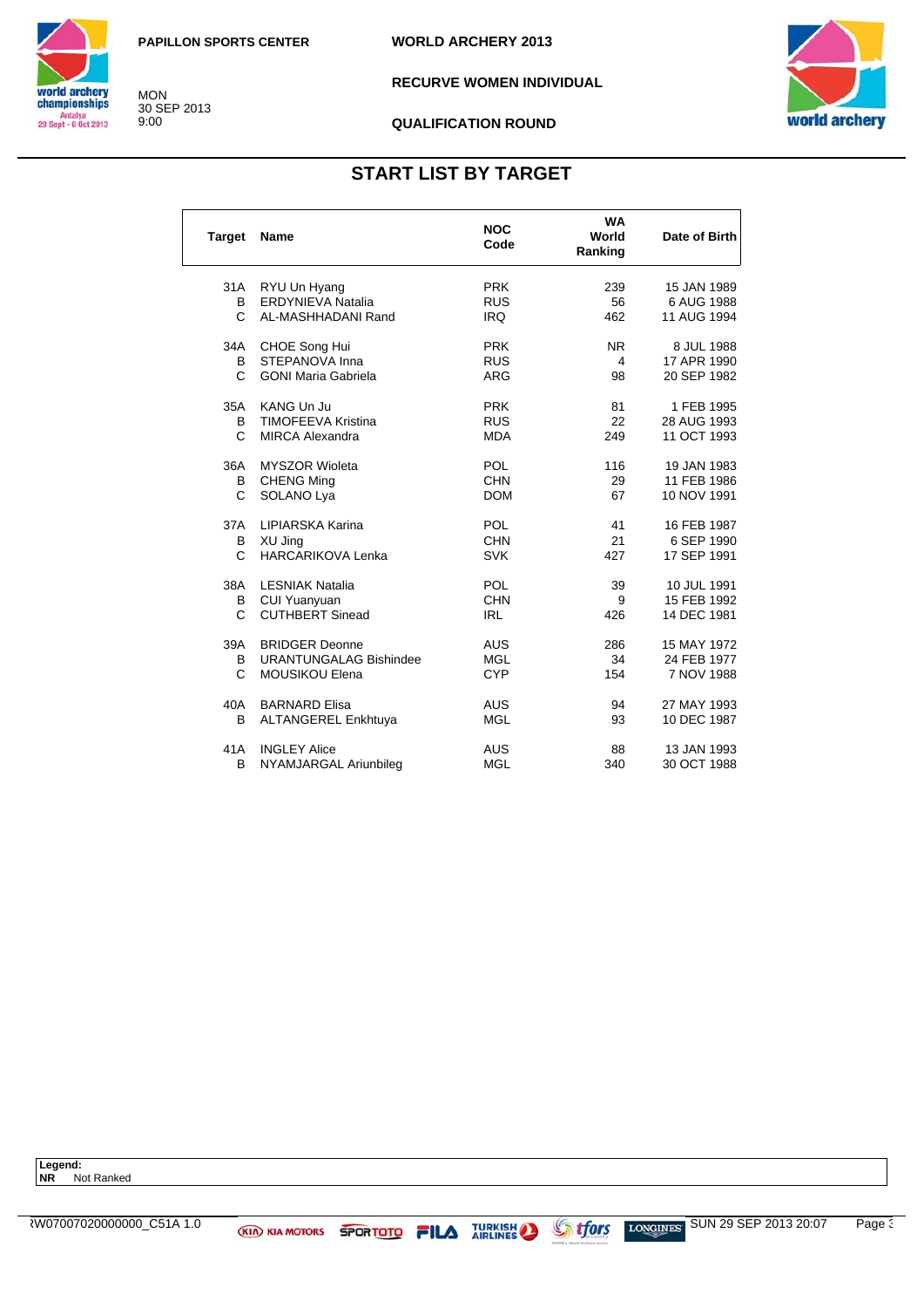PAPILLON SPORTS CENTER

MON
30 SEP 2013
9:00

**WORLD ARCHERY 2013**

**RECURVE WOMEN INDIVIDUAL**

**QUALIFICATION ROUND**

## START LIST BY TARGET

| Target | Name | NOC Code | WA World Ranking | Date of Birth |
|---|---|---|---|---|
| 31A | RYU Un Hyang | PRK | 239 | 15 JAN 1989 |
| B | ERDYNIEVA Natalia | RUS | 56 | 6 AUG 1988 |
| C | AL-MASHHADANI Rand | IRQ | 462 | 11 AUG 1994 |
| 34A | CHOE Song Hui | PRK | NR | 8 JUL 1988 |
| B | STEPANOVA Inna | RUS | 4 | 17 APR 1990 |
| C | GONI Maria Gabriela | ARG | 98 | 20 SEP 1982 |
| 35A | KANG Un Ju | PRK | 81 | 1 FEB 1995 |
| B | TIMOFEEVA Kristina | RUS | 22 | 28 AUG 1993 |
| C | MIRCA Alexandra | MDA | 249 | 11 OCT 1993 |
| 36A | MYSZOR Wioleta | POL | 116 | 19 JAN 1983 |
| B | CHENG Ming | CHN | 29 | 11 FEB 1986 |
| C | SOLANO Lya | DOM | 67 | 10 NOV 1991 |
| 37A | LIPIARSKA Karina | POL | 41 | 16 FEB 1987 |
| B | XU Jing | CHN | 21 | 6 SEP 1990 |
| C | HARCARIKOVA Lenka | SVK | 427 | 17 SEP 1991 |
| 38A | LESNIAK Natalia | POL | 39 | 10 JUL 1991 |
| B | CUI Yuanyuan | CHN | 9 | 15 FEB 1992 |
| C | CUTHBERT Sinead | IRL | 426 | 14 DEC 1981 |
| 39A | BRIDGER Deonne | AUS | 286 | 15 MAY 1972 |
| B | URANTUNGALAG Bishindee | MGL | 34 | 24 FEB 1977 |
| C | MOUSIKOU Elena | CYP | 154 | 7 NOV 1988 |
| 40A | BARNARD Elisa | AUS | 94 | 27 MAY 1993 |
| B | ALTANGEREL Enkhtuya | MGL | 93 | 10 DEC 1987 |
| 41A | INGLEY Alice | AUS | 88 | 13 JAN 1993 |
| B | NYAMJARGAL Ariunbileg | MGL | 340 | 30 OCT 1988 |

**Legend:**
**NR** Not Ranked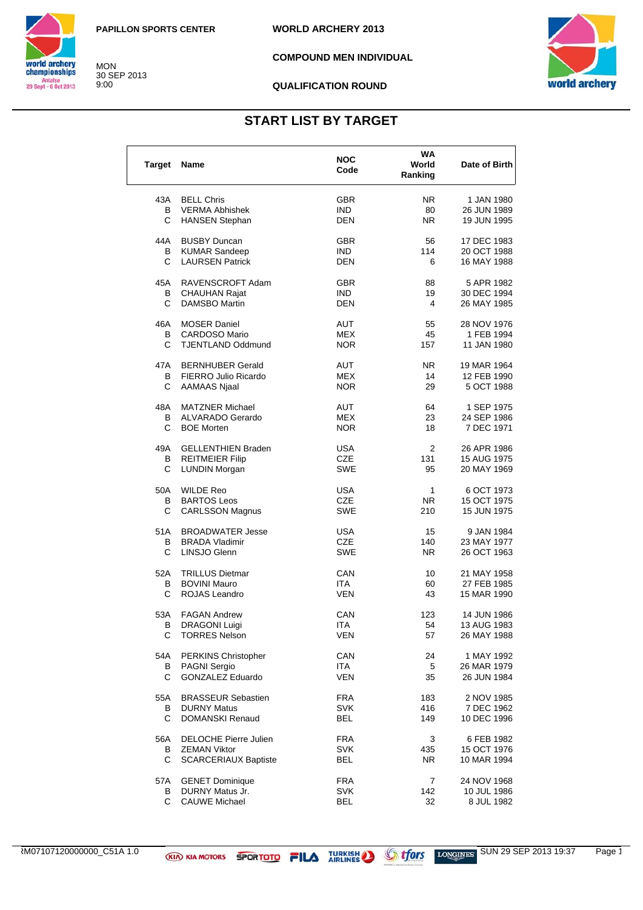PAPILLON SPORTS CENTER

MON
30 SEP 2013
9:00

**WORLD ARCHERY 2013**

**COMPOUND MEN INDIVIDUAL**

**QUALIFICATION ROUND**

## START LIST BY TARGET

| Target | Name | NOC Code | WA World Ranking | Date of Birth |
|---|---|---|---|---|
| 43A | BELL Chris | GBR | NR | 1 JAN 1980 |
| B | VERMA Abhishek | IND | 80 | 26 JUN 1989 |
| C | HANSEN Stephan | DEN | NR | 19 JUN 1995 |
| 44A | BUSBY Duncan | GBR | 56 | 17 DEC 1983 |
| B | KUMAR Sandeep | IND | 114 | 20 OCT 1988 |
| C | LAURSEN Patrick | DEN | 6 | 16 MAY 1988 |
| 45A | RAVENSCROFT Adam | GBR | 88 | 5 APR 1982 |
| B | CHAUHAN Rajat | IND | 19 | 30 DEC 1994 |
| C | DAMSBO Martin | DEN | 4 | 26 MAY 1985 |
| 46A | MOSER Daniel | AUT | 55 | 28 NOV 1976 |
| B | CARDOSO Mario | MEX | 45 | 1 FEB 1994 |
| C | TJENTLAND Oddmund | NOR | 157 | 11 JAN 1980 |
| 47A | BERNHUBER Gerald | AUT | NR | 19 MAR 1964 |
| B | FIERRO Julio Ricardo | MEX | 14 | 12 FEB 1990 |
| C | AAMAAS Njaal | NOR | 29 | 5 OCT 1988 |
| 48A | MATZNER Michael | AUT | 64 | 1 SEP 1975 |
| B | ALVARADO Gerardo | MEX | 23 | 24 SEP 1986 |
| C | BOE Morten | NOR | 18 | 7 DEC 1971 |
| 49A | GELLENTHIEN Braden | USA | 2 | 26 APR 1986 |
| B | REITMEIER Filip | CZE | 131 | 15 AUG 1975 |
| C | LUNDIN Morgan | SWE | 95 | 20 MAY 1969 |
| 50A | WILDE Reo | USA | 1 | 6 OCT 1973 |
| B | BARTOS Leos | CZE | NR | 15 OCT 1975 |
| C | CARLSSON Magnus | SWE | 210 | 15 JUN 1975 |
| 51A | BROADWATER Jesse | USA | 15 | 9 JAN 1984 |
| B | BRADA Vladimir | CZE | 140 | 23 MAY 1977 |
| C | LINSJO Glenn | SWE | NR | 26 OCT 1963 |
| 52A | TRILLUS Dietmar | CAN | 10 | 21 MAY 1958 |
| B | BOVINI Mauro | ITA | 60 | 27 FEB 1985 |
| C | ROJAS Leandro | VEN | 43 | 15 MAR 1990 |
| 53A | FAGAN Andrew | CAN | 123 | 14 JUN 1986 |
| B | DRAGONI Luigi | ITA | 54 | 13 AUG 1983 |
| C | TORRES Nelson | VEN | 57 | 26 MAY 1988 |
| 54A | PERKINS Christopher | CAN | 24 | 1 MAY 1992 |
| B | PAGNI Sergio | ITA | 5 | 26 MAR 1979 |
| C | GONZALEZ Eduardo | VEN | 35 | 26 JUN 1984 |
| 55A | BRASSEUR Sebastien | FRA | 183 | 2 NOV 1985 |
| B | DURNY Matus | SVK | 416 | 7 DEC 1962 |
| C | DOMANSKI Renaud | BEL | 149 | 10 DEC 1996 |
| 56A | DELOCHE Pierre Julien | FRA | 3 | 6 FEB 1982 |
| B | ZEMAN Viktor | SVK | 435 | 15 OCT 1976 |
| C | SCARCERIAUX Baptiste | BEL | NR | 10 MAR 1994 |
| 57A | GENET Dominique | FRA | 7 | 24 NOV 1968 |
| B | DURNY Matus Jr. | SVK | 142 | 10 JUL 1986 |
| C | CAUWE Michael | BEL | 32 | 8 JUL 1982 |

ARM07107120000000_C51A 1.0 — SUN 29 SEP 2013 19:37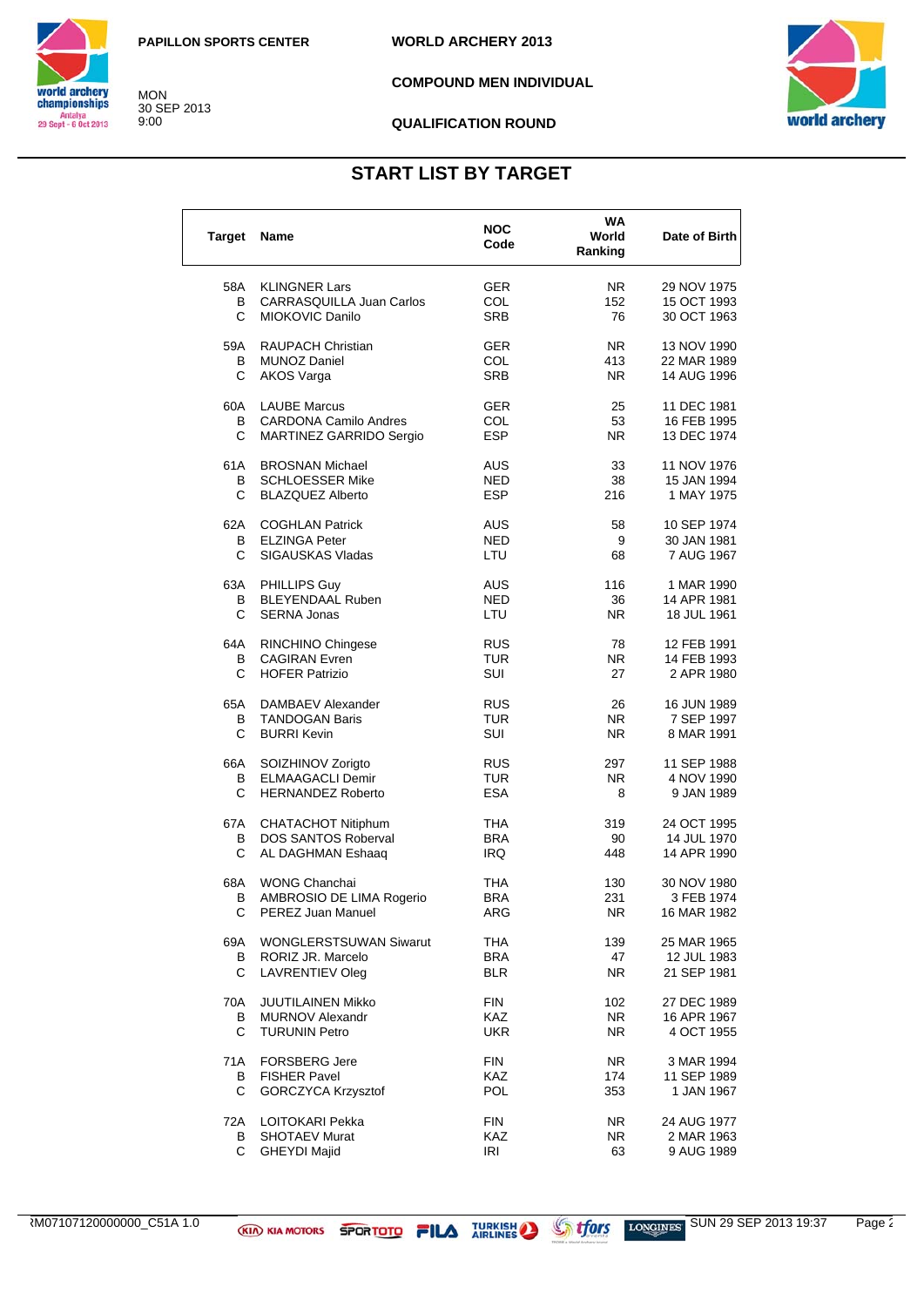PAPILLON SPORTS CENTER

MON
30 SEP 2013
9:00

WORLD ARCHERY 2013

COMPOUND MEN INDIVIDUAL

QUALIFICATION ROUND

## START LIST BY TARGET

| Target | Name | NOC Code | WA World Ranking | Date of Birth |
|---|---|---|---|---|
| 58A | KLINGNER Lars | GER | NR | 29 NOV 1975 |
| B | CARRASQUILLA Juan Carlos | COL | 152 | 15 OCT 1993 |
| C | MIOKOVIC Danilo | SRB | 76 | 30 OCT 1963 |
| 59A | RAUPACH Christian | GER | NR | 13 NOV 1990 |
| B | MUNOZ Daniel | COL | 413 | 22 MAR 1989 |
| C | AKOS Varga | SRB | NR | 14 AUG 1996 |
| 60A | LAUBE Marcus | GER | 25 | 11 DEC 1981 |
| B | CARDONA Camilo Andres | COL | 53 | 16 FEB 1995 |
| C | MARTINEZ GARRIDO Sergio | ESP | NR | 13 DEC 1974 |
| 61A | BROSNAN Michael | AUS | 33 | 11 NOV 1976 |
| B | SCHLOESSER Mike | NED | 38 | 15 JAN 1994 |
| C | BLAZQUEZ Alberto | ESP | 216 | 1 MAY 1975 |
| 62A | COGHLAN Patrick | AUS | 58 | 10 SEP 1974 |
| B | ELZINGA Peter | NED | 9 | 30 JAN 1981 |
| C | SIGAUSKAS Vladas | LTU | 68 | 7 AUG 1967 |
| 63A | PHILLIPS Guy | AUS | 116 | 1 MAR 1990 |
| B | BLEYENDAAL Ruben | NED | 36 | 14 APR 1981 |
| C | SERNA Jonas | LTU | NR | 18 JUL 1961 |
| 64A | RINCHINO Chingese | RUS | 78 | 12 FEB 1991 |
| B | CAGIRAN Evren | TUR | NR | 14 FEB 1993 |
| C | HOFER Patrizio | SUI | 27 | 2 APR 1980 |
| 65A | DAMBAEV Alexander | RUS | 26 | 16 JUN 1989 |
| B | TANDOGAN Baris | TUR | NR | 7 SEP 1997 |
| C | BURRI Kevin | SUI | NR | 8 MAR 1991 |
| 66A | SOIZHINOV Zorigto | RUS | 297 | 11 SEP 1988 |
| B | ELMAAGACLI Demir | TUR | NR | 4 NOV 1990 |
| C | HERNANDEZ Roberto | ESA | 8 | 9 JAN 1989 |
| 67A | CHATACHOT Nitiphum | THA | 319 | 24 OCT 1995 |
| B | DOS SANTOS Roberval | BRA | 90 | 14 JUL 1970 |
| C | AL DAGHMAN Eshaaq | IRQ | 448 | 14 APR 1990 |
| 68A | WONG Chanchai | THA | 130 | 30 NOV 1980 |
| B | AMBROSIO DE LIMA Rogerio | BRA | 231 | 3 FEB 1974 |
| C | PEREZ Juan Manuel | ARG | NR | 16 MAR 1982 |
| 69A | WONGLERSTSUWAN Siwarut | THA | 139 | 25 MAR 1965 |
| B | RORIZ JR. Marcelo | BRA | 47 | 12 JUL 1983 |
| C | LAVRENTIEV Oleg | BLR | NR | 21 SEP 1981 |
| 70A | JUUTILAINEN Mikko | FIN | 102 | 27 DEC 1989 |
| B | MURNOV Alexandr | KAZ | NR | 16 APR 1967 |
| C | TURUNIN Petro | UKR | NR | 4 OCT 1955 |
| 71A | FORSBERG Jere | FIN | NR | 3 MAR 1994 |
| B | FISHER Pavel | KAZ | 174 | 11 SEP 1989 |
| C | GORCZYCA Krzysztof | POL | 353 | 1 JAN 1967 |
| 72A | LOITOKARI Pekka | FIN | NR | 24 AUG 1977 |
| B | SHOTAEV Murat | KAZ | NR | 2 MAR 1963 |
| C | GHEYDI Majid | IRI | 63 | 9 AUG 1989 |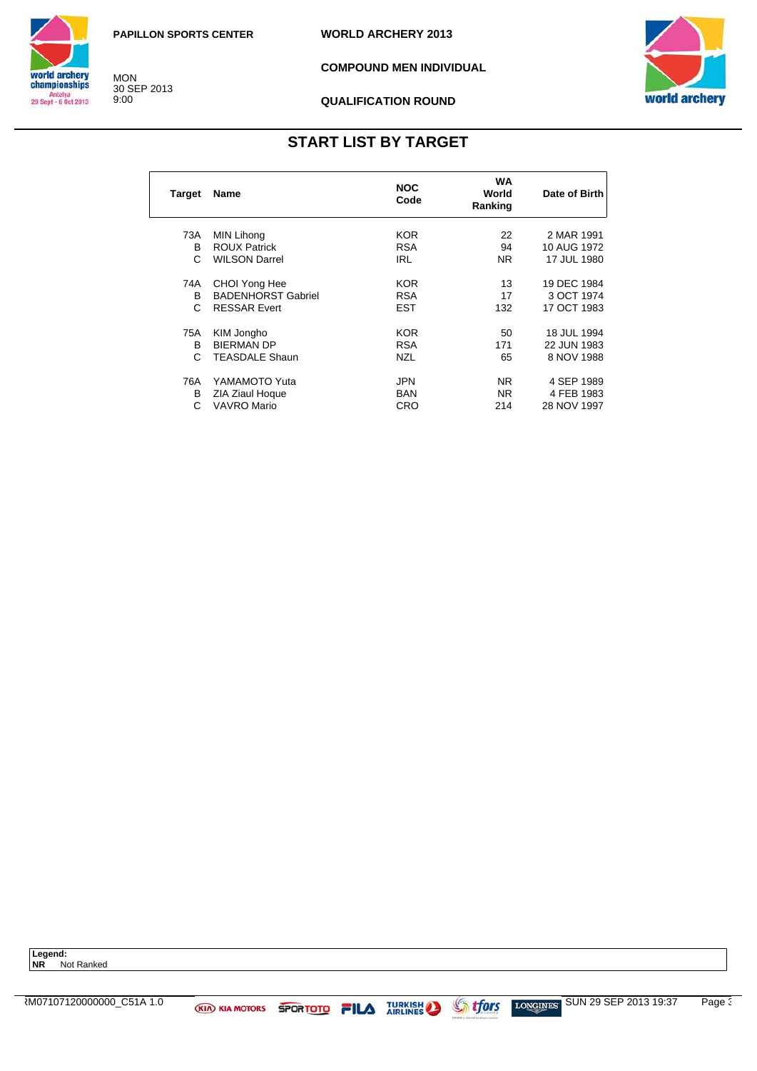PAPILLON SPORTS CENTER

MON
30 SEP 2013
9:00

WORLD ARCHERY 2013

COMPOUND MEN INDIVIDUAL

QUALIFICATION ROUND

## START LIST BY TARGET

| Target | Name | NOC Code | WA World Ranking | Date of Birth |
|---|---|---|---|---|
| 73A | MIN Lihong | KOR | 22 | 2 MAR 1991 |
| B | ROUX Patrick | RSA | 94 | 10 AUG 1972 |
| C | WILSON Darrel | IRL | NR | 17 JUL 1980 |
| 74A | CHOI Yong Hee | KOR | 13 | 19 DEC 1984 |
| B | BADENHORST Gabriel | RSA | 17 | 3 OCT 1974 |
| C | RESSAR Evert | EST | 132 | 17 OCT 1983 |
| 75A | KIM Jongho | KOR | 50 | 18 JUL 1994 |
| B | BIERMAN DP | RSA | 171 | 22 JUN 1983 |
| C | TEASDALE Shaun | NZL | 65 | 8 NOV 1988 |
| 76A | YAMAMOTO Yuta | JPN | NR | 4 SEP 1989 |
| B | ZIA Ziaul Hoque | BAN | NR | 4 FEB 1983 |
| C | VAVRO Mario | CRO | 214 | 28 NOV 1997 |

**Legend:**
**NR** Not Ranked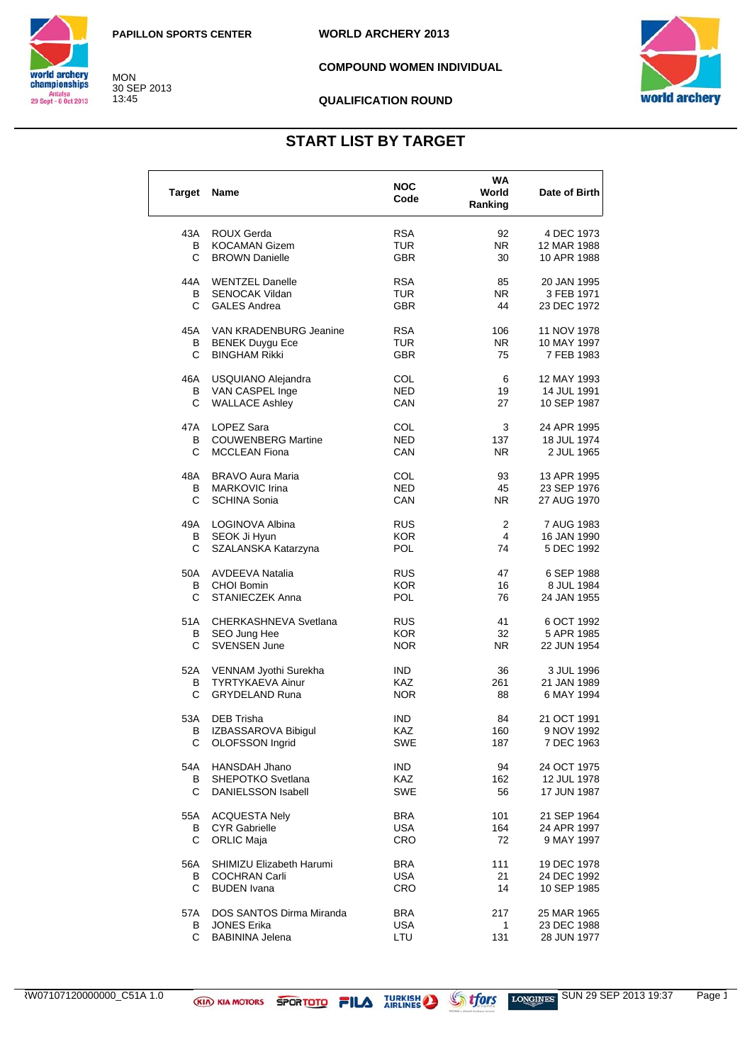PAPILLON SPORTS CENTER

MON
30 SEP 2013
13:45

WORLD ARCHERY 2013

COMPOUND WOMEN INDIVIDUAL

QUALIFICATION ROUND

## START LIST BY TARGET

| Target | Name | NOC Code | WA World Ranking | Date of Birth |
|---|---|---|---|---|
| 43A | ROUX Gerda | RSA | 92 | 4 DEC 1973 |
| B | KOCAMAN Gizem | TUR | NR | 12 MAR 1988 |
| C | BROWN Danielle | GBR | 30 | 10 APR 1988 |
| 44A | WENTZEL Danelle | RSA | 85 | 20 JAN 1995 |
| B | SENOCAK Vildan | TUR | NR | 3 FEB 1971 |
| C | GALES Andrea | GBR | 44 | 23 DEC 1972 |
| 45A | VAN KRADENBURG Jeanine | RSA | 106 | 11 NOV 1978 |
| B | BENEK Duygu Ece | TUR | NR | 10 MAY 1997 |
| C | BINGHAM Rikki | GBR | 75 | 7 FEB 1983 |
| 46A | USQUIANO Alejandra | COL | 6 | 12 MAY 1993 |
| B | VAN CASPEL Inge | NED | 19 | 14 JUL 1991 |
| C | WALLACE Ashley | CAN | 27 | 10 SEP 1987 |
| 47A | LOPEZ Sara | COL | 3 | 24 APR 1995 |
| B | COUWENBERG Martine | NED | 137 | 18 JUL 1974 |
| C | MCCLEAN Fiona | CAN | NR | 2 JUL 1965 |
| 48A | BRAVO Aura Maria | COL | 93 | 13 APR 1995 |
| B | MARKOVIC Irina | NED | 45 | 23 SEP 1976 |
| C | SCHINA Sonia | CAN | NR | 27 AUG 1970 |
| 49A | LOGINOVA Albina | RUS | 2 | 7 AUG 1983 |
| B | SEOK Ji Hyun | KOR | 4 | 16 JAN 1990 |
| C | SZALANSKA Katarzyna | POL | 74 | 5 DEC 1992 |
| 50A | AVDEEVA Natalia | RUS | 47 | 6 SEP 1988 |
| B | CHOI Bomin | KOR | 16 | 8 JUL 1984 |
| C | STANIECZEK Anna | POL | 76 | 24 JAN 1955 |
| 51A | CHERKASHNEVA Svetlana | RUS | 41 | 6 OCT 1992 |
| B | SEO Jung Hee | KOR | 32 | 5 APR 1985 |
| C | SVENSEN June | NOR | NR | 22 JUN 1954 |
| 52A | VENNAM Jyothi Surekha | IND | 36 | 3 JUL 1996 |
| B | TYRTYKAEVA Ainur | KAZ | 261 | 21 JAN 1989 |
| C | GRYDELAND Runa | NOR | 88 | 6 MAY 1994 |
| 53A | DEB Trisha | IND | 84 | 21 OCT 1991 |
| B | IZBASSAROVA Bibigul | KAZ | 160 | 9 NOV 1992 |
| C | OLOFSSON Ingrid | SWE | 187 | 7 DEC 1963 |
| 54A | HANSDAH Jhano | IND | 94 | 24 OCT 1975 |
| B | SHEPOTKO Svetlana | KAZ | 162 | 12 JUL 1978 |
| C | DANIELSSON Isabell | SWE | 56 | 17 JUN 1987 |
| 55A | ACQUESTA Nely | BRA | 101 | 21 SEP 1964 |
| B | CYR Gabrielle | USA | 164 | 24 APR 1997 |
| C | ORLIC Maja | CRO | 72 | 9 MAY 1997 |
| 56A | SHIMIZU Elizabeth Harumi | BRA | 111 | 19 DEC 1978 |
| B | COCHRAN Carli | USA | 21 | 24 DEC 1992 |
| C | BUDEN Ivana | CRO | 14 | 10 SEP 1985 |
| 57A | DOS SANTOS Dirma Miranda | BRA | 217 | 25 MAR 1965 |
| B | JONES Erika | USA | 1 | 23 DEC 1988 |
| C | BABININA Jelena | LTU | 131 | 28 JUN 1977 |

RW07107120000000_C51A 1.0 — SUN 29 SEP 2013 19:37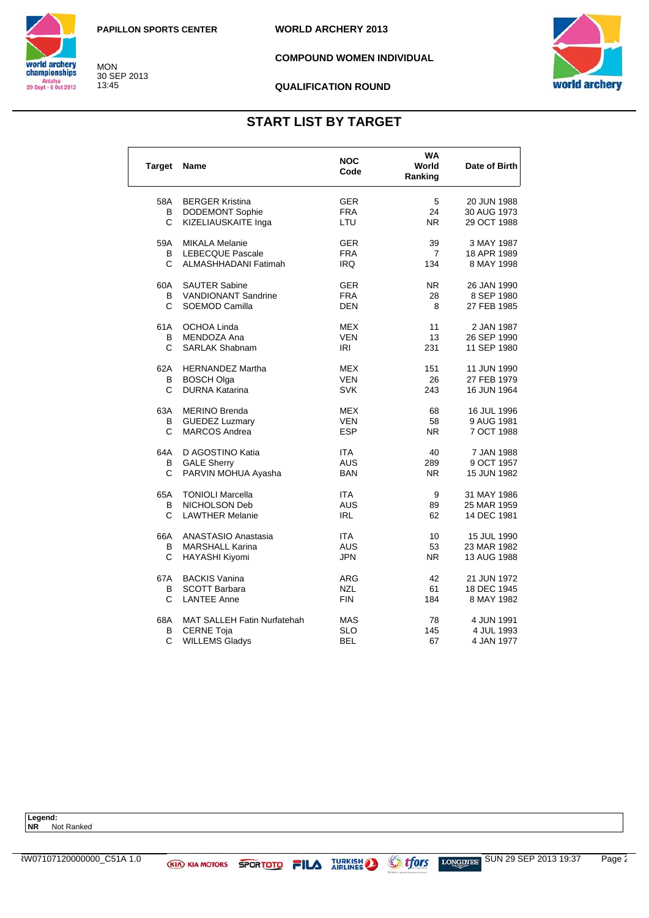PAPILLON SPORTS CENTER

MON
30 SEP 2013
13:45

**WORLD ARCHERY 2013**

**COMPOUND WOMEN INDIVIDUAL**

**QUALIFICATION ROUND**

## START LIST BY TARGET

| Target | Name | NOC Code | WA World Ranking | Date of Birth |
|---|---|---|---|---|
| 58A | BERGER Kristina | GER | 5 | 20 JUN 1988 |
| B | DODEMONT Sophie | FRA | 24 | 30 AUG 1973 |
| C | KIZELIAUSKAITE Inga | LTU | NR | 29 OCT 1988 |
| 59A | MIKALA Melanie | GER | 39 | 3 MAY 1987 |
| B | LEBECQUE Pascale | FRA | 7 | 18 APR 1989 |
| C | ALMASHHADANI Fatimah | IRQ | 134 | 8 MAY 1998 |
| 60A | SAUTER Sabine | GER | NR | 26 JAN 1990 |
| B | VANDIONANT Sandrine | FRA | 28 | 8 SEP 1980 |
| C | SOEMOD Camilla | DEN | 8 | 27 FEB 1985 |
| 61A | OCHOA Linda | MEX | 11 | 2 JAN 1987 |
| B | MENDOZA Ana | VEN | 13 | 26 SEP 1990 |
| C | SARLAK Shabnam | IRI | 231 | 11 SEP 1980 |
| 62A | HERNANDEZ Martha | MEX | 151 | 11 JUN 1990 |
| B | BOSCH Olga | VEN | 26 | 27 FEB 1979 |
| C | DURNA Katarina | SVK | 243 | 16 JUN 1964 |
| 63A | MERINO Brenda | MEX | 68 | 16 JUL 1996 |
| B | GUEDEZ Luzmary | VEN | 58 | 9 AUG 1981 |
| C | MARCOS Andrea | ESP | NR | 7 OCT 1988 |
| 64A | D AGOSTINO Katia | ITA | 40 | 7 JAN 1988 |
| B | GALE Sherry | AUS | 289 | 9 OCT 1957 |
| C | PARVIN MOHUA Ayasha | BAN | NR | 15 JUN 1982 |
| 65A | TONIOLI Marcella | ITA | 9 | 31 MAY 1986 |
| B | NICHOLSON Deb | AUS | 89 | 25 MAR 1959 |
| C | LAWTHER Melanie | IRL | 62 | 14 DEC 1981 |
| 66A | ANASTASIO Anastasia | ITA | 10 | 15 JUL 1990 |
| B | MARSHALL Karina | AUS | 53 | 23 MAR 1982 |
| C | HAYASHI Kiyomi | JPN | NR | 13 AUG 1988 |
| 67A | BACKIS Vanina | ARG | 42 | 21 JUN 1972 |
| B | SCOTT Barbara | NZL | 61 | 18 DEC 1945 |
| C | LANTEE Anne | FIN | 184 | 8 MAY 1982 |
| 68A | MAT SALLEH Fatin Nurfatehah | MAS | 78 | 4 JUN 1991 |
| B | CERNE Toja | SLO | 145 | 4 JUL 1993 |
| C | WILLEMS Gladys | BEL | 67 | 4 JAN 1977 |

**Legend:**
**NR** Not Ranked

RW07107120000000_C51A 1.0 SUN 29 SEP 2013 19:37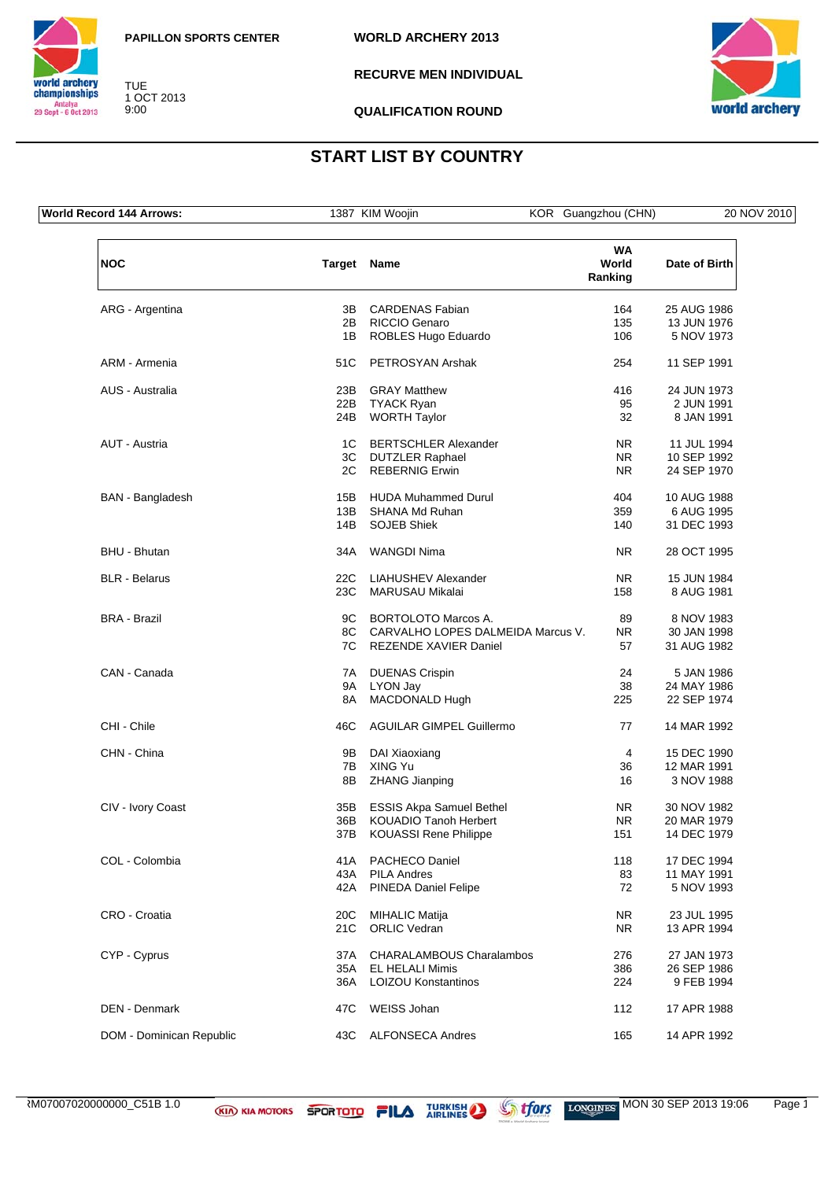PAPILLON SPORTS CENTER

TUE
1 OCT 2013
9:00

**WORLD ARCHERY 2013**

**RECURVE MEN INDIVIDUAL**

**QUALIFICATION ROUND**

## START LIST BY COUNTRY

| World Record 144 Arrows: | 1387 KIM Woojin | KOR Guangzhou (CHN) | 20 NOV 2010 |
|---|---|---|---|

| NOC | Target | Name | WA World Ranking | Date of Birth |
|---|---|---|---|---|
| ARG - Argentina | 3B | CARDENAS Fabian | 164 | 25 AUG 1986 |
| | 2B | RICCIO Genaro | 135 | 13 JUN 1976 |
| | 1B | ROBLES Hugo Eduardo | 106 | 5 NOV 1973 |
| ARM - Armenia | 51C | PETROSYAN Arshak | 254 | 11 SEP 1991 |
| AUS - Australia | 23B | GRAY Matthew | 416 | 24 JUN 1973 |
| | 22B | TYACK Ryan | 95 | 2 JUN 1991 |
| | 24B | WORTH Taylor | 32 | 8 JAN 1991 |
| AUT - Austria | 1C | BERTSCHLER Alexander | NR | 11 JUL 1994 |
| | 3C | DUTZLER Raphael | NR | 10 SEP 1992 |
| | 2C | REBERNIG Erwin | NR | 24 SEP 1970 |
| BAN - Bangladesh | 15B | HUDA Muhammed Durul | 404 | 10 AUG 1988 |
| | 13B | SHANA Md Ruhan | 359 | 6 AUG 1995 |
| | 14B | SOJEB Shiek | 140 | 31 DEC 1993 |
| BHU - Bhutan | 34A | WANGDI Nima | NR | 28 OCT 1995 |
| BLR - Belarus | 22C | LIAHUSHEV Alexander | NR | 15 JUN 1984 |
| | 23C | MARUSAU Mikalai | 158 | 8 AUG 1981 |
| BRA - Brazil | 9C | BORTOLOTO Marcos A. | 89 | 8 NOV 1983 |
| | 8C | CARVALHO LOPES DALMEIDA Marcus V. | NR | 30 JAN 1998 |
| | 7C | REZENDE XAVIER Daniel | 57 | 31 AUG 1982 |
| CAN - Canada | 7A | DUENAS Crispin | 24 | 5 JAN 1986 |
| | 9A | LYON Jay | 38 | 24 MAY 1986 |
| | 8A | MACDONALD Hugh | 225 | 22 SEP 1974 |
| CHI - Chile | 46C | AGUILAR GIMPEL Guillermo | 77 | 14 MAR 1992 |
| CHN - China | 9B | DAI Xiaoxiang | 4 | 15 DEC 1990 |
| | 7B | XING Yu | 36 | 12 MAR 1991 |
| | 8B | ZHANG Jianping | 16 | 3 NOV 1988 |
| CIV - Ivory Coast | 35B | ESSIS Akpa Samuel Bethel | NR | 30 NOV 1982 |
| | 36B | KOUADIO Tanoh Herbert | NR | 20 MAR 1979 |
| | 37B | KOUASSI Rene Philippe | 151 | 14 DEC 1979 |
| COL - Colombia | 41A | PACHECO Daniel | 118 | 17 DEC 1994 |
| | 43A | PILA Andres | 83 | 11 MAY 1991 |
| | 42A | PINEDA Daniel Felipe | 72 | 5 NOV 1993 |
| CRO - Croatia | 20C | MIHALIC Matija | NR | 23 JUL 1995 |
| | 21C | ORLIC Vedran | NR | 13 APR 1994 |
| CYP - Cyprus | 37A | CHARALAMBOUS Charalambos | 276 | 27 JAN 1973 |
| | 35A | EL HELALI Mimis | 386 | 26 SEP 1986 |
| | 36A | LOIZOU Konstantinos | 224 | 9 FEB 1994 |
| DEN - Denmark | 47C | WEISS Johan | 112 | 17 APR 1988 |
| DOM - Dominican Republic | 43C | ALFONSECA Andres | 165 | 14 APR 1992 |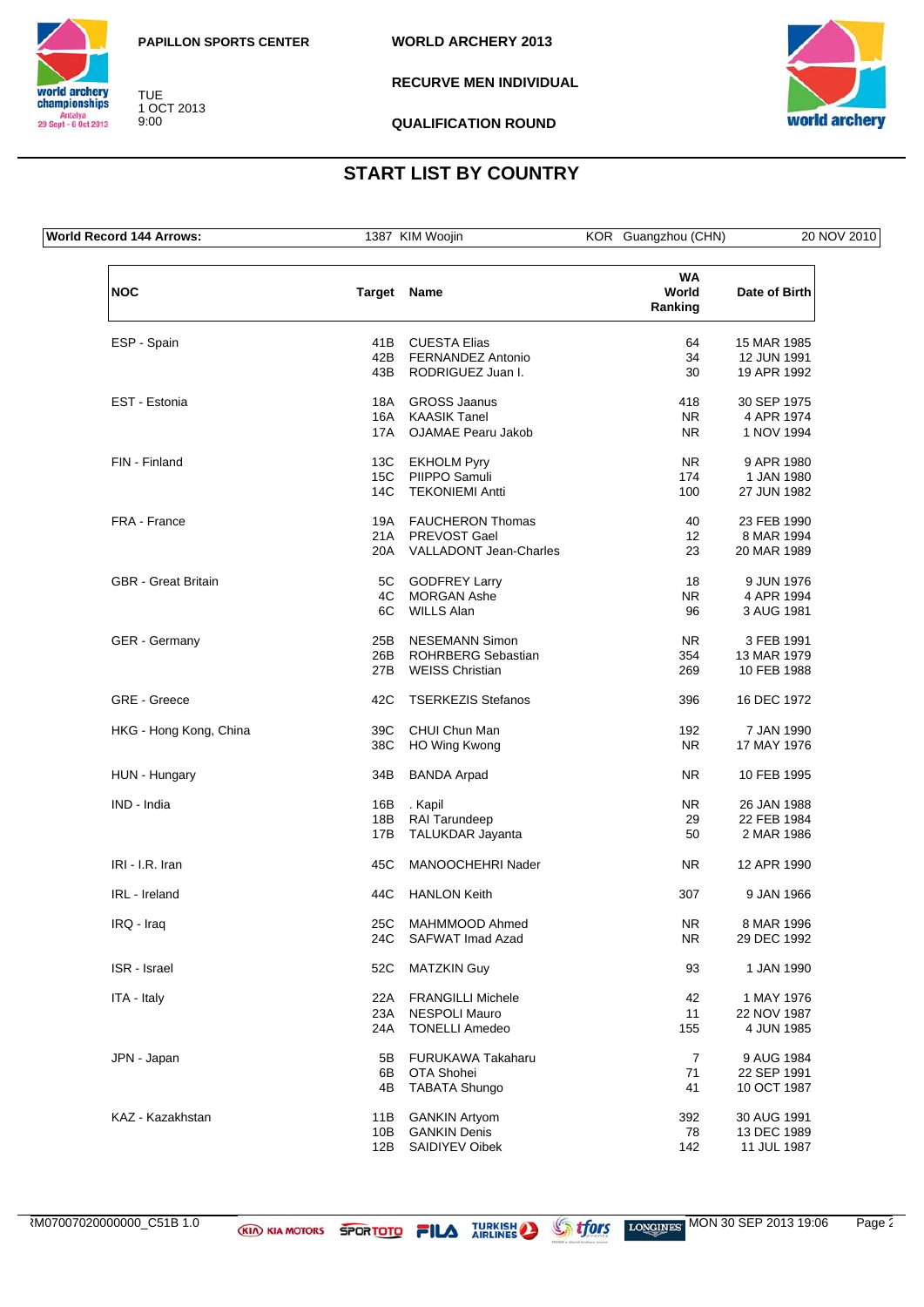PAPILLON SPORTS CENTER

TUE
1 OCT 2013
9:00

WORLD ARCHERY 2013

RECURVE MEN INDIVIDUAL

QUALIFICATION ROUND

## START LIST BY COUNTRY

| World Record 144 Arrows: | 1387 KIM Woojin | KOR Guangzhou (CHN) | 20 NOV 2010 |
|---|---|---|---|

| NOC | Target | Name | WA World Ranking | Date of Birth |
|---|---|---|---|---|
| ESP - Spain | 41B | CUESTA Elias | 64 | 15 MAR 1985 |
| | 42B | FERNANDEZ Antonio | 34 | 12 JUN 1991 |
| | 43B | RODRIGUEZ Juan I. | 30 | 19 APR 1992 |
| EST - Estonia | 18A | GROSS Jaanus | 418 | 30 SEP 1975 |
| | 16A | KAASIK Tanel | NR | 4 APR 1974 |
| | 17A | OJAMAE Pearu Jakob | NR | 1 NOV 1994 |
| FIN - Finland | 13C | EKHOLM Pyry | NR | 9 APR 1980 |
| | 15C | PIIPPO Samuli | 174 | 1 JAN 1980 |
| | 14C | TEKONIEMI Antti | 100 | 27 JUN 1982 |
| FRA - France | 19A | FAUCHERON Thomas | 40 | 23 FEB 1990 |
| | 21A | PREVOST Gael | 12 | 8 MAR 1994 |
| | 20A | VALLADONT Jean-Charles | 23 | 20 MAR 1989 |
| GBR - Great Britain | 5C | GODFREY Larry | 18 | 9 JUN 1976 |
| | 4C | MORGAN Ashe | NR | 4 APR 1994 |
| | 6C | WILLS Alan | 96 | 3 AUG 1981 |
| GER - Germany | 25B | NESEMANN Simon | NR | 3 FEB 1991 |
| | 26B | ROHRBERG Sebastian | 354 | 13 MAR 1979 |
| | 27B | WEISS Christian | 269 | 10 FEB 1988 |
| GRE - Greece | 42C | TSERKEZIS Stefanos | 396 | 16 DEC 1972 |
| HKG - Hong Kong, China | 39C | CHUI Chun Man | 192 | 7 JAN 1990 |
| | 38C | HO Wing Kwong | NR | 17 MAY 1976 |
| HUN - Hungary | 34B | BANDA Arpad | NR | 10 FEB 1995 |
| IND - India | 16B | . Kapil | NR | 26 JAN 1988 |
| | 18B | RAI Tarundeep | 29 | 22 FEB 1984 |
| | 17B | TALUKDAR Jayanta | 50 | 2 MAR 1986 |
| IRI - I.R. Iran | 45C | MANOOCHEHRI Nader | NR | 12 APR 1990 |
| IRL - Ireland | 44C | HANLON Keith | 307 | 9 JAN 1966 |
| IRQ - Iraq | 25C | MAHMMOOD Ahmed | NR | 8 MAR 1996 |
| | 24C | SAFWAT Imad Azad | NR | 29 DEC 1992 |
| ISR - Israel | 52C | MATZKIN Guy | 93 | 1 JAN 1990 |
| ITA - Italy | 22A | FRANGILLI Michele | 42 | 1 MAY 1976 |
| | 23A | NESPOLI Mauro | 11 | 22 NOV 1987 |
| | 24A | TONELLI Amedeo | 155 | 4 JUN 1985 |
| JPN - Japan | 5B | FURUKAWA Takaharu | 7 | 9 AUG 1984 |
| | 6B | OTA Shohei | 71 | 22 SEP 1991 |
| | 4B | TABATA Shungo | 41 | 10 OCT 1987 |
| KAZ - Kazakhstan | 11B | GANKIN Artyom | 392 | 30 AUG 1991 |
| | 10B | GANKIN Denis | 78 | 13 DEC 1989 |
| | 12B | SAIDIYEV Oibek | 142 | 11 JUL 1987 |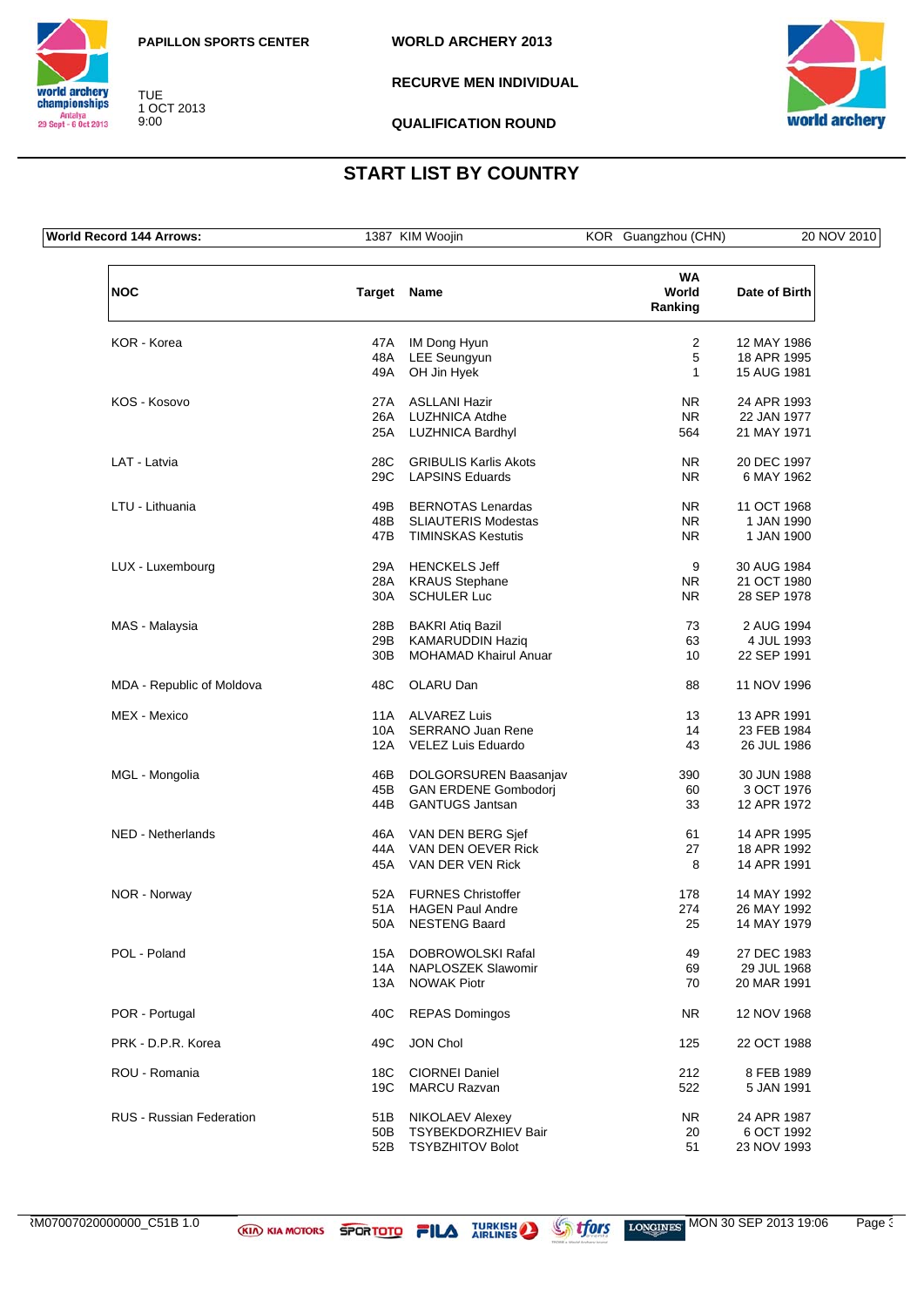PAPILLON SPORTS CENTER

TUE
1 OCT 2013
9:00

WORLD ARCHERY 2013

RECURVE MEN INDIVIDUAL

QUALIFICATION ROUND

# START LIST BY COUNTRY

| World Record 144 Arrows: | 1387 KIM Woojin | KOR Guangzhou (CHN) | 20 NOV 2010 |
|---|---|---|---|

| NOC | Target | Name | WA World Ranking | Date of Birth |
|---|---|---|---|---|
| KOR - Korea | 47A | IM Dong Hyun | 2 | 12 MAY 1986 |
| | 48A | LEE Seungyun | 5 | 18 APR 1995 |
| | 49A | OH Jin Hyek | 1 | 15 AUG 1981 |
| KOS - Kosovo | 27A | ASLLANI Hazir | NR | 24 APR 1993 |
| | 26A | LUZHNICA Atdhe | NR | 22 JAN 1977 |
| | 25A | LUZHNICA Bardhyl | 564 | 21 MAY 1971 |
| LAT - Latvia | 28C | GRIBULIS Karlis Akots | NR | 20 DEC 1997 |
| | 29C | LAPSINS Eduards | NR | 6 MAY 1962 |
| LTU - Lithuania | 49B | BERNOTAS Lenardas | NR | 11 OCT 1968 |
| | 48B | SLIAUTERIS Modestas | NR | 1 JAN 1990 |
| | 47B | TIMINSKAS Kestutis | NR | 1 JAN 1900 |
| LUX - Luxembourg | 29A | HENCKELS Jeff | 9 | 30 AUG 1984 |
| | 28A | KRAUS Stephane | NR | 21 OCT 1980 |
| | 30A | SCHULER Luc | NR | 28 SEP 1978 |
| MAS - Malaysia | 28B | BAKRI Atiq Bazil | 73 | 2 AUG 1994 |
| | 29B | KAMARUDDIN Haziq | 63 | 4 JUL 1993 |
| | 30B | MOHAMAD Khairul Anuar | 10 | 22 SEP 1991 |
| MDA - Republic of Moldova | 48C | OLARU Dan | 88 | 11 NOV 1996 |
| MEX - Mexico | 11A | ALVAREZ Luis | 13 | 13 APR 1991 |
| | 10A | SERRANO Juan Rene | 14 | 23 FEB 1984 |
| | 12A | VELEZ Luis Eduardo | 43 | 26 JUL 1986 |
| MGL - Mongolia | 46B | DOLGORSUREN Baasanjav | 390 | 30 JUN 1988 |
| | 45B | GAN ERDENE Gombodorj | 60 | 3 OCT 1976 |
| | 44B | GANTUGS Jantsan | 33 | 12 APR 1972 |
| NED - Netherlands | 46A | VAN DEN BERG Sjef | 61 | 14 APR 1995 |
| | 44A | VAN DEN OEVER Rick | 27 | 18 APR 1992 |
| | 45A | VAN DER VEN Rick | 8 | 14 APR 1991 |
| NOR - Norway | 52A | FURNES Christoffer | 178 | 14 MAY 1992 |
| | 51A | HAGEN Paul Andre | 274 | 26 MAY 1992 |
| | 50A | NESTENG Baard | 25 | 14 MAY 1979 |
| POL - Poland | 15A | DOBROWOLSKI Rafal | 49 | 27 DEC 1983 |
| | 14A | NAPLOSZEK Slawomir | 69 | 29 JUL 1968 |
| | 13A | NOWAK Piotr | 70 | 20 MAR 1991 |
| POR - Portugal | 40C | REPAS Domingos | NR | 12 NOV 1968 |
| PRK - D.P.R. Korea | 49C | JON Chol | 125 | 22 OCT 1988 |
| ROU - Romania | 18C | CIORNEI Daniel | 212 | 8 FEB 1989 |
| | 19C | MARCU Razvan | 522 | 5 JAN 1991 |
| RUS - Russian Federation | 51B | NIKOLAEV Alexey | NR | 24 APR 1987 |
| | 50B | TSYBEKDORZHIEV Bair | 20 | 6 OCT 1992 |
| | 52B | TSYBZHITOV Bolot | 51 | 23 NOV 1993 |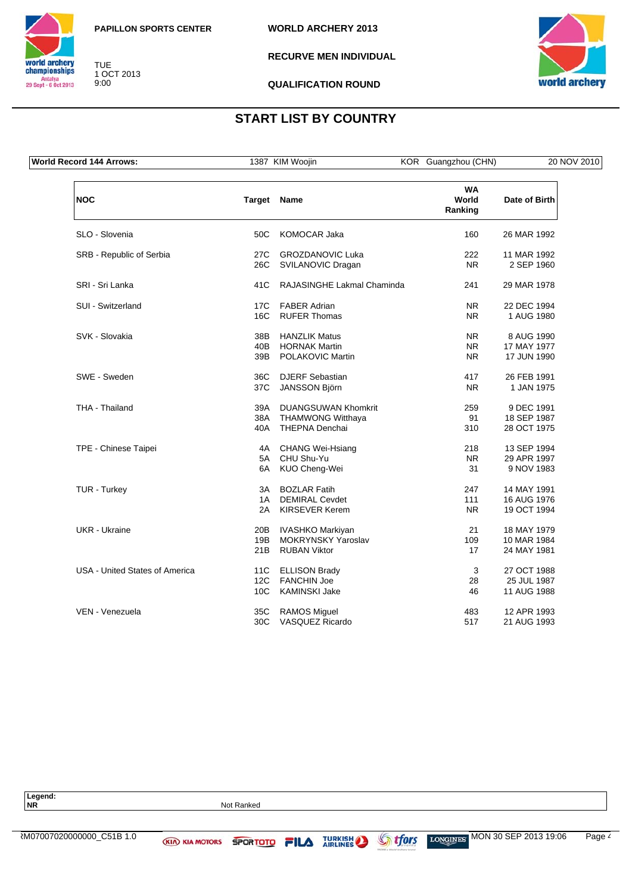PAPILLON SPORTS CENTER

TUE
1 OCT 2013
9:00

WORLD ARCHERY 2013

RECURVE MEN INDIVIDUAL

QUALIFICATION ROUND

# START LIST BY COUNTRY

| World Record 144 Arrows: | 1387 KIM Woojin | KOR | Guangzhou (CHN) | 20 NOV 2010 |
|---|---|---|---|---|

| NOC | Target | Name | WA World Ranking | Date of Birth |
|---|---|---|---|---|
| SLO - Slovenia | 50C | KOMOCAR Jaka | 160 | 26 MAR 1992 |
| SRB - Republic of Serbia | 27C | GROZDANOVIC Luka | 222 | 11 MAR 1992 |
| | 26C | SVILANOVIC Dragan | NR | 2 SEP 1960 |
| SRI - Sri Lanka | 41C | RAJASINGHE Lakmal Chaminda | 241 | 29 MAR 1978 |
| SUI - Switzerland | 17C | FABER Adrian | NR | 22 DEC 1994 |
| | 16C | RUFER Thomas | NR | 1 AUG 1980 |
| SVK - Slovakia | 38B | HANZLIK Matus | NR | 8 AUG 1990 |
| | 40B | HORNAK Martin | NR | 17 MAY 1977 |
| | 39B | POLAKOVIC Martin | NR | 17 JUN 1990 |
| SWE - Sweden | 36C | DJERF Sebastian | 417 | 26 FEB 1991 |
| | 37C | JANSSON Björn | NR | 1 JAN 1975 |
| THA - Thailand | 39A | DUANGSUWAN Khomkrit | 259 | 9 DEC 1991 |
| | 38A | THAMWONG Witthaya | 91 | 18 SEP 1987 |
| | 40A | THEPNA Denchai | 310 | 28 OCT 1975 |
| TPE - Chinese Taipei | 4A | CHANG Wei-Hsiang | 218 | 13 SEP 1994 |
| | 5A | CHU Shu-Yu | NR | 29 APR 1997 |
| | 6A | KUO Cheng-Wei | 31 | 9 NOV 1983 |
| TUR - Turkey | 3A | BOZLAR Fatih | 247 | 14 MAY 1991 |
| | 1A | DEMIRAL Cevdet | 111 | 16 AUG 1976 |
| | 2A | KIRSEVER Kerem | NR | 19 OCT 1994 |
| UKR - Ukraine | 20B | IVASHKO Markiyan | 21 | 18 MAY 1979 |
| | 19B | MOKRYNSKY Yaroslav | 109 | 10 MAR 1984 |
| | 21B | RUBAN Viktor | 17 | 24 MAY 1981 |
| USA - United States of America | 11C | ELLISON Brady | 3 | 27 OCT 1988 |
| | 12C | FANCHIN Joe | 28 | 25 JUL 1987 |
| | 10C | KAMINSKI Jake | 46 | 11 AUG 1988 |
| VEN - Venezuela | 35C | RAMOS Miguel | 483 | 12 APR 1993 |
| | 30C | VASQUEZ Ricardo | 517 | 21 AUG 1993 |

**Legend:**
**NR** Not Ranked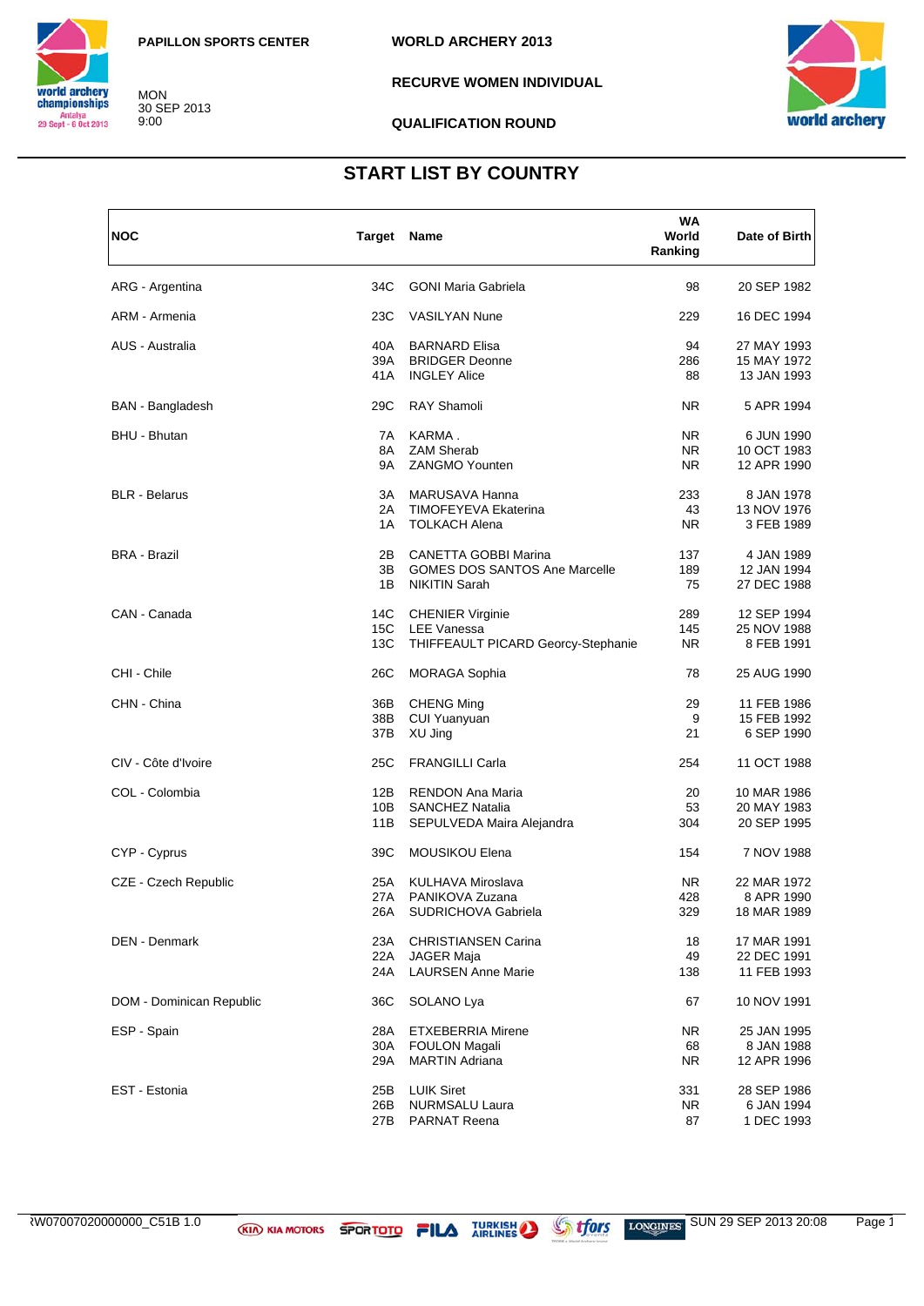PAPILLON SPORTS CENTER

MON
30 SEP 2013
9:00

WORLD ARCHERY 2013

RECURVE WOMEN INDIVIDUAL

QUALIFICATION ROUND

## START LIST BY COUNTRY

| NOC | Target | Name | WA World Ranking | Date of Birth |
|---|---|---|---|---|
| ARG - Argentina | 34C | GONI Maria Gabriela | 98 | 20 SEP 1982 |
| ARM - Armenia | 23C | VASILYAN Nune | 229 | 16 DEC 1994 |
| AUS - Australia | 40A | BARNARD Elisa | 94 | 27 MAY 1993 |
| | 39A | BRIDGER Deonne | 286 | 15 MAY 1972 |
| | 41A | INGLEY Alice | 88 | 13 JAN 1993 |
| BAN - Bangladesh | 29C | RAY Shamoli | NR | 5 APR 1994 |
| BHU - Bhutan | 7A | KARMA . | NR | 6 JUN 1990 |
| | 8A | ZAM Sherab | NR | 10 OCT 1983 |
| | 9A | ZANGMO Younten | NR | 12 APR 1990 |
| BLR - Belarus | 3A | MARUSAVA Hanna | 233 | 8 JAN 1978 |
| | 2A | TIMOFEYEVA Ekaterina | 43 | 13 NOV 1976 |
| | 1A | TOLKACH Alena | NR | 3 FEB 1989 |
| BRA - Brazil | 2B | CANETTA GOBBI Marina | 137 | 4 JAN 1989 |
| | 3B | GOMES DOS SANTOS Ane Marcelle | 189 | 12 JAN 1994 |
| | 1B | NIKITIN Sarah | 75 | 27 DEC 1988 |
| CAN - Canada | 14C | CHENIER Virginie | 289 | 12 SEP 1994 |
| | 15C | LEE Vanessa | 145 | 25 NOV 1988 |
| | 13C | THIFFEAULT PICARD Georcy-Stephanie | NR | 8 FEB 1991 |
| CHI - Chile | 26C | MORAGA Sophia | 78 | 25 AUG 1990 |
| CHN - China | 36B | CHENG Ming | 29 | 11 FEB 1986 |
| | 38B | CUI Yuanyuan | 9 | 15 FEB 1992 |
| | 37B | XU Jing | 21 | 6 SEP 1990 |
| CIV - Côte d'Ivoire | 25C | FRANGILLI Carla | 254 | 11 OCT 1988 |
| COL - Colombia | 12B | RENDON Ana Maria | 20 | 10 MAR 1986 |
| | 10B | SANCHEZ Natalia | 53 | 20 MAY 1983 |
| | 11B | SEPULVEDA Maira Alejandra | 304 | 20 SEP 1995 |
| CYP - Cyprus | 39C | MOUSIKOU Elena | 154 | 7 NOV 1988 |
| CZE - Czech Republic | 25A | KULHAVA Miroslava | NR | 22 MAR 1972 |
| | 27A | PANIKOVA Zuzana | 428 | 8 APR 1990 |
| | 26A | SUDRICHOVA Gabriela | 329 | 18 MAR 1989 |
| DEN - Denmark | 23A | CHRISTIANSEN Carina | 18 | 17 MAR 1991 |
| | 22A | JAGER Maja | 49 | 22 DEC 1991 |
| | 24A | LAURSEN Anne Marie | 138 | 11 FEB 1993 |
| DOM - Dominican Republic | 36C | SOLANO Lya | 67 | 10 NOV 1991 |
| ESP - Spain | 28A | ETXEBERRIA Mirene | NR | 25 JAN 1995 |
| | 30A | FOULON Magali | 68 | 8 JAN 1988 |
| | 29A | MARTIN Adriana | NR | 12 APR 1996 |
| EST - Estonia | 25B | LUIK Siret | 331 | 28 SEP 1986 |
| | 26B | NURMSALU Laura | NR | 6 JAN 1994 |
| | 27B | PARNAT Reena | 87 | 1 DEC 1993 |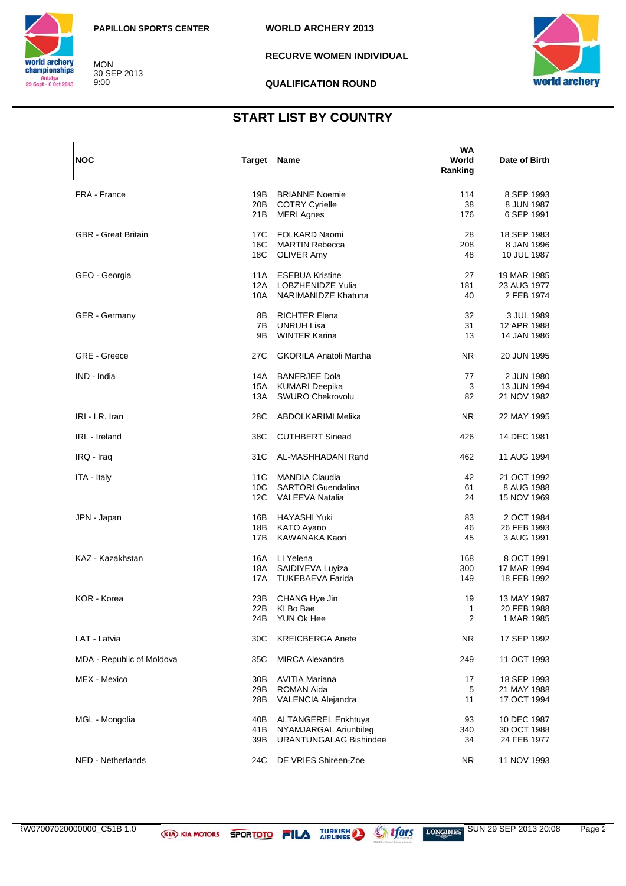PAPILLON SPORTS CENTER

MON
30 SEP 2013
9:00

WORLD ARCHERY 2013

RECURVE WOMEN INDIVIDUAL

QUALIFICATION ROUND

## START LIST BY COUNTRY

| NOC | Target | Name | WA World Ranking | Date of Birth |
|---|---|---|---|---|
| FRA - France | 19B | BRIANNE Noemie | 114 | 8 SEP 1993 |
| | 20B | COTRY Cyrielle | 38 | 8 JUN 1987 |
| | 21B | MERI Agnes | 176 | 6 SEP 1991 |
| GBR - Great Britain | 17C | FOLKARD Naomi | 28 | 18 SEP 1983 |
| | 16C | MARTIN Rebecca | 208 | 8 JAN 1996 |
| | 18C | OLIVER Amy | 48 | 10 JUL 1987 |
| GEO - Georgia | 11A | ESEBUA Kristine | 27 | 19 MAR 1985 |
| | 12A | LOBZHENIDZE Yulia | 181 | 23 AUG 1977 |
| | 10A | NARIMANIDZE Khatuna | 40 | 2 FEB 1974 |
| GER - Germany | 8B | RICHTER Elena | 32 | 3 JUL 1989 |
| | 7B | UNRUH Lisa | 31 | 12 APR 1988 |
| | 9B | WINTER Karina | 13 | 14 JAN 1986 |
| GRE - Greece | 27C | GKORILA Anatoli Martha | NR | 20 JUN 1995 |
| IND - India | 14A | BANERJEE Dola | 77 | 2 JUN 1980 |
| | 15A | KUMARI Deepika | 3 | 13 JUN 1994 |
| | 13A | SWURO Chekrovolu | 82 | 21 NOV 1982 |
| IRI - I.R. Iran | 28C | ABDOLKARIMI Melika | NR | 22 MAY 1995 |
| IRL - Ireland | 38C | CUTHBERT Sinead | 426 | 14 DEC 1981 |
| IRQ - Iraq | 31C | AL-MASHHADANI Rand | 462 | 11 AUG 1994 |
| ITA - Italy | 11C | MANDIA Claudia | 42 | 21 OCT 1992 |
| | 10C | SARTORI Guendalina | 61 | 8 AUG 1988 |
| | 12C | VALEEVA Natalia | 24 | 15 NOV 1969 |
| JPN - Japan | 16B | HAYASHI Yuki | 83 | 2 OCT 1984 |
| | 18B | KATO Ayano | 46 | 26 FEB 1993 |
| | 17B | KAWANAKA Kaori | 45 | 3 AUG 1991 |
| KAZ - Kazakhstan | 16A | LI Yelena | 168 | 8 OCT 1991 |
| | 18A | SAIDIYEVA Luyiza | 300 | 17 MAR 1994 |
| | 17A | TUKEBAEVA Farida | 149 | 18 FEB 1992 |
| KOR - Korea | 23B | CHANG Hye Jin | 19 | 13 MAY 1987 |
| | 22B | KI Bo Bae | 1 | 20 FEB 1988 |
| | 24B | YUN Ok Hee | 2 | 1 MAR 1985 |
| LAT - Latvia | 30C | KREICBERGA Anete | NR | 17 SEP 1992 |
| MDA - Republic of Moldova | 35C | MIRCA Alexandra | 249 | 11 OCT 1993 |
| MEX - Mexico | 30B | AVITIA Mariana | 17 | 18 SEP 1993 |
| | 29B | ROMAN Aida | 5 | 21 MAY 1988 |
| | 28B | VALENCIA Alejandra | 11 | 17 OCT 1994 |
| MGL - Mongolia | 40B | ALTANGEREL Enkhtuya | 93 | 10 DEC 1987 |
| | 41B | NYAMJARGAL Ariunbileg | 340 | 30 OCT 1988 |
| | 39B | URANTUNGALAG Bishindee | 34 | 24 FEB 1977 |
| NED - Netherlands | 24C | DE VRIES Shireen-Zoe | NR | 11 NOV 1993 |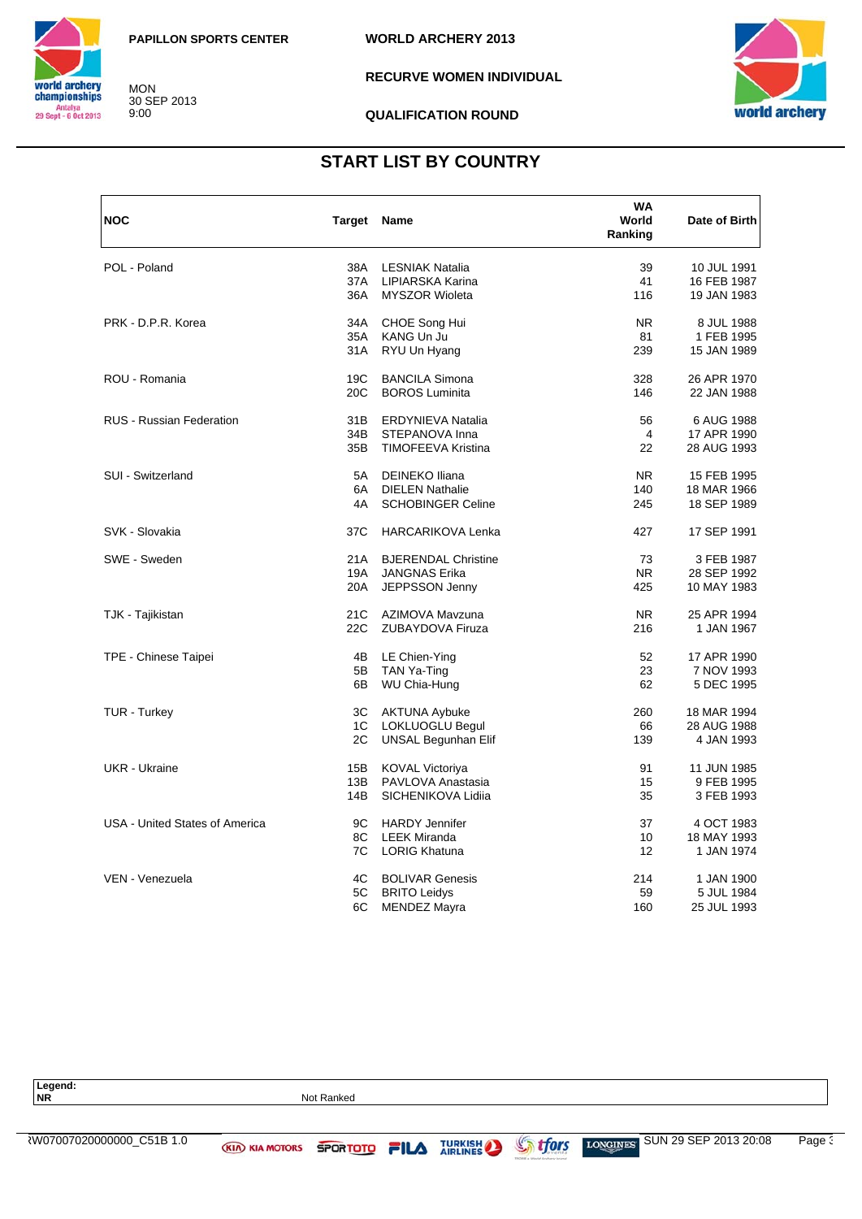PAPILLON SPORTS CENTER

MON
30 SEP 2013
9:00

WORLD ARCHERY 2013

RECURVE WOMEN INDIVIDUAL

QUALIFICATION ROUND

## START LIST BY COUNTRY

| NOC | Target | Name | WA World Ranking | Date of Birth |
|---|---|---|---|---|
| POL - Poland | 38A | LESNIAK Natalia | 39 | 10 JUL 1991 |
| | 37A | LIPIARSKA Karina | 41 | 16 FEB 1987 |
| | 36A | MYSZOR Wioleta | 116 | 19 JAN 1983 |
| PRK - D.P.R. Korea | 34A | CHOE Song Hui | NR | 8 JUL 1988 |
| | 35A | KANG Un Ju | 81 | 1 FEB 1995 |
| | 31A | RYU Un Hyang | 239 | 15 JAN 1989 |
| ROU - Romania | 19C | BANCILA Simona | 328 | 26 APR 1970 |
| | 20C | BOROS Luminita | 146 | 22 JAN 1988 |
| RUS - Russian Federation | 31B | ERDYNIEVA Natalia | 56 | 6 AUG 1988 |
| | 34B | STEPANOVA Inna | 4 | 17 APR 1990 |
| | 35B | TIMOFEEVA Kristina | 22 | 28 AUG 1993 |
| SUI - Switzerland | 5A | DEINEKO Iliana | NR | 15 FEB 1995 |
| | 6A | DIELEN Nathalie | 140 | 18 MAR 1966 |
| | 4A | SCHOBINGER Celine | 245 | 18 SEP 1989 |
| SVK - Slovakia | 37C | HARCARIKOVA Lenka | 427 | 17 SEP 1991 |
| SWE - Sweden | 21A | BJERENDAL Christine | 73 | 3 FEB 1987 |
| | 19A | JANGNAS Erika | NR | 28 SEP 1992 |
| | 20A | JEPPSSON Jenny | 425 | 10 MAY 1983 |
| TJK - Tajikistan | 21C | AZIMOVA Mavzuna | NR | 25 APR 1994 |
| | 22C | ZUBAYDOVA Firuza | 216 | 1 JAN 1967 |
| TPE - Chinese Taipei | 4B | LE Chien-Ying | 52 | 17 APR 1990 |
| | 5B | TAN Ya-Ting | 23 | 7 NOV 1993 |
| | 6B | WU Chia-Hung | 62 | 5 DEC 1995 |
| TUR - Turkey | 3C | AKTUNA Aybuke | 260 | 18 MAR 1994 |
| | 1C | LOKLUOGLU Begul | 66 | 28 AUG 1988 |
| | 2C | UNSAL Begunhan Elif | 139 | 4 JAN 1993 |
| UKR - Ukraine | 15B | KOVAL Victoriya | 91 | 11 JUN 1985 |
| | 13B | PAVLOVA Anastasia | 15 | 9 FEB 1995 |
| | 14B | SICHENIKOVA Lidiia | 35 | 3 FEB 1993 |
| USA - United States of America | 9C | HARDY Jennifer | 37 | 4 OCT 1983 |
| | 8C | LEEK Miranda | 10 | 18 MAY 1993 |
| | 7C | LORIG Khatuna | 12 | 1 JAN 1974 |
| VEN - Venezuela | 4C | BOLIVAR Genesis | 214 | 1 JAN 1900 |
| | 5C | BRITO Leidys | 59 | 5 JUL 1984 |
| | 6C | MENDEZ Mayra | 160 | 25 JUL 1993 |

**Legend:**
**NR** Not Ranked

RW07007020000000_C51B 1.0 SUN 29 SEP 2013 20:08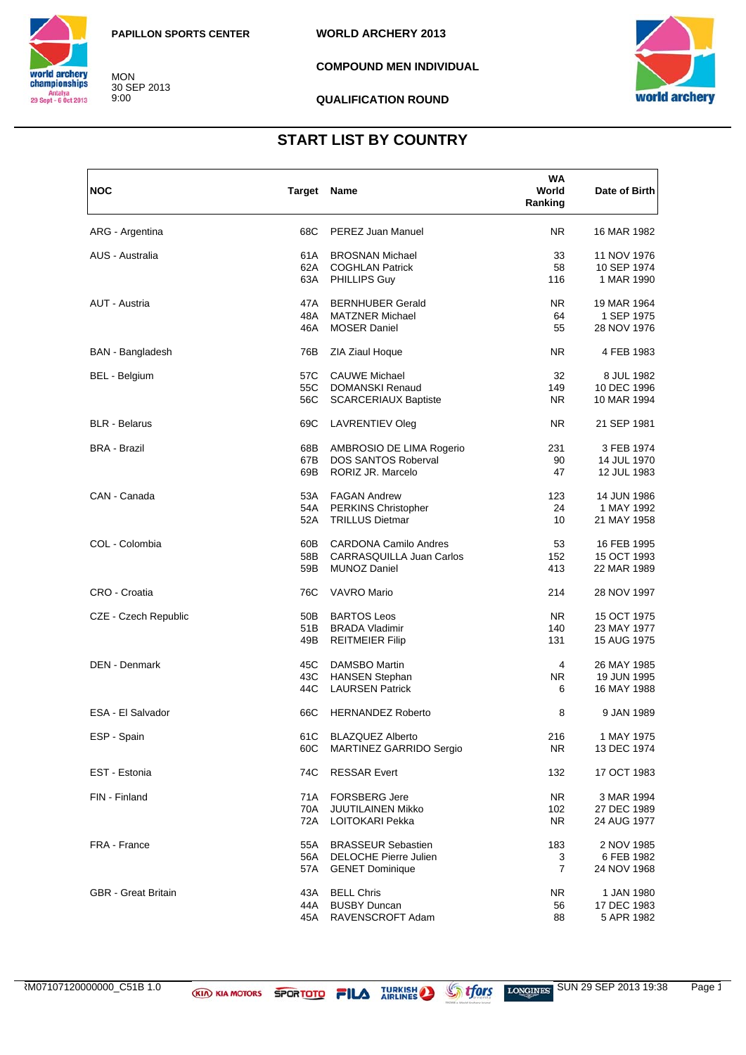PAPILLON SPORTS CENTER

MON
30 SEP 2013
9:00

WORLD ARCHERY 2013

COMPOUND MEN INDIVIDUAL

QUALIFICATION ROUND

## START LIST BY COUNTRY

| NOC | Target | Name | WA World Ranking | Date of Birth |
|---|---|---|---|---|
| ARG - Argentina | 68C | PEREZ Juan Manuel | NR | 16 MAR 1982 |
| AUS - Australia | 61A | BROSNAN Michael | 33 | 11 NOV 1976 |
| | 62A | COGHLAN Patrick | 58 | 10 SEP 1974 |
| | 63A | PHILLIPS Guy | 116 | 1 MAR 1990 |
| AUT - Austria | 47A | BERNHUBER Gerald | NR | 19 MAR 1964 |
| | 48A | MATZNER Michael | 64 | 1 SEP 1975 |
| | 46A | MOSER Daniel | 55 | 28 NOV 1976 |
| BAN - Bangladesh | 76B | ZIA Ziaul Hoque | NR | 4 FEB 1983 |
| BEL - Belgium | 57C | CAUWE Michael | 32 | 8 JUL 1982 |
| | 55C | DOMANSKI Renaud | 149 | 10 DEC 1996 |
| | 56C | SCARCERIAUX Baptiste | NR | 10 MAR 1994 |
| BLR - Belarus | 69C | LAVRENTIEV Oleg | NR | 21 SEP 1981 |
| BRA - Brazil | 68B | AMBROSIO DE LIMA Rogerio | 231 | 3 FEB 1974 |
| | 67B | DOS SANTOS Roberval | 90 | 14 JUL 1970 |
| | 69B | RORIZ JR. Marcelo | 47 | 12 JUL 1983 |
| CAN - Canada | 53A | FAGAN Andrew | 123 | 14 JUN 1986 |
| | 54A | PERKINS Christopher | 24 | 1 MAY 1992 |
| | 52A | TRILLUS Dietmar | 10 | 21 MAY 1958 |
| COL - Colombia | 60B | CARDONA Camilo Andres | 53 | 16 FEB 1995 |
| | 58B | CARRASQUILLA Juan Carlos | 152 | 15 OCT 1993 |
| | 59B | MUNOZ Daniel | 413 | 22 MAR 1989 |
| CRO - Croatia | 76C | VAVRO Mario | 214 | 28 NOV 1997 |
| CZE - Czech Republic | 50B | BARTOS Leos | NR | 15 OCT 1975 |
| | 51B | BRADA Vladimir | 140 | 23 MAY 1977 |
| | 49B | REITMEIER Filip | 131 | 15 AUG 1975 |
| DEN - Denmark | 45C | DAMSBO Martin | 4 | 26 MAY 1985 |
| | 43C | HANSEN Stephan | NR | 19 JUN 1995 |
| | 44C | LAURSEN Patrick | 6 | 16 MAY 1988 |
| ESA - El Salvador | 66C | HERNANDEZ Roberto | 8 | 9 JAN 1989 |
| ESP - Spain | 61C | BLAZQUEZ Alberto | 216 | 1 MAY 1975 |
| | 60C | MARTINEZ GARRIDO Sergio | NR | 13 DEC 1974 |
| EST - Estonia | 74C | RESSAR Evert | 132 | 17 OCT 1983 |
| FIN - Finland | 71A | FORSBERG Jere | NR | 3 MAR 1994 |
| | 70A | JUUTILAINEN Mikko | 102 | 27 DEC 1989 |
| | 72A | LOITOKARI Pekka | NR | 24 AUG 1977 |
| FRA - France | 55A | BRASSEUR Sebastien | 183 | 2 NOV 1985 |
| | 56A | DELOCHE Pierre Julien | 3 | 6 FEB 1982 |
| | 57A | GENET Dominique | 7 | 24 NOV 1968 |
| GBR - Great Britain | 43A | BELL Chris | NR | 1 JAN 1980 |
| | 44A | BUSBY Duncan | 56 | 17 DEC 1983 |
| | 45A | RAVENSCROFT Adam | 88 | 5 APR 1982 |

RM07107120000000_C51B 1.0 SUN 29 SEP 2013 19:38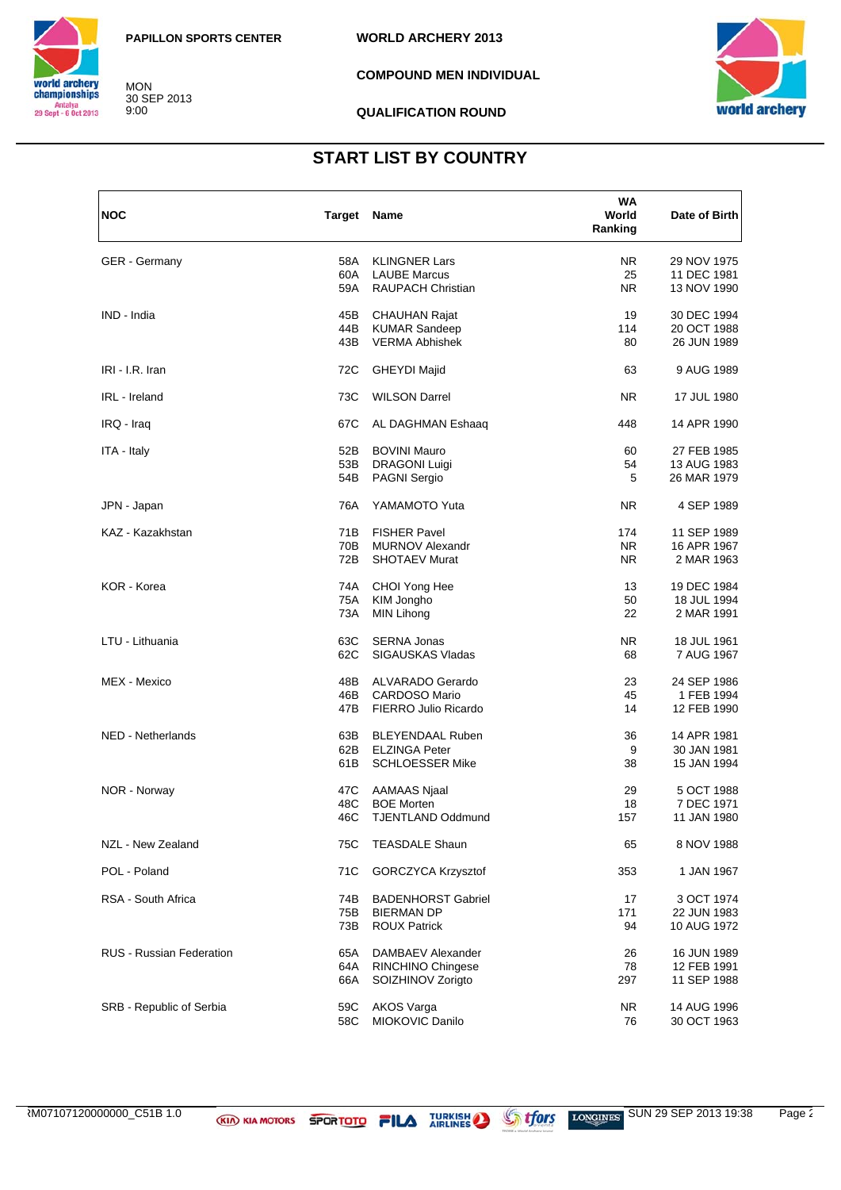PAPILLON SPORTS CENTER

MON
30 SEP 2013
9:00

WORLD ARCHERY 2013

COMPOUND MEN INDIVIDUAL

QUALIFICATION ROUND

## START LIST BY COUNTRY

| NOC | Target | Name | WA World Ranking | Date of Birth |
|---|---|---|---|---|
| GER - Germany | 58A | KLINGNER Lars | NR | 29 NOV 1975 |
| | 60A | LAUBE Marcus | 25 | 11 DEC 1981 |
| | 59A | RAUPACH Christian | NR | 13 NOV 1990 |
| IND - India | 45B | CHAUHAN Rajat | 19 | 30 DEC 1994 |
| | 44B | KUMAR Sandeep | 114 | 20 OCT 1988 |
| | 43B | VERMA Abhishek | 80 | 26 JUN 1989 |
| IRI - I.R. Iran | 72C | GHEYDI Majid | 63 | 9 AUG 1989 |
| IRL - Ireland | 73C | WILSON Darrel | NR | 17 JUL 1980 |
| IRQ - Iraq | 67C | AL DAGHMAN Eshaaq | 448 | 14 APR 1990 |
| ITA - Italy | 52B | BOVINI Mauro | 60 | 27 FEB 1985 |
| | 53B | DRAGONI Luigi | 54 | 13 AUG 1983 |
| | 54B | PAGNI Sergio | 5 | 26 MAR 1979 |
| JPN - Japan | 76A | YAMAMOTO Yuta | NR | 4 SEP 1989 |
| KAZ - Kazakhstan | 71B | FISHER Pavel | 174 | 11 SEP 1989 |
| | 70B | MURNOV Alexandr | NR | 16 APR 1967 |
| | 72B | SHOTAEV Murat | NR | 2 MAR 1963 |
| KOR - Korea | 74A | CHOI Yong Hee | 13 | 19 DEC 1984 |
| | 75A | KIM Jongho | 50 | 18 JUL 1994 |
| | 73A | MIN Lihong | 22 | 2 MAR 1991 |
| LTU - Lithuania | 63C | SERNA Jonas | NR | 18 JUL 1961 |
| | 62C | SIGAUSKAS Vladas | 68 | 7 AUG 1967 |
| MEX - Mexico | 48B | ALVARADO Gerardo | 23 | 24 SEP 1986 |
| | 46B | CARDOSO Mario | 45 | 1 FEB 1994 |
| | 47B | FIERRO Julio Ricardo | 14 | 12 FEB 1990 |
| NED - Netherlands | 63B | BLEYENDAAL Ruben | 36 | 14 APR 1981 |
| | 62B | ELZINGA Peter | 9 | 30 JAN 1981 |
| | 61B | SCHLOESSER Mike | 38 | 15 JAN 1994 |
| NOR - Norway | 47C | AAMAAS Njaal | 29 | 5 OCT 1988 |
| | 48C | BOE Morten | 18 | 7 DEC 1971 |
| | 46C | TJENTLAND Oddmund | 157 | 11 JAN 1980 |
| NZL - New Zealand | 75C | TEASDALE Shaun | 65 | 8 NOV 1988 |
| POL - Poland | 71C | GORCZYCA Krzysztof | 353 | 1 JAN 1967 |
| RSA - South Africa | 74B | BADENHORST Gabriel | 17 | 3 OCT 1974 |
| | 75B | BIERMAN DP | 171 | 22 JUN 1983 |
| | 73B | ROUX Patrick | 94 | 10 AUG 1972 |
| RUS - Russian Federation | 65A | DAMBAEV Alexander | 26 | 16 JUN 1989 |
| | 64A | RINCHINO Chingese | 78 | 12 FEB 1991 |
| | 66A | SOIZHINOV Zorigto | 297 | 11 SEP 1988 |
| SRB - Republic of Serbia | 59C | AKOS Varga | NR | 14 AUG 1996 |
| | 58C | MIOKOVIC Danilo | 76 | 30 OCT 1963 |

ЯM07107120000000_C51B 1.0 SUN 29 SEP 2013 19:38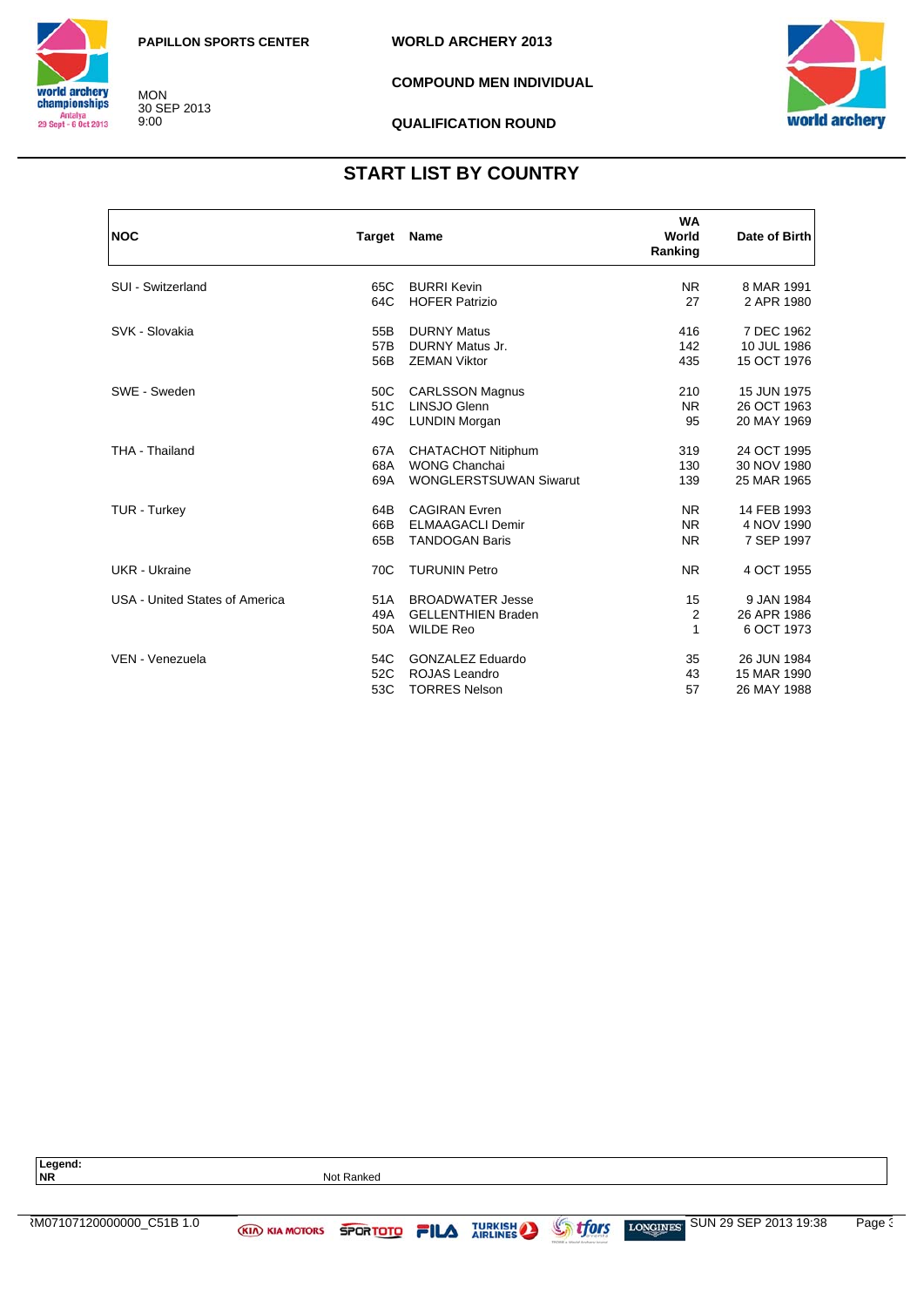PAPILLON SPORTS CENTER

MON
30 SEP 2013
9:00

**WORLD ARCHERY 2013**

**COMPOUND MEN INDIVIDUAL**

**QUALIFICATION ROUND**

## START LIST BY COUNTRY

| NOC | Target | Name | WA World Ranking | Date of Birth |
|---|---|---|---|---|
| SUI - Switzerland | 65C | BURRI Kevin | NR | 8 MAR 1991 |
| | 64C | HOFER Patrizio | 27 | 2 APR 1980 |
| SVK - Slovakia | 55B | DURNY Matus | 416 | 7 DEC 1962 |
| | 57B | DURNY Matus Jr. | 142 | 10 JUL 1986 |
| | 56B | ZEMAN Viktor | 435 | 15 OCT 1976 |
| SWE - Sweden | 50C | CARLSSON Magnus | 210 | 15 JUN 1975 |
| | 51C | LINSJO Glenn | NR | 26 OCT 1963 |
| | 49C | LUNDIN Morgan | 95 | 20 MAY 1969 |
| THA - Thailand | 67A | CHATACHOT Nitiphum | 319 | 24 OCT 1995 |
| | 68A | WONG Chanchai | 130 | 30 NOV 1980 |
| | 69A | WONGLERSTSUWAN Siwarut | 139 | 25 MAR 1965 |
| TUR - Turkey | 64B | CAGIRAN Evren | NR | 14 FEB 1993 |
| | 66B | ELMAAGACLI Demir | NR | 4 NOV 1990 |
| | 65B | TANDOGAN Baris | NR | 7 SEP 1997 |
| UKR - Ukraine | 70C | TURUNIN Petro | NR | 4 OCT 1955 |
| USA - United States of America | 51A | BROADWATER Jesse | 15 | 9 JAN 1984 |
| | 49A | GELLENTHIEN Braden | 2 | 26 APR 1986 |
| | 50A | WILDE Reo | 1 | 6 OCT 1973 |
| VEN - Venezuela | 54C | GONZALEZ Eduardo | 35 | 26 JUN 1984 |
| | 52C | ROJAS Leandro | 43 | 15 MAR 1990 |
| | 53C | TORRES Nelson | 57 | 26 MAY 1988 |

**Legend:**
**NR** Not Ranked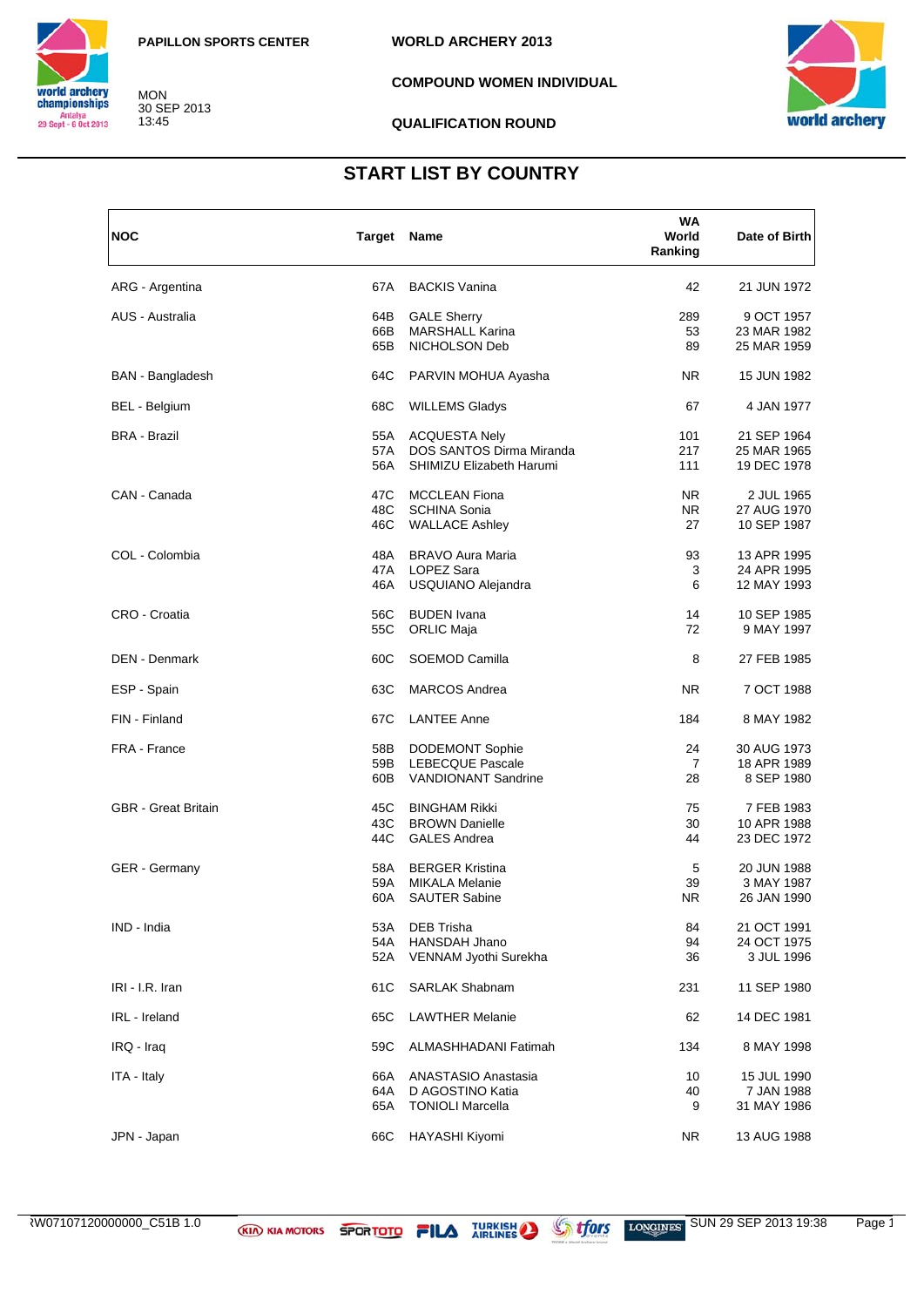PAPILLON SPORTS CENTER

MON
30 SEP 2013
13:45

WORLD ARCHERY 2013

COMPOUND WOMEN INDIVIDUAL

QUALIFICATION ROUND

# START LIST BY COUNTRY

| NOC | Target | Name | WA World Ranking | Date of Birth |
|---|---|---|---|---|
| ARG - Argentina | 67A | BACKIS Vanina | 42 | 21 JUN 1972 |
| AUS - Australia | 64B | GALE Sherry | 289 | 9 OCT 1957 |
| | 66B | MARSHALL Karina | 53 | 23 MAR 1982 |
| | 65B | NICHOLSON Deb | 89 | 25 MAR 1959 |
| BAN - Bangladesh | 64C | PARVIN MOHUA Ayasha | NR | 15 JUN 1982 |
| BEL - Belgium | 68C | WILLEMS Gladys | 67 | 4 JAN 1977 |
| BRA - Brazil | 55A | ACQUESTA Nely | 101 | 21 SEP 1964 |
| | 57A | DOS SANTOS Dirma Miranda | 217 | 25 MAR 1965 |
| | 56A | SHIMIZU Elizabeth Harumi | 111 | 19 DEC 1978 |
| CAN - Canada | 47C | MCCLEAN Fiona | NR | 2 JUL 1965 |
| | 48C | SCHINA Sonia | NR | 27 AUG 1970 |
| | 46C | WALLACE Ashley | 27 | 10 SEP 1987 |
| COL - Colombia | 48A | BRAVO Aura Maria | 93 | 13 APR 1995 |
| | 47A | LOPEZ Sara | 3 | 24 APR 1995 |
| | 46A | USQUIANO Alejandra | 6 | 12 MAY 1993 |
| CRO - Croatia | 56C | BUDEN Ivana | 14 | 10 SEP 1985 |
| | 55C | ORLIC Maja | 72 | 9 MAY 1997 |
| DEN - Denmark | 60C | SOEMOD Camilla | 8 | 27 FEB 1985 |
| ESP - Spain | 63C | MARCOS Andrea | NR | 7 OCT 1988 |
| FIN - Finland | 67C | LANTEE Anne | 184 | 8 MAY 1982 |
| FRA - France | 58B | DODEMONT Sophie | 24 | 30 AUG 1973 |
| | 59B | LEBECQUE Pascale | 7 | 18 APR 1989 |
| | 60B | VANDIONANT Sandrine | 28 | 8 SEP 1980 |
| GBR - Great Britain | 45C | BINGHAM Rikki | 75 | 7 FEB 1983 |
| | 43C | BROWN Danielle | 30 | 10 APR 1988 |
| | 44C | GALES Andrea | 44 | 23 DEC 1972 |
| GER - Germany | 58A | BERGER Kristina | 5 | 20 JUN 1988 |
| | 59A | MIKALA Melanie | 39 | 3 MAY 1987 |
| | 60A | SAUTER Sabine | NR | 26 JAN 1990 |
| IND - India | 53A | DEB Trisha | 84 | 21 OCT 1991 |
| | 54A | HANSDAH Jhano | 94 | 24 OCT 1975 |
| | 52A | VENNAM Jyothi Surekha | 36 | 3 JUL 1996 |
| IRI - I.R. Iran | 61C | SARLAK Shabnam | 231 | 11 SEP 1980 |
| IRL - Ireland | 65C | LAWTHER Melanie | 62 | 14 DEC 1981 |
| IRQ - Iraq | 59C | ALMASHHADANI Fatimah | 134 | 8 MAY 1998 |
| ITA - Italy | 66A | ANASTASIO Anastasia | 10 | 15 JUL 1990 |
| | 64A | D AGOSTINO Katia | 40 | 7 JAN 1988 |
| | 65A | TONIOLI Marcella | 9 | 31 MAY 1986 |
| JPN - Japan | 66C | HAYASHI Kiyomi | NR | 13 AUG 1988 |

RW07107120000000_C51B 1.0 SUN 29 SEP 2013 19:38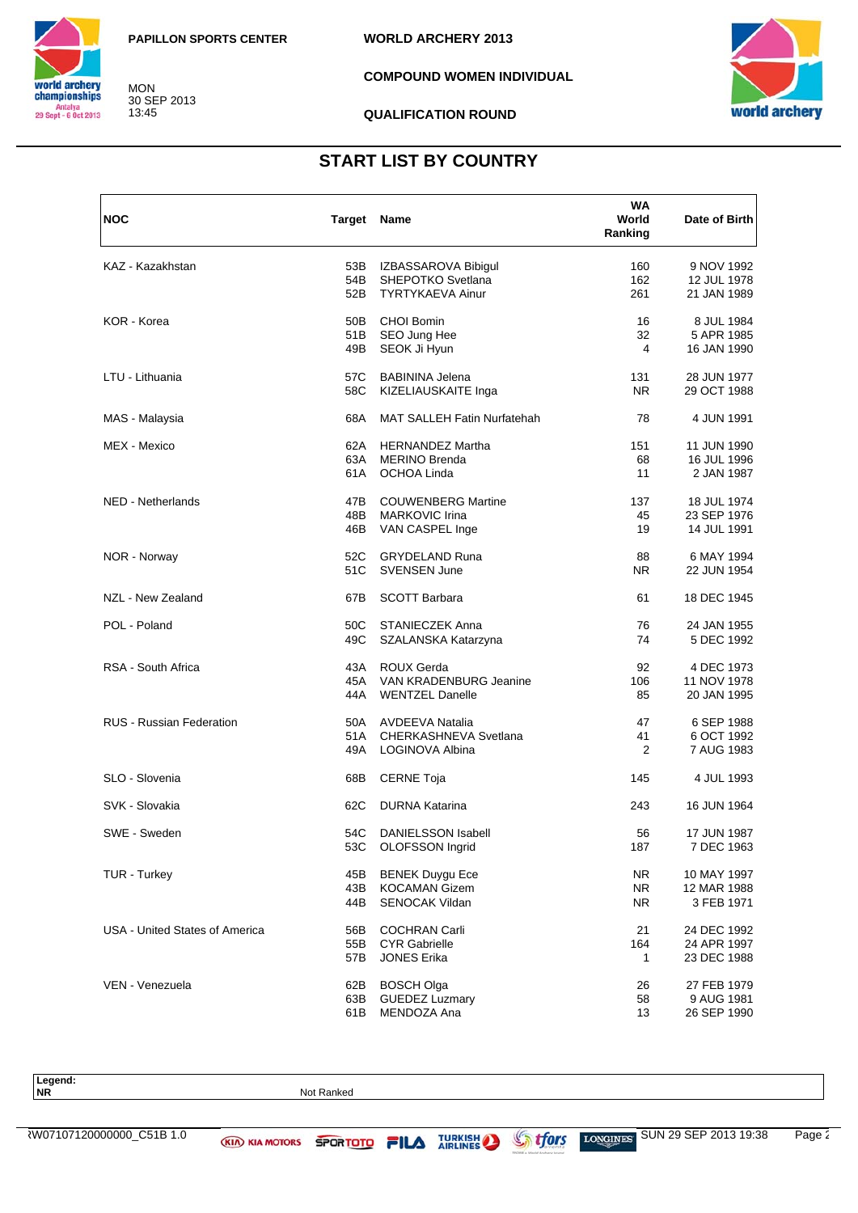PAPILLON SPORTS CENTER

MON
30 SEP 2013
13:45

WORLD ARCHERY 2013

COMPOUND WOMEN INDIVIDUAL

QUALIFICATION ROUND

## START LIST BY COUNTRY

| NOC | Target | Name | WA World Ranking | Date of Birth |
|---|---|---|---|---|
| KAZ - Kazakhstan | 53B | IZBASSAROVA Bibigul | 160 | 9 NOV 1992 |
| | 54B | SHEPOTKO Svetlana | 162 | 12 JUL 1978 |
| | 52B | TYRTYKAEVA Ainur | 261 | 21 JAN 1989 |
| KOR - Korea | 50B | CHOI Bomin | 16 | 8 JUL 1984 |
| | 51B | SEO Jung Hee | 32 | 5 APR 1985 |
| | 49B | SEOK Ji Hyun | 4 | 16 JAN 1990 |
| LTU - Lithuania | 57C | BABININA Jelena | 131 | 28 JUN 1977 |
| | 58C | KIZELIAUSKAITE Inga | NR | 29 OCT 1988 |
| MAS - Malaysia | 68A | MAT SALLEH Fatin Nurfatehah | 78 | 4 JUN 1991 |
| MEX - Mexico | 62A | HERNANDEZ Martha | 151 | 11 JUN 1990 |
| | 63A | MERINO Brenda | 68 | 16 JUL 1996 |
| | 61A | OCHOA Linda | 11 | 2 JAN 1987 |
| NED - Netherlands | 47B | COUWENBERG Martine | 137 | 18 JUL 1974 |
| | 48B | MARKOVIC Irina | 45 | 23 SEP 1976 |
| | 46B | VAN CASPEL Inge | 19 | 14 JUL 1991 |
| NOR - Norway | 52C | GRYDELAND Runa | 88 | 6 MAY 1994 |
| | 51C | SVENSEN June | NR | 22 JUN 1954 |
| NZL - New Zealand | 67B | SCOTT Barbara | 61 | 18 DEC 1945 |
| POL - Poland | 50C | STANIECZEK Anna | 76 | 24 JAN 1955 |
| | 49C | SZALANSKA Katarzyna | 74 | 5 DEC 1992 |
| RSA - South Africa | 43A | ROUX Gerda | 92 | 4 DEC 1973 |
| | 45A | VAN KRADENBURG Jeanine | 106 | 11 NOV 1978 |
| | 44A | WENTZEL Danelle | 85 | 20 JAN 1995 |
| RUS - Russian Federation | 50A | AVDEEVA Natalia | 47 | 6 SEP 1988 |
| | 51A | CHERKASHNEVA Svetlana | 41 | 6 OCT 1992 |
| | 49A | LOGINOVA Albina | 2 | 7 AUG 1983 |
| SLO - Slovenia | 68B | CERNE Toja | 145 | 4 JUL 1993 |
| SVK - Slovakia | 62C | DURNA Katarina | 243 | 16 JUN 1964 |
| SWE - Sweden | 54C | DANIELSSON Isabell | 56 | 17 JUN 1987 |
| | 53C | OLOFSSON Ingrid | 187 | 7 DEC 1963 |
| TUR - Turkey | 45B | BENEK Duygu Ece | NR | 10 MAY 1997 |
| | 43B | KOCAMAN Gizem | NR | 12 MAR 1988 |
| | 44B | SENOCAK Vildan | NR | 3 FEB 1971 |
| USA - United States of America | 56B | COCHRAN Carli | 21 | 24 DEC 1992 |
| | 55B | CYR Gabrielle | 164 | 24 APR 1997 |
| | 57B | JONES Erika | 1 | 23 DEC 1988 |
| VEN - Venezuela | 62B | BOSCH Olga | 26 | 27 FEB 1979 |
| | 63B | GUEDEZ Luzmary | 58 | 9 AUG 1981 |
| | 61B | MENDOZA Ana | 13 | 26 SEP 1990 |

**Legend:**

| | |
|---|---|
| **NR** | Not Ranked |

RW07107120000000_C51B 1.0 — SUN 29 SEP 2013 19:38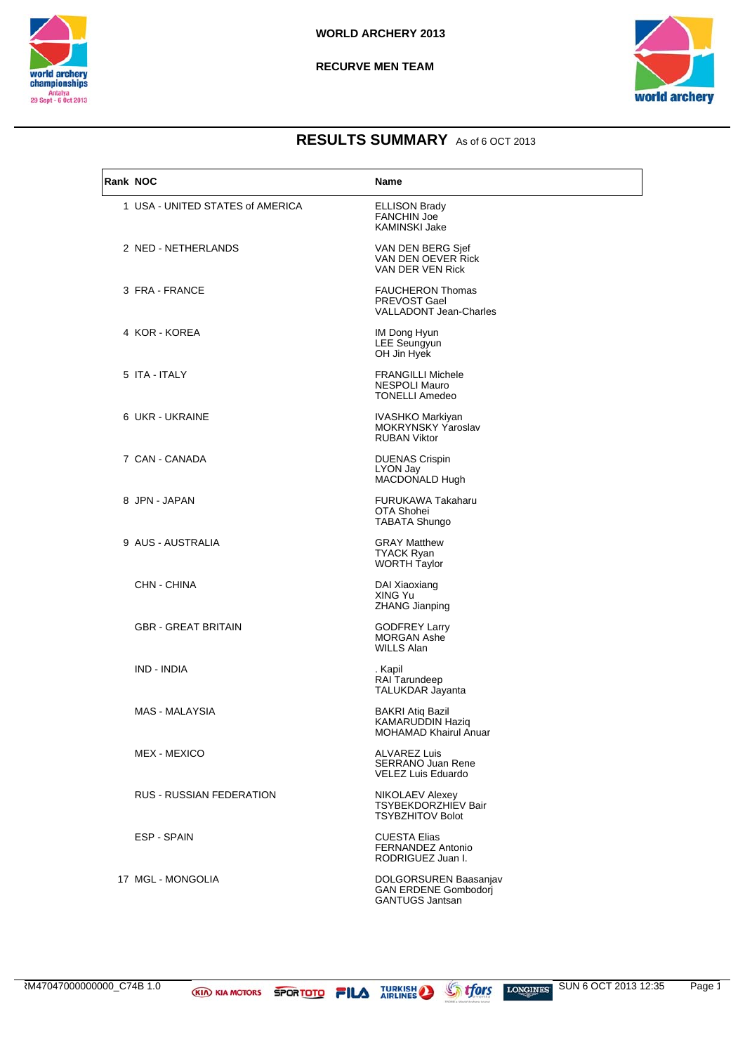WORLD ARCHERY 2013

RECURVE MEN TEAM

## RESULTS SUMMARY As of 6 OCT 2013

| Rank | NOC | Name |
|---|---|---|
| 1 | USA - UNITED STATES of AMERICA | ELLISON Brady<br>FANCHIN Joe<br>KAMINSKI Jake |
| 2 | NED - NETHERLANDS | VAN DEN BERG Sjef<br>VAN DEN OEVER Rick<br>VAN DER VEN Rick |
| 3 | FRA - FRANCE | FAUCHERON Thomas<br>PREVOST Gael<br>VALLADONT Jean-Charles |
| 4 | KOR - KOREA | IM Dong Hyun<br>LEE Seungyun<br>OH Jin Hyek |
| 5 | ITA - ITALY | FRANGILLI Michele<br>NESPOLI Mauro<br>TONELLI Amedeo |
| 6 | UKR - UKRAINE | IVASHKO Markiyan<br>MOKRYNSKY Yaroslav<br>RUBAN Viktor |
| 7 | CAN - CANADA | DUENAS Crispin<br>LYON Jay<br>MACDONALD Hugh |
| 8 | JPN - JAPAN | FURUKAWA Takaharu<br>OTA Shohei<br>TABATA Shungo |
| 9 | AUS - AUSTRALIA | GRAY Matthew<br>TYACK Ryan<br>WORTH Taylor |
| | CHN - CHINA | DAI Xiaoxiang<br>XING Yu<br>ZHANG Jianping |
| | GBR - GREAT BRITAIN | GODFREY Larry<br>MORGAN Ashe<br>WILLS Alan |
| | IND - INDIA | . Kapil<br>RAI Tarundeep<br>TALUKDAR Jayanta |
| | MAS - MALAYSIA | BAKRI Atiq Bazil<br>KAMARUDDIN Haziq<br>MOHAMAD Khairul Anuar |
| | MEX - MEXICO | ALVAREZ Luis<br>SERRANO Juan Rene<br>VELEZ Luis Eduardo |
| | RUS - RUSSIAN FEDERATION | NIKOLAEV Alexey<br>TSYBEKDORZHIEV Bair<br>TSYBZHITOV Bolot |
| | ESP - SPAIN | CUESTA Elias<br>FERNANDEZ Antonio<br>RODRIGUEZ Juan I. |
| 17 | MGL - MONGOLIA | DOLGORSUREN Baasanjav<br>GAN ERDENE Gombodorj<br>GANTUGS Jantsan |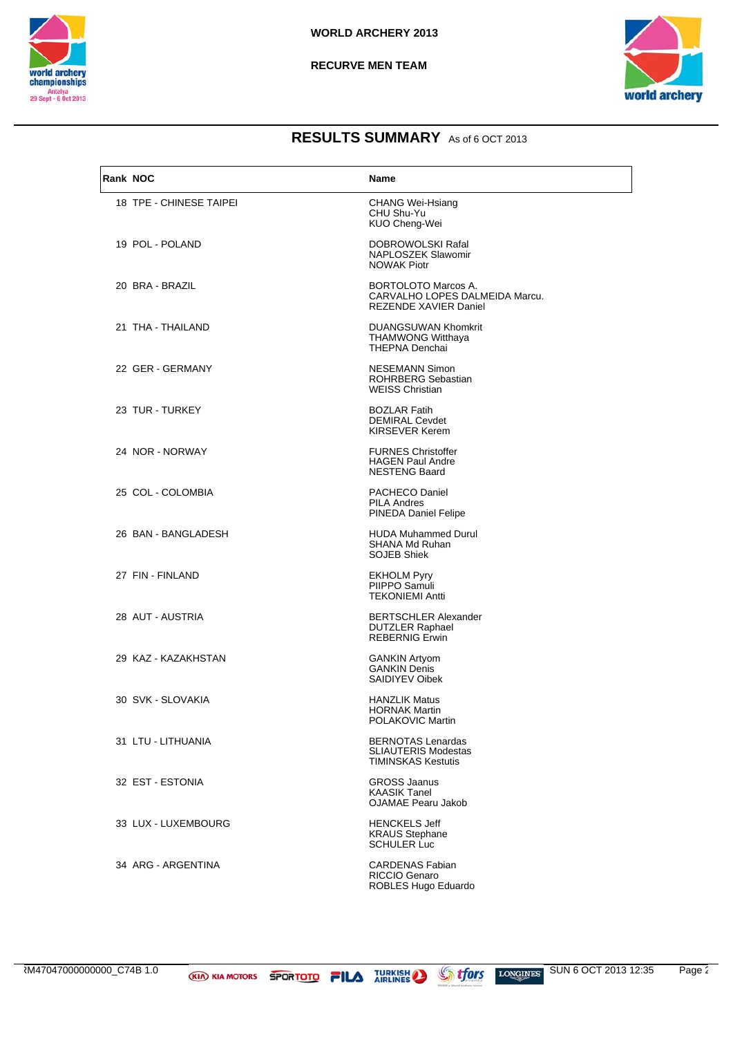# WORLD ARCHERY 2013

## RECURVE MEN TEAM

## RESULTS SUMMARY As of 6 OCT 2013

| Rank | NOC | Name |
|---|---|---|
| 18 | TPE - CHINESE TAIPEI | CHANG Wei-Hsiang<br>CHU Shu-Yu<br>KUO Cheng-Wei |
| 19 | POL - POLAND | DOBROWOLSKI Rafal<br>NAPLOSZEK Slawomir<br>NOWAK Piotr |
| 20 | BRA - BRAZIL | BORTOLOTO Marcos A.<br>CARVALHO LOPES DALMEIDA Marcu.<br>REZENDE XAVIER Daniel |
| 21 | THA - THAILAND | DUANGSUWAN Khomkrit<br>THAMWONG Witthaya<br>THEPNA Denchai |
| 22 | GER - GERMANY | NESEMANN Simon<br>ROHRBERG Sebastian<br>WEISS Christian |
| 23 | TUR - TURKEY | BOZLAR Fatih<br>DEMIRAL Cevdet<br>KIRSEVER Kerem |
| 24 | NOR - NORWAY | FURNES Christoffer<br>HAGEN Paul Andre<br>NESTENG Baard |
| 25 | COL - COLOMBIA | PACHECO Daniel<br>PILA Andres<br>PINEDA Daniel Felipe |
| 26 | BAN - BANGLADESH | HUDA Muhammed Durul<br>SHANA Md Ruhan<br>SOJEB Shiek |
| 27 | FIN - FINLAND | EKHOLM Pyry<br>PIIPPO Samuli<br>TEKONIEMI Antti |
| 28 | AUT - AUSTRIA | BERTSCHLER Alexander<br>DUTZLER Raphael<br>REBERNIG Erwin |
| 29 | KAZ - KAZAKHSTAN | GANKIN Artyom<br>GANKIN Denis<br>SAIDIYEV Oibek |
| 30 | SVK - SLOVAKIA | HANZLIK Matus<br>HORNAK Martin<br>POLAKOVIC Martin |
| 31 | LTU - LITHUANIA | BERNOTAS Lenardas<br>SLIAUTERIS Modestas<br>TIMINSKAS Kestutis |
| 32 | EST - ESTONIA | GROSS Jaanus<br>KAASIK Tanel<br>OJAMAE Pearu Jakob |
| 33 | LUX - LUXEMBOURG | HENCKELS Jeff<br>KRAUS Stephane<br>SCHULER Luc |
| 34 | ARG - ARGENTINA | CARDENAS Fabian<br>RICCIO Genaro<br>ROBLES Hugo Eduardo |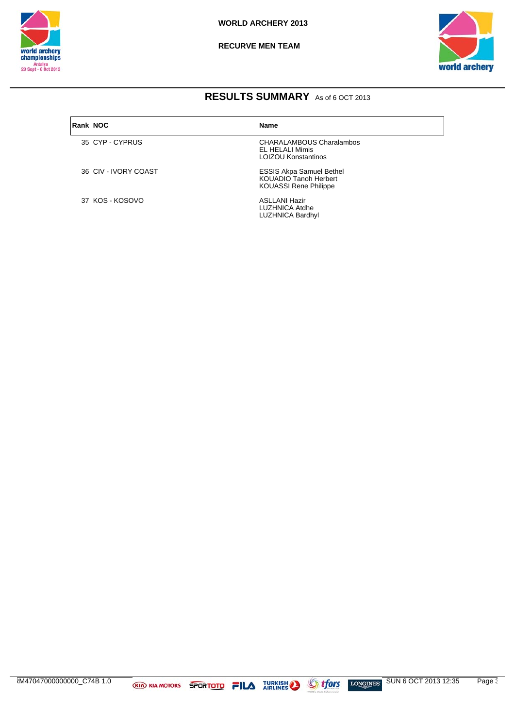WORLD ARCHERY 2013

RECURVE MEN TEAM

## RESULTS SUMMARY As of 6 OCT 2013

| Rank | NOC | Name |
|---|---|---|
| 35 | CYP - CYPRUS | CHARALAMBOUS Charalambos<br>EL HELALI Mimis<br>LOIZOU Konstantinos |
| 36 | CIV - IVORY COAST | ESSIS Akpa Samuel Bethel<br>KOUADIO Tanoh Herbert<br>KOUASSI Rene Philippe |
| 37 | KOS - KOSOVO | ASLLANI Hazir<br>LUZHNICA Atdhe<br>LUZHNICA Bardhyl |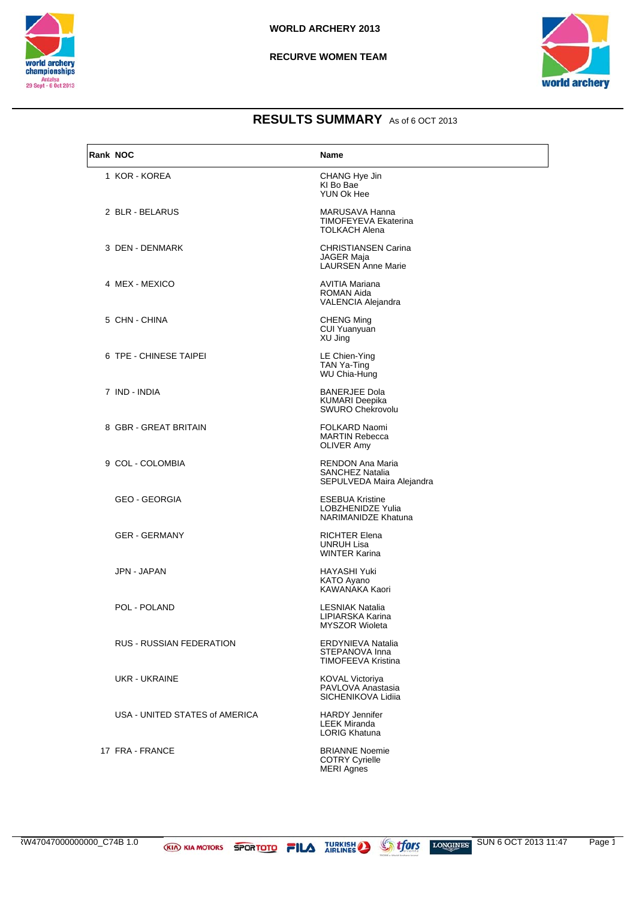# WORLD ARCHERY 2013

## RECURVE WOMEN TEAM

## RESULTS SUMMARY As of 6 OCT 2013

| Rank | NOC | Name |
|---|---|---|
| 1 | KOR - KOREA | CHANG Hye Jin<br>KI Bo Bae<br>YUN Ok Hee |
| 2 | BLR - BELARUS | MARUSAVA Hanna<br>TIMOFEYEVA Ekaterina<br>TOLKACH Alena |
| 3 | DEN - DENMARK | CHRISTIANSEN Carina<br>JAGER Maja<br>LAURSEN Anne Marie |
| 4 | MEX - MEXICO | AVITIA Mariana<br>ROMAN Aida<br>VALENCIA Alejandra |
| 5 | CHN - CHINA | CHENG Ming<br>CUI Yuanyuan<br>XU Jing |
| 6 | TPE - CHINESE TAIPEI | LE Chien-Ying<br>TAN Ya-Ting<br>WU Chia-Hung |
| 7 | IND - INDIA | BANERJEE Dola<br>KUMARI Deepika<br>SWURO Chekrovolu |
| 8 | GBR - GREAT BRITAIN | FOLKARD Naomi<br>MARTIN Rebecca<br>OLIVER Amy |
| 9 | COL - COLOMBIA | RENDON Ana Maria<br>SANCHEZ Natalia<br>SEPULVEDA Maira Alejandra |
| | GEO - GEORGIA | ESEBUA Kristine<br>LOBZHENIDZE Yulia<br>NARIMANIDZE Khatuna |
| | GER - GERMANY | RICHTER Elena<br>UNRUH Lisa<br>WINTER Karina |
| | JPN - JAPAN | HAYASHI Yuki<br>KATO Ayano<br>KAWANAKA Kaori |
| | POL - POLAND | LESNIAK Natalia<br>LIPIARSKA Karina<br>MYSZOR Wioleta |
| | RUS - RUSSIAN FEDERATION | ERDYNIEVA Natalia<br>STEPANOVA Inna<br>TIMOFEEVA Kristina |
| | UKR - UKRAINE | KOVAL Victoriya<br>PAVLOVA Anastasia<br>SICHENIKOVA Lidiia |
| | USA - UNITED STATES of AMERICA | HARDY Jennifer<br>LEEK Miranda<br>LORIG Khatuna |
| 17 | FRA - FRANCE | BRIANNE Noemie<br>COTRY Cyrielle<br>MERI Agnes |

RW47047000000000_C74B 1.0 SUN 6 OCT 2013 11:47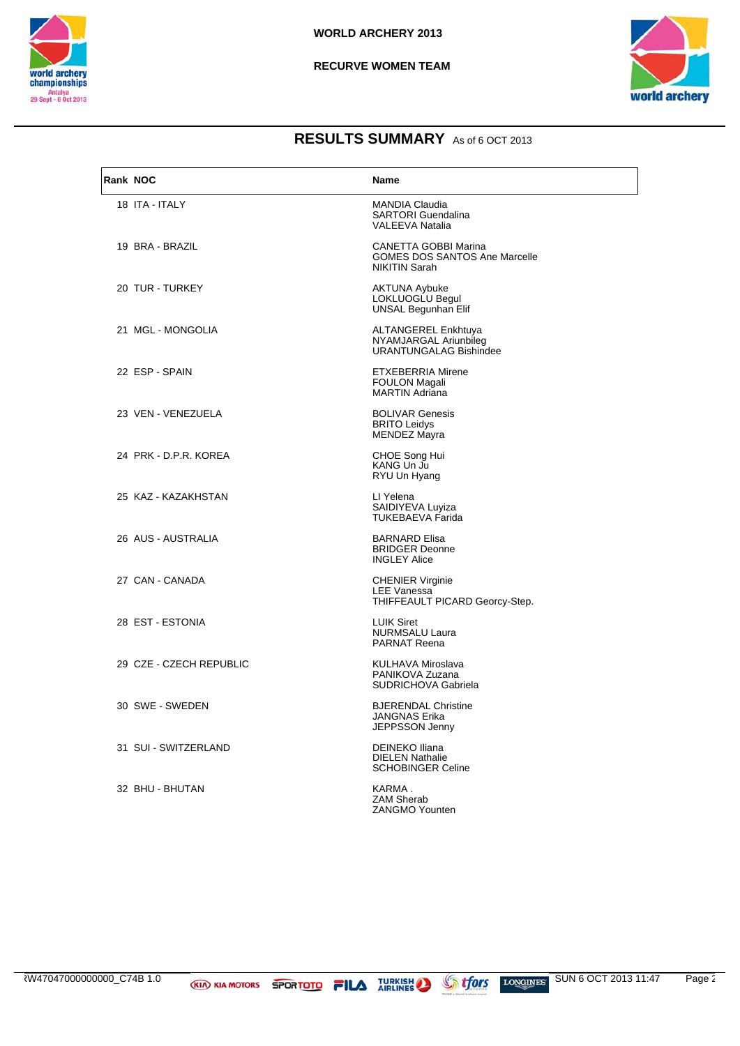WORLD ARCHERY 2013

RECURVE WOMEN TEAM

## RESULTS SUMMARY As of 6 OCT 2013

| Rank | NOC | Name |
|---|---|---|
| 18 | ITA - ITALY | MANDIA Claudia<br>SARTORI Guendalina<br>VALEEVA Natalia |
| 19 | BRA - BRAZIL | CANETTA GOBBI Marina<br>GOMES DOS SANTOS Ane Marcelle<br>NIKITIN Sarah |
| 20 | TUR - TURKEY | AKTUNA Aybuke<br>LOKLUOGLU Begul<br>UNSAL Begunhan Elif |
| 21 | MGL - MONGOLIA | ALTANGEREL Enkhtuya<br>NYAMJARGAL Ariunbileg<br>URANTUNGALAG Bishindee |
| 22 | ESP - SPAIN | ETXEBERRIA Mirene<br>FOULON Magali<br>MARTIN Adriana |
| 23 | VEN - VENEZUELA | BOLIVAR Genesis<br>BRITO Leidys<br>MENDEZ Mayra |
| 24 | PRK - D.P.R. KOREA | CHOE Song Hui<br>KANG Un Ju<br>RYU Un Hyang |
| 25 | KAZ - KAZAKHSTAN | LI Yelena<br>SAIDIYEVA Luyiza<br>TUKEBAEVA Farida |
| 26 | AUS - AUSTRALIA | BARNARD Elisa<br>BRIDGER Deonne<br>INGLEY Alice |
| 27 | CAN - CANADA | CHENIER Virginie<br>LEE Vanessa<br>THIFFEAULT PICARD Georcy-Step. |
| 28 | EST - ESTONIA | LUIK Siret<br>NURMSALU Laura<br>PARNAT Reena |
| 29 | CZE - CZECH REPUBLIC | KULHAVA Miroslava<br>PANIKOVA Zuzana<br>SUDRICHOVA Gabriela |
| 30 | SWE - SWEDEN | BJERENDAL Christine<br>JANGNAS Erika<br>JEPPSSON Jenny |
| 31 | SUI - SWITZERLAND | DEINEKO Iliana<br>DIELEN Nathalie<br>SCHOBINGER Celine |
| 32 | BHU - BHUTAN | KARMA .<br>ZAM Sherab<br>ZANGMO Younten |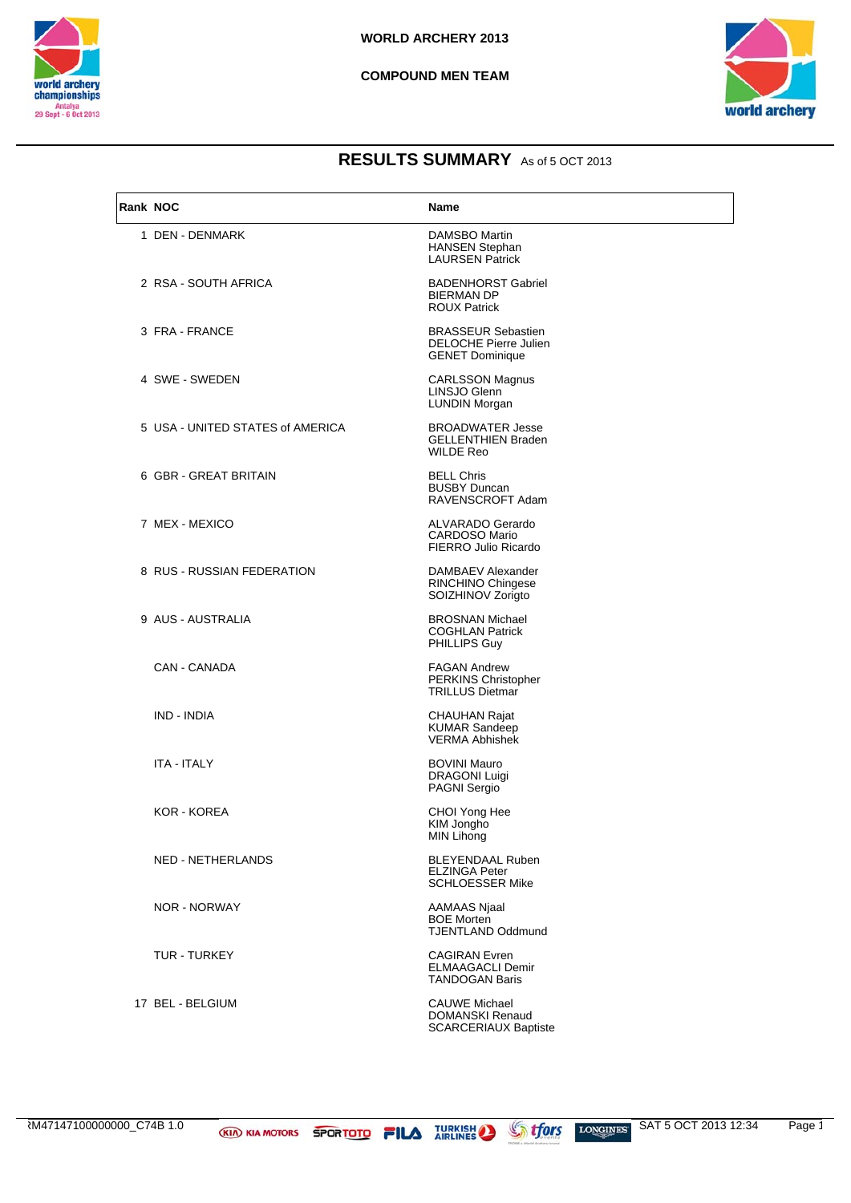# WORLD ARCHERY 2013

## COMPOUND MEN TEAM

## RESULTS SUMMARY As of 5 OCT 2013

| Rank | NOC | Name |
|---|---|---|
| 1 | DEN - DENMARK | DAMSBO Martin<br>HANSEN Stephan<br>LAURSEN Patrick |
| 2 | RSA - SOUTH AFRICA | BADENHORST Gabriel<br>BIERMAN DP<br>ROUX Patrick |
| 3 | FRA - FRANCE | BRASSEUR Sebastien<br>DELOCHE Pierre Julien<br>GENET Dominique |
| 4 | SWE - SWEDEN | CARLSSON Magnus<br>LINSJO Glenn<br>LUNDIN Morgan |
| 5 | USA - UNITED STATES of AMERICA | BROADWATER Jesse<br>GELLENTHIEN Braden<br>WILDE Reo |
| 6 | GBR - GREAT BRITAIN | BELL Chris<br>BUSBY Duncan<br>RAVENSCROFT Adam |
| 7 | MEX - MEXICO | ALVARADO Gerardo<br>CARDOSO Mario<br>FIERRO Julio Ricardo |
| 8 | RUS - RUSSIAN FEDERATION | DAMBAEV Alexander<br>RINCHINO Chingese<br>SOIZHINOV Zorigto |
| 9 | AUS - AUSTRALIA | BROSNAN Michael<br>COGHLAN Patrick<br>PHILLIPS Guy |
| | CAN - CANADA | FAGAN Andrew<br>PERKINS Christopher<br>TRILLUS Dietmar |
| | IND - INDIA | CHAUHAN Rajat<br>KUMAR Sandeep<br>VERMA Abhishek |
| | ITA - ITALY | BOVINI Mauro<br>DRAGONI Luigi<br>PAGNI Sergio |
| | KOR - KOREA | CHOI Yong Hee<br>KIM Jongho<br>MIN Lihong |
| | NED - NETHERLANDS | BLEYENDAAL Ruben<br>ELZINGA Peter<br>SCHLOESSER Mike |
| | NOR - NORWAY | AAMAAS Njaal<br>BOE Morten<br>TJENTLAND Oddmund |
| | TUR - TURKEY | CAGIRAN Evren<br>ELMAAGACLI Demir<br>TANDOGAN Baris |
| 17 | BEL - BELGIUM | CAUWE Michael<br>DOMANSKI Renaud<br>SCARCERIAUX Baptiste |

RM47147100000000_C74B 1.0 SAT 5 OCT 2013 12:34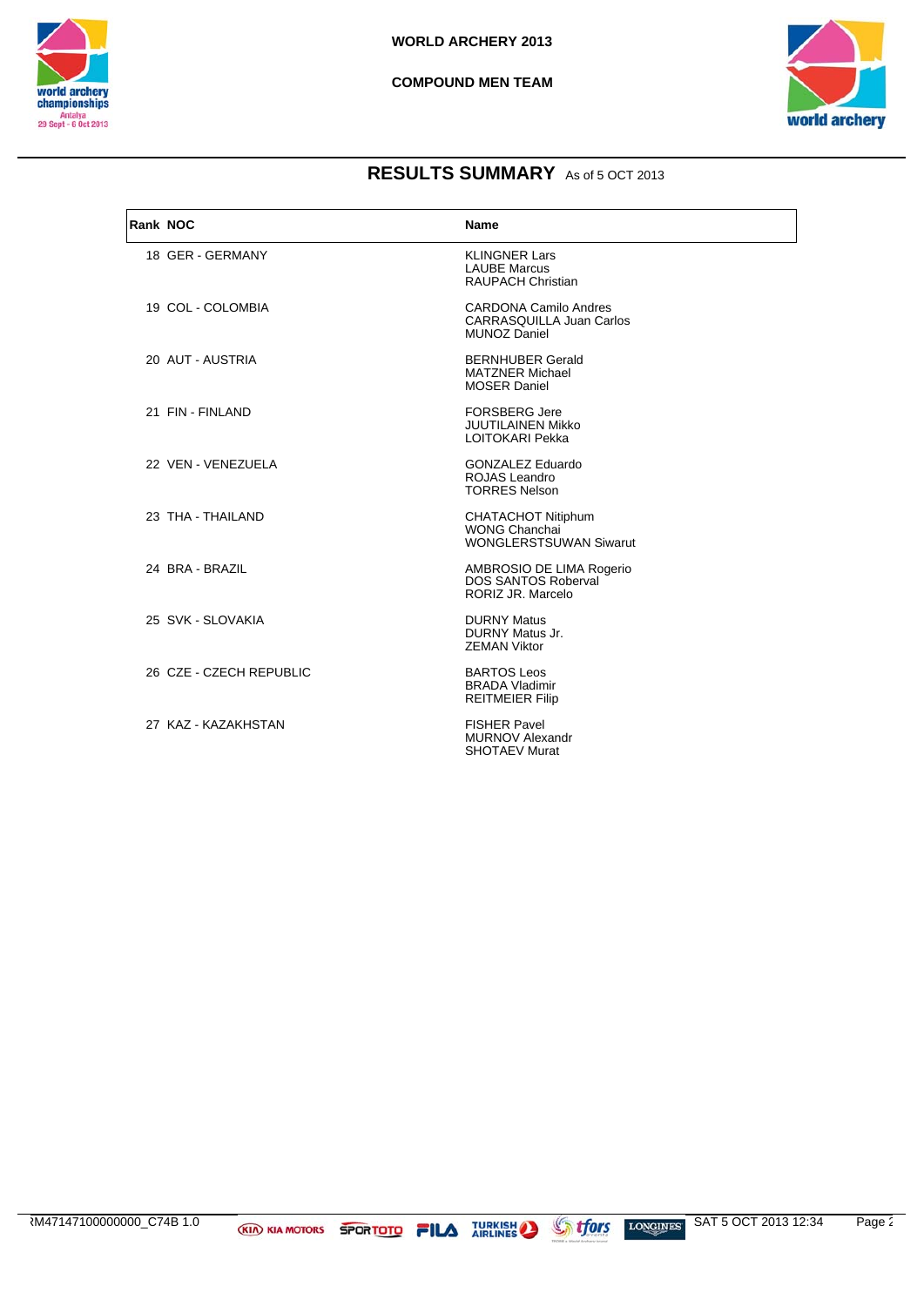# WORLD ARCHERY 2013

## COMPOUND MEN TEAM

## RESULTS SUMMARY As of 5 OCT 2013

| Rank | NOC | Name |
|---|---|---|
| 18 | GER - GERMANY | KLINGNER Lars<br>LAUBE Marcus<br>RAUPACH Christian |
| 19 | COL - COLOMBIA | CARDONA Camilo Andres<br>CARRASQUILLA Juan Carlos<br>MUNOZ Daniel |
| 20 | AUT - AUSTRIA | BERNHUBER Gerald<br>MATZNER Michael<br>MOSER Daniel |
| 21 | FIN - FINLAND | FORSBERG Jere<br>JUUTILAINEN Mikko<br>LOITOKARI Pekka |
| 22 | VEN - VENEZUELA | GONZALEZ Eduardo<br>ROJAS Leandro<br>TORRES Nelson |
| 23 | THA - THAILAND | CHATACHOT Nitiphum<br>WONG Chanchai<br>WONGLERSTSUWAN Siwarut |
| 24 | BRA - BRAZIL | AMBROSIO DE LIMA Rogerio<br>DOS SANTOS Roberval<br>RORIZ JR. Marcelo |
| 25 | SVK - SLOVAKIA | DURNY Matus<br>DURNY Matus Jr.<br>ZEMAN Viktor |
| 26 | CZE - CZECH REPUBLIC | BARTOS Leos<br>BRADA Vladimir<br>REITMEIER Filip |
| 27 | KAZ - KAZAKHSTAN | FISHER Pavel<br>MURNOV Alexandr<br>SHOTAEV Murat |

RM47147100000000_C74B 1.0 SAT 5 OCT 2013 12:34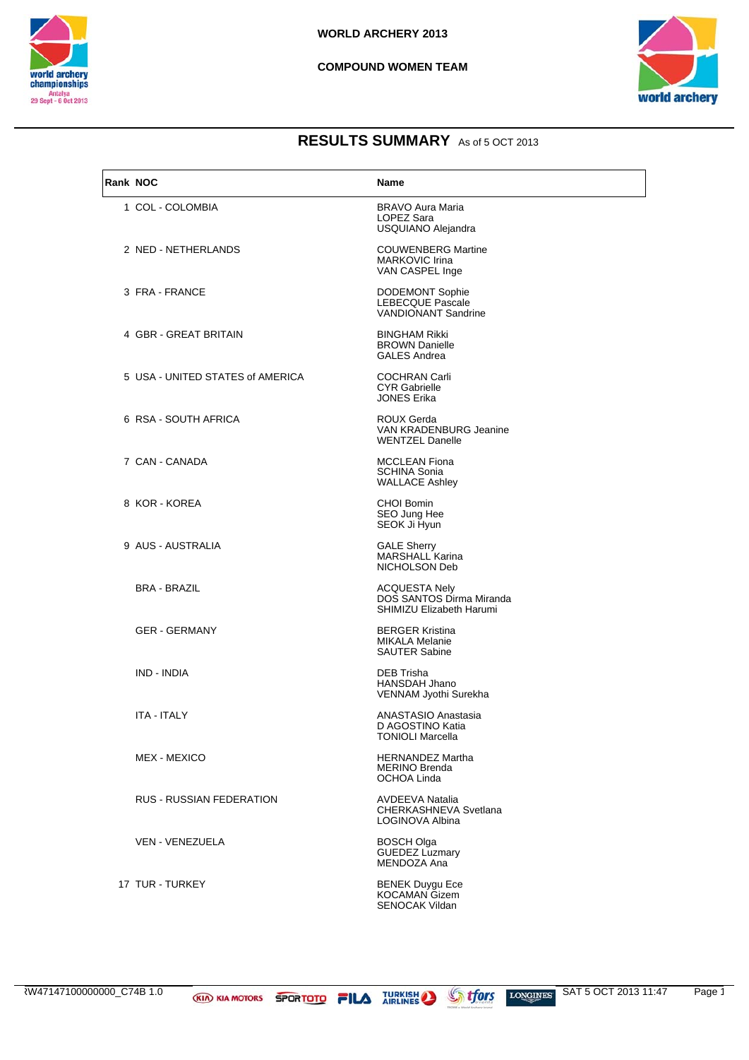# WORLD ARCHERY 2013

## COMPOUND WOMEN TEAM

## RESULTS SUMMARY As of 5 OCT 2013

| Rank | NOC | Name |
|---|---|---|
| 1 | COL - COLOMBIA | BRAVO Aura Maria<br>LOPEZ Sara<br>USQUIANO Alejandra |
| 2 | NED - NETHERLANDS | COUWENBERG Martine<br>MARKOVIC Irina<br>VAN CASPEL Inge |
| 3 | FRA - FRANCE | DODEMONT Sophie<br>LEBECQUE Pascale<br>VANDIONANT Sandrine |
| 4 | GBR - GREAT BRITAIN | BINGHAM Rikki<br>BROWN Danielle<br>GALES Andrea |
| 5 | USA - UNITED STATES of AMERICA | COCHRAN Carli<br>CYR Gabrielle<br>JONES Erika |
| 6 | RSA - SOUTH AFRICA | ROUX Gerda<br>VAN KRADENBURG Jeanine<br>WENTZEL Danelle |
| 7 | CAN - CANADA | MCCLEAN Fiona<br>SCHINA Sonia<br>WALLACE Ashley |
| 8 | KOR - KOREA | CHOI Bomin<br>SEO Jung Hee<br>SEOK Ji Hyun |
| 9 | AUS - AUSTRALIA | GALE Sherry<br>MARSHALL Karina<br>NICHOLSON Deb |
| | BRA - BRAZIL | ACQUESTA Nely<br>DOS SANTOS Dirma Miranda<br>SHIMIZU Elizabeth Harumi |
| | GER - GERMANY | BERGER Kristina<br>MIKALA Melanie<br>SAUTER Sabine |
| | IND - INDIA | DEB Trisha<br>HANSDAH Jhano<br>VENNAM Jyothi Surekha |
| | ITA - ITALY | ANASTASIO Anastasia<br>D AGOSTINO Katia<br>TONIOLI Marcella |
| | MEX - MEXICO | HERNANDEZ Martha<br>MERINO Brenda<br>OCHOA Linda |
| | RUS - RUSSIAN FEDERATION | AVDEEVA Natalia<br>CHERKASHNEVA Svetlana<br>LOGINOVA Albina |
| | VEN - VENEZUELA | BOSCH Olga<br>GUEDEZ Luzmary<br>MENDOZA Ana |
| 17 | TUR - TURKEY | BENEK Duygu Ece<br>KOCAMAN Gizem<br>SENOCAK Vildan |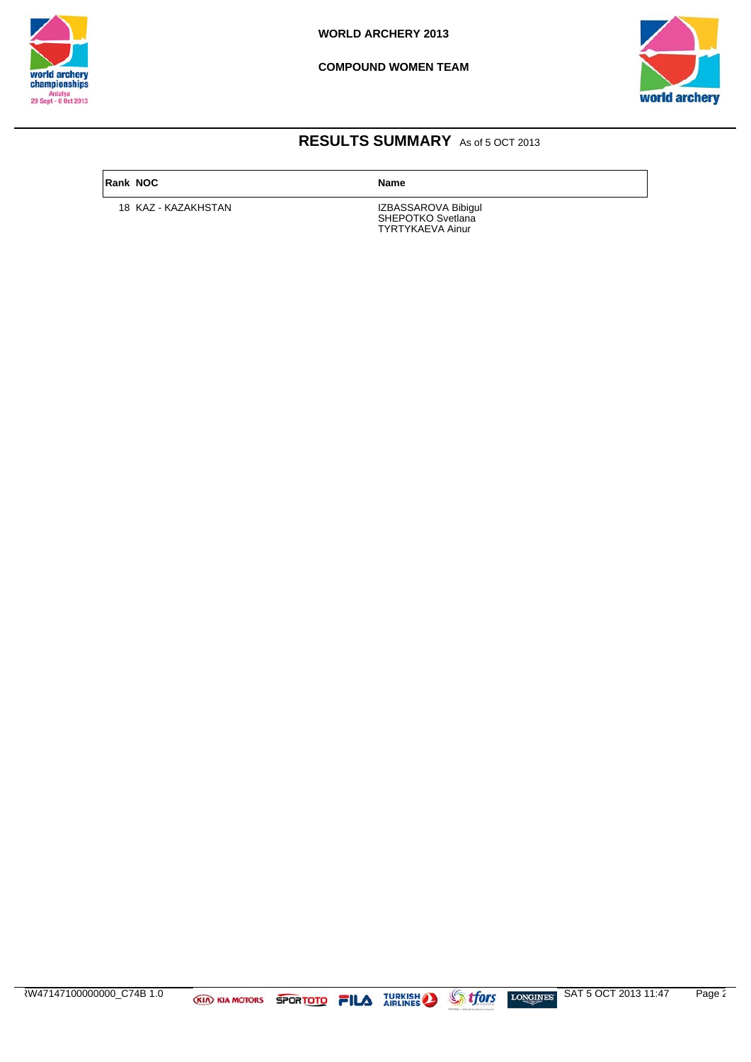**WORLD ARCHERY 2013**

**COMPOUND WOMEN TEAM**

## RESULTS SUMMARY As of 5 OCT 2013

| Rank | NOC | Name |
|---|---|---|
| 18 | KAZ - KAZAKHSTAN | IZBASSAROVA Bibigul<br>SHEPOTKO Svetlana<br>TYRTYKAEVA Ainur |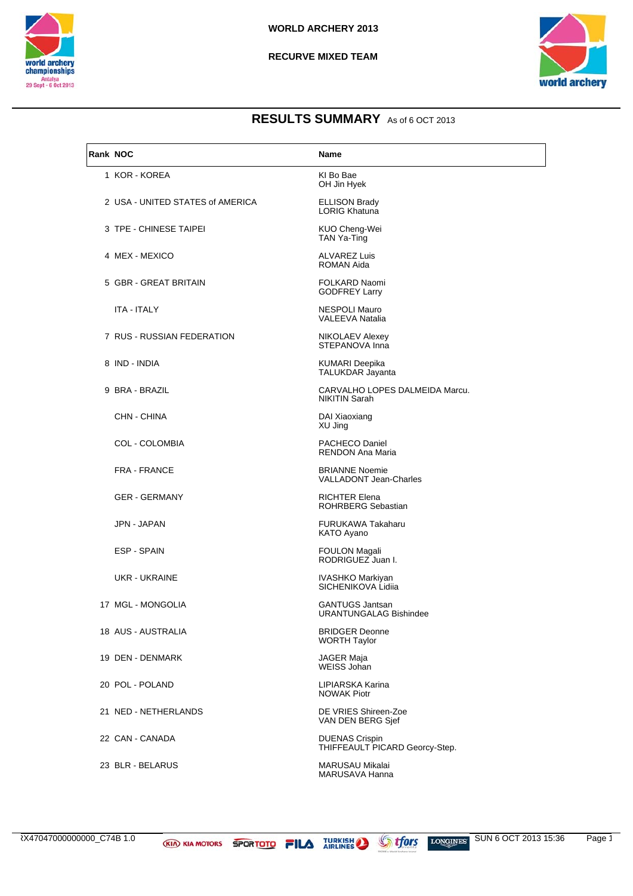**WORLD ARCHERY 2013**

**RECURVE MIXED TEAM**

## RESULTS SUMMARY As of 6 OCT 2013

| Rank | NOC | Name |
|---|---|---|
| 1 | KOR - KOREA | KI Bo Bae<br>OH Jin Hyek |
| 2 | USA - UNITED STATES of AMERICA | ELLISON Brady<br>LORIG Khatuna |
| 3 | TPE - CHINESE TAIPEI | KUO Cheng-Wei<br>TAN Ya-Ting |
| 4 | MEX - MEXICO | ALVAREZ Luis<br>ROMAN Aida |
| 5 | GBR - GREAT BRITAIN | FOLKARD Naomi<br>GODFREY Larry |
| | ITA - ITALY | NESPOLI Mauro<br>VALEEVA Natalia |
| 7 | RUS - RUSSIAN FEDERATION | NIKOLAEV Alexey<br>STEPANOVA Inna |
| 8 | IND - INDIA | KUMARI Deepika<br>TALUKDAR Jayanta |
| 9 | BRA - BRAZIL | CARVALHO LOPES DALMEIDA Marcu.<br>NIKITIN Sarah |
| | CHN - CHINA | DAI Xiaoxiang<br>XU Jing |
| | COL - COLOMBIA | PACHECO Daniel<br>RENDON Ana Maria |
| | FRA - FRANCE | BRIANNE Noemie<br>VALLADONT Jean-Charles |
| | GER - GERMANY | RICHTER Elena<br>ROHRBERG Sebastian |
| | JPN - JAPAN | FURUKAWA Takaharu<br>KATO Ayano |
| | ESP - SPAIN | FOULON Magali<br>RODRIGUEZ Juan I. |
| | UKR - UKRAINE | IVASHKO Markiyan<br>SICHENIKOVA Lidiia |
| 17 | MGL - MONGOLIA | GANTUGS Jantsan<br>URANTUNGALAG Bishindee |
| 18 | AUS - AUSTRALIA | BRIDGER Deonne<br>WORTH Taylor |
| 19 | DEN - DENMARK | JAGER Maja<br>WEISS Johan |
| 20 | POL - POLAND | LIPIARSKA Karina<br>NOWAK Piotr |
| 21 | NED - NETHERLANDS | DE VRIES Shireen-Zoe<br>VAN DEN BERG Sjef |
| 22 | CAN - CANADA | DUENAS Crispin<br>THIFFEAULT PICARD Georcy-Step. |
| 23 | BLR - BELARUS | MARUSAU Mikalai<br>MARUSAVA Hanna |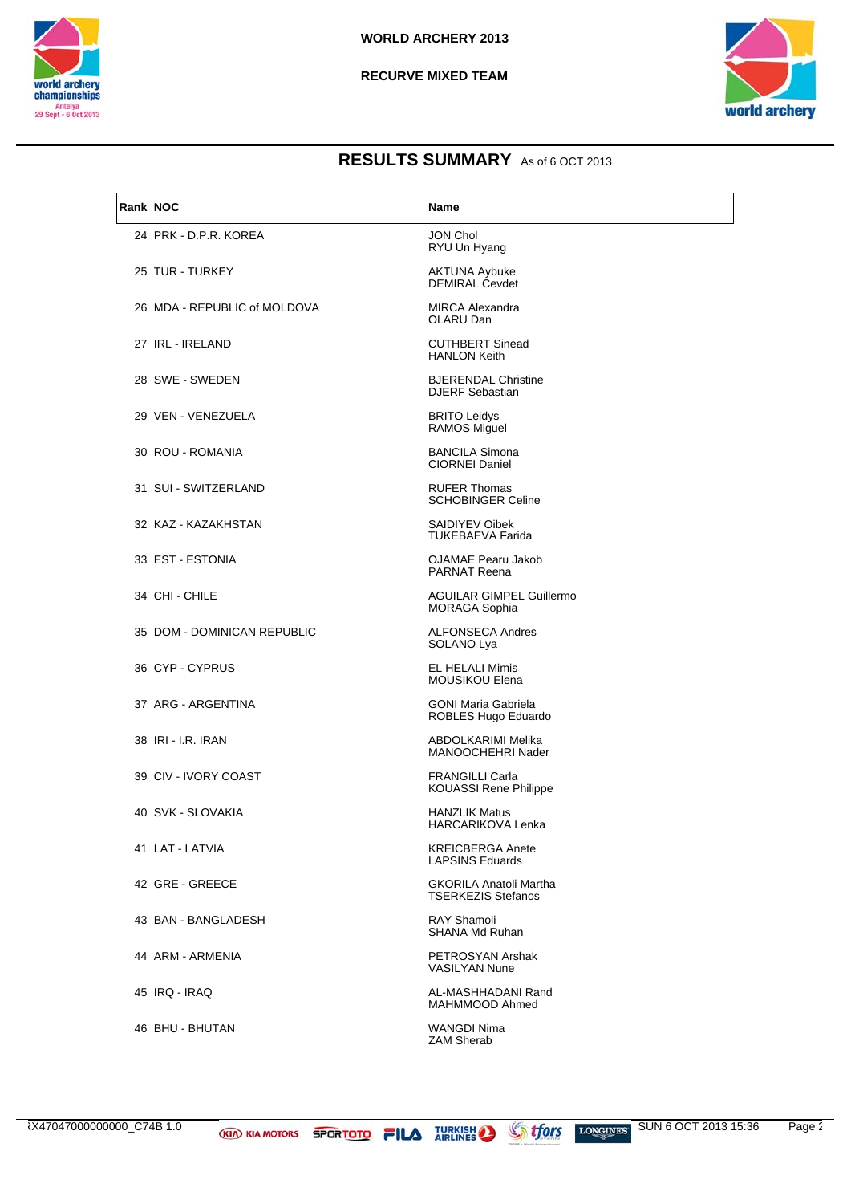WORLD ARCHERY 2013

RECURVE MIXED TEAM

## RESULTS SUMMARY As of 6 OCT 2013

| Rank | NOC | Name |
|---|---|---|
| 24 | PRK - D.P.R. KOREA | JON Chol<br>RYU Un Hyang |
| 25 | TUR - TURKEY | AKTUNA Aybuke<br>DEMIRAL Cevdet |
| 26 | MDA - REPUBLIC of MOLDOVA | MIRCA Alexandra<br>OLARU Dan |
| 27 | IRL - IRELAND | CUTHBERT Sinead<br>HANLON Keith |
| 28 | SWE - SWEDEN | BJERENDAL Christine<br>DJERF Sebastian |
| 29 | VEN - VENEZUELA | BRITO Leidys<br>RAMOS Miguel |
| 30 | ROU - ROMANIA | BANCILA Simona<br>CIORNEI Daniel |
| 31 | SUI - SWITZERLAND | RUFER Thomas<br>SCHOBINGER Celine |
| 32 | KAZ - KAZAKHSTAN | SAIDIYEV Oibek<br>TUKEBAEVA Farida |
| 33 | EST - ESTONIA | OJAMAE Pearu Jakob<br>PARNAT Reena |
| 34 | CHI - CHILE | AGUILAR GIMPEL Guillermo<br>MORAGA Sophia |
| 35 | DOM - DOMINICAN REPUBLIC | ALFONSECA Andres<br>SOLANO Lya |
| 36 | CYP - CYPRUS | EL HELALI Mimis<br>MOUSIKOU Elena |
| 37 | ARG - ARGENTINA | GONI Maria Gabriela<br>ROBLES Hugo Eduardo |
| 38 | IRI - I.R. IRAN | ABDOLKARIMI Melika<br>MANOOCHEHRI Nader |
| 39 | CIV - IVORY COAST | FRANGILLI Carla<br>KOUASSI Rene Philippe |
| 40 | SVK - SLOVAKIA | HANZLIK Matus<br>HARCARIKOVA Lenka |
| 41 | LAT - LATVIA | KREICBERGA Anete<br>LAPSINS Eduards |
| 42 | GRE - GREECE | GKORILA Anatoli Martha<br>TSERKEZIS Stefanos |
| 43 | BAN - BANGLADESH | RAY Shamoli<br>SHANA Md Ruhan |
| 44 | ARM - ARMENIA | PETROSYAN Arshak<br>VASILYAN Nune |
| 45 | IRQ - IRAQ | AL-MASHHADANI Rand<br>MAHMMOOD Ahmed |
| 46 | BHU - BHUTAN | WANGDI Nima<br>ZAM Sherab |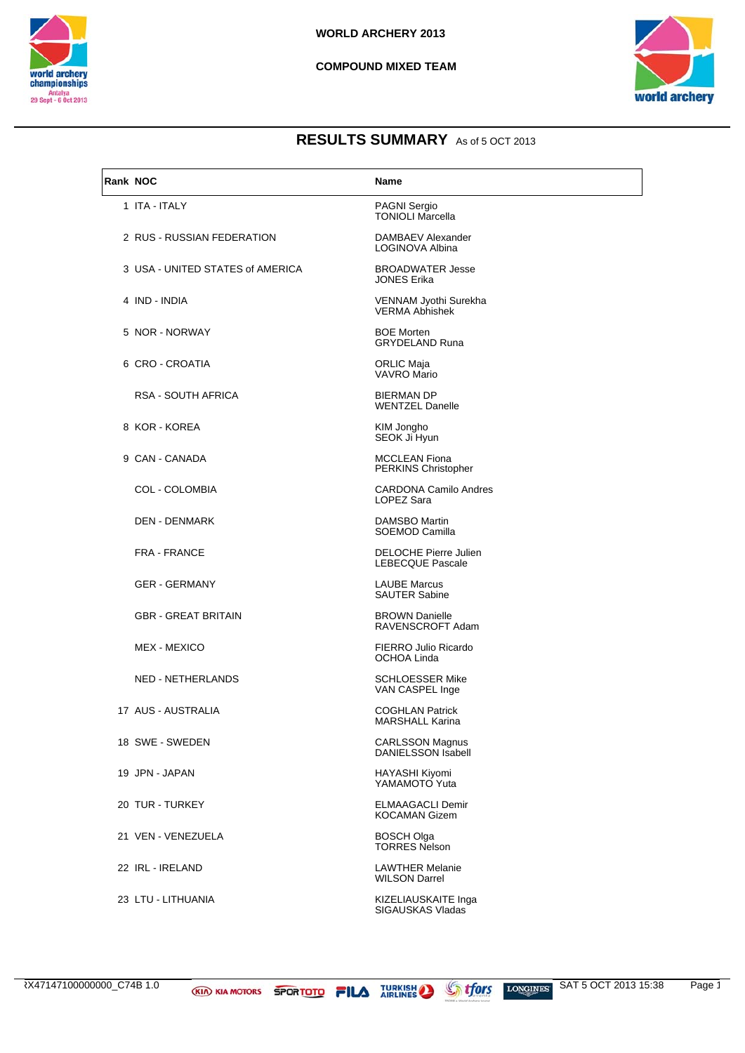# WORLD ARCHERY 2013

## COMPOUND MIXED TEAM

## RESULTS SUMMARY As of 5 OCT 2013

| Rank | NOC | Name |
|---|---|---|
| 1 | ITA - ITALY | PAGNI Sergio<br>TONIOLI Marcella |
| 2 | RUS - RUSSIAN FEDERATION | DAMBAEV Alexander<br>LOGINOVA Albina |
| 3 | USA - UNITED STATES of AMERICA | BROADWATER Jesse<br>JONES Erika |
| 4 | IND - INDIA | VENNAM Jyothi Surekha<br>VERMA Abhishek |
| 5 | NOR - NORWAY | BOE Morten<br>GRYDELAND Runa |
| 6 | CRO - CROATIA | ORLIC Maja<br>VAVRO Mario |
| | RSA - SOUTH AFRICA | BIERMAN DP<br>WENTZEL Danelle |
| 8 | KOR - KOREA | KIM Jongho<br>SEOK Ji Hyun |
| 9 | CAN - CANADA | MCCLEAN Fiona<br>PERKINS Christopher |
| | COL - COLOMBIA | CARDONA Camilo Andres<br>LOPEZ Sara |
| | DEN - DENMARK | DAMSBO Martin<br>SOEMOD Camilla |
| | FRA - FRANCE | DELOCHE Pierre Julien<br>LEBECQUE Pascale |
| | GER - GERMANY | LAUBE Marcus<br>SAUTER Sabine |
| | GBR - GREAT BRITAIN | BROWN Danielle<br>RAVENSCROFT Adam |
| | MEX - MEXICO | FIERRO Julio Ricardo<br>OCHOA Linda |
| | NED - NETHERLANDS | SCHLOESSER Mike<br>VAN CASPEL Inge |
| 17 | AUS - AUSTRALIA | COGHLAN Patrick<br>MARSHALL Karina |
| 18 | SWE - SWEDEN | CARLSSON Magnus<br>DANIELSSON Isabell |
| 19 | JPN - JAPAN | HAYASHI Kiyomi<br>YAMAMOTO Yuta |
| 20 | TUR - TURKEY | ELMAAGACLI Demir<br>KOCAMAN Gizem |
| 21 | VEN - VENEZUELA | BOSCH Olga<br>TORRES Nelson |
| 22 | IRL - IRELAND | LAWTHER Melanie<br>WILSON Darrel |
| 23 | LTU - LITHUANIA | KIZELIAUSKAITE Inga<br>SIGAUSKAS Vladas |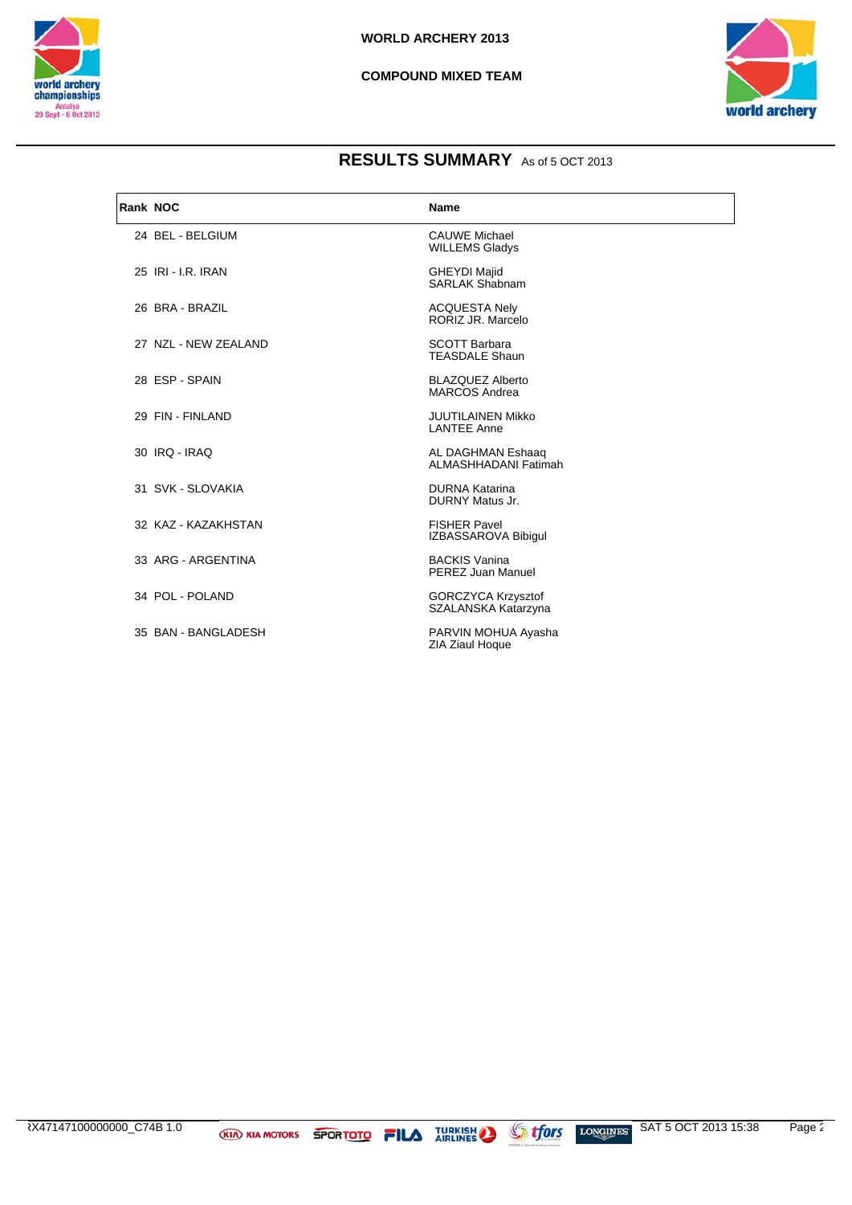WORLD ARCHERY 2013

COMPOUND MIXED TEAM

## RESULTS SUMMARY As of 5 OCT 2013

| Rank | NOC | Name |
|---|---|---|
| 24 | BEL - BELGIUM | CAUWE Michael<br>WILLEMS Gladys |
| 25 | IRI - I.R. IRAN | GHEYDI Majid<br>SARLAK Shabnam |
| 26 | BRA - BRAZIL | ACQUESTA Nely<br>RORIZ JR. Marcelo |
| 27 | NZL - NEW ZEALAND | SCOTT Barbara<br>TEASDALE Shaun |
| 28 | ESP - SPAIN | BLAZQUEZ Alberto<br>MARCOS Andrea |
| 29 | FIN - FINLAND | JUUTILAINEN Mikko<br>LANTEE Anne |
| 30 | IRQ - IRAQ | AL DAGHMAN Eshaaq<br>ALMASHHADANI Fatimah |
| 31 | SVK - SLOVAKIA | DURNA Katarina<br>DURNY Matus Jr. |
| 32 | KAZ - KAZAKHSTAN | FISHER Pavel<br>IZBASSAROVA Bibigul |
| 33 | ARG - ARGENTINA | BACKIS Vanina<br>PEREZ Juan Manuel |
| 34 | POL - POLAND | GORCZYCA Krzysztof<br>SZALANSKA Katarzyna |
| 35 | BAN - BANGLADESH | PARVIN MOHUA Ayasha<br>ZIA Ziaul Hoque |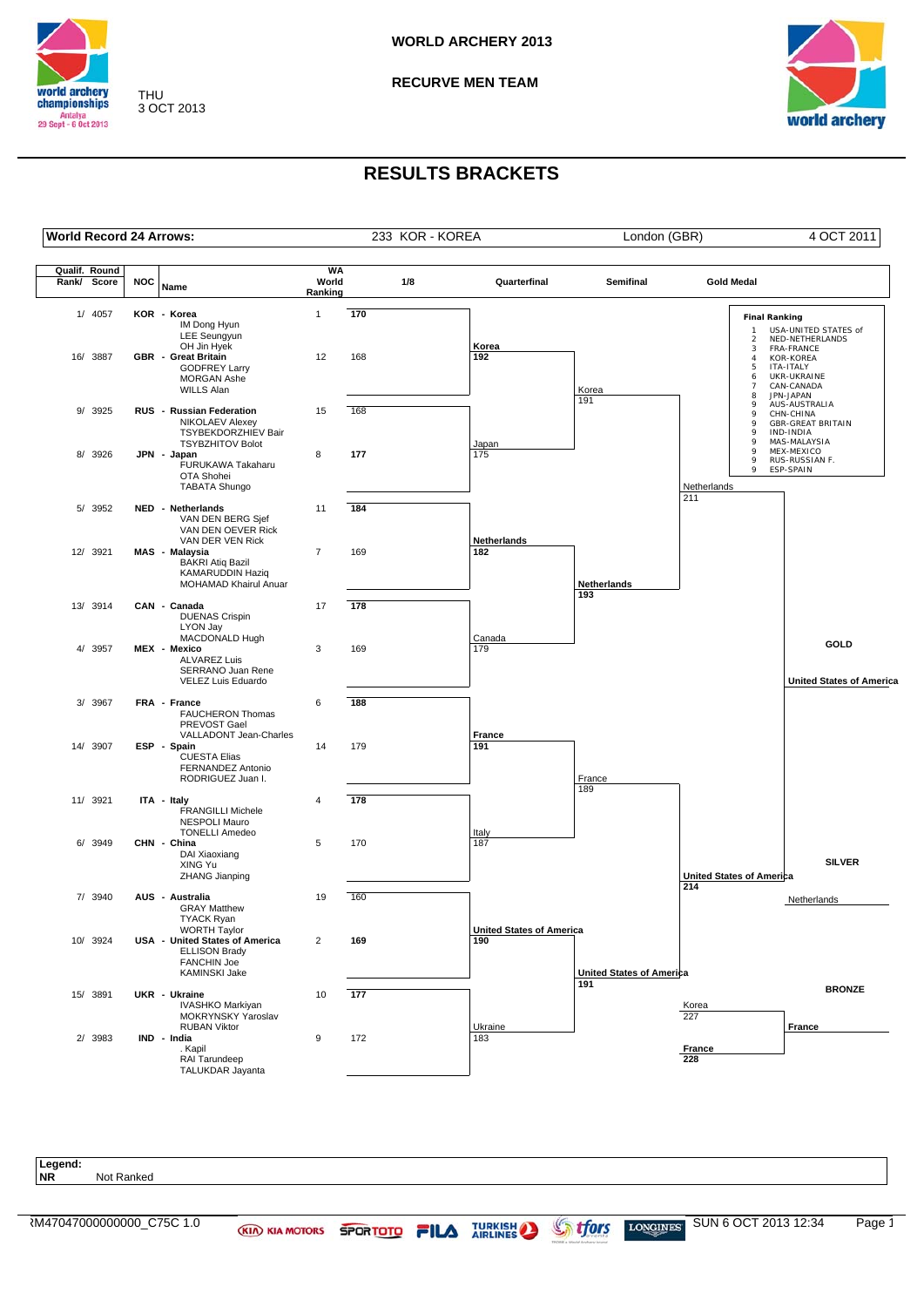WORLD ARCHERY 2013

RECURVE MEN TEAM

THU 3 OCT 2013

# RESULTS BRACKETS

| World Record 24 Arrows: | 233 KOR - KOREA | London (GBR) | 4 OCT 2011 |
|---|---|---|---|

| Qualif. Round Rank/ Score | NOC | Name | WA World Ranking | 1/8 |
|---|---|---|---|---|
| 1/ 4057 | KOR - Korea | IM Dong Hyun, LEE Seungyun, OH Jin Hyek | 1 | **170** |
| 16/ 3887 | GBR - Great Britain | GODFREY Larry, MORGAN Ashe, WILLS Alan | 12 | 168 |
| 9/ 3925 | RUS - Russian Federation | NIKOLAEV Alexey, TSYBEKDORZHIEV Bair, TSYBZHITOV Bolot | 15 | 168 |
| 8/ 3926 | JPN - Japan | FURUKAWA Takaharu, OTA Shohei, TABATA Shungo | 8 | **177** |
| 5/ 3952 | NED - Netherlands | VAN DEN BERG Sjef, VAN DEN OEVER Rick, VAN DER VEN Rick | 11 | **184** |
| 12/ 3921 | MAS - Malaysia | BAKRI Atiq Bazil, KAMARUDDIN Haziq, MOHAMAD Khairul Anuar | 7 | 169 |
| 13/ 3914 | CAN - Canada | DUENAS Crispin, LYON Jay, MACDONALD Hugh | 17 | **178** |
| 4/ 3957 | MEX - Mexico | ALVAREZ Luis, SERRANO Juan Rene, VELEZ Luis Eduardo | 3 | 169 |
| 3/ 3967 | FRA - France | FAUCHERON Thomas, PREVOST Gael, VALLADONT Jean-Charles | 6 | **188** |
| 14/ 3907 | ESP - Spain | CUESTA Elias, FERNANDEZ Antonio, RODRIGUEZ Juan I. | 14 | 179 |
| 11/ 3921 | ITA - Italy | FRANGILLI Michele, NESPOLI Mauro, TONELLI Amedeo | 4 | **178** |
| 6/ 3949 | CHN - China | DAI Xiaoxiang, XING Yu, ZHANG Jianping | 5 | 170 |
| 7/ 3940 | AUS - Australia | GRAY Matthew, TYACK Ryan, WORTH Taylor | 19 | 160 |
| 10/ 3924 | USA - United States of America | ELLISON Brady, FANCHIN Joe, KAMINSKI Jake | 2 | **169** |
| 15/ 3891 | UKR - Ukraine | IVASHKO Markiyan, MOKRYNSKY Yaroslav, RUBAN Viktor | 10 | **177** |
| 2/ 3983 | IND - India | . Kapil, RAI Tarundeep, TALUKDAR Jayanta | 9 | 172 |

**Quarterfinal**

| Match | Team | Score |
|---|---|---|
| 1 | **Korea** | **192** |
| 1 | Japan | 175 |
| 2 | **Netherlands** | **182** |
| 2 | Canada | 179 |
| 3 | **France** | **191** |
| 3 | Italy | 187 |
| 4 | **United States of America** | **190** |
| 4 | Ukraine | 183 |

**Semifinal**

| Match | Team | Score |
|---|---|---|
| 1 | Korea | 191 |
| 1 | **Netherlands** | **193** |
| 2 | France | 189 |
| 2 | **United States of America** | **191** |

**Gold Medal**

| Team | Score |
|---|---|
| Netherlands | 211 |
| **United States of America** | **214** |

GOLD: **United States of America**

SILVER: Netherlands

**Bronze Medal**

| Team | Score |
|---|---|
| Korea | 227 |
| **France** | **228** |

BRONZE: **France**

**Final Ranking**

| Rank | Team |
|---|---|
| 1 | USA-UNITED STATES of |
| 2 | NED-NETHERLANDS |
| 3 | FRA-FRANCE |
| 4 | KOR-KOREA |
| 5 | ITA-ITALY |
| 6 | UKR-UKRAINE |
| 7 | CAN-CANADA |
| 8 | JPN-JAPAN |
| 9 | AUS-AUSTRALIA |
| 9 | CHN-CHINA |
| 9 | GBR-GREAT BRITAIN |
| 9 | IND-INDIA |
| 9 | MAS-MALAYSIA |
| 9 | MEX-MEXICO |
| 9 | RUS-RUSSIAN F. |
| 9 | ESP-SPAIN |

**Legend:**
**NR** Not Ranked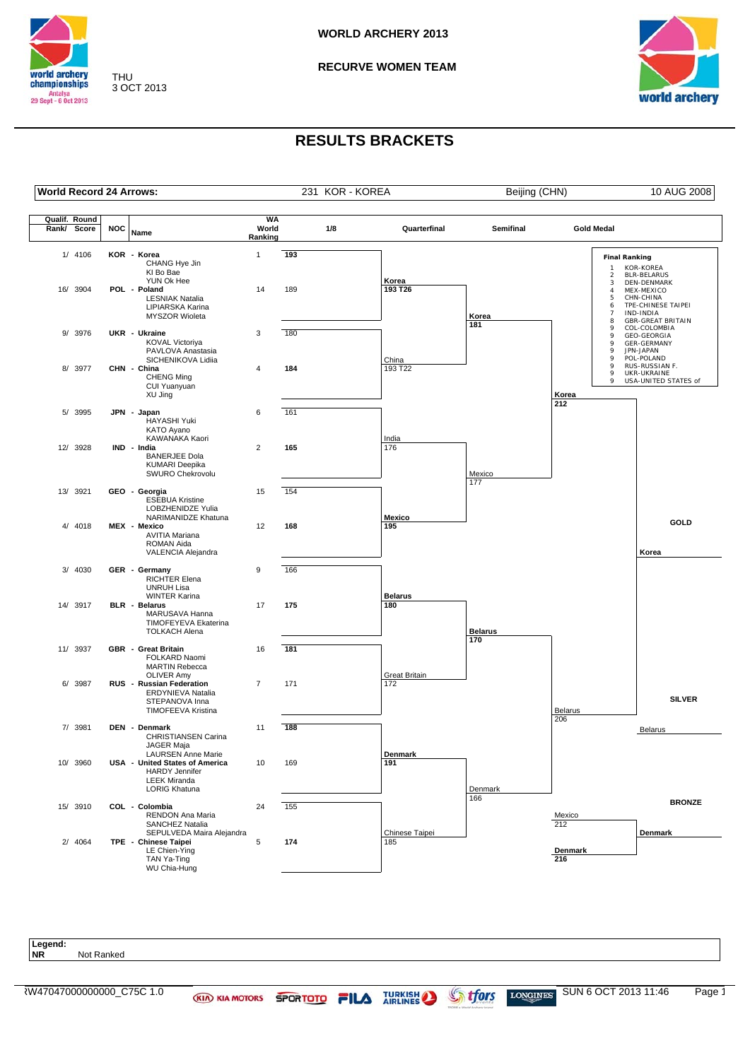# WORLD ARCHERY 2013

## RECURVE WOMEN TEAM

THU
3 OCT 2013

## RESULTS BRACKETS

| World Record 24 Arrows: | 231 KOR - KOREA | Beijing (CHN) | 10 AUG 2008 |
|---|---|---|---|

| Qualif. Round Rank/ Score | NOC | Name | WA World Ranking | 1/8 |
|---|---|---|---|---|
| 1/ 4106 | KOR - Korea | CHANG Hye Jin, KI Bo Bae, YUN Ok Hee | 1 | **193** |
| 16/ 3904 | POL - Poland | LESNIAK Natalia, LIPIARSKA Karina, MYSZOR Wioleta | 14 | 189 |
| 9/ 3976 | UKR - Ukraine | KOVAL Victoriya, PAVLOVA Anastasia, SICHENIKOVA Lidiia | 3 | 180 |
| 8/ 3977 | CHN - China | CHENG Ming, CUI Yuanyuan, XU Jing | 4 | **184** |
| 5/ 3995 | JPN - Japan | HAYASHI Yuki, KATO Ayano, KAWANAKA Kaori | 6 | 161 |
| 12/ 3928 | IND - India | BANERJEE Dola, KUMARI Deepika, SWURO Chekrovolu | 2 | **165** |
| 13/ 3921 | GEO - Georgia | ESEBUA Kristine, LOBZHENIDZE Yulia, NARIMANIDZE Khatuna | 15 | 154 |
| 4/ 4018 | MEX - Mexico | AVITIA Mariana, ROMAN Aida, VALENCIA Alejandra | 12 | **168** |
| 3/ 4030 | GER - Germany | RICHTER Elena, UNRUH Lisa, WINTER Karina | 9 | 166 |
| 14/ 3917 | BLR - Belarus | MARUSAVA Hanna, TIMOFEYEVA Ekaterina, TOLKACH Alena | 17 | **175** |
| 11/ 3937 | GBR - Great Britain | FOLKARD Naomi, MARTIN Rebecca, OLIVER Amy | 16 | **181** |
| 6/ 3987 | RUS - Russian Federation | ERDYNIEVA Natalia, STEPANOVA Inna, TIMOFEEVA Kristina | 7 | 171 |
| 7/ 3981 | DEN - Denmark | CHRISTIANSEN Carina, JAGER Maja, LAURSEN Anne Marie | 11 | **188** |
| 10/ 3960 | USA - United States of America | HARDY Jennifer, LEEK Miranda, LORIG Khatuna | 10 | 169 |
| 15/ 3910 | COL - Colombia | RENDON Ana Maria, SANCHEZ Natalia, SEPULVEDA Maira Alejandra | 24 | 155 |
| 2/ 4064 | TPE - Chinese Taipei | LE Chien-Ying, TAN Ya-Ting, WU Chia-Hung | 5 | **174** |

**Quarterfinal**

- **Korea 193 T26** – China 193 T22
- India 176 – **Mexico 195**
- **Belarus 180** – Great Britain 172
- **Denmark 191** – Chinese Taipei 185

**Semifinal**

- **Korea 181** – Mexico 177
- **Belarus 170** – Denmark 166

**Gold Medal**

- **Korea 212** – Belarus 206

**Bronze**

- Mexico 212 – **Denmark 216**

**GOLD**: **Korea**

**SILVER**: Belarus

**BRONZE**: **Denmark**

**Final Ranking**

| Rank | Team |
|---|---|
| 1 | KOR-KOREA |
| 2 | BLR-BELARUS |
| 3 | DEN-DENMARK |
| 4 | MEX-MEXICO |
| 5 | CHN-CHINA |
| 6 | TPE-CHINESE TAIPEI |
| 7 | IND-INDIA |
| 8 | GBR-GREAT BRITAIN |
| 9 | COL-COLOMBIA |
| 9 | GEO-GEORGIA |
| 9 | GER-GERMANY |
| 9 | JPN-JAPAN |
| 9 | POL-POLAND |
| 9 | RUS-RUSSIAN F. |
| 9 | UKR-UKRAINE |
| 9 | USA-UNITED STATES of |

**Legend:**
**NR** Not Ranked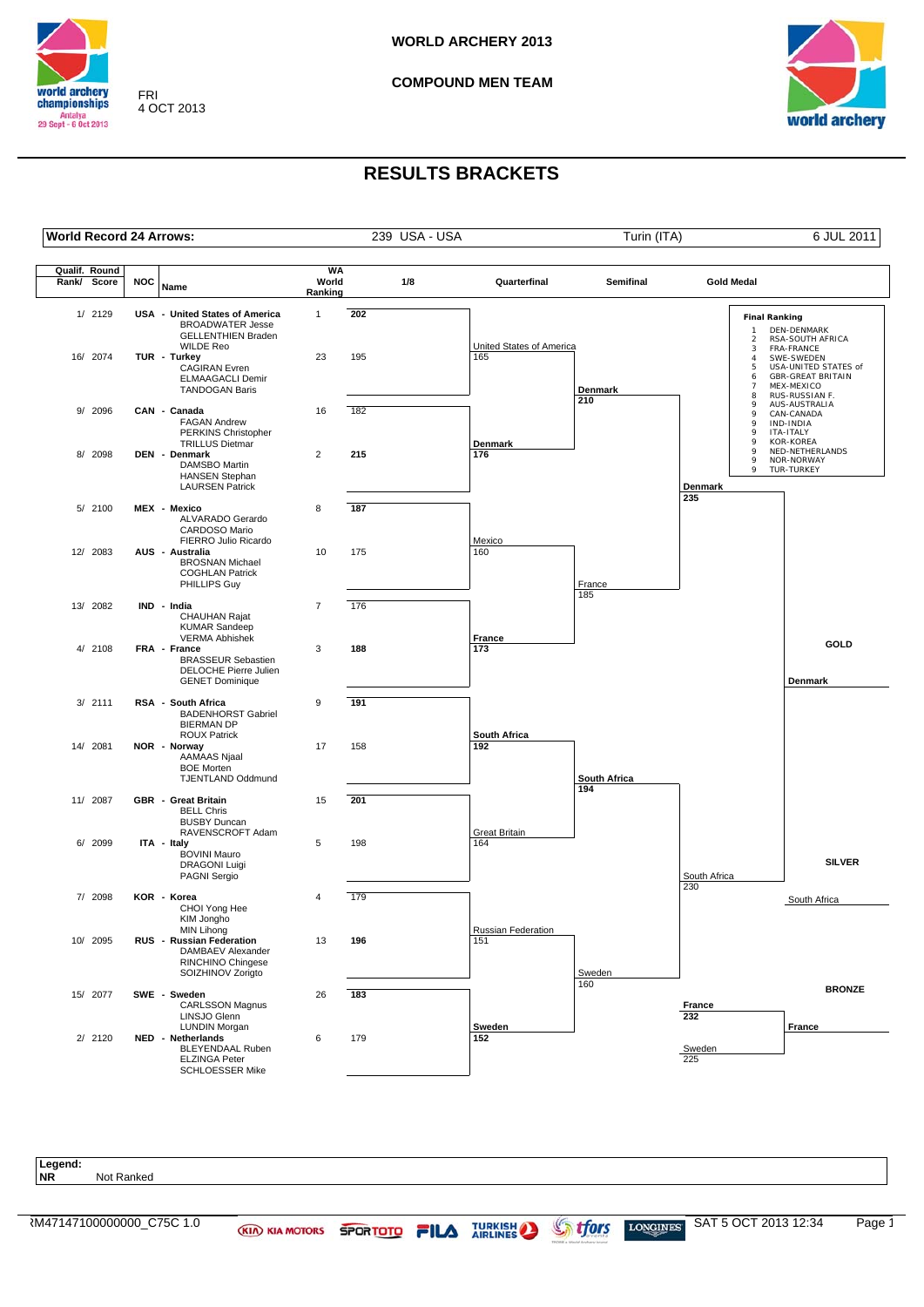# WORLD ARCHERY 2013

## COMPOUND MEN TEAM

FRI
4 OCT 2013

## RESULTS BRACKETS

| World Record 24 Arrows: | 239 USA - USA | Turin (ITA) | 6 JUL 2011 |
|---|---|---|---|

| Qualif. Round Rank/ Score | NOC | Name | WA World Ranking | 1/8 |
|---|---|---|---|---|
| 1/ 2129 | USA - United States of America | BROADWATER Jesse, GELLENTHIEN Braden, WILDE Reo | 1 | **202** |
| 16/ 2074 | TUR - Turkey | CAGIRAN Evren, ELMAAGACLI Demir, TANDOGAN Baris | 23 | 195 |
| 9/ 2096 | CAN - Canada | FAGAN Andrew, PERKINS Christopher, TRILLUS Dietmar | 16 | 182 |
| 8/ 2098 | DEN - Denmark | DAMSBO Martin, HANSEN Stephan, LAURSEN Patrick | 2 | **215** |
| 5/ 2100 | MEX - Mexico | ALVARADO Gerardo, CARDOSO Mario, FIERRO Julio Ricardo | 8 | **187** |
| 12/ 2083 | AUS - Australia | BROSNAN Michael, COGHLAN Patrick, PHILLIPS Guy | 10 | 175 |
| 13/ 2082 | IND - India | CHAUHAN Rajat, KUMAR Sandeep, VERMA Abhishek | 7 | 176 |
| 4/ 2108 | FRA - France | BRASSEUR Sebastien, DELOCHE Pierre Julien, GENET Dominique | 3 | **188** |
| 3/ 2111 | RSA - South Africa | BADENHORST Gabriel, BIERMAN DP, ROUX Patrick | 9 | **191** |
| 14/ 2081 | NOR - Norway | AAMAAS Njaal, BOE Morten, TJENTLAND Oddmund | 17 | 158 |
| 11/ 2087 | GBR - Great Britain | BELL Chris, BUSBY Duncan, RAVENSCROFT Adam | 15 | **201** |
| 6/ 2099 | ITA - Italy | BOVINI Mauro, DRAGONI Luigi, PAGNI Sergio | 5 | 198 |
| 7/ 2098 | KOR - Korea | CHOI Yong Hee, KIM Jongho, MIN Lihong | 4 | 179 |
| 10/ 2095 | RUS - Russian Federation | DAMBAEV Alexander, RINCHINO Chingese, SOIZHINOV Zorigto | 13 | **196** |
| 15/ 2077 | SWE - Sweden | CARLSSON Magnus, LINSJO Glenn, LUNDIN Morgan | 26 | **183** |
| 2/ 2120 | NED - Netherlands | BLEYENDAAL Ruben, ELZINGA Peter, SCHLOESSER Mike | 6 | 179 |

### Quarterfinal

| Match | Team | Score |
|---|---|---|
| 1 | United States of America | 165 |
| | **Denmark** | **176** |
| 2 | Mexico | 160 |
| | **France** | **173** |
| 3 | **South Africa** | **192** |
| | Great Britain | 164 |
| 4 | Russian Federation | 151 |
| | **Sweden** | **152** |

### Semifinal

| Match | Team | Score |
|---|---|---|
| 1 | **Denmark** | **210** |
| | France | 185 |
| 2 | **South Africa** | **194** |
| | Sweden | 160 |

### Gold Medal

| Team | Score |
|---|---|
| **Denmark** | **235** |
| South Africa | 230 |

### Bronze Medal

| Team | Score |
|---|---|
| **France** | **232** |
| Sweden | 225 |

**GOLD**: **Denmark**

**SILVER**: South Africa

**BRONZE**: **France**

### Final Ranking

| Rank | Team |
|---|---|
| 1 | DEN-DENMARK |
| 2 | RSA-SOUTH AFRICA |
| 3 | FRA-FRANCE |
| 4 | SWE-SWEDEN |
| 5 | USA-UNITED STATES of |
| 6 | GBR-GREAT BRITAIN |
| 7 | MEX-MEXICO |
| 8 | RUS-RUSSIAN F. |
| 9 | AUS-AUSTRALIA |
| 9 | CAN-CANADA |
| 9 | IND-INDIA |
| 9 | ITA-ITALY |
| 9 | KOR-KOREA |
| 9 | NED-NETHERLANDS |
| 9 | NOR-NORWAY |
| 9 | TUR-TURKEY |

**Legend:**
**NR** Not Ranked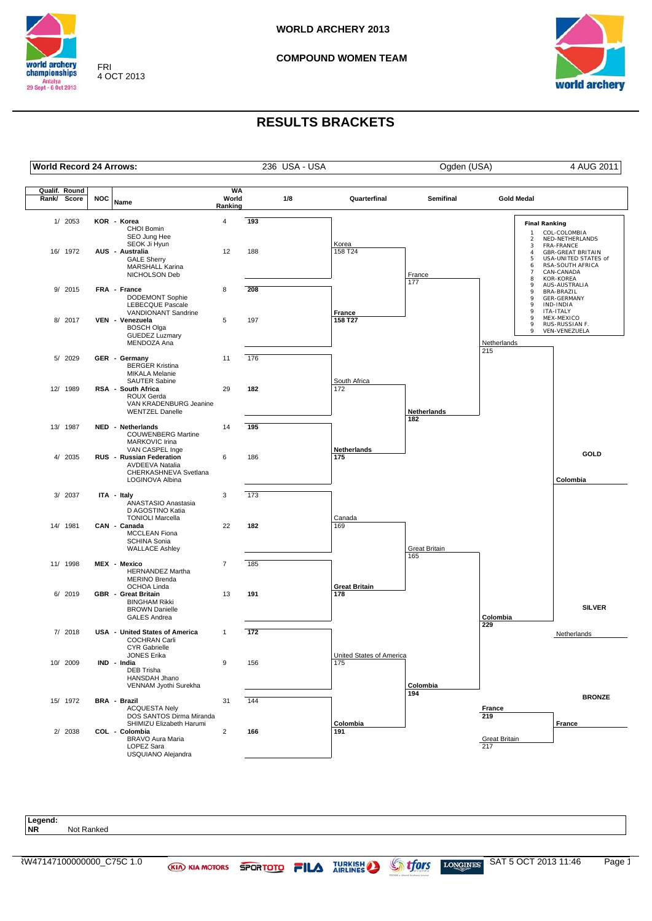# WORLD ARCHERY 2013

## COMPOUND WOMEN TEAM

FRI
4 OCT 2013

## RESULTS BRACKETS

| World Record 24 Arrows: | 236 USA - USA | Ogden (USA) | 4 AUG 2011 |
|---|---|---|---|

| Qualif. Round Rank/ Score | NOC | Name | WA World Ranking | 1/8 |
|---|---|---|---|---|
| 1/ 2053 | KOR - Korea | CHOI Bomin, SEO Jung Hee, SEOK Ji Hyun | 4 | **193** |
| 16/ 1972 | AUS - Australia | GALE Sherry, MARSHALL Karina, NICHOLSON Deb | 12 | 188 |
| 9/ 2015 | FRA - France | DODEMONT Sophie, LEBECQUE Pascale, VANDIONANT Sandrine | 8 | **208** |
| 8/ 2017 | VEN - Venezuela | BOSCH Olga, GUEDEZ Luzmary, MENDOZA Ana | 5 | 197 |
| 5/ 2029 | GER - Germany | BERGER Kristina, MIKALA Melanie, SAUTER Sabine | 11 | 176 |
| 12/ 1989 | RSA - South Africa | ROUX Gerda, VAN KRADENBURG Jeanine, WENTZEL Danelle | 29 | **182** |
| 13/ 1987 | NED - Netherlands | COUWENBERG Martine, MARKOVIC Irina, VAN CASPEL Inge | 14 | **195** |
| 4/ 2035 | RUS - Russian Federation | AVDEEVA Natalia, CHERKASHNEVA Svetlana, LOGINOVA Albina | 6 | 186 |
| 3/ 2037 | ITA - Italy | ANASTASIO Anastasia, D AGOSTINO Katia, TONIOLI Marcella | 3 | 173 |
| 14/ 1981 | CAN - Canada | MCCLEAN Fiona, SCHINA Sonia, WALLACE Ashley | 22 | **182** |
| 11/ 1998 | MEX - Mexico | HERNANDEZ Martha, MERINO Brenda, OCHOA Linda | 7 | 185 |
| 6/ 2019 | GBR - Great Britain | BINGHAM Rikki, BROWN Danielle, GALES Andrea | 13 | **191** |
| 7/ 2018 | USA - United States of America | COCHRAN Carli, CYR Gabrielle, JONES Erika | 1 | **172** |
| 10/ 2009 | IND - India | DEB Trisha, HANSDAH Jhano, VENNAM Jyothi Surekha | 9 | 156 |
| 15/ 1972 | BRA - Brazil | ACQUESTA Nely, DOS SANTOS Dirma Miranda, SHIMIZU Elizabeth Harumi | 31 | 144 |
| 2/ 2038 | COL - Colombia | BRAVO Aura Maria, LOPEZ Sara, USQUIANO Alejandra | 2 | **166** |

**Quarterfinal**

| Match | Result |
|---|---|
| Korea vs France | Korea 158 T24 – **France 158 T27** |
| South Africa vs Netherlands | South Africa 172 – **Netherlands 175** |
| Canada vs Great Britain | Canada 169 – **Great Britain 178** |
| United States of America vs Colombia | United States of America 175 – **Colombia 191** |

**Semifinal**

| Match | Result |
|---|---|
| France vs Netherlands | France 177 – **Netherlands 182** |
| Great Britain vs Colombia | Great Britain 165 – **Colombia 194** |

**Gold Medal**

| Match | Result |
|---|---|
| Netherlands vs Colombia | Netherlands 215 – **Colombia 229** |

**Bronze Medal**

| Match | Result |
|---|---|
| France vs Great Britain | **France 219** – Great Britain 217 |

**GOLD**: Colombia
**SILVER**: Netherlands
**BRONZE**: France

**Final Ranking**

| Rank | Team |
|---|---|
| 1 | COL-COLOMBIA |
| 2 | NED-NETHERLANDS |
| 3 | FRA-FRANCE |
| 4 | GBR-GREAT BRITAIN |
| 5 | USA-UNITED STATES of |
| 6 | RSA-SOUTH AFRICA |
| 7 | CAN-CANADA |
| 8 | KOR-KOREA |
| 9 | AUS-AUSTRALIA |
| 9 | BRA-BRAZIL |
| 9 | GER-GERMANY |
| 9 | IND-INDIA |
| 9 | ITA-ITALY |
| 9 | MEX-MEXICO |
| 9 | RUS-RUSSIAN F. |
| 9 | VEN-VENEZUELA |

**Legend:**
**NR** Not Ranked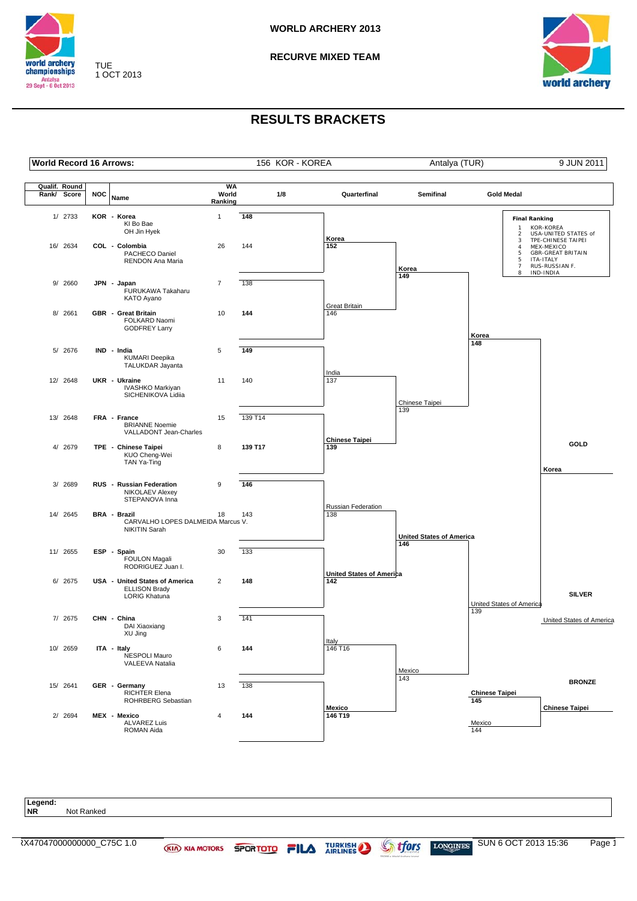# WORLD ARCHERY 2013

## RECURVE MIXED TEAM

TUE 1 OCT 2013

# RESULTS BRACKETS

| World Record 16 Arrows: | 156 KOR - KOREA | Antalya (TUR) | 9 JUN 2011 |
|---|---|---|---|

| Qualif. Round Rank/ Score | NOC | Name | WA World Ranking | 1/8 |
|---|---|---|---|---|
| 1/ 2733 | KOR - Korea | KI Bo Bae, OH Jin Hyek | 1 | **148** |
| 16/ 2634 | COL - Colombia | PACHECO Daniel, RENDON Ana Maria | 26 | 144 |
| 9/ 2660 | JPN - Japan | FURUKAWA Takaharu, KATO Ayano | 7 | 138 |
| 8/ 2661 | GBR - Great Britain | FOLKARD Naomi, GODFREY Larry | 10 | **144** |
| 5/ 2676 | IND - India | KUMARI Deepika, TALUKDAR Jayanta | 5 | **149** |
| 12/ 2648 | UKR - Ukraine | IVASHKO Markiyan, SICHENIKOVA Lidiia | 11 | 140 |
| 13/ 2648 | FRA - France | BRIANNE Noemie, VALLADONT Jean-Charles | 15 | 139 T14 |
| 4/ 2679 | TPE - Chinese Taipei | KUO Cheng-Wei, TAN Ya-Ting | 8 | **139 T17** |
| 3/ 2689 | RUS - Russian Federation | NIKOLAEV Alexey, STEPANOVA Inna | 9 | **146** |
| 14/ 2645 | BRA - Brazil | CARVALHO LOPES DALMEIDA Marcus V., NIKITIN Sarah | 18 | 143 |
| 11/ 2655 | ESP - Spain | FOULON Magali, RODRIGUEZ Juan I. | 30 | 133 |
| 6/ 2675 | USA - United States of America | ELLISON Brady, LORIG Khatuna | 2 | **148** |
| 7/ 2675 | CHN - China | DAI Xiaoxiang, XU Jing | 3 | 141 |
| 10/ 2659 | ITA - Italy | NESPOLI Mauro, VALEEVA Natalia | 6 | **144** |
| 15/ 2641 | GER - Germany | RICHTER Elena, ROHRBERG Sebastian | 13 | 138 |
| 2/ 2694 | MEX - Mexico | ALVAREZ Luis, ROMAN Aida | 4 | **144** |

**Quarterfinal**

| Match | Team | Score |
|---|---|---|
| 1 | **Korea** | **152** |
| 1 | Great Britain | 146 |
| 2 | India | 137 |
| 2 | **Chinese Taipei** | **139** |
| 3 | Russian Federation | 138 |
| 3 | **United States of America** | **142** |
| 4 | Italy | 146 T16 |
| 4 | **Mexico** | **146 T19** |

**Semifinal**

| Match | Team | Score |
|---|---|---|
| 1 | **Korea** | **149** |
| 1 | Chinese Taipei | 139 |
| 2 | **United States of America** | **146** |
| 2 | Mexico | 143 |

**Gold Medal**

| Team | Score |
|---|---|
| **Korea** | **148** |
| United States of America | 139 |

**Bronze Medal**

| Team | Score |
|---|---|
| **Chinese Taipei** | **145** |
| Mexico | 144 |

**GOLD**: **Korea**

**SILVER**: United States of America

**BRONZE**: **Chinese Taipei**

**Final Ranking**

| Rank | Team |
|---|---|
| 1 | KOR-KOREA |
| 2 | USA-UNITED STATES of |
| 3 | TPE-CHINESE TAIPEI |
| 4 | MEX-MEXICO |
| 5 | GBR-GREAT BRITAIN |
| 5 | ITA-ITALY |
| 7 | RUS-RUSSIAN F. |
| 8 | IND-INDIA |

**Legend:**
**NR** Not Ranked

RX47047000000000_C75C 1.0 — SUN 6 OCT 2013 15:36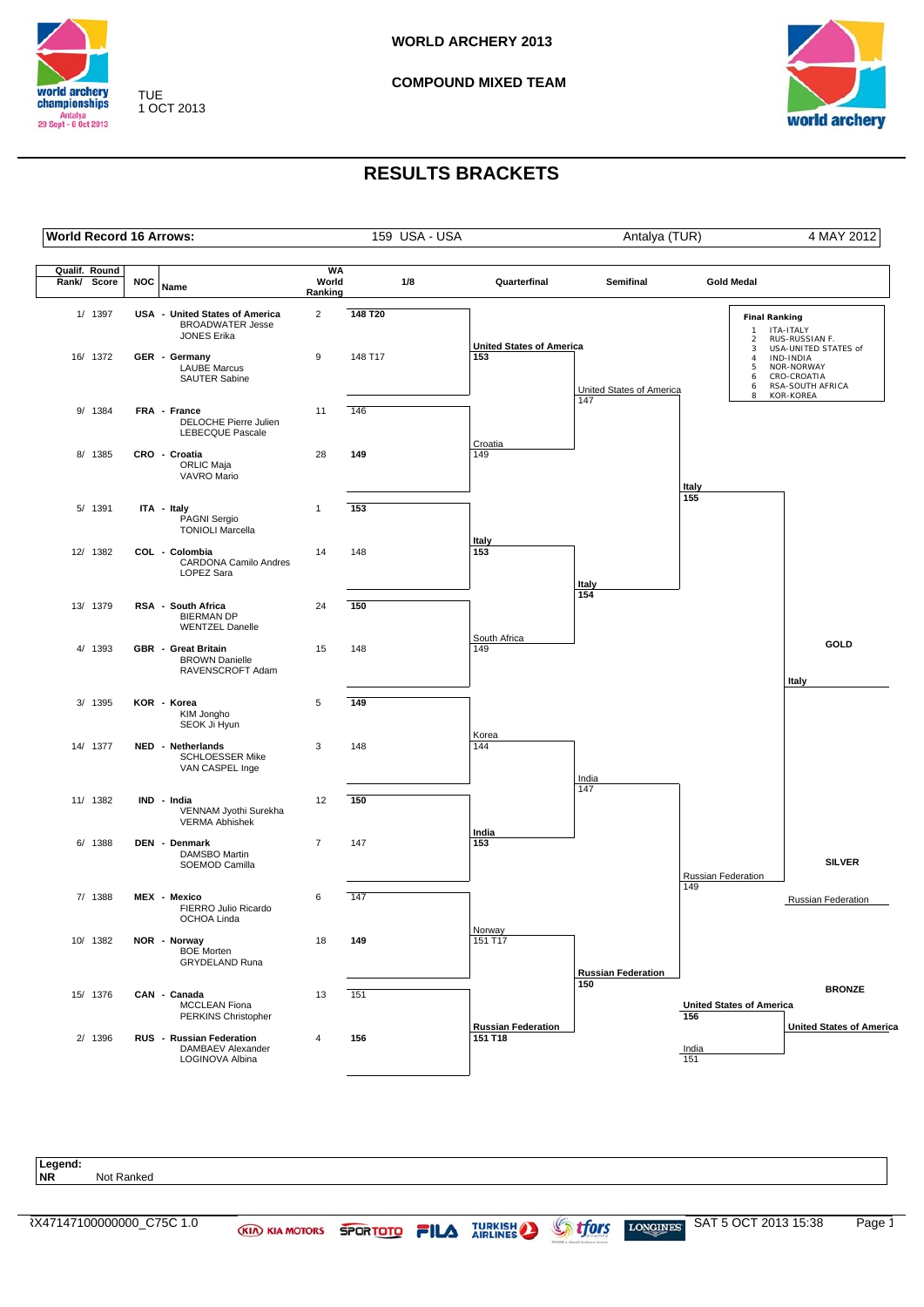# WORLD ARCHERY 2013

## COMPOUND MIXED TEAM

TUE 1 OCT 2013

## RESULTS BRACKETS

| World Record 16 Arrows: | 159 USA - USA | Antalya (TUR) | 4 MAY 2012 |
|---|---|---|---|

| Qualif. Round Rank/ Score | NOC | Name | WA World Ranking | 1/8 |
|---|---|---|---|---|
| 1/ 1397 | USA | United States of America (BROADWATER Jesse, JONES Erika) | 2 | **148 T20** |
| 16/ 1372 | GER | Germany (LAUBE Marcus, SAUTER Sabine) | 9 | 148 T17 |
| 9/ 1384 | FRA | France (DELOCHE Pierre Julien, LEBECQUE Pascale) | 11 | 146 |
| 8/ 1385 | CRO | Croatia (ORLIC Maja, VAVRO Mario) | 28 | **149** |
| 5/ 1391 | ITA | Italy (PAGNI Sergio, TONIOLI Marcella) | 1 | **153** |
| 12/ 1382 | COL | Colombia (CARDONA Camilo Andres, LOPEZ Sara) | 14 | 148 |
| 13/ 1379 | RSA | South Africa (BIERMAN DP, WENTZEL Danelle) | 24 | **150** |
| 4/ 1393 | GBR | Great Britain (BROWN Danielle, RAVENSCROFT Adam) | 15 | 148 |
| 3/ 1395 | KOR | Korea (KIM Jongho, SEOK Ji Hyun) | 5 | **149** |
| 14/ 1377 | NED | Netherlands (SCHLOESSER Mike, VAN CASPEL Inge) | 3 | 148 |
| 11/ 1382 | IND | India (VENNAM Jyothi Surekha, VERMA Abhishek) | 12 | **150** |
| 6/ 1388 | DEN | Denmark (DAMSBO Martin, SOEMOD Camilla) | 7 | 147 |
| 7/ 1388 | MEX | Mexico (FIERRO Julio Ricardo, OCHOA Linda) | 6 | 147 |
| 10/ 1382 | NOR | Norway (BOE Morten, GRYDELAND Runa) | 18 | **149** |
| 15/ 1376 | CAN | Canada (MCCLEAN Fiona, PERKINS Christopher) | 13 | 151 |
| 2/ 1396 | RUS | Russian Federation (DAMBAEV Alexander, LOGINOVA Albina) | 4 | **156** |

**Quarterfinal**

| Team | Score |
|---|---|
| **United States of America** | **153** |
| Croatia | 149 |
| **Italy** | **153** |
| South Africa | 149 |
| Korea | 144 |
| **India** | **153** |
| Norway | 151 T17 |
| **Russian Federation** | **151 T18** |

**Semifinal**

| Team | Score |
|---|---|
| United States of America | 147 |
| **Italy** | **154** |
| India | 147 |
| **Russian Federation** | **150** |

**Gold Medal**

| Team | Score |
|---|---|
| **Italy** | **155** |
| Russian Federation | 149 |

**Bronze Medal**

| Team | Score |
|---|---|
| **United States of America** | **156** |
| India | 151 |

**GOLD:** Italy

**SILVER:** Russian Federation

**BRONZE:** United States of America

**Final Ranking**

| Rank | Team |
|---|---|
| 1 | ITA-ITALY |
| 2 | RUS-RUSSIAN F. |
| 3 | USA-UNITED STATES of |
| 4 | IND-INDIA |
| 5 | NOR-NORWAY |
| 6 | CRO-CROATIA |
| 6 | RSA-SOUTH AFRICA |
| 8 | KOR-KOREA |

**Legend:**
**NR** Not Ranked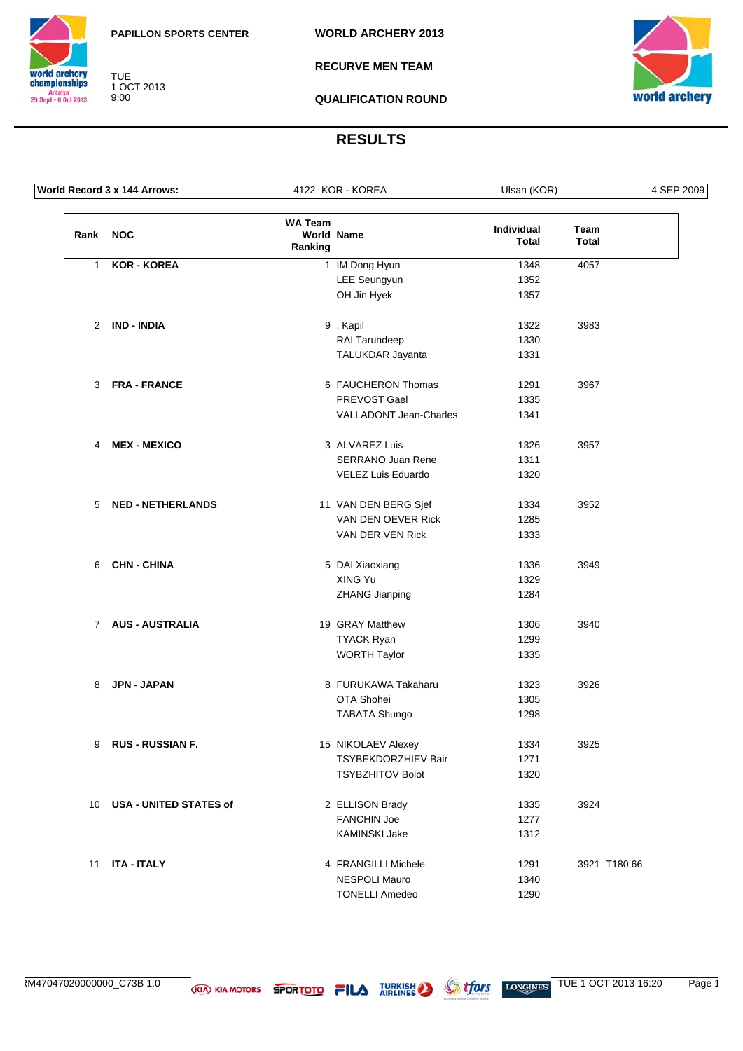PAPILLON SPORTS CENTER

TUE
1 OCT 2013
9:00

**WORLD ARCHERY 2013**

**RECURVE MEN TEAM**

**QUALIFICATION ROUND**

## RESULTS

| World Record 3 x 144 Arrows: | 4122 KOR - KOREA | Ulsan (KOR) | 4 SEP 2009 |
|---|---|---|---|

| Rank | NOC | WA Team World Ranking | Name | Individual Total | Team Total |
|---|---|---|---|---|---|
| 1 | KOR - KOREA | 1 | IM Dong Hyun | 1348 | 4057 |
| | | | LEE Seungyun | 1352 | |
| | | | OH Jin Hyek | 1357 | |
| 2 | IND - INDIA | 9 | . Kapil | 1322 | 3983 |
| | | | RAI Tarundeep | 1330 | |
| | | | TALUKDAR Jayanta | 1331 | |
| 3 | FRA - FRANCE | 6 | FAUCHERON Thomas | 1291 | 3967 |
| | | | PREVOST Gael | 1335 | |
| | | | VALLADONT Jean-Charles | 1341 | |
| 4 | MEX - MEXICO | 3 | ALVAREZ Luis | 1326 | 3957 |
| | | | SERRANO Juan Rene | 1311 | |
| | | | VELEZ Luis Eduardo | 1320 | |
| 5 | NED - NETHERLANDS | 11 | VAN DEN BERG Sjef | 1334 | 3952 |
| | | | VAN DEN OEVER Rick | 1285 | |
| | | | VAN DER VEN Rick | 1333 | |
| 6 | CHN - CHINA | 5 | DAI Xiaoxiang | 1336 | 3949 |
| | | | XING Yu | 1329 | |
| | | | ZHANG Jianping | 1284 | |
| 7 | AUS - AUSTRALIA | 19 | GRAY Matthew | 1306 | 3940 |
| | | | TYACK Ryan | 1299 | |
| | | | WORTH Taylor | 1335 | |
| 8 | JPN - JAPAN | 8 | FURUKAWA Takaharu | 1323 | 3926 |
| | | | OTA Shohei | 1305 | |
| | | | TABATA Shungo | 1298 | |
| 9 | RUS - RUSSIAN F. | 15 | NIKOLAEV Alexey | 1334 | 3925 |
| | | | TSYBEKDORZHIEV Bair | 1271 | |
| | | | TSYBZHITOV Bolot | 1320 | |
| 10 | USA - UNITED STATES of | 2 | ELLISON Brady | 1335 | 3924 |
| | | | FANCHIN Joe | 1277 | |
| | | | KAMINSKI Jake | 1312 | |
| 11 | ITA - ITALY | 4 | FRANGILLI Michele | 1291 | 3921 T180;66 |
| | | | NESPOLI Mauro | 1340 | |
| | | | TONELLI Amedeo | 1290 | |

RM47047020000000_C73B 1.0 TUE 1 OCT 2013 16:20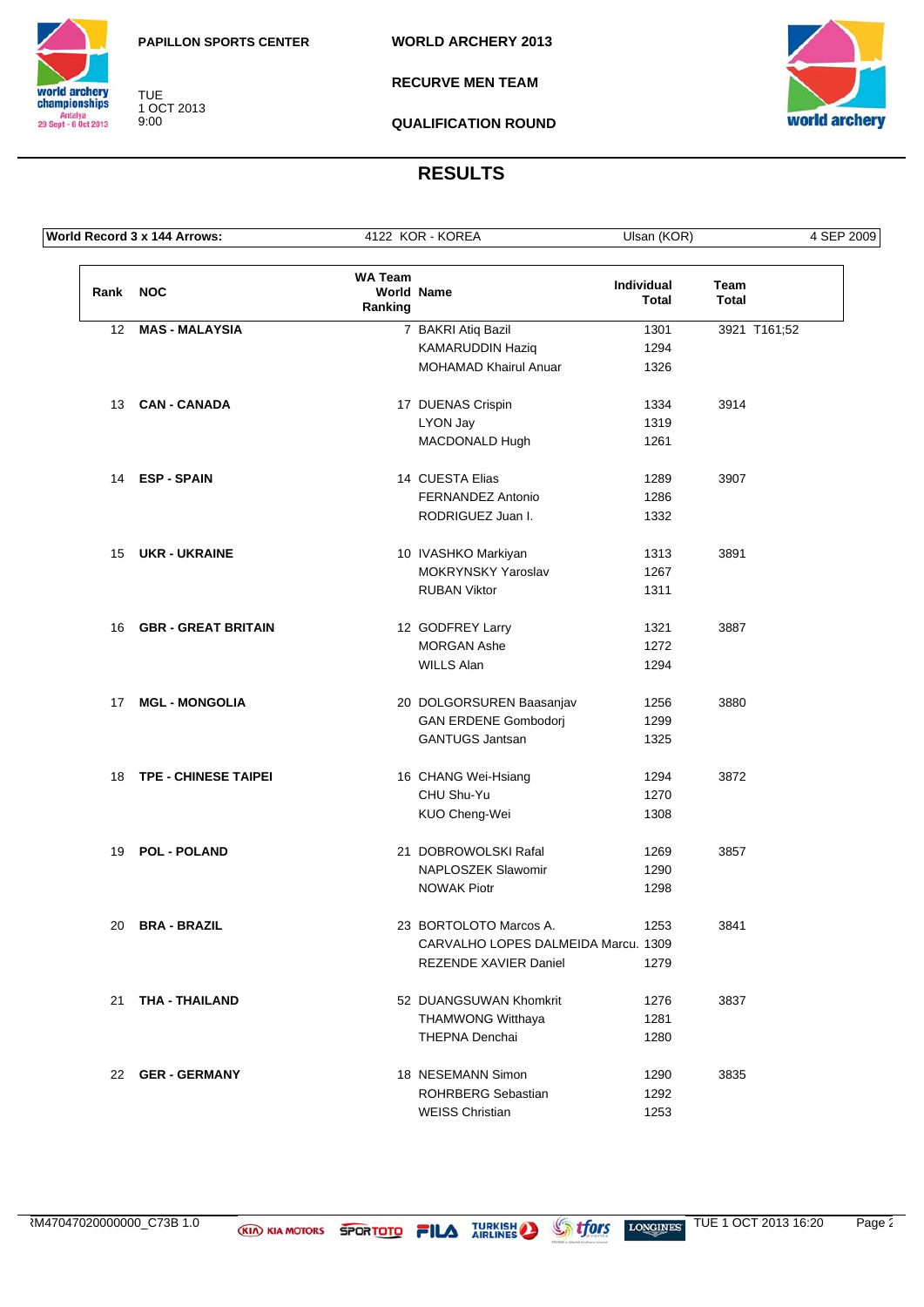PAPILLON SPORTS CENTER

TUE
1 OCT 2013
9:00

**WORLD ARCHERY 2013**

**RECURVE MEN TEAM**

**QUALIFICATION ROUND**

## RESULTS

| World Record 3 x 144 Arrows: | 4122 KOR - KOREA | Ulsan (KOR) | 4 SEP 2009 |
|---|---|---|---|

| Rank | NOC | WA Team World Ranking | Name | Individual Total | Team Total |
|---|---|---|---|---|---|
| 12 | **MAS - MALAYSIA** | 7 | BAKRI Atiq Bazil | 1301 | 3921 T161;52 |
| | | | KAMARUDDIN Haziq | 1294 | |
| | | | MOHAMAD Khairul Anuar | 1326 | |
| 13 | **CAN - CANADA** | 17 | DUENAS Crispin | 1334 | 3914 |
| | | | LYON Jay | 1319 | |
| | | | MACDONALD Hugh | 1261 | |
| 14 | **ESP - SPAIN** | 14 | CUESTA Elias | 1289 | 3907 |
| | | | FERNANDEZ Antonio | 1286 | |
| | | | RODRIGUEZ Juan I. | 1332 | |
| 15 | **UKR - UKRAINE** | 10 | IVASHKO Markiyan | 1313 | 3891 |
| | | | MOKRYNSKY Yaroslav | 1267 | |
| | | | RUBAN Viktor | 1311 | |
| 16 | **GBR - GREAT BRITAIN** | 12 | GODFREY Larry | 1321 | 3887 |
| | | | MORGAN Ashe | 1272 | |
| | | | WILLS Alan | 1294 | |
| 17 | **MGL - MONGOLIA** | 20 | DOLGORSUREN Baasanjav | 1256 | 3880 |
| | | | GAN ERDENE Gombodorj | 1299 | |
| | | | GANTUGS Jantsan | 1325 | |
| 18 | **TPE - CHINESE TAIPEI** | 16 | CHANG Wei-Hsiang | 1294 | 3872 |
| | | | CHU Shu-Yu | 1270 | |
| | | | KUO Cheng-Wei | 1308 | |
| 19 | **POL - POLAND** | 21 | DOBROWOLSKI Rafal | 1269 | 3857 |
| | | | NAPLOSZEK Slawomir | 1290 | |
| | | | NOWAK Piotr | 1298 | |
| 20 | **BRA - BRAZIL** | 23 | BORTOLOTO Marcos A. | 1253 | 3841 |
| | | | CARVALHO LOPES DALMEIDA Marcu. | 1309 | |
| | | | REZENDE XAVIER Daniel | 1279 | |
| 21 | **THA - THAILAND** | 52 | DUANGSUWAN Khomkrit | 1276 | 3837 |
| | | | THAMWONG Witthaya | 1281 | |
| | | | THEPNA Denchai | 1280 | |
| 22 | **GER - GERMANY** | 18 | NESEMANN Simon | 1290 | 3835 |
| | | | ROHRBERG Sebastian | 1292 | |
| | | | WEISS Christian | 1253 | |

RM47047020000000_C73B 1.0 TUE 1 OCT 2013 16:20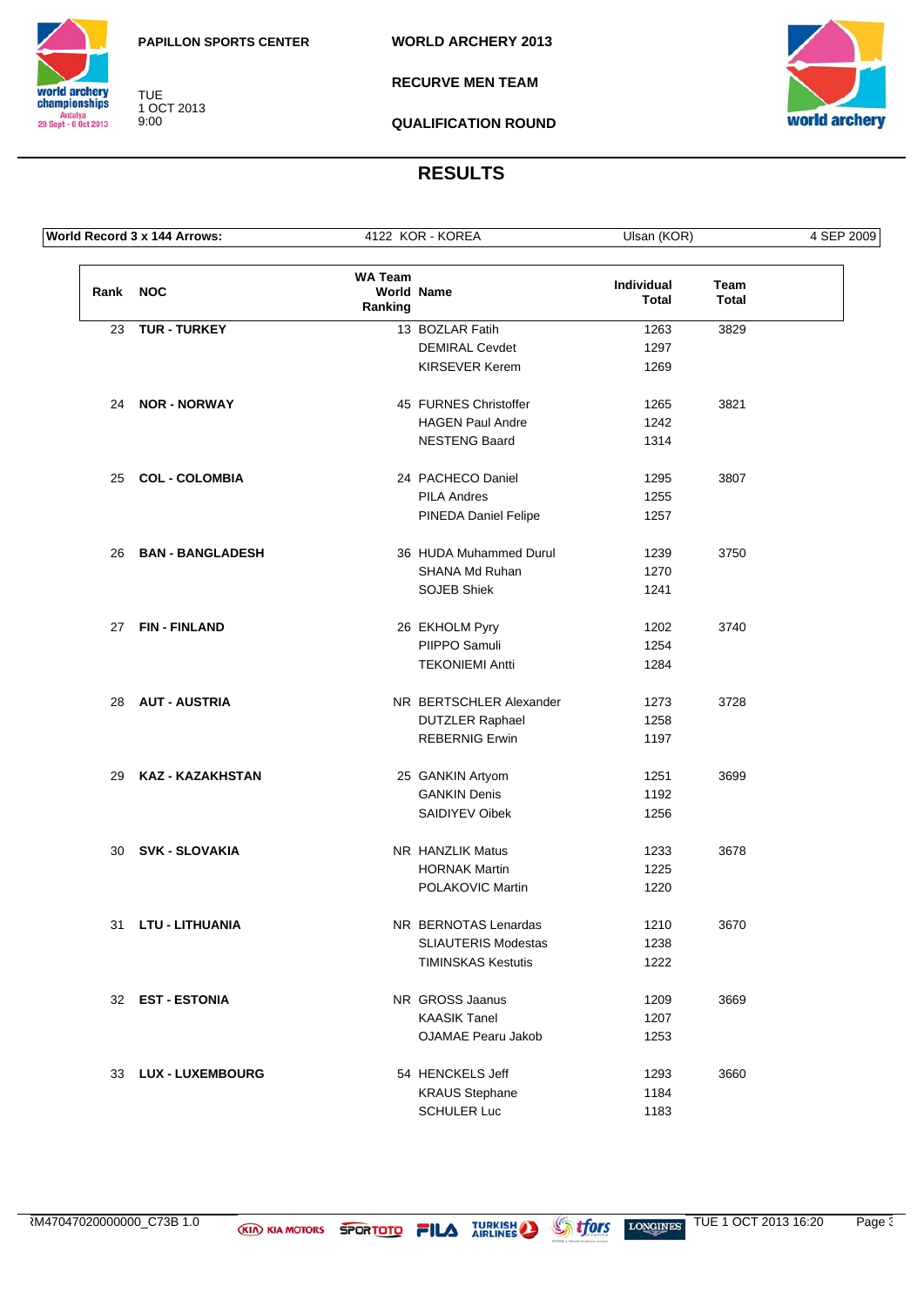PAPILLON SPORTS CENTER

TUE
1 OCT 2013
9:00

WORLD ARCHERY 2013

RECURVE MEN TEAM

QUALIFICATION ROUND

# RESULTS

| World Record 3 x 144 Arrows: | 4122 KOR - KOREA | Ulsan (KOR) | 4 SEP 2009 |
|---|---|---|---|

| Rank | NOC | WA Team World Ranking | Name | Individual Total | Team Total |
|---|---|---|---|---|---|
| 23 | **TUR - TURKEY** | 13 | BOZLAR Fatih | 1263 | 3829 |
| | | | DEMIRAL Cevdet | 1297 | |
| | | | KIRSEVER Kerem | 1269 | |
| 24 | **NOR - NORWAY** | 45 | FURNES Christoffer | 1265 | 3821 |
| | | | HAGEN Paul Andre | 1242 | |
| | | | NESTENG Baard | 1314 | |
| 25 | **COL - COLOMBIA** | 24 | PACHECO Daniel | 1295 | 3807 |
| | | | PILA Andres | 1255 | |
| | | | PINEDA Daniel Felipe | 1257 | |
| 26 | **BAN - BANGLADESH** | 36 | HUDA Muhammed Durul | 1239 | 3750 |
| | | | SHANA Md Ruhan | 1270 | |
| | | | SOJEB Shiek | 1241 | |
| 27 | **FIN - FINLAND** | 26 | EKHOLM Pyry | 1202 | 3740 |
| | | | PIIPPO Samuli | 1254 | |
| | | | TEKONIEMI Antti | 1284 | |
| 28 | **AUT - AUSTRIA** | NR | BERTSCHLER Alexander | 1273 | 3728 |
| | | | DUTZLER Raphael | 1258 | |
| | | | REBERNIG Erwin | 1197 | |
| 29 | **KAZ - KAZAKHSTAN** | 25 | GANKIN Artyom | 1251 | 3699 |
| | | | GANKIN Denis | 1192 | |
| | | | SAIDIYEV Oibek | 1256 | |
| 30 | **SVK - SLOVAKIA** | NR | HANZLIK Matus | 1233 | 3678 |
| | | | HORNAK Martin | 1225 | |
| | | | POLAKOVIC Martin | 1220 | |
| 31 | **LTU - LITHUANIA** | NR | BERNOTAS Lenardas | 1210 | 3670 |
| | | | SLIAUTERIS Modestas | 1238 | |
| | | | TIMINSKAS Kestutis | 1222 | |
| 32 | **EST - ESTONIA** | NR | GROSS Jaanus | 1209 | 3669 |
| | | | KAASIK Tanel | 1207 | |
| | | | OJAMAE Pearu Jakob | 1253 | |
| 33 | **LUX - LUXEMBOURG** | 54 | HENCKELS Jeff | 1293 | 3660 |
| | | | KRAUS Stephane | 1184 | |
| | | | SCHULER Luc | 1183 | |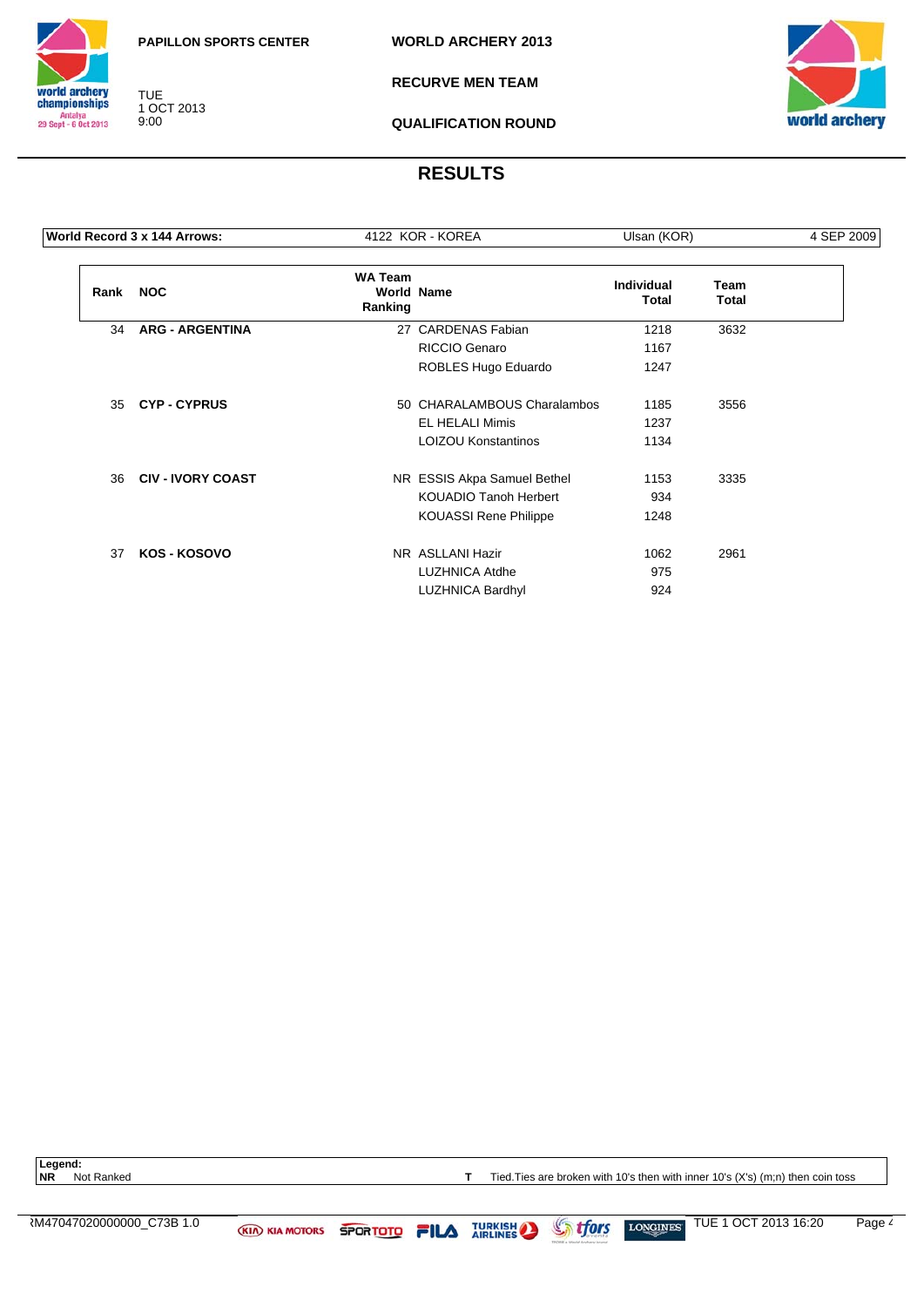PAPILLON SPORTS CENTER

TUE
1 OCT 2013
9:00

WORLD ARCHERY 2013

RECURVE MEN TEAM

QUALIFICATION ROUND

# RESULTS

| World Record 3 x 144 Arrows: | 4122 KOR - KOREA | Ulsan (KOR) | 4 SEP 2009 |
|---|---|---|---|

| Rank | NOC | WA Team World Ranking | Name | Individual Total | Team Total |
|---|---|---|---|---|---|
| 34 | ARG - ARGENTINA | 27 | CARDENAS Fabian | 1218 | 3632 |
| | | | RICCIO Genaro | 1167 | |
| | | | ROBLES Hugo Eduardo | 1247 | |
| 35 | CYP - CYPRUS | 50 | CHARALAMBOUS Charalambos | 1185 | 3556 |
| | | | EL HELALI Mimis | 1237 | |
| | | | LOIZOU Konstantinos | 1134 | |
| 36 | CIV - IVORY COAST | NR | ESSIS Akpa Samuel Bethel | 1153 | 3335 |
| | | | KOUADIO Tanoh Herbert | 934 | |
| | | | KOUASSI Rene Philippe | 1248 | |
| 37 | KOS - KOSOVO | NR | ASLLANI Hazir | 1062 | 2961 |
| | | | LUZHNICA Atdhe | 975 | |
| | | | LUZHNICA Bardhyl | 924 | |

**Legend:**
**NR** Not Ranked
**T** Tied.Ties are broken with 10's then with inner 10's (X's) (m;n) then coin toss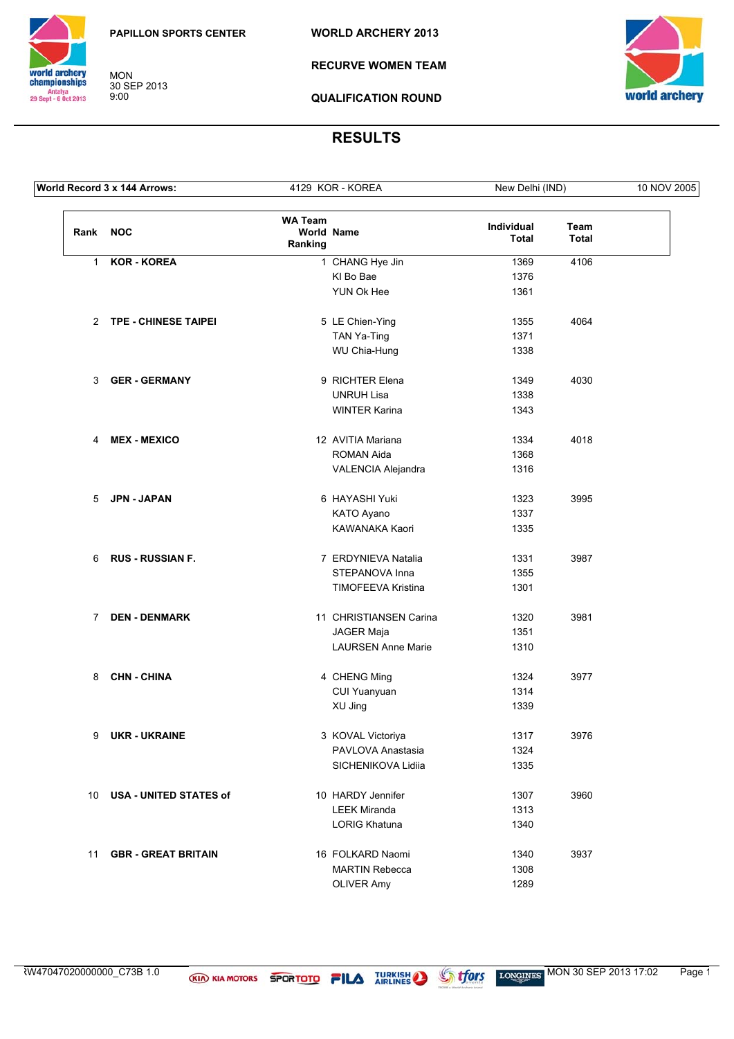PAPILLON SPORTS CENTER

MON
30 SEP 2013
9:00

**WORLD ARCHERY 2013**

**RECURVE WOMEN TEAM**

**QUALIFICATION ROUND**

# RESULTS

| World Record 3 x 144 Arrows: | 4129 KOR - KOREA | New Delhi (IND) | 10 NOV 2005 |
|---|---|---|---|

| Rank | NOC | WA Team World Ranking | Name | Individual Total | Team Total |
|---|---|---|---|---|---|
| 1 | **KOR - KOREA** | 1 | CHANG Hye Jin | 1369 | 4106 |
| | | | KI Bo Bae | 1376 | |
| | | | YUN Ok Hee | 1361 | |
| 2 | **TPE - CHINESE TAIPEI** | 5 | LE Chien-Ying | 1355 | 4064 |
| | | | TAN Ya-Ting | 1371 | |
| | | | WU Chia-Hung | 1338 | |
| 3 | **GER - GERMANY** | 9 | RICHTER Elena | 1349 | 4030 |
| | | | UNRUH Lisa | 1338 | |
| | | | WINTER Karina | 1343 | |
| 4 | **MEX - MEXICO** | 12 | AVITIA Mariana | 1334 | 4018 |
| | | | ROMAN Aida | 1368 | |
| | | | VALENCIA Alejandra | 1316 | |
| 5 | **JPN - JAPAN** | 6 | HAYASHI Yuki | 1323 | 3995 |
| | | | KATO Ayano | 1337 | |
| | | | KAWANAKA Kaori | 1335 | |
| 6 | **RUS - RUSSIAN F.** | 7 | ERDYNIEVA Natalia | 1331 | 3987 |
| | | | STEPANOVA Inna | 1355 | |
| | | | TIMOFEEVA Kristina | 1301 | |
| 7 | **DEN - DENMARK** | 11 | CHRISTIANSEN Carina | 1320 | 3981 |
| | | | JAGER Maja | 1351 | |
| | | | LAURSEN Anne Marie | 1310 | |
| 8 | **CHN - CHINA** | 4 | CHENG Ming | 1324 | 3977 |
| | | | CUI Yuanyuan | 1314 | |
| | | | XU Jing | 1339 | |
| 9 | **UKR - UKRAINE** | 3 | KOVAL Victoriya | 1317 | 3976 |
| | | | PAVLOVA Anastasia | 1324 | |
| | | | SICHENIKOVA Lidiia | 1335 | |
| 10 | **USA - UNITED STATES of** | 10 | HARDY Jennifer | 1307 | 3960 |
| | | | LEEK Miranda | 1313 | |
| | | | LORIG Khatuna | 1340 | |
| 11 | **GBR - GREAT BRITAIN** | 16 | FOLKARD Naomi | 1340 | 3937 |
| | | | MARTIN Rebecca | 1308 | |
| | | | OLIVER Amy | 1289 | |

RW47047020000000_C73B 1.0 MON 30 SEP 2013 17:02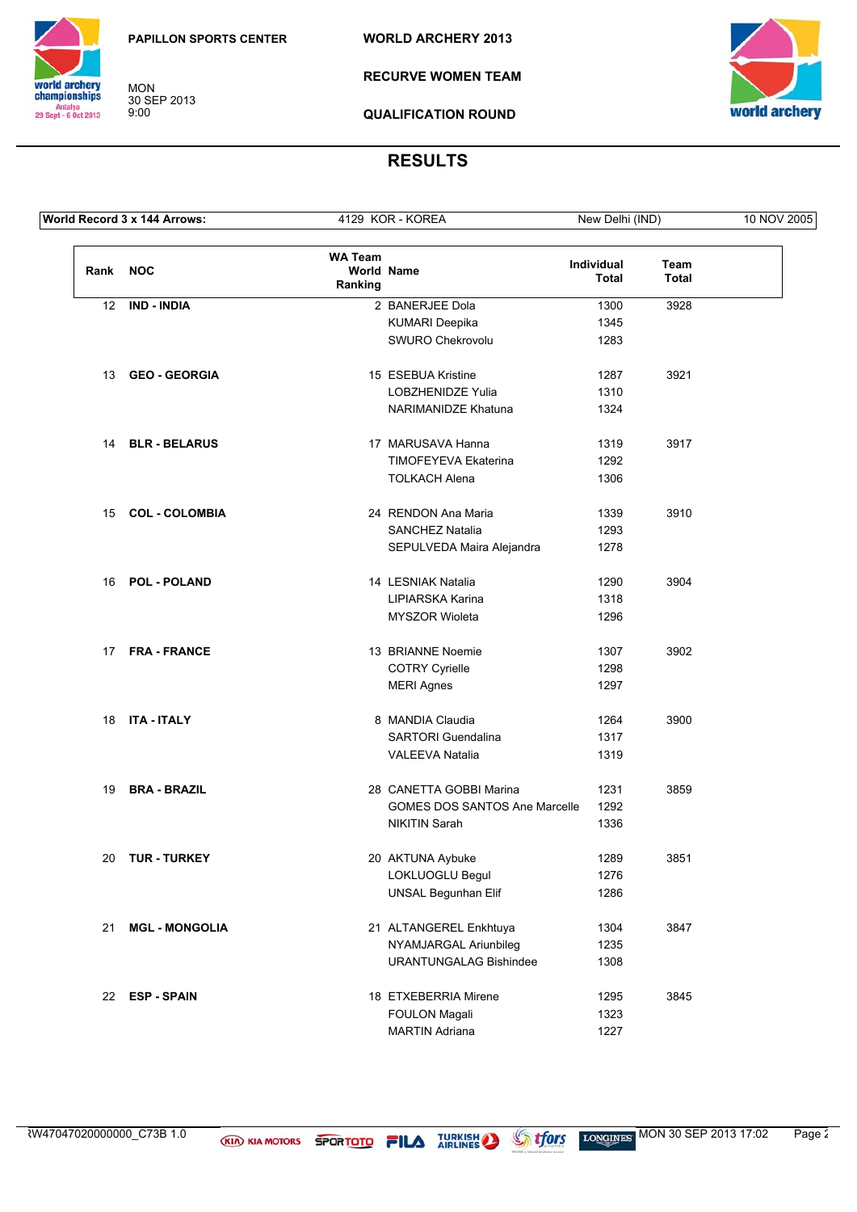PAPILLON SPORTS CENTER

MON
30 SEP 2013
9:00

**WORLD ARCHERY 2013**

**RECURVE WOMEN TEAM**

**QUALIFICATION ROUND**

# RESULTS

| World Record 3 x 144 Arrows: | 4129 KOR - KOREA | New Delhi (IND) | 10 NOV 2005 |
|---|---|---|---|

| Rank | NOC | WA Team World Ranking | Name | Individual Total | Team Total |
|---|---|---|---|---|---|
| 12 | IND - INDIA | 2 | BANERJEE Dola | 1300 | 3928 |
| | | | KUMARI Deepika | 1345 | |
| | | | SWURO Chekrovolu | 1283 | |
| 13 | GEO - GEORGIA | 15 | ESEBUA Kristine | 1287 | 3921 |
| | | | LOBZHENIDZE Yulia | 1310 | |
| | | | NARIMANIDZE Khatuna | 1324 | |
| 14 | BLR - BELARUS | 17 | MARUSAVA Hanna | 1319 | 3917 |
| | | | TIMOFEYEVA Ekaterina | 1292 | |
| | | | TOLKACH Alena | 1306 | |
| 15 | COL - COLOMBIA | 24 | RENDON Ana Maria | 1339 | 3910 |
| | | | SANCHEZ Natalia | 1293 | |
| | | | SEPULVEDA Maira Alejandra | 1278 | |
| 16 | POL - POLAND | 14 | LESNIAK Natalia | 1290 | 3904 |
| | | | LIPIARSKA Karina | 1318 | |
| | | | MYSZOR Wioleta | 1296 | |
| 17 | FRA - FRANCE | 13 | BRIANNE Noemie | 1307 | 3902 |
| | | | COTRY Cyrielle | 1298 | |
| | | | MERI Agnes | 1297 | |
| 18 | ITA - ITALY | 8 | MANDIA Claudia | 1264 | 3900 |
| | | | SARTORI Guendalina | 1317 | |
| | | | VALEEVA Natalia | 1319 | |
| 19 | BRA - BRAZIL | 28 | CANETTA GOBBI Marina | 1231 | 3859 |
| | | | GOMES DOS SANTOS Ane Marcelle | 1292 | |
| | | | NIKITIN Sarah | 1336 | |
| 20 | TUR - TURKEY | 20 | AKTUNA Aybuke | 1289 | 3851 |
| | | | LOKLUOGLU Begul | 1276 | |
| | | | UNSAL Begunhan Elif | 1286 | |
| 21 | MGL - MONGOLIA | 21 | ALTANGEREL Enkhtuya | 1304 | 3847 |
| | | | NYAMJARGAL Ariunbileg | 1235 | |
| | | | URANTUNGALAG Bishindee | 1308 | |
| 22 | ESP - SPAIN | 18 | ETXEBERRIA Mirene | 1295 | 3845 |
| | | | FOULON Magali | 1323 | |
| | | | MARTIN Adriana | 1227 | |

RW47047020000000_C73B 1.0 MON 30 SEP 2013 17:02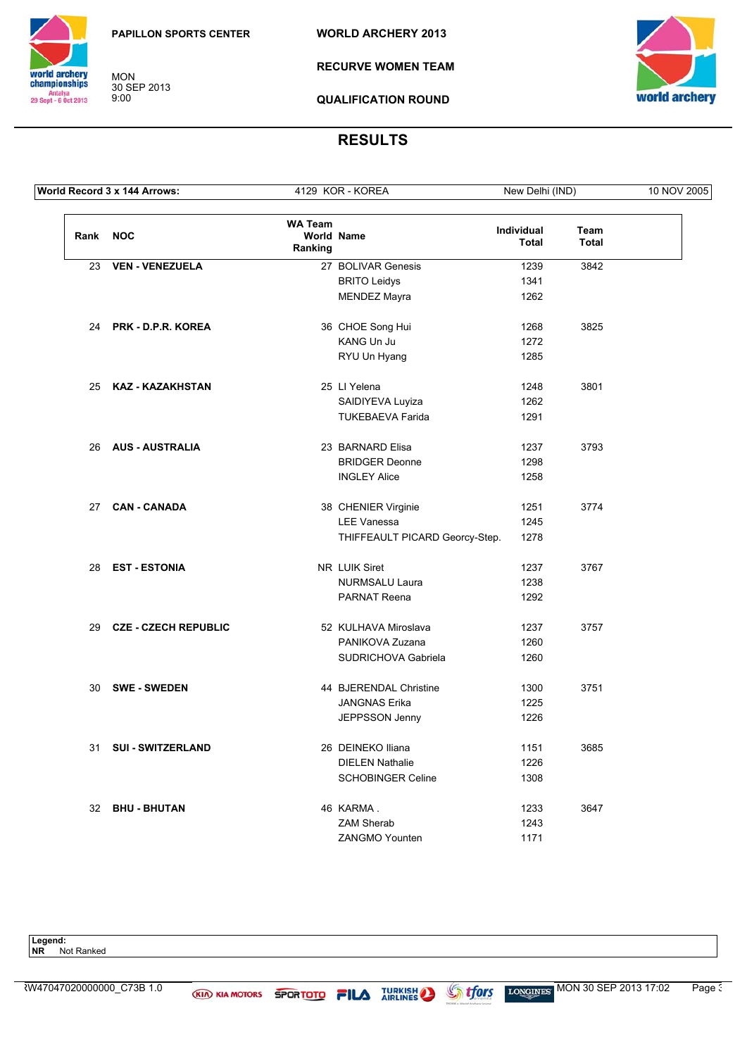PAPILLON SPORTS CENTER

MON
30 SEP 2013
9:00

**WORLD ARCHERY 2013**

**RECURVE WOMEN TEAM**

**QUALIFICATION ROUND**

## RESULTS

| World Record 3 x 144 Arrows: | 4129 KOR - KOREA | New Delhi (IND) | 10 NOV 2005 |
|---|---|---|---|

| Rank | NOC | WA Team World Ranking | Name | Individual Total | Team Total |
|---|---|---|---|---|---|
| 23 | VEN - VENEZUELA | 27 | BOLIVAR Genesis | 1239 | 3842 |
| | | | BRITO Leidys | 1341 | |
| | | | MENDEZ Mayra | 1262 | |
| 24 | PRK - D.P.R. KOREA | 36 | CHOE Song Hui | 1268 | 3825 |
| | | | KANG Un Ju | 1272 | |
| | | | RYU Un Hyang | 1285 | |
| 25 | KAZ - KAZAKHSTAN | 25 | LI Yelena | 1248 | 3801 |
| | | | SAIDIYEVA Luyiza | 1262 | |
| | | | TUKEBAEVA Farida | 1291 | |
| 26 | AUS - AUSTRALIA | 23 | BARNARD Elisa | 1237 | 3793 |
| | | | BRIDGER Deonne | 1298 | |
| | | | INGLEY Alice | 1258 | |
| 27 | CAN - CANADA | 38 | CHENIER Virginie | 1251 | 3774 |
| | | | LEE Vanessa | 1245 | |
| | | | THIFFEAULT PICARD Georcy-Step. | 1278 | |
| 28 | EST - ESTONIA | NR | LUIK Siret | 1237 | 3767 |
| | | | NURMSALU Laura | 1238 | |
| | | | PARNAT Reena | 1292 | |
| 29 | CZE - CZECH REPUBLIC | 52 | KULHAVA Miroslava | 1237 | 3757 |
| | | | PANIKOVA Zuzana | 1260 | |
| | | | SUDRICHOVA Gabriela | 1260 | |
| 30 | SWE - SWEDEN | 44 | BJERENDAL Christine | 1300 | 3751 |
| | | | JANGNAS Erika | 1225 | |
| | | | JEPPSSON Jenny | 1226 | |
| 31 | SUI - SWITZERLAND | 26 | DEINEKO Iliana | 1151 | 3685 |
| | | | DIELEN Nathalie | 1226 | |
| | | | SCHOBINGER Celine | 1308 | |
| 32 | BHU - BHUTAN | 46 | KARMA . | 1233 | 3647 |
| | | | ZAM Sherab | 1243 | |
| | | | ZANGMO Younten | 1171 | |

**Legend:**
**NR** Not Ranked

RW47047020000000_C73B 1.0 — MON 30 SEP 2013 17:02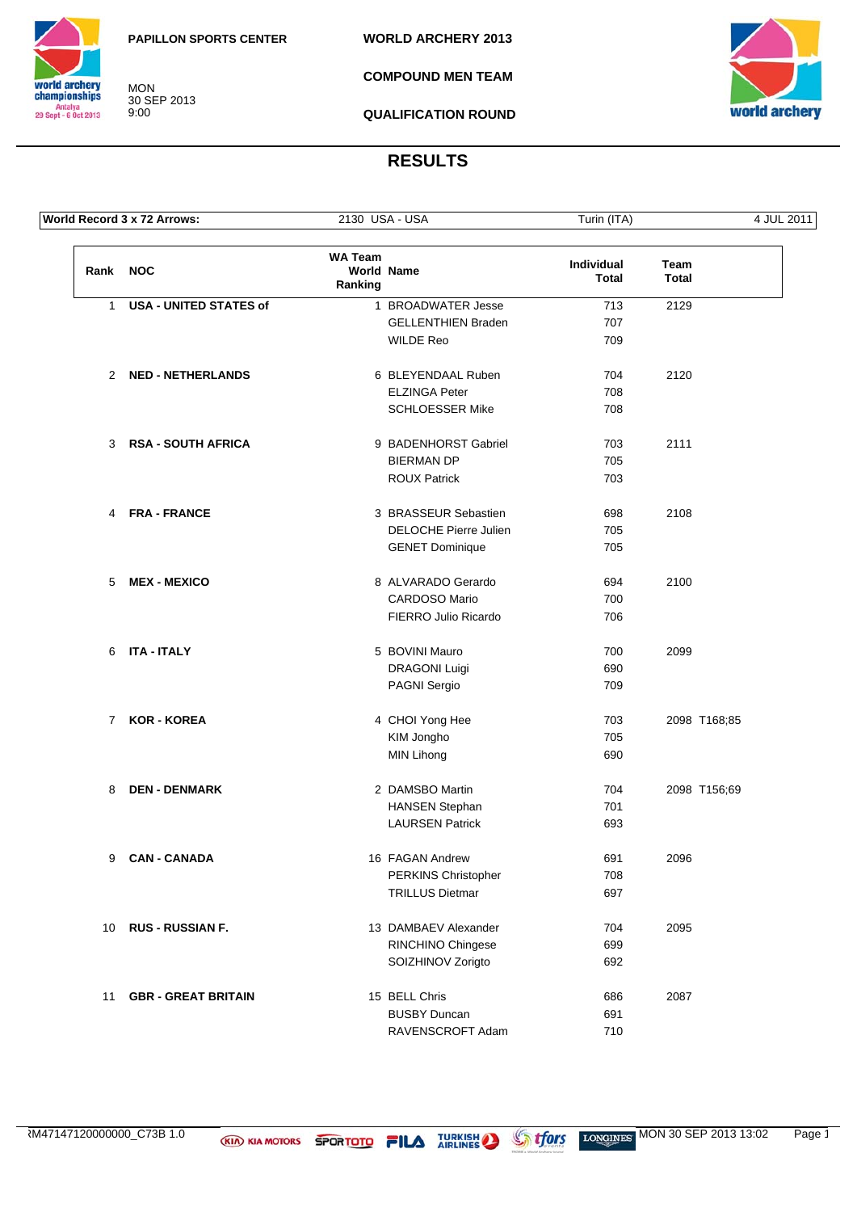PAPILLON SPORTS CENTER

MON
30 SEP 2013
9:00

**WORLD ARCHERY 2013**

**COMPOUND MEN TEAM**

**QUALIFICATION ROUND**

# RESULTS

| World Record 3 x 72 Arrows: | 2130 USA - USA | Turin (ITA) | 4 JUL 2011 |
|---|---|---|---|

| Rank | NOC | WA Team World Ranking | Name | Individual Total | Team Total |
|---|---|---|---|---|---|
| 1 | USA - UNITED STATES of | 1 | BROADWATER Jesse | 713 | 2129 |
| | | | GELLENTHIEN Braden | 707 | |
| | | | WILDE Reo | 709 | |
| 2 | NED - NETHERLANDS | 6 | BLEYENDAAL Ruben | 704 | 2120 |
| | | | ELZINGA Peter | 708 | |
| | | | SCHLOESSER Mike | 708 | |
| 3 | RSA - SOUTH AFRICA | 9 | BADENHORST Gabriel | 703 | 2111 |
| | | | BIERMAN DP | 705 | |
| | | | ROUX Patrick | 703 | |
| 4 | FRA - FRANCE | 3 | BRASSEUR Sebastien | 698 | 2108 |
| | | | DELOCHE Pierre Julien | 705 | |
| | | | GENET Dominique | 705 | |
| 5 | MEX - MEXICO | 8 | ALVARADO Gerardo | 694 | 2100 |
| | | | CARDOSO Mario | 700 | |
| | | | FIERRO Julio Ricardo | 706 | |
| 6 | ITA - ITALY | 5 | BOVINI Mauro | 700 | 2099 |
| | | | DRAGONI Luigi | 690 | |
| | | | PAGNI Sergio | 709 | |
| 7 | KOR - KOREA | 4 | CHOI Yong Hee | 703 | 2098 T168;85 |
| | | | KIM Jongho | 705 | |
| | | | MIN Lihong | 690 | |
| 8 | DEN - DENMARK | 2 | DAMSBO Martin | 704 | 2098 T156;69 |
| | | | HANSEN Stephan | 701 | |
| | | | LAURSEN Patrick | 693 | |
| 9 | CAN - CANADA | 16 | FAGAN Andrew | 691 | 2096 |
| | | | PERKINS Christopher | 708 | |
| | | | TRILLUS Dietmar | 697 | |
| 10 | RUS - RUSSIAN F. | 13 | DAMBAEV Alexander | 704 | 2095 |
| | | | RINCHINO Chingese | 699 | |
| | | | SOIZHINOV Zorigto | 692 | |
| 11 | GBR - GREAT BRITAIN | 15 | BELL Chris | 686 | 2087 |
| | | | BUSBY Duncan | 691 | |
| | | | RAVENSCROFT Adam | 710 | |

RM47147120000000_C73B 1.0 MON 30 SEP 2013 13:02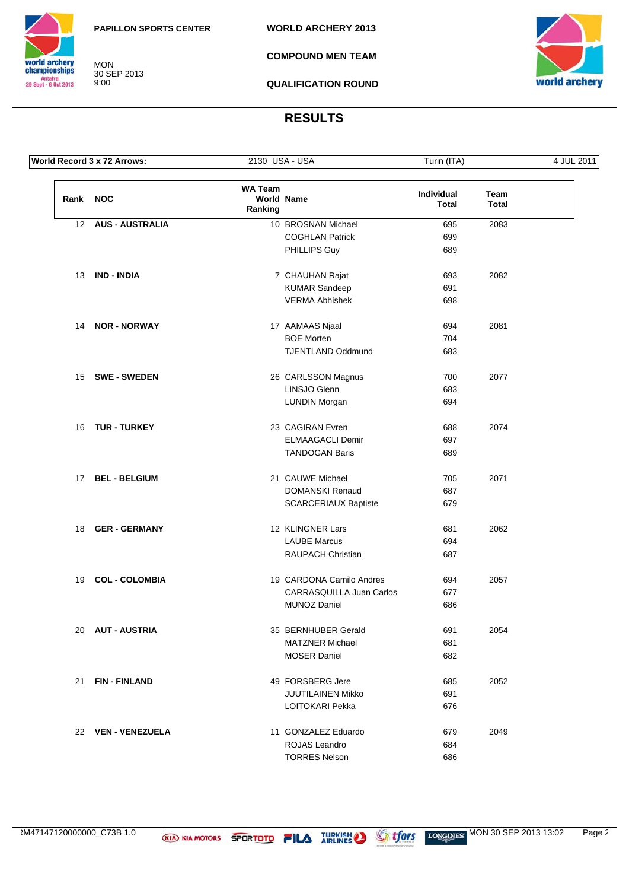PAPILLON SPORTS CENTER

MON
30 SEP 2013
9:00

WORLD ARCHERY 2013

COMPOUND MEN TEAM

QUALIFICATION ROUND

# RESULTS

| World Record 3 x 72 Arrows: | 2130 USA - USA | Turin (ITA) | 4 JUL 2011 |
|---|---|---|---|

| Rank | NOC | WA Team World Ranking | Name | Individual Total | Team Total |
|---|---|---|---|---|---|
| 12 | AUS - AUSTRALIA | 10 | BROSNAN Michael | 695 | 2083 |
| | | | COGHLAN Patrick | 699 | |
| | | | PHILLIPS Guy | 689 | |
| 13 | IND - INDIA | 7 | CHAUHAN Rajat | 693 | 2082 |
| | | | KUMAR Sandeep | 691 | |
| | | | VERMA Abhishek | 698 | |
| 14 | NOR - NORWAY | 17 | AAMAAS Njaal | 694 | 2081 |
| | | | BOE Morten | 704 | |
| | | | TJENTLAND Oddmund | 683 | |
| 15 | SWE - SWEDEN | 26 | CARLSSON Magnus | 700 | 2077 |
| | | | LINSJO Glenn | 683 | |
| | | | LUNDIN Morgan | 694 | |
| 16 | TUR - TURKEY | 23 | CAGIRAN Evren | 688 | 2074 |
| | | | ELMAAGACLI Demir | 697 | |
| | | | TANDOGAN Baris | 689 | |
| 17 | BEL - BELGIUM | 21 | CAUWE Michael | 705 | 2071 |
| | | | DOMANSKI Renaud | 687 | |
| | | | SCARCERIAUX Baptiste | 679 | |
| 18 | GER - GERMANY | 12 | KLINGNER Lars | 681 | 2062 |
| | | | LAUBE Marcus | 694 | |
| | | | RAUPACH Christian | 687 | |
| 19 | COL - COLOMBIA | 19 | CARDONA Camilo Andres | 694 | 2057 |
| | | | CARRASQUILLA Juan Carlos | 677 | |
| | | | MUNOZ Daniel | 686 | |
| 20 | AUT - AUSTRIA | 35 | BERNHUBER Gerald | 691 | 2054 |
| | | | MATZNER Michael | 681 | |
| | | | MOSER Daniel | 682 | |
| 21 | FIN - FINLAND | 49 | FORSBERG Jere | 685 | 2052 |
| | | | JUUTILAINEN Mikko | 691 | |
| | | | LOITOKARI Pekka | 676 | |
| 22 | VEN - VENEZUELA | 11 | GONZALEZ Eduardo | 679 | 2049 |
| | | | ROJAS Leandro | 684 | |
| | | | TORRES Nelson | 686 | |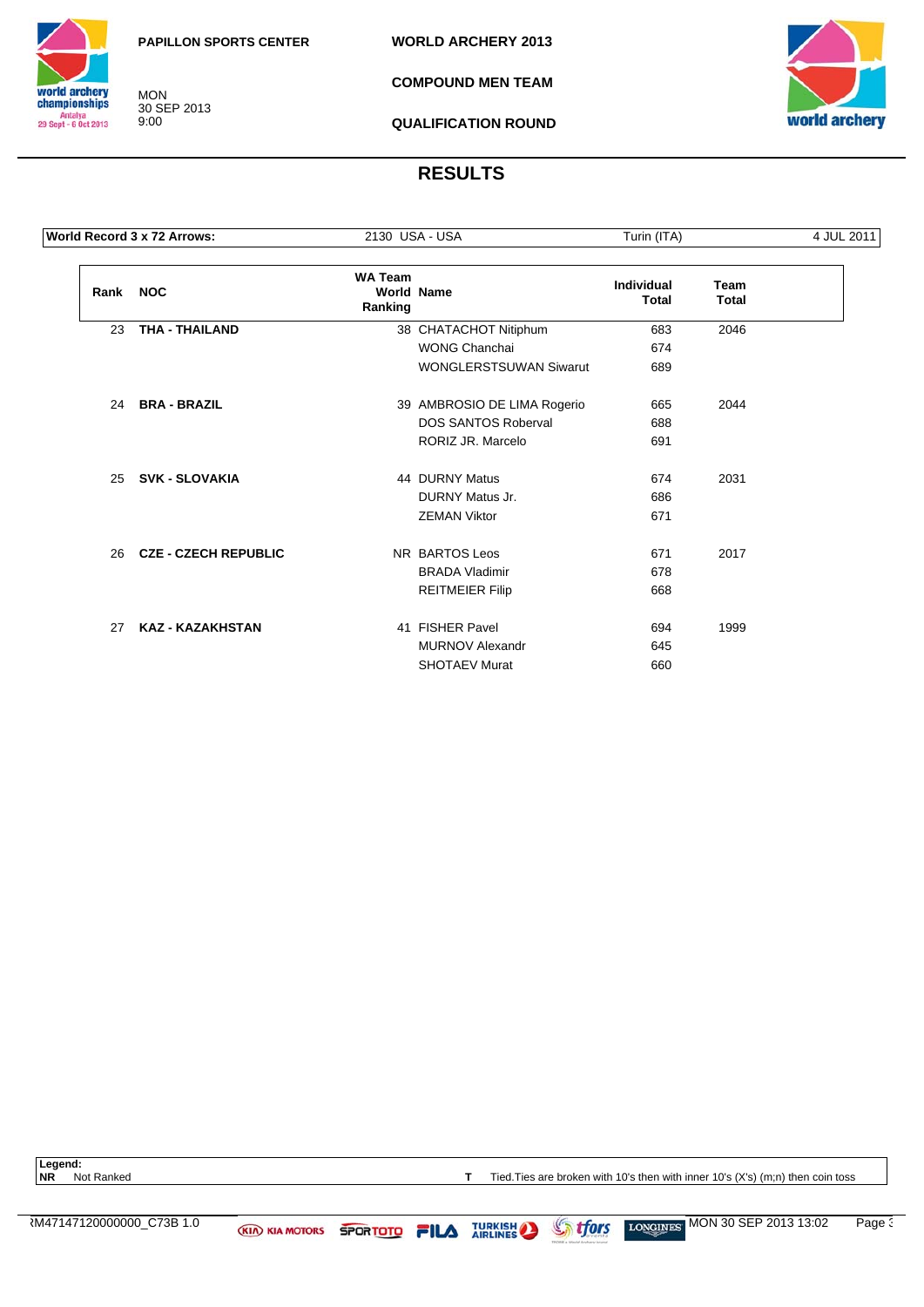PAPILLON SPORTS CENTER

MON
30 SEP 2013
9:00

**WORLD ARCHERY 2013**

**COMPOUND MEN TEAM**

**QUALIFICATION ROUND**

## RESULTS

| World Record 3 x 72 Arrows: | 2130 USA - USA | Turin (ITA) | 4 JUL 2011 |
|---|---|---|---|

| Rank | NOC | WA Team World Ranking | Name | Individual Total | Team Total |
|---|---|---|---|---|---|
| 23 | **THA - THAILAND** | 38 | CHATACHOT Nitiphum | 683 | 2046 |
| | | | WONG Chanchai | 674 | |
| | | | WONGLERSTSUWAN Siwarut | 689 | |
| 24 | **BRA - BRAZIL** | 39 | AMBROSIO DE LIMA Rogerio | 665 | 2044 |
| | | | DOS SANTOS Roberval | 688 | |
| | | | RORIZ JR. Marcelo | 691 | |
| 25 | **SVK - SLOVAKIA** | 44 | DURNY Matus | 674 | 2031 |
| | | | DURNY Matus Jr. | 686 | |
| | | | ZEMAN Viktor | 671 | |
| 26 | **CZE - CZECH REPUBLIC** | NR | BARTOS Leos | 671 | 2017 |
| | | | BRADA Vladimir | 678 | |
| | | | REITMEIER Filip | 668 | |
| 27 | **KAZ - KAZAKHSTAN** | 41 | FISHER Pavel | 694 | 1999 |
| | | | MURNOV Alexandr | 645 | |
| | | | SHOTAEV Murat | 660 | |

**Legend:**
**NR** Not Ranked
**T** Tied.Ties are broken with 10's then with inner 10's (X's) (m;n) then coin toss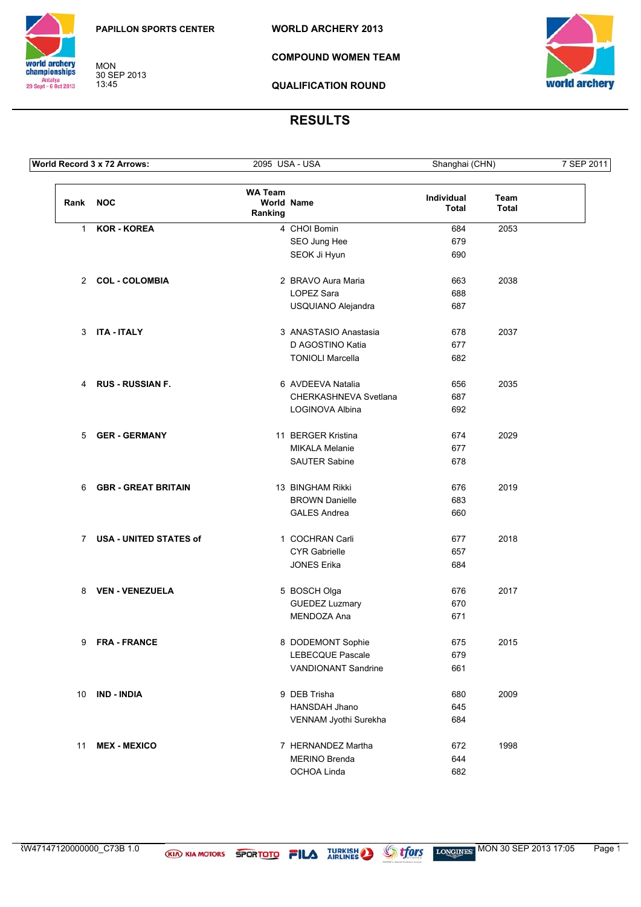PAPILLON SPORTS CENTER

MON
30 SEP 2013
13:45

**WORLD ARCHERY 2013**

**COMPOUND WOMEN TEAM**

**QUALIFICATION ROUND**

## RESULTS

| World Record 3 x 72 Arrows: | 2095 USA - USA | Shanghai (CHN) | 7 SEP 2011 |
|---|---|---|---|

| Rank | NOC | WA Team World Ranking | Name | Individual Total | Team Total |
|---|---|---|---|---|---|
| 1 | KOR - KOREA | 4 | CHOI Bomin | 684 | 2053 |
| | | | SEO Jung Hee | 679 | |
| | | | SEOK Ji Hyun | 690 | |
| 2 | COL - COLOMBIA | 2 | BRAVO Aura Maria | 663 | 2038 |
| | | | LOPEZ Sara | 688 | |
| | | | USQUIANO Alejandra | 687 | |
| 3 | ITA - ITALY | 3 | ANASTASIO Anastasia | 678 | 2037 |
| | | | D AGOSTINO Katia | 677 | |
| | | | TONIOLI Marcella | 682 | |
| 4 | RUS - RUSSIAN F. | 6 | AVDEEVA Natalia | 656 | 2035 |
| | | | CHERKASHNEVA Svetlana | 687 | |
| | | | LOGINOVA Albina | 692 | |
| 5 | GER - GERMANY | 11 | BERGER Kristina | 674 | 2029 |
| | | | MIKALA Melanie | 677 | |
| | | | SAUTER Sabine | 678 | |
| 6 | GBR - GREAT BRITAIN | 13 | BINGHAM Rikki | 676 | 2019 |
| | | | BROWN Danielle | 683 | |
| | | | GALES Andrea | 660 | |
| 7 | USA - UNITED STATES of | 1 | COCHRAN Carli | 677 | 2018 |
| | | | CYR Gabrielle | 657 | |
| | | | JONES Erika | 684 | |
| 8 | VEN - VENEZUELA | 5 | BOSCH Olga | 676 | 2017 |
| | | | GUEDEZ Luzmary | 670 | |
| | | | MENDOZA Ana | 671 | |
| 9 | FRA - FRANCE | 8 | DODEMONT Sophie | 675 | 2015 |
| | | | LEBECQUE Pascale | 679 | |
| | | | VANDIONANT Sandrine | 661 | |
| 10 | IND - INDIA | 9 | DEB Trisha | 680 | 2009 |
| | | | HANSDAH Jhano | 645 | |
| | | | VENNAM Jyothi Surekha | 684 | |
| 11 | MEX - MEXICO | 7 | HERNANDEZ Martha | 672 | 1998 |
| | | | MERINO Brenda | 644 | |
| | | | OCHOA Linda | 682 | |

RW47147120000000_C73B 1.0 MON 30 SEP 2013 17:05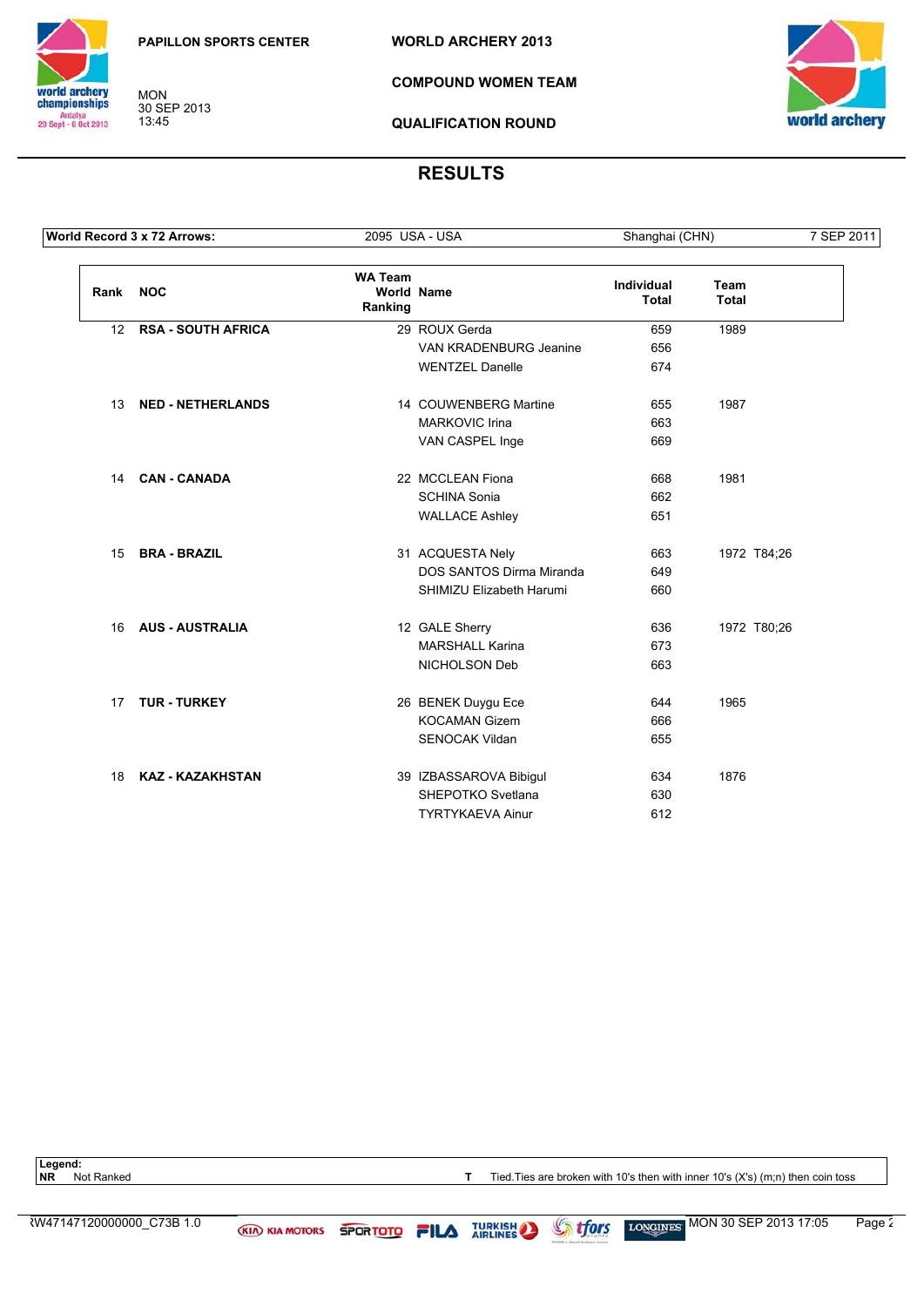PAPILLON SPORTS CENTER

MON 30 SEP 2013 13:45

# WORLD ARCHERY 2013

## COMPOUND WOMEN TEAM

## QUALIFICATION ROUND

## RESULTS

| World Record 3 x 72 Arrows: | 2095 USA - USA | Shanghai (CHN) | 7 SEP 2011 |
|---|---|---|---|

| Rank | NOC | WA Team World Ranking | Name | Individual Total | Team Total |
|---|---|---|---|---|---|
| 12 | RSA - SOUTH AFRICA | 29 | ROUX Gerda | 659 | 1989 |
| | | | VAN KRADENBURG Jeanine | 656 | |
| | | | WENTZEL Danelle | 674 | |
| 13 | NED - NETHERLANDS | 14 | COUWENBERG Martine | 655 | 1987 |
| | | | MARKOVIC Irina | 663 | |
| | | | VAN CASPEL Inge | 669 | |
| 14 | CAN - CANADA | 22 | MCCLEAN Fiona | 668 | 1981 |
| | | | SCHINA Sonia | 662 | |
| | | | WALLACE Ashley | 651 | |
| 15 | BRA - BRAZIL | 31 | ACQUESTA Nely | 663 | 1972 T84;26 |
| | | | DOS SANTOS Dirma Miranda | 649 | |
| | | | SHIMIZU Elizabeth Harumi | 660 | |
| 16 | AUS - AUSTRALIA | 12 | GALE Sherry | 636 | 1972 T80;26 |
| | | | MARSHALL Karina | 673 | |
| | | | NICHOLSON Deb | 663 | |
| 17 | TUR - TURKEY | 26 | BENEK Duygu Ece | 644 | 1965 |
| | | | KOCAMAN Gizem | 666 | |
| | | | SENOCAK Vildan | 655 | |
| 18 | KAZ - KAZAKHSTAN | 39 | IZBASSAROVA Bibigul | 634 | 1876 |
| | | | SHEPOTKO Svetlana | 630 | |
| | | | TYRTYKAEVA Ainur | 612 | |

**Legend:**

**NR** Not Ranked

**T** Tied.Ties are broken with 10's then with inner 10's (X's) (m;n) then coin toss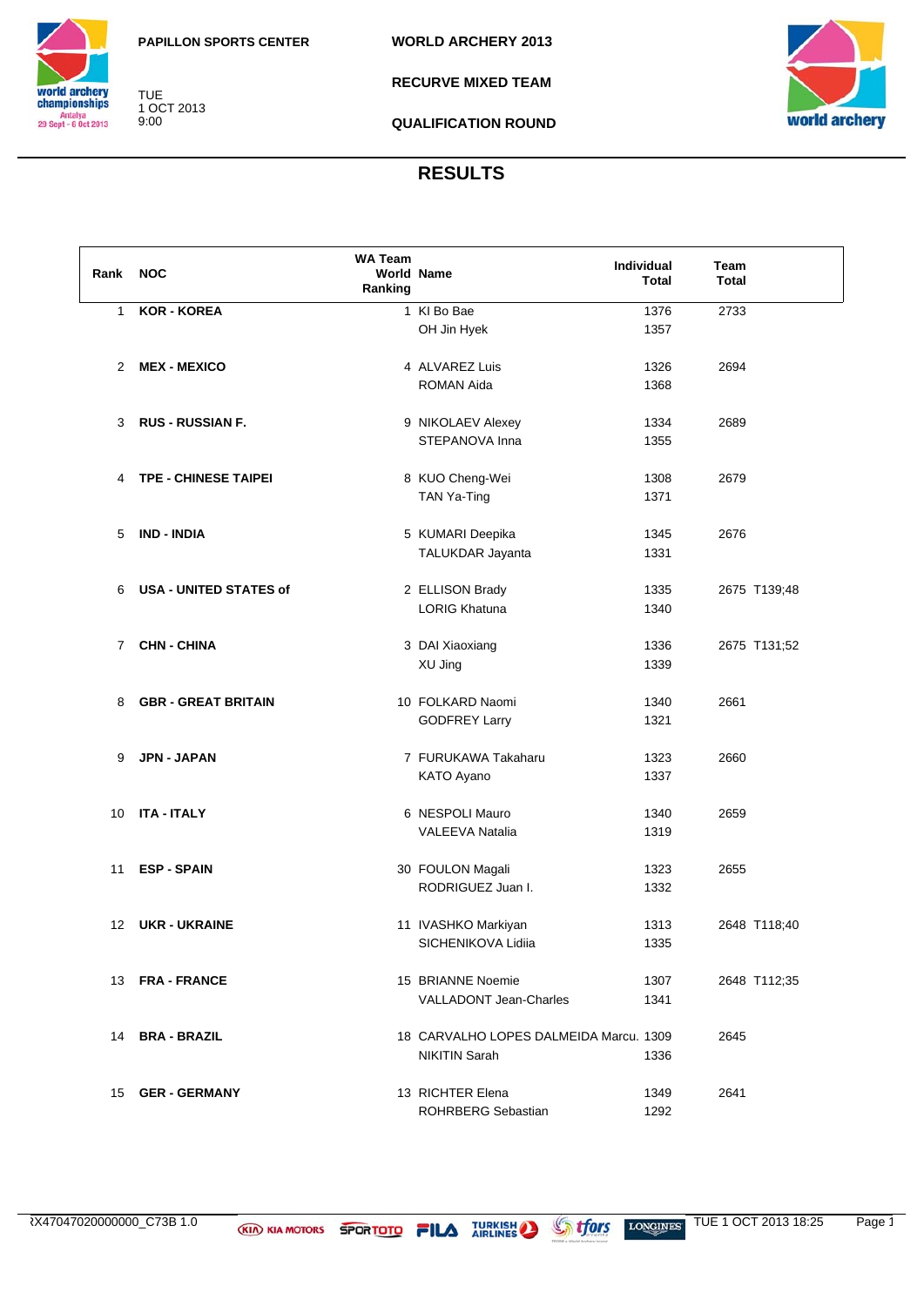PAPILLON SPORTS CENTER

TUE
1 OCT 2013
9:00

**WORLD ARCHERY 2013**

**RECURVE MIXED TEAM**

**QUALIFICATION ROUND**

## RESULTS

| Rank | NOC | WA Team World Ranking | Name | Individual Total | Team Total |
|---|---|---|---|---|---|
| 1 | **KOR - KOREA** | 1 | KI Bo Bae | 1376 | 2733 |
| | | | OH Jin Hyek | 1357 | |
| 2 | **MEX - MEXICO** | 4 | ALVAREZ Luis | 1326 | 2694 |
| | | | ROMAN Aida | 1368 | |
| 3 | **RUS - RUSSIAN F.** | 9 | NIKOLAEV Alexey | 1334 | 2689 |
| | | | STEPANOVA Inna | 1355 | |
| 4 | **TPE - CHINESE TAIPEI** | 8 | KUO Cheng-Wei | 1308 | 2679 |
| | | | TAN Ya-Ting | 1371 | |
| 5 | **IND - INDIA** | 5 | KUMARI Deepika | 1345 | 2676 |
| | | | TALUKDAR Jayanta | 1331 | |
| 6 | **USA - UNITED STATES of** | 2 | ELLISON Brady | 1335 | 2675 T139;48 |
| | | | LORIG Khatuna | 1340 | |
| 7 | **CHN - CHINA** | 3 | DAI Xiaoxiang | 1336 | 2675 T131;52 |
| | | | XU Jing | 1339 | |
| 8 | **GBR - GREAT BRITAIN** | 10 | FOLKARD Naomi | 1340 | 2661 |
| | | | GODFREY Larry | 1321 | |
| 9 | **JPN - JAPAN** | 7 | FURUKAWA Takaharu | 1323 | 2660 |
| | | | KATO Ayano | 1337 | |
| 10 | **ITA - ITALY** | 6 | NESPOLI Mauro | 1340 | 2659 |
| | | | VALEEVA Natalia | 1319 | |
| 11 | **ESP - SPAIN** | 30 | FOULON Magali | 1323 | 2655 |
| | | | RODRIGUEZ Juan I. | 1332 | |
| 12 | **UKR - UKRAINE** | 11 | IVASHKO Markiyan | 1313 | 2648 T118;40 |
| | | | SICHENIKOVA Lidiia | 1335 | |
| 13 | **FRA - FRANCE** | 15 | BRIANNE Noemie | 1307 | 2648 T112;35 |
| | | | VALLADONT Jean-Charles | 1341 | |
| 14 | **BRA - BRAZIL** | 18 | CARVALHO LOPES DALMEIDA Marcu. | 1309 | 2645 |
| | | | NIKITIN Sarah | 1336 | |
| 15 | **GER - GERMANY** | 13 | RICHTER Elena | 1349 | 2641 |
| | | | ROHRBERG Sebastian | 1292 | |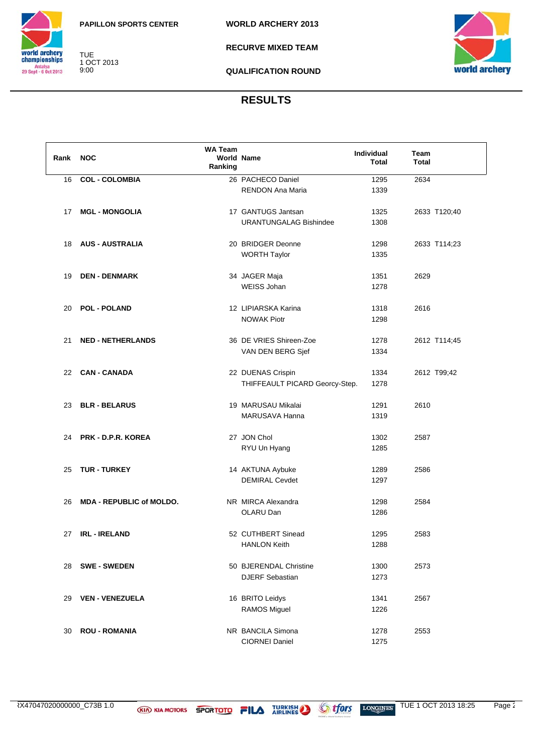PAPILLON SPORTS CENTER

TUE
1 OCT 2013
9:00

WORLD ARCHERY 2013

RECURVE MIXED TEAM

QUALIFICATION ROUND

## RESULTS

| Rank | NOC | WA Team World Ranking | Name | Individual Total | Team Total |
|---|---|---|---|---|---|
| 16 | **COL - COLOMBIA** | 26 | PACHECO Daniel | 1295 | 2634 |
| | | | RENDON Ana Maria | 1339 | |
| 17 | **MGL - MONGOLIA** | 17 | GANTUGS Jantsan | 1325 | 2633 T120;40 |
| | | | URANTUNGALAG Bishindee | 1308 | |
| 18 | **AUS - AUSTRALIA** | 20 | BRIDGER Deonne | 1298 | 2633 T114;23 |
| | | | WORTH Taylor | 1335 | |
| 19 | **DEN - DENMARK** | 34 | JAGER Maja | 1351 | 2629 |
| | | | WEISS Johan | 1278 | |
| 20 | **POL - POLAND** | 12 | LIPIARSKA Karina | 1318 | 2616 |
| | | | NOWAK Piotr | 1298 | |
| 21 | **NED - NETHERLANDS** | 36 | DE VRIES Shireen-Zoe | 1278 | 2612 T114;45 |
| | | | VAN DEN BERG Sjef | 1334 | |
| 22 | **CAN - CANADA** | 22 | DUENAS Crispin | 1334 | 2612 T99;42 |
| | | | THIFFEAULT PICARD Georcy-Step. | 1278 | |
| 23 | **BLR - BELARUS** | 19 | MARUSAU Mikalai | 1291 | 2610 |
| | | | MARUSAVA Hanna | 1319 | |
| 24 | **PRK - D.P.R. KOREA** | 27 | JON Chol | 1302 | 2587 |
| | | | RYU Un Hyang | 1285 | |
| 25 | **TUR - TURKEY** | 14 | AKTUNA Aybuke | 1289 | 2586 |
| | | | DEMIRAL Cevdet | 1297 | |
| 26 | **MDA - REPUBLIC of MOLDO.** | NR | MIRCA Alexandra | 1298 | 2584 |
| | | | OLARU Dan | 1286 | |
| 27 | **IRL - IRELAND** | 52 | CUTHBERT Sinead | 1295 | 2583 |
| | | | HANLON Keith | 1288 | |
| 28 | **SWE - SWEDEN** | 50 | BJERENDAL Christine | 1300 | 2573 |
| | | | DJERF Sebastian | 1273 | |
| 29 | **VEN - VENEZUELA** | 16 | BRITO Leidys | 1341 | 2567 |
| | | | RAMOS Miguel | 1226 | |
| 30 | **ROU - ROMANIA** | NR | BANCILA Simona | 1278 | 2553 |
| | | | CIORNEI Daniel | 1275 | |

RX47047020000000_C73B 1.0    TUE 1 OCT 2013 18:25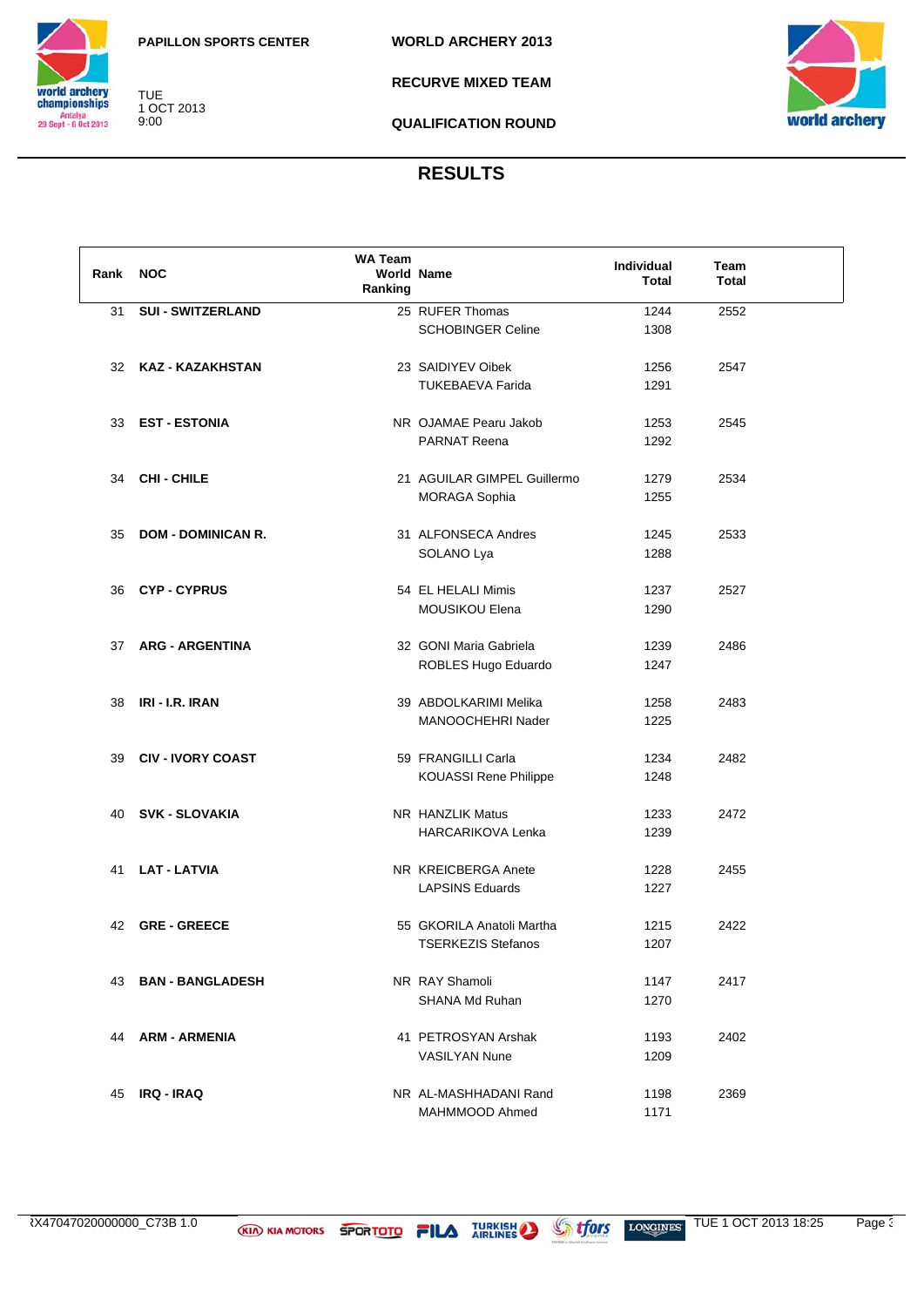PAPILLON SPORTS CENTER

TUE
1 OCT 2013
9:00

WORLD ARCHERY 2013

RECURVE MIXED TEAM

QUALIFICATION ROUND

# RESULTS

| Rank | NOC | WA Team World Ranking | Name | Individual Total | Team Total |
|---|---|---|---|---|---|
| 31 | **SUI - SWITZERLAND** | 25 | RUFER Thomas | 1244 | 2552 |
| | | | SCHOBINGER Celine | 1308 | |
| 32 | **KAZ - KAZAKHSTAN** | 23 | SAIDIYEV Oibek | 1256 | 2547 |
| | | | TUKEBAEVA Farida | 1291 | |
| 33 | **EST - ESTONIA** | NR | OJAMAE Pearu Jakob | 1253 | 2545 |
| | | | PARNAT Reena | 1292 | |
| 34 | **CHI - CHILE** | 21 | AGUILAR GIMPEL Guillermo | 1279 | 2534 |
| | | | MORAGA Sophia | 1255 | |
| 35 | **DOM - DOMINICAN R.** | 31 | ALFONSECA Andres | 1245 | 2533 |
| | | | SOLANO Lya | 1288 | |
| 36 | **CYP - CYPRUS** | 54 | EL HELALI Mimis | 1237 | 2527 |
| | | | MOUSIKOU Elena | 1290 | |
| 37 | **ARG - ARGENTINA** | 32 | GONI Maria Gabriela | 1239 | 2486 |
| | | | ROBLES Hugo Eduardo | 1247 | |
| 38 | **IRI - I.R. IRAN** | 39 | ABDOLKARIMI Melika | 1258 | 2483 |
| | | | MANOOCHEHRI Nader | 1225 | |
| 39 | **CIV - IVORY COAST** | 59 | FRANGILLI Carla | 1234 | 2482 |
| | | | KOUASSI Rene Philippe | 1248 | |
| 40 | **SVK - SLOVAKIA** | NR | HANZLIK Matus | 1233 | 2472 |
| | | | HARCARIKOVA Lenka | 1239 | |
| 41 | **LAT - LATVIA** | NR | KREICBERGA Anete | 1228 | 2455 |
| | | | LAPSINS Eduards | 1227 | |
| 42 | **GRE - GREECE** | 55 | GKORILA Anatoli Martha | 1215 | 2422 |
| | | | TSERKEZIS Stefanos | 1207 | |
| 43 | **BAN - BANGLADESH** | NR | RAY Shamoli | 1147 | 2417 |
| | | | SHANA Md Ruhan | 1270 | |
| 44 | **ARM - ARMENIA** | 41 | PETROSYAN Arshak | 1193 | 2402 |
| | | | VASILYAN Nune | 1209 | |
| 45 | **IRQ - IRAQ** | NR | AL-MASHHADANI Rand | 1198 | 2369 |
| | | | MAHMMOOD Ahmed | 1171 | |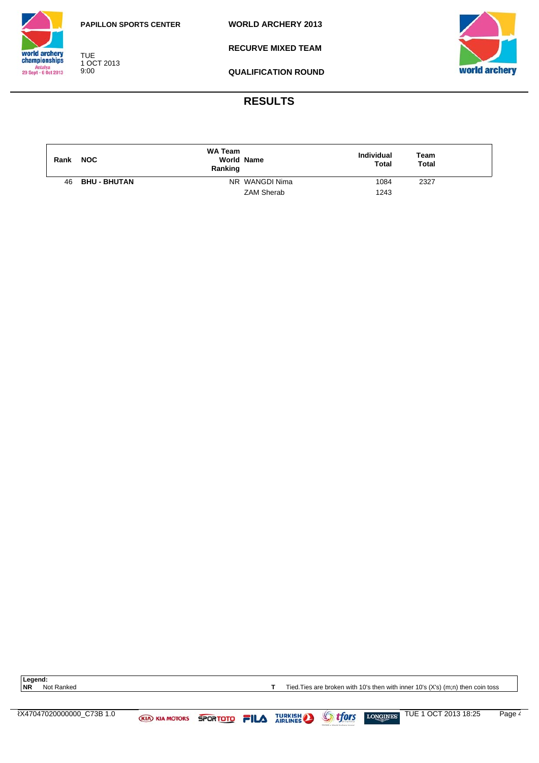PAPILLON SPORTS CENTER

TUE
1 OCT 2013
9:00

WORLD ARCHERY 2013

RECURVE MIXED TEAM

QUALIFICATION ROUND

## RESULTS

| Rank | NOC | WA Team World Ranking | Name | Individual Total | Team Total |
|---|---|---|---|---|---|
| 46 | **BHU - BHUTAN** | NR | WANGDI Nima | 1084 | 2327 |
| | | | ZAM Sherab | 1243 | |

**Legend:**
**NR** Not Ranked
**T** Tied.Ties are broken with 10's then with inner 10's (X's) (m;n) then coin toss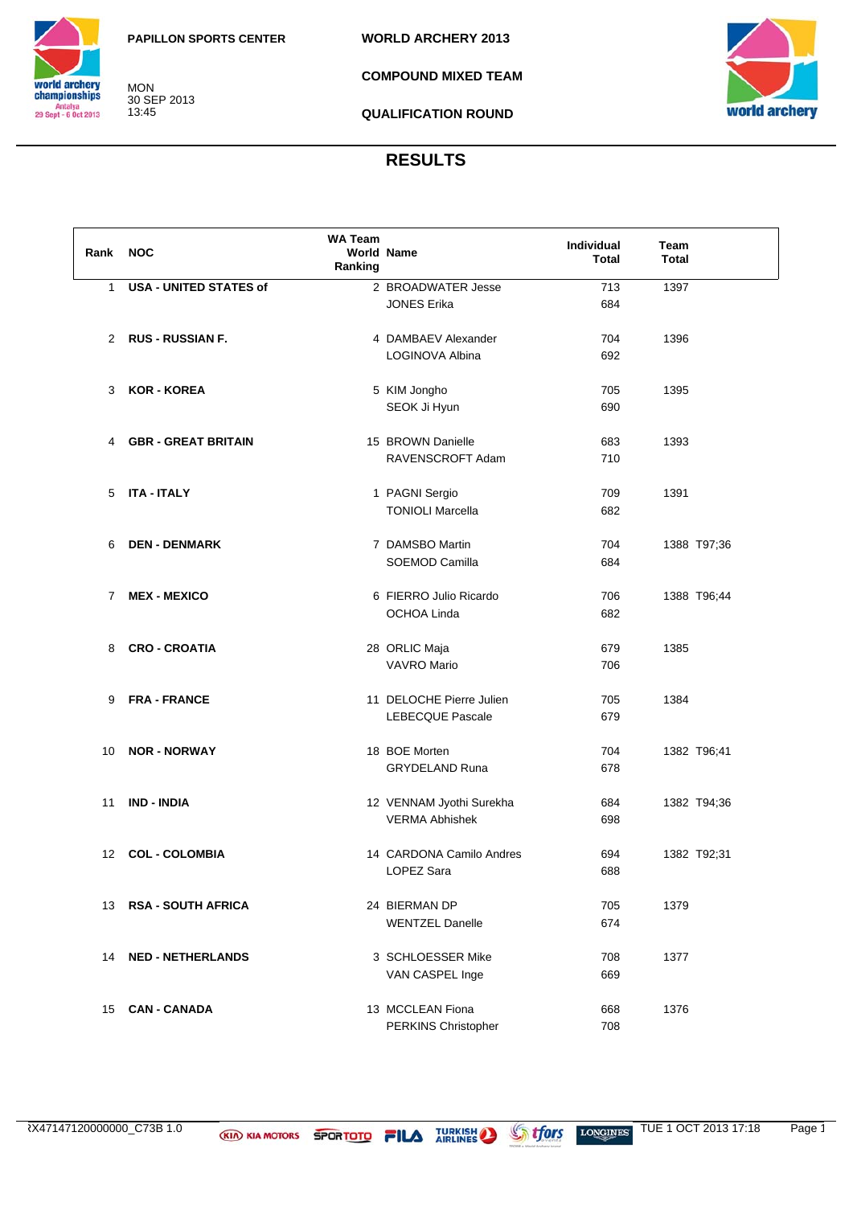PAPILLON SPORTS CENTER

MON
30 SEP 2013
13:45

**WORLD ARCHERY 2013**

**COMPOUND MIXED TEAM**

**QUALIFICATION ROUND**

## RESULTS

| Rank | NOC | WA Team World Ranking | Name | Individual Total | Team Total |
|---|---|---|---|---|---|
| 1 | **USA - UNITED STATES of** | 2 | BROADWATER Jesse | 713 | 1397 |
| | | | JONES Erika | 684 | |
| 2 | **RUS - RUSSIAN F.** | 4 | DAMBAEV Alexander | 704 | 1396 |
| | | | LOGINOVA Albina | 692 | |
| 3 | **KOR - KOREA** | 5 | KIM Jongho | 705 | 1395 |
| | | | SEOK Ji Hyun | 690 | |
| 4 | **GBR - GREAT BRITAIN** | 15 | BROWN Danielle | 683 | 1393 |
| | | | RAVENSCROFT Adam | 710 | |
| 5 | **ITA - ITALY** | 1 | PAGNI Sergio | 709 | 1391 |
| | | | TONIOLI Marcella | 682 | |
| 6 | **DEN - DENMARK** | 7 | DAMSBO Martin | 704 | 1388 T97;36 |
| | | | SOEMOD Camilla | 684 | |
| 7 | **MEX - MEXICO** | 6 | FIERRO Julio Ricardo | 706 | 1388 T96;44 |
| | | | OCHOA Linda | 682 | |
| 8 | **CRO - CROATIA** | 28 | ORLIC Maja | 679 | 1385 |
| | | | VAVRO Mario | 706 | |
| 9 | **FRA - FRANCE** | 11 | DELOCHE Pierre Julien | 705 | 1384 |
| | | | LEBECQUE Pascale | 679 | |
| 10 | **NOR - NORWAY** | 18 | BOE Morten | 704 | 1382 T96;41 |
| | | | GRYDELAND Runa | 678 | |
| 11 | **IND - INDIA** | 12 | VENNAM Jyothi Surekha | 684 | 1382 T94;36 |
| | | | VERMA Abhishek | 698 | |
| 12 | **COL - COLOMBIA** | 14 | CARDONA Camilo Andres | 694 | 1382 T92;31 |
| | | | LOPEZ Sara | 688 | |
| 13 | **RSA - SOUTH AFRICA** | 24 | BIERMAN DP | 705 | 1379 |
| | | | WENTZEL Danelle | 674 | |
| 14 | **NED - NETHERLANDS** | 3 | SCHLOESSER Mike | 708 | 1377 |
| | | | VAN CASPEL Inge | 669 | |
| 15 | **CAN - CANADA** | 13 | MCCLEAN Fiona | 668 | 1376 |
| | | | PERKINS Christopher | 708 | |

ЯX47147120000000_C73B 1.0 TUE 1 OCT 2013 17:18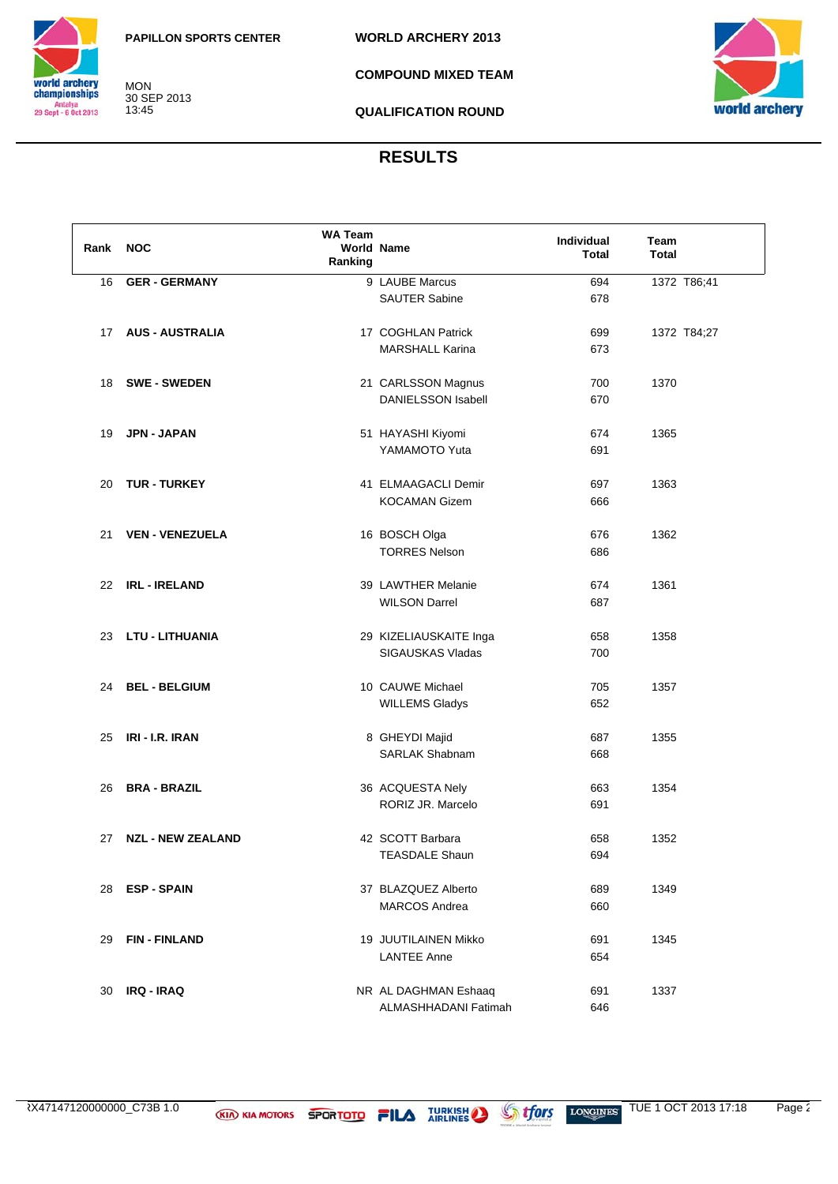PAPILLON SPORTS CENTER

MON
30 SEP 2013
13:45

WORLD ARCHERY 2013

COMPOUND MIXED TEAM

QUALIFICATION ROUND

## RESULTS

| Rank | NOC | WA Team World Ranking | Name | Individual Total | Team Total |
|---|---|---|---|---|---|
| 16 | **GER - GERMANY** | 9 | LAUBE Marcus | 694 | 1372 T86;41 |
| | | | SAUTER Sabine | 678 | |
| 17 | **AUS - AUSTRALIA** | 17 | COGHLAN Patrick | 699 | 1372 T84;27 |
| | | | MARSHALL Karina | 673 | |
| 18 | **SWE - SWEDEN** | 21 | CARLSSON Magnus | 700 | 1370 |
| | | | DANIELSSON Isabell | 670 | |
| 19 | **JPN - JAPAN** | 51 | HAYASHI Kiyomi | 674 | 1365 |
| | | | YAMAMOTO Yuta | 691 | |
| 20 | **TUR - TURKEY** | 41 | ELMAAGACLI Demir | 697 | 1363 |
| | | | KOCAMAN Gizem | 666 | |
| 21 | **VEN - VENEZUELA** | 16 | BOSCH Olga | 676 | 1362 |
| | | | TORRES Nelson | 686 | |
| 22 | **IRL - IRELAND** | 39 | LAWTHER Melanie | 674 | 1361 |
| | | | WILSON Darrel | 687 | |
| 23 | **LTU - LITHUANIA** | 29 | KIZELIAUSKAITE Inga | 658 | 1358 |
| | | | SIGAUSKAS Vladas | 700 | |
| 24 | **BEL - BELGIUM** | 10 | CAUWE Michael | 705 | 1357 |
| | | | WILLEMS Gladys | 652 | |
| 25 | **IRI - I.R. IRAN** | 8 | GHEYDI Majid | 687 | 1355 |
| | | | SARLAK Shabnam | 668 | |
| 26 | **BRA - BRAZIL** | 36 | ACQUESTA Nely | 663 | 1354 |
| | | | RORIZ JR. Marcelo | 691 | |
| 27 | **NZL - NEW ZEALAND** | 42 | SCOTT Barbara | 658 | 1352 |
| | | | TEASDALE Shaun | 694 | |
| 28 | **ESP - SPAIN** | 37 | BLAZQUEZ Alberto | 689 | 1349 |
| | | | MARCOS Andrea | 660 | |
| 29 | **FIN - FINLAND** | 19 | JUUTILAINEN Mikko | 691 | 1345 |
| | | | LANTEE Anne | 654 | |
| 30 | **IRQ - IRAQ** | NR | AL DAGHMAN Eshaaq | 691 | 1337 |
| | | | ALMASHHADANI Fatimah | 646 | |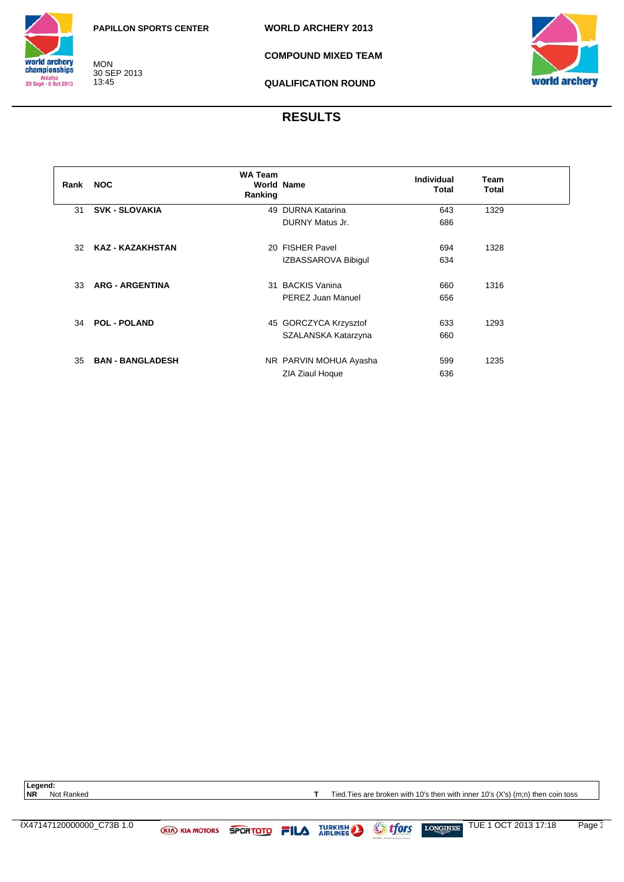PAPILLON SPORTS CENTER

MON
30 SEP 2013
13:45

**WORLD ARCHERY 2013**

**COMPOUND MIXED TEAM**

**QUALIFICATION ROUND**

## RESULTS

| Rank | NOC | WA Team World Ranking | Name | Individual Total | Team Total |
|---|---|---|---|---|---|
| 31 | **SVK - SLOVAKIA** | 49 | DURNA Katarina | 643 | 1329 |
| | | | DURNY Matus Jr. | 686 | |
| 32 | **KAZ - KAZAKHSTAN** | 20 | FISHER Pavel | 694 | 1328 |
| | | | IZBASSAROVA Bibigul | 634 | |
| 33 | **ARG - ARGENTINA** | 31 | BACKIS Vanina | 660 | 1316 |
| | | | PEREZ Juan Manuel | 656 | |
| 34 | **POL - POLAND** | 45 | GORCZYCA Krzysztof | 633 | 1293 |
| | | | SZALANSKA Katarzyna | 660 | |
| 35 | **BAN - BANGLADESH** | NR | PARVIN MOHUA Ayasha | 599 | 1235 |
| | | | ZIA Ziaul Hoque | 636 | |

**Legend:**
**NR** Not Ranked
**T** Tied.Ties are broken with 10's then with inner 10's (X's) (m;n) then coin toss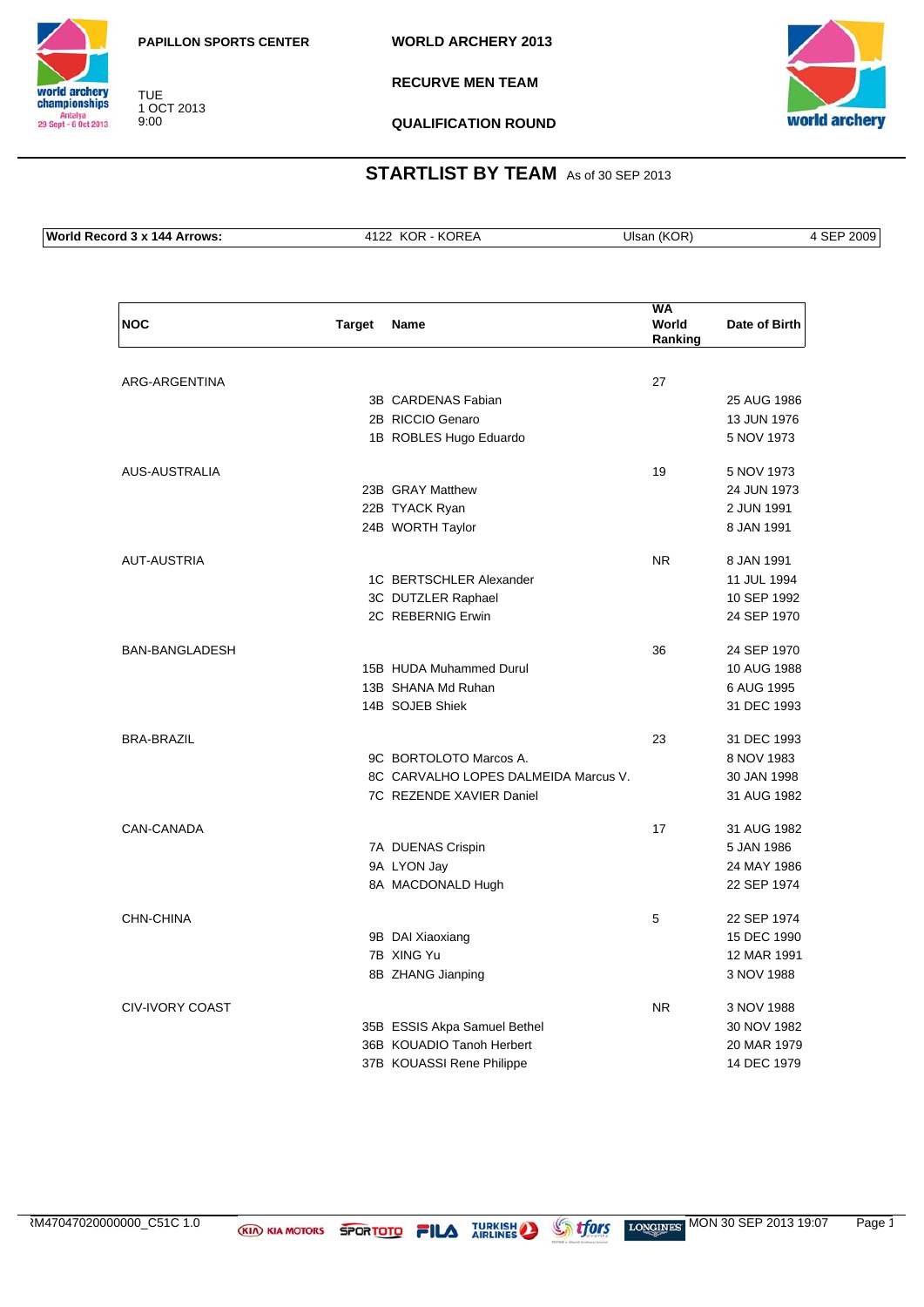PAPILLON SPORTS CENTER

TUE
1 OCT 2013
9:00

**WORLD ARCHERY 2013**

**RECURVE MEN TEAM**

**QUALIFICATION ROUND**

## STARTLIST BY TEAM As of 30 SEP 2013

| World Record 3 x 144 Arrows: | 4122 KOR - KOREA | Ulsan (KOR) | 4 SEP 2009 |
|---|---|---|---|

| NOC | Target | Name | WA World Ranking | Date of Birth |
|---|---|---|---|---|
| ARG-ARGENTINA | | | 27 | 25 AUG 1986 |
| | 3B | CARDENAS Fabian | | 25 AUG 1986 |
| | 2B | RICCIO Genaro | | 13 JUN 1976 |
| | 1B | ROBLES Hugo Eduardo | | 5 NOV 1973 |
| AUS-AUSTRALIA | | | 19 | 5 NOV 1973 |
| | 23B | GRAY Matthew | | 24 JUN 1973 |
| | 22B | TYACK Ryan | | 2 JUN 1991 |
| | 24B | WORTH Taylor | | 8 JAN 1991 |
| AUT-AUSTRIA | | | NR | 8 JAN 1991 |
| | 1C | BERTSCHLER Alexander | | 11 JUL 1994 |
| | 3C | DUTZLER Raphael | | 10 SEP 1992 |
| | 2C | REBERNIG Erwin | | 24 SEP 1970 |
| BAN-BANGLADESH | | | 36 | 24 SEP 1970 |
| | 15B | HUDA Muhammed Durul | | 10 AUG 1988 |
| | 13B | SHANA Md Ruhan | | 6 AUG 1995 |
| | 14B | SOJEB Shiek | | 31 DEC 1993 |
| BRA-BRAZIL | | | 23 | 31 DEC 1993 |
| | 9C | BORTOLOTO Marcos A. | | 8 NOV 1983 |
| | 8C | CARVALHO LOPES DALMEIDA Marcus V. | | 30 JAN 1998 |
| | 7C | REZENDE XAVIER Daniel | | 31 AUG 1982 |
| CAN-CANADA | | | 17 | 31 AUG 1982 |
| | 7A | DUENAS Crispin | | 5 JAN 1986 |
| | 9A | LYON Jay | | 24 MAY 1986 |
| | 8A | MACDONALD Hugh | | 22 SEP 1974 |
| CHN-CHINA | | | 5 | 22 SEP 1974 |
| | 9B | DAI Xiaoxiang | | 15 DEC 1990 |
| | 7B | XING Yu | | 12 MAR 1991 |
| | 8B | ZHANG Jianping | | 3 NOV 1988 |
| CIV-IVORY COAST | | | NR | 3 NOV 1988 |
| | 35B | ESSIS Akpa Samuel Bethel | | 30 NOV 1982 |
| | 36B | KOUADIO Tanoh Herbert | | 20 MAR 1979 |
| | 37B | KOUASSI Rene Philippe | | 14 DEC 1979 |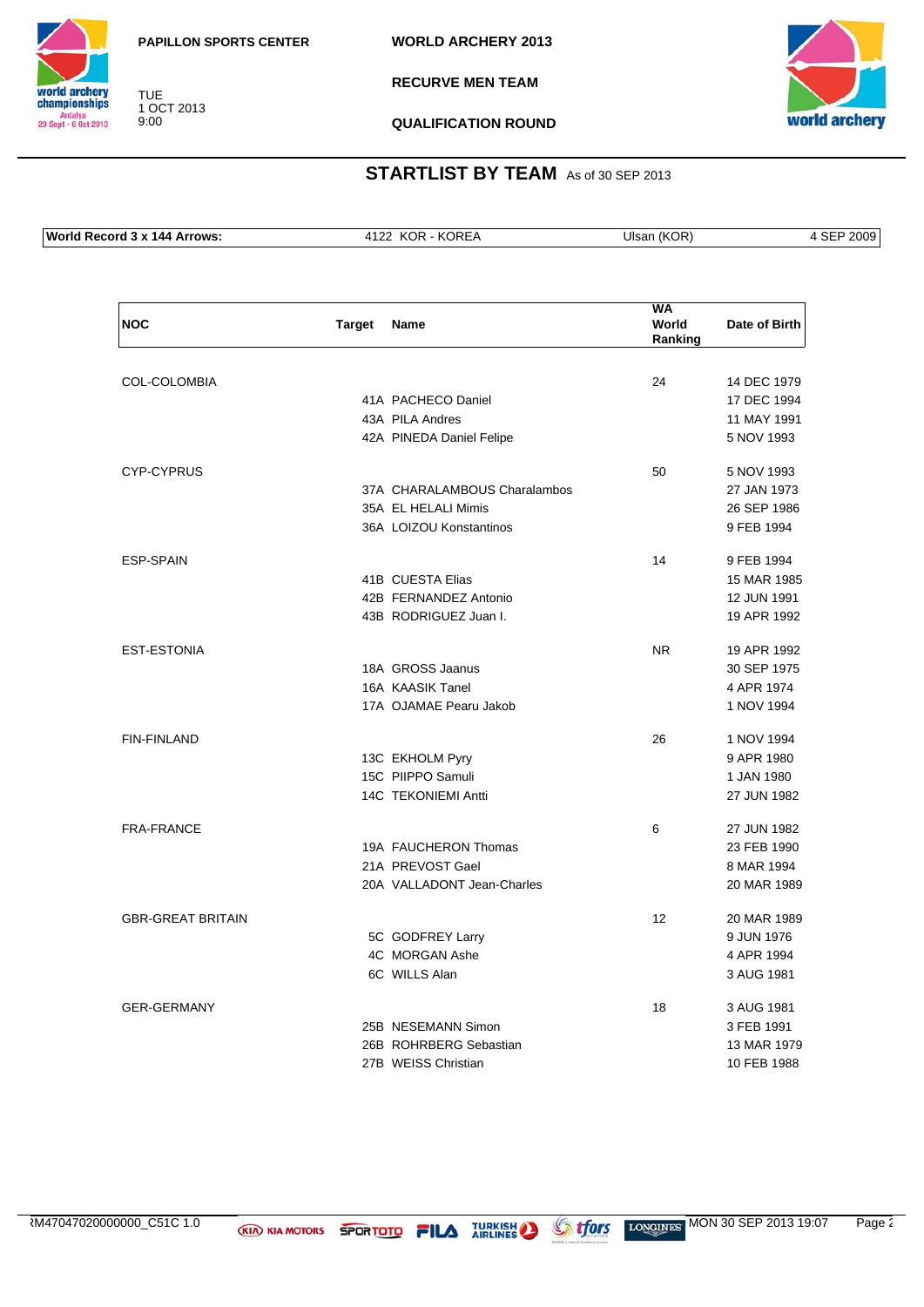PAPILLON SPORTS CENTER

TUE
1 OCT 2013
9:00

**WORLD ARCHERY 2013**

**RECURVE MEN TEAM**

**QUALIFICATION ROUND**

## STARTLIST BY TEAM As of 30 SEP 2013

| World Record 3 x 144 Arrows: | 4122 KOR - KOREA | Ulsan (KOR) | 4 SEP 2009 |
|---|---|---|---|

| NOC | Target | Name | WA World Ranking | Date of Birth |
|---|---|---|---|---|
| COL-COLOMBIA | | | 24 | 14 DEC 1979 |
| | 41A | PACHECO Daniel | | 17 DEC 1994 |
| | 43A | PILA Andres | | 11 MAY 1991 |
| | 42A | PINEDA Daniel Felipe | | 5 NOV 1993 |
| CYP-CYPRUS | | | 50 | 5 NOV 1993 |
| | 37A | CHARALAMBOUS Charalambos | | 27 JAN 1973 |
| | 35A | EL HELALI Mimis | | 26 SEP 1986 |
| | 36A | LOIZOU Konstantinos | | 9 FEB 1994 |
| ESP-SPAIN | | | 14 | 9 FEB 1994 |
| | 41B | CUESTA Elias | | 15 MAR 1985 |
| | 42B | FERNANDEZ Antonio | | 12 JUN 1991 |
| | 43B | RODRIGUEZ Juan I. | | 19 APR 1992 |
| EST-ESTONIA | | | NR | 19 APR 1992 |
| | 18A | GROSS Jaanus | | 30 SEP 1975 |
| | 16A | KAASIK Tanel | | 4 APR 1974 |
| | 17A | OJAMAE Pearu Jakob | | 1 NOV 1994 |
| FIN-FINLAND | | | 26 | 1 NOV 1994 |
| | 13C | EKHOLM Pyry | | 9 APR 1980 |
| | 15C | PIIPPO Samuli | | 1 JAN 1980 |
| | 14C | TEKONIEMI Antti | | 27 JUN 1982 |
| FRA-FRANCE | | | 6 | 27 JUN 1982 |
| | 19A | FAUCHERON Thomas | | 23 FEB 1990 |
| | 21A | PREVOST Gael | | 8 MAR 1994 |
| | 20A | VALLADONT Jean-Charles | | 20 MAR 1989 |
| GBR-GREAT BRITAIN | | | 12 | 20 MAR 1989 |
| | 5C | GODFREY Larry | | 9 JUN 1976 |
| | 4C | MORGAN Ashe | | 4 APR 1994 |
| | 6C | WILLS Alan | | 3 AUG 1981 |
| GER-GERMANY | | | 18 | 3 AUG 1981 |
| | 25B | NESEMANN Simon | | 3 FEB 1991 |
| | 26B | ROHRBERG Sebastian | | 13 MAR 1979 |
| | 27B | WEISS Christian | | 10 FEB 1988 |

RM47047020000000_C51C 1.0 MON 30 SEP 2013 19:07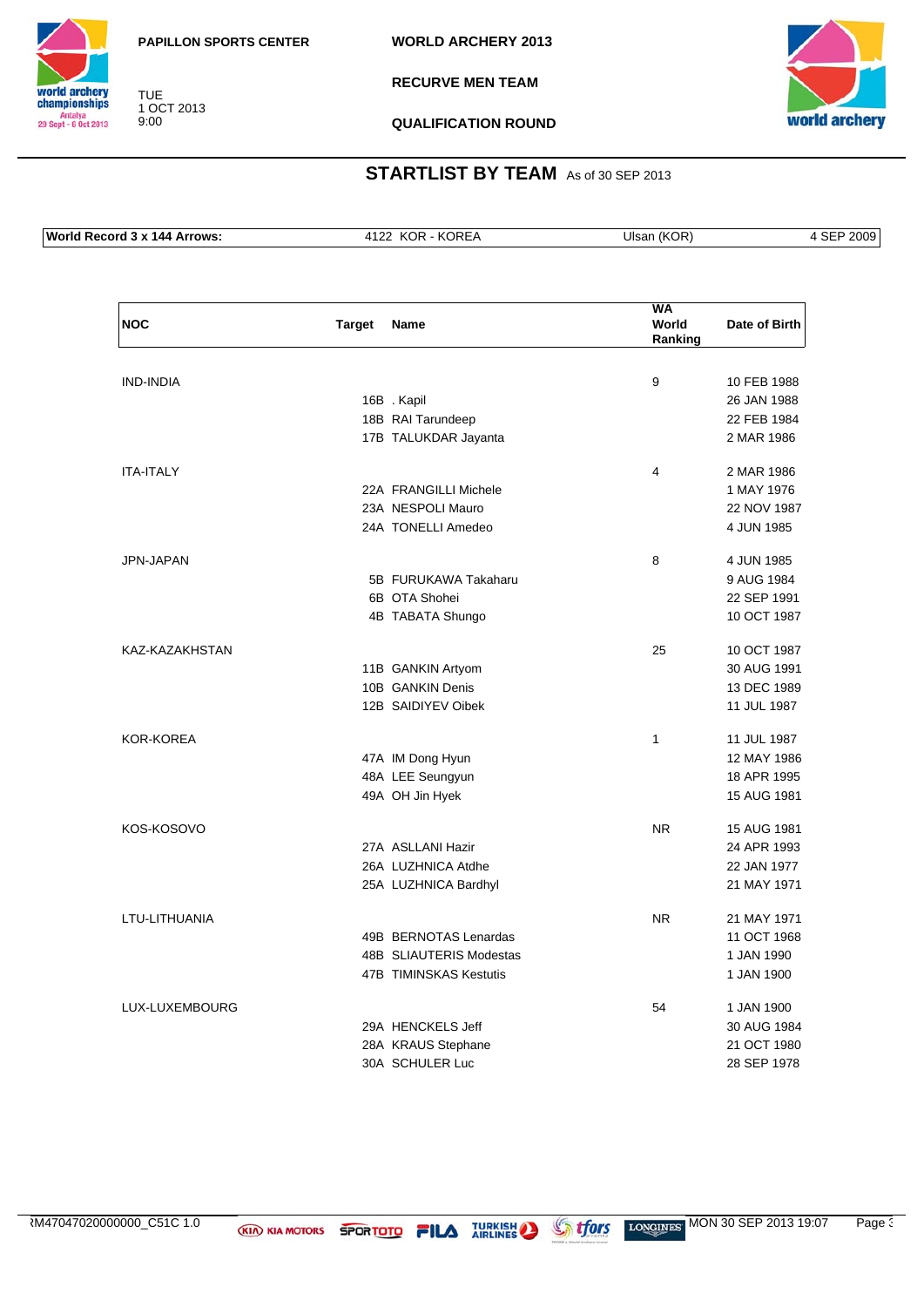PAPILLON SPORTS CENTER

TUE
1 OCT 2013
9:00

**WORLD ARCHERY 2013**

**RECURVE MEN TEAM**

**QUALIFICATION ROUND**

## STARTLIST BY TEAM As of 30 SEP 2013

| World Record 3 x 144 Arrows: | 4122 KOR - KOREA | Ulsan (KOR) | 4 SEP 2009 |
|---|---|---|---|

| NOC | Target | Name | WA World Ranking | Date of Birth |
|---|---|---|---|---|
| IND-INDIA | | | 9 | 10 FEB 1988 |
| | 16B | . Kapil | | 26 JAN 1988 |
| | 18B | RAI Tarundeep | | 22 FEB 1984 |
| | 17B | TALUKDAR Jayanta | | 2 MAR 1986 |
| ITA-ITALY | | | 4 | 2 MAR 1986 |
| | 22A | FRANGILLI Michele | | 1 MAY 1976 |
| | 23A | NESPOLI Mauro | | 22 NOV 1987 |
| | 24A | TONELLI Amedeo | | 4 JUN 1985 |
| JPN-JAPAN | | | 8 | 4 JUN 1985 |
| | 5B | FURUKAWA Takaharu | | 9 AUG 1984 |
| | 6B | OTA Shohei | | 22 SEP 1991 |
| | 4B | TABATA Shungo | | 10 OCT 1987 |
| KAZ-KAZAKHSTAN | | | 25 | 10 OCT 1987 |
| | 11B | GANKIN Artyom | | 30 AUG 1991 |
| | 10B | GANKIN Denis | | 13 DEC 1989 |
| | 12B | SAIDIYEV Oibek | | 11 JUL 1987 |
| KOR-KOREA | | | 1 | 11 JUL 1987 |
| | 47A | IM Dong Hyun | | 12 MAY 1986 |
| | 48A | LEE Seungyun | | 18 APR 1995 |
| | 49A | OH Jin Hyek | | 15 AUG 1981 |
| KOS-KOSOVO | | | NR | 15 AUG 1981 |
| | 27A | ASLLANI Hazir | | 24 APR 1993 |
| | 26A | LUZHNICA Atdhe | | 22 JAN 1977 |
| | 25A | LUZHNICA Bardhyl | | 21 MAY 1971 |
| LTU-LITHUANIA | | | NR | 21 MAY 1971 |
| | 49B | BERNOTAS Lenardas | | 11 OCT 1968 |
| | 48B | SLIAUTERIS Modestas | | 1 JAN 1990 |
| | 47B | TIMINSKAS Kestutis | | 1 JAN 1900 |
| LUX-LUXEMBOURG | | | 54 | 1 JAN 1900 |
| | 29A | HENCKELS Jeff | | 30 AUG 1984 |
| | 28A | KRAUS Stephane | | 21 OCT 1980 |
| | 30A | SCHULER Luc | | 28 SEP 1978 |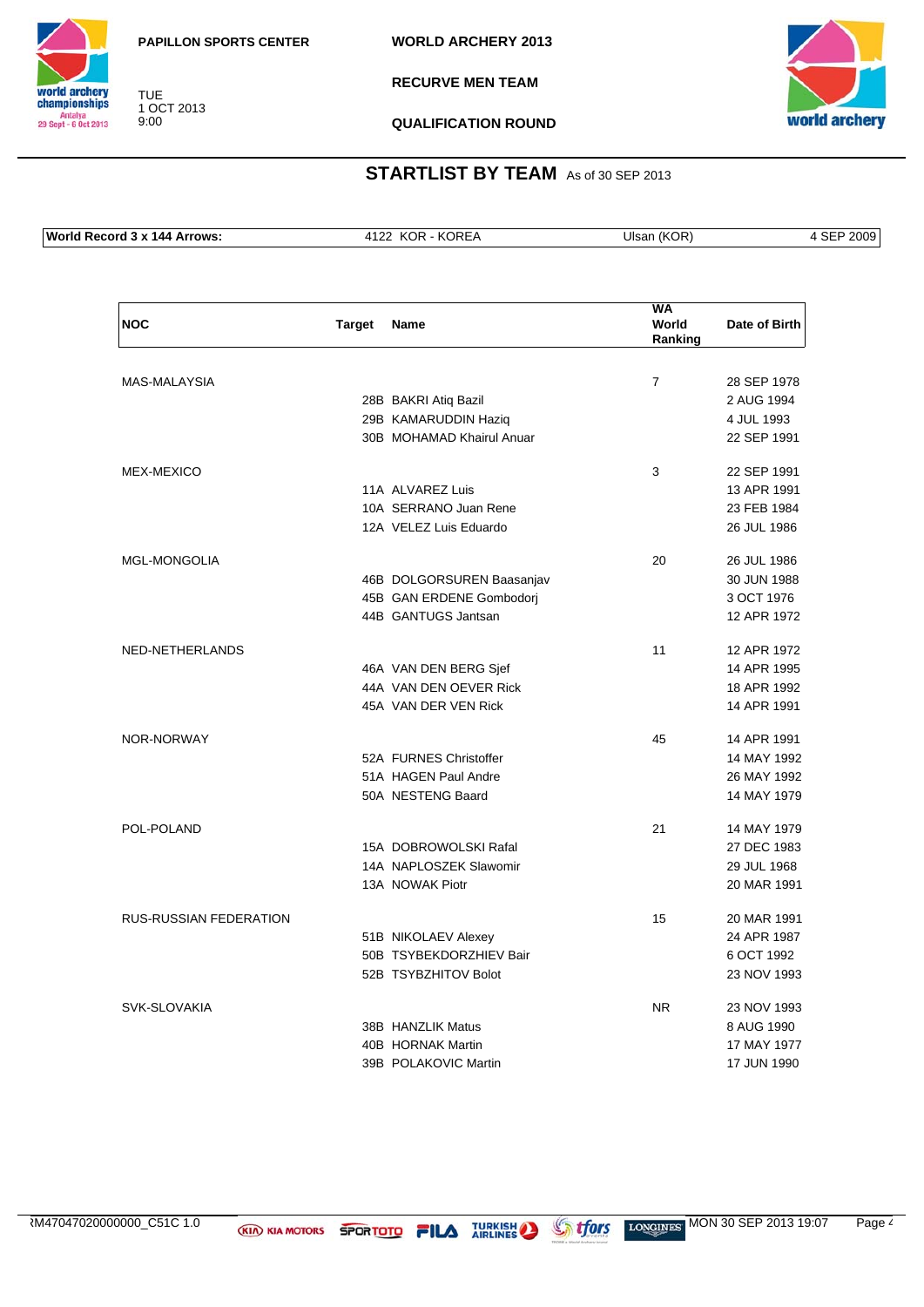PAPILLON SPORTS CENTER

TUE
1 OCT 2013
9:00

**WORLD ARCHERY 2013**

**RECURVE MEN TEAM**

**QUALIFICATION ROUND**

## STARTLIST BY TEAM As of 30 SEP 2013

| World Record 3 x 144 Arrows: | 4122 KOR - KOREA | Ulsan (KOR) | 4 SEP 2009 |
|---|---|---|---|

| NOC | Target | Name | WA World Ranking | Date of Birth |
|---|---|---|---|---|
| MAS-MALAYSIA | | | 7 | 28 SEP 1978 |
| | 28B | BAKRI Atiq Bazil | | 2 AUG 1994 |
| | 29B | KAMARUDDIN Haziq | | 4 JUL 1993 |
| | 30B | MOHAMAD Khairul Anuar | | 22 SEP 1991 |
| MEX-MEXICO | | | 3 | 22 SEP 1991 |
| | 11A | ALVAREZ Luis | | 13 APR 1991 |
| | 10A | SERRANO Juan Rene | | 23 FEB 1984 |
| | 12A | VELEZ Luis Eduardo | | 26 JUL 1986 |
| MGL-MONGOLIA | | | 20 | 26 JUL 1986 |
| | 46B | DOLGORSUREN Baasanjav | | 30 JUN 1988 |
| | 45B | GAN ERDENE Gombodorj | | 3 OCT 1976 |
| | 44B | GANTUGS Jantsan | | 12 APR 1972 |
| NED-NETHERLANDS | | | 11 | 12 APR 1972 |
| | 46A | VAN DEN BERG Sjef | | 14 APR 1995 |
| | 44A | VAN DEN OEVER Rick | | 18 APR 1992 |
| | 45A | VAN DER VEN Rick | | 14 APR 1991 |
| NOR-NORWAY | | | 45 | 14 APR 1991 |
| | 52A | FURNES Christoffer | | 14 MAY 1992 |
| | 51A | HAGEN Paul Andre | | 26 MAY 1992 |
| | 50A | NESTENG Baard | | 14 MAY 1979 |
| POL-POLAND | | | 21 | 14 MAY 1979 |
| | 15A | DOBROWOLSKI Rafal | | 27 DEC 1983 |
| | 14A | NAPLOSZEK Slawomir | | 29 JUL 1968 |
| | 13A | NOWAK Piotr | | 20 MAR 1991 |
| RUS-RUSSIAN FEDERATION | | | 15 | 20 MAR 1991 |
| | 51B | NIKOLAEV Alexey | | 24 APR 1987 |
| | 50B | TSYBEKDORZHIEV Bair | | 6 OCT 1992 |
| | 52B | TSYBZHITOV Bolot | | 23 NOV 1993 |
| SVK-SLOVAKIA | | | NR | 23 NOV 1993 |
| | 38B | HANZLIK Matus | | 8 AUG 1990 |
| | 40B | HORNAK Martin | | 17 MAY 1977 |
| | 39B | POLAKOVIC Martin | | 17 JUN 1990 |

RM47047020000000_C51C 1.0 MON 30 SEP 2013 19:07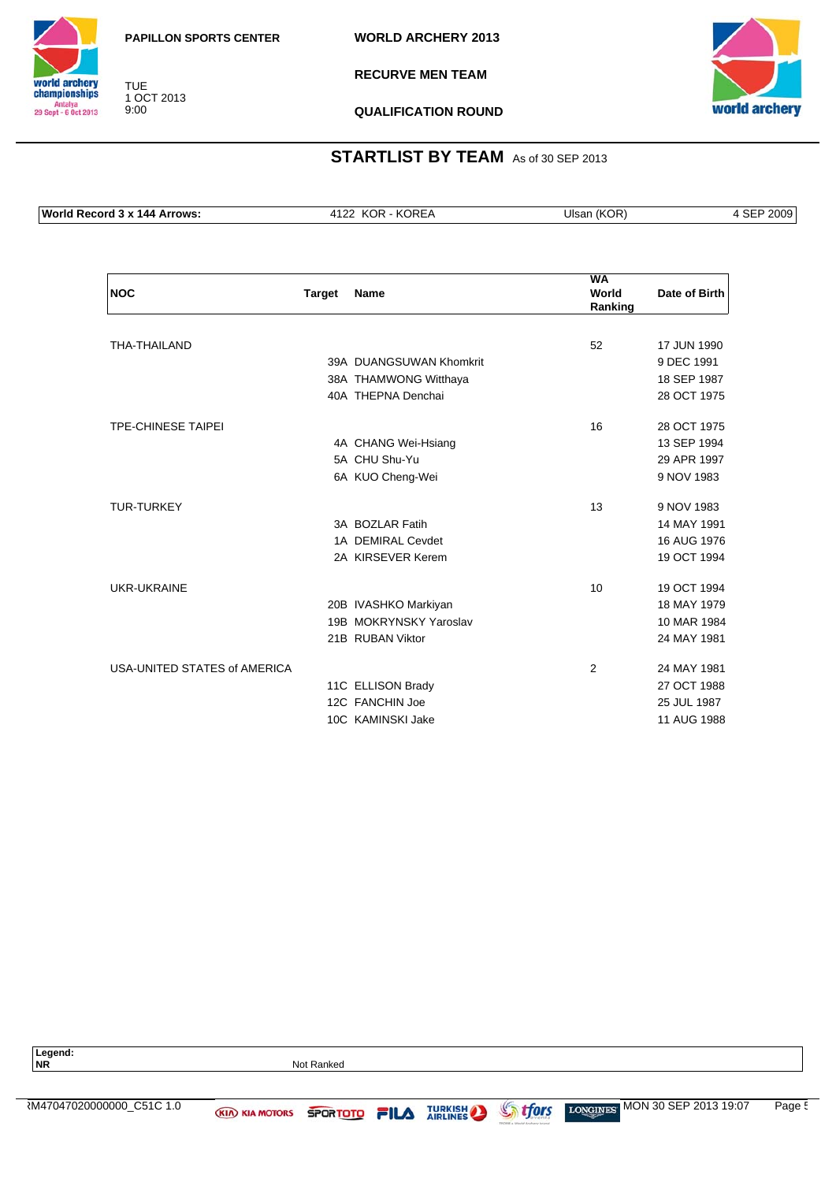PAPILLON SPORTS CENTER

TUE
1 OCT 2013
9:00

**WORLD ARCHERY 2013**

**RECURVE MEN TEAM**

**QUALIFICATION ROUND**

## STARTLIST BY TEAM As of 30 SEP 2013

| World Record 3 x 144 Arrows: | 4122 KOR - KOREA | Ulsan (KOR) | 4 SEP 2009 |
|---|---|---|---|

| NOC | Target | Name | WA World Ranking | Date of Birth |
|---|---|---|---|---|
| THA-THAILAND | | | 52 | 17 JUN 1990 |
| | 39A | DUANGSUWAN Khomkrit | | 9 DEC 1991 |
| | 38A | THAMWONG Witthaya | | 18 SEP 1987 |
| | 40A | THEPNA Denchai | | 28 OCT 1975 |
| TPE-CHINESE TAIPEI | | | 16 | 28 OCT 1975 |
| | 4A | CHANG Wei-Hsiang | | 13 SEP 1994 |
| | 5A | CHU Shu-Yu | | 29 APR 1997 |
| | 6A | KUO Cheng-Wei | | 9 NOV 1983 |
| TUR-TURKEY | | | 13 | 9 NOV 1983 |
| | 3A | BOZLAR Fatih | | 14 MAY 1991 |
| | 1A | DEMIRAL Cevdet | | 16 AUG 1976 |
| | 2A | KIRSEVER Kerem | | 19 OCT 1994 |
| UKR-UKRAINE | | | 10 | 19 OCT 1994 |
| | 20B | IVASHKO Markiyan | | 18 MAY 1979 |
| | 19B | MOKRYNSKY Yaroslav | | 10 MAR 1984 |
| | 21B | RUBAN Viktor | | 24 MAY 1981 |
| USA-UNITED STATES of AMERICA | | | 2 | 24 MAY 1981 |
| | 11C | ELLISON Brady | | 27 OCT 1988 |
| | 12C | FANCHIN Joe | | 25 JUL 1987 |
| | 10C | KAMINSKI Jake | | 11 AUG 1988 |

**Legend:**
**NR** Not Ranked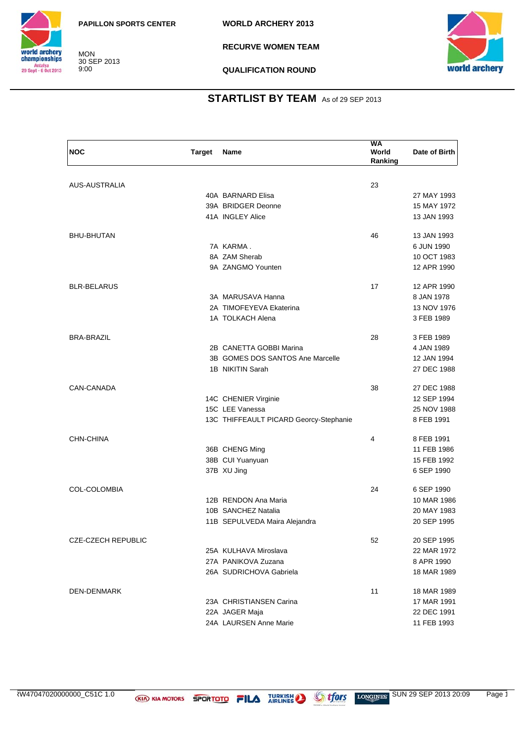PAPILLON SPORTS CENTER

MON
30 SEP 2013
9:00

**WORLD ARCHERY 2013**

**RECURVE WOMEN TEAM**

**QUALIFICATION ROUND**

## STARTLIST BY TEAM As of 29 SEP 2013

| NOC | Target | Name | WA World Ranking | Date of Birth |
|---|---|---|---|---|
| AUS-AUSTRALIA | | | 23 | |
| | 40A | BARNARD Elisa | | 27 MAY 1993 |
| | 39A | BRIDGER Deonne | | 15 MAY 1972 |
| | 41A | INGLEY Alice | | 13 JAN 1993 |
| BHU-BHUTAN | | | 46 | 13 JAN 1993 |
| | 7A | KARMA . | | 6 JUN 1990 |
| | 8A | ZAM Sherab | | 10 OCT 1983 |
| | 9A | ZANGMO Younten | | 12 APR 1990 |
| BLR-BELARUS | | | 17 | 12 APR 1990 |
| | 3A | MARUSAVA Hanna | | 8 JAN 1978 |
| | 2A | TIMOFEYEVA Ekaterina | | 13 NOV 1976 |
| | 1A | TOLKACH Alena | | 3 FEB 1989 |
| BRA-BRAZIL | | | 28 | 3 FEB 1989 |
| | 2B | CANETTA GOBBI Marina | | 4 JAN 1989 |
| | 3B | GOMES DOS SANTOS Ane Marcelle | | 12 JAN 1994 |
| | 1B | NIKITIN Sarah | | 27 DEC 1988 |
| CAN-CANADA | | | 38 | 27 DEC 1988 |
| | 14C | CHENIER Virginie | | 12 SEP 1994 |
| | 15C | LEE Vanessa | | 25 NOV 1988 |
| | 13C | THIFFEAULT PICARD Georcy-Stephanie | | 8 FEB 1991 |
| CHN-CHINA | | | 4 | 8 FEB 1991 |
| | 36B | CHENG Ming | | 11 FEB 1986 |
| | 38B | CUI Yuanyuan | | 15 FEB 1992 |
| | 37B | XU Jing | | 6 SEP 1990 |
| COL-COLOMBIA | | | 24 | 6 SEP 1990 |
| | 12B | RENDON Ana Maria | | 10 MAR 1986 |
| | 10B | SANCHEZ Natalia | | 20 MAY 1983 |
| | 11B | SEPULVEDA Maira Alejandra | | 20 SEP 1995 |
| CZE-CZECH REPUBLIC | | | 52 | 20 SEP 1995 |
| | 25A | KULHAVA Miroslava | | 22 MAR 1972 |
| | 27A | PANIKOVA Zuzana | | 8 APR 1990 |
| | 26A | SUDRICHOVA Gabriela | | 18 MAR 1989 |
| DEN-DENMARK | | | 11 | 18 MAR 1989 |
| | 23A | CHRISTIANSEN Carina | | 17 MAR 1991 |
| | 22A | JAGER Maja | | 22 DEC 1991 |
| | 24A | LAURSEN Anne Marie | | 11 FEB 1993 |

RW47047020000000_C51C 1.0 SUN 29 SEP 2013 20:09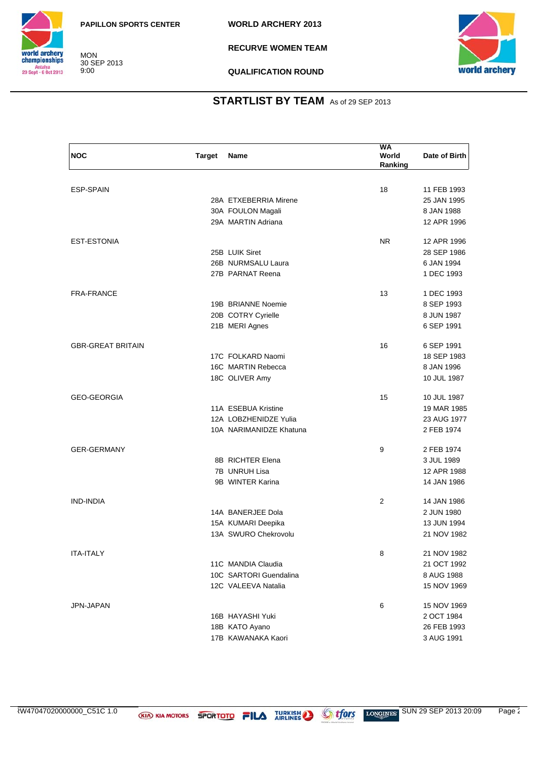PAPILLON SPORTS CENTER

MON
30 SEP 2013
9:00

WORLD ARCHERY 2013

RECURVE WOMEN TEAM

QUALIFICATION ROUND

## STARTLIST BY TEAM As of 29 SEP 2013

| NOC | Target | Name | WA World Ranking | Date of Birth |
|---|---|---|---|---|
| ESP-SPAIN | | | 18 | 11 FEB 1993 |
| | 28A | ETXEBERRIA Mirene | | 25 JAN 1995 |
| | 30A | FOULON Magali | | 8 JAN 1988 |
| | 29A | MARTIN Adriana | | 12 APR 1996 |
| EST-ESTONIA | | | NR | 12 APR 1996 |
| | 25B | LUIK Siret | | 28 SEP 1986 |
| | 26B | NURMSALU Laura | | 6 JAN 1994 |
| | 27B | PARNAT Reena | | 1 DEC 1993 |
| FRA-FRANCE | | | 13 | 1 DEC 1993 |
| | 19B | BRIANNE Noemie | | 8 SEP 1993 |
| | 20B | COTRY Cyrielle | | 8 JUN 1987 |
| | 21B | MERI Agnes | | 6 SEP 1991 |
| GBR-GREAT BRITAIN | | | 16 | 6 SEP 1991 |
| | 17C | FOLKARD Naomi | | 18 SEP 1983 |
| | 16C | MARTIN Rebecca | | 8 JAN 1996 |
| | 18C | OLIVER Amy | | 10 JUL 1987 |
| GEO-GEORGIA | | | 15 | 10 JUL 1987 |
| | 11A | ESEBUA Kristine | | 19 MAR 1985 |
| | 12A | LOBZHENIDZE Yulia | | 23 AUG 1977 |
| | 10A | NARIMANIDZE Khatuna | | 2 FEB 1974 |
| GER-GERMANY | | | 9 | 2 FEB 1974 |
| | 8B | RICHTER Elena | | 3 JUL 1989 |
| | 7B | UNRUH Lisa | | 12 APR 1988 |
| | 9B | WINTER Karina | | 14 JAN 1986 |
| IND-INDIA | | | 2 | 14 JAN 1986 |
| | 14A | BANERJEE Dola | | 2 JUN 1980 |
| | 15A | KUMARI Deepika | | 13 JUN 1994 |
| | 13A | SWURO Chekrovolu | | 21 NOV 1982 |
| ITA-ITALY | | | 8 | 21 NOV 1982 |
| | 11C | MANDIA Claudia | | 21 OCT 1992 |
| | 10C | SARTORI Guendalina | | 8 AUG 1988 |
| | 12C | VALEEVA Natalia | | 15 NOV 1969 |
| JPN-JAPAN | | | 6 | 15 NOV 1969 |
| | 16B | HAYASHI Yuki | | 2 OCT 1984 |
| | 18B | KATO Ayano | | 26 FEB 1993 |
| | 17B | KAWANAKA Kaori | | 3 AUG 1991 |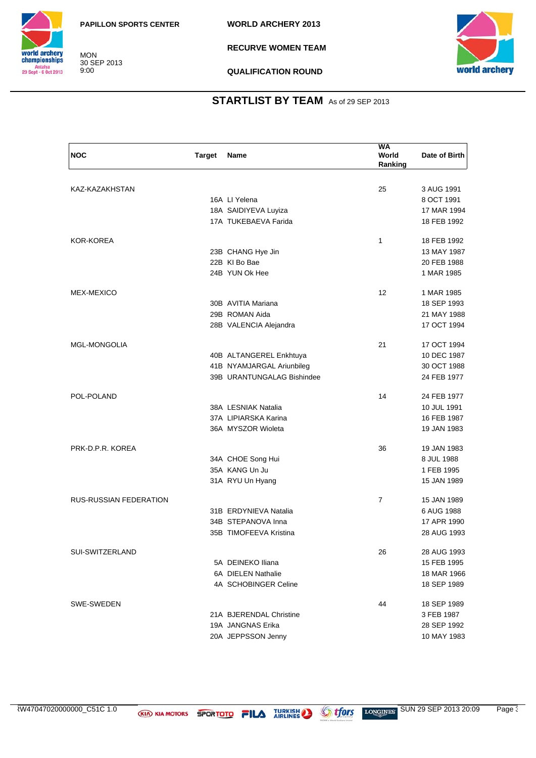PAPILLON SPORTS CENTER

MON
30 SEP 2013
9:00

WORLD ARCHERY 2013

RECURVE WOMEN TEAM

QUALIFICATION ROUND

## STARTLIST BY TEAM As of 29 SEP 2013

| NOC | Target | Name | WA World Ranking | Date of Birth |
|---|---|---|---|---|
| KAZ-KAZAKHSTAN | | | 25 | 3 AUG 1991 |
| | 16A | LI Yelena | | 8 OCT 1991 |
| | 18A | SAIDIYEVA Luyiza | | 17 MAR 1994 |
| | 17A | TUKEBAEVA Farida | | 18 FEB 1992 |
| KOR-KOREA | | | 1 | 18 FEB 1992 |
| | 23B | CHANG Hye Jin | | 13 MAY 1987 |
| | 22B | KI Bo Bae | | 20 FEB 1988 |
| | 24B | YUN Ok Hee | | 1 MAR 1985 |
| MEX-MEXICO | | | 12 | 1 MAR 1985 |
| | 30B | AVITIA Mariana | | 18 SEP 1993 |
| | 29B | ROMAN Aida | | 21 MAY 1988 |
| | 28B | VALENCIA Alejandra | | 17 OCT 1994 |
| MGL-MONGOLIA | | | 21 | 17 OCT 1994 |
| | 40B | ALTANGEREL Enkhtuya | | 10 DEC 1987 |
| | 41B | NYAMJARGAL Ariunbileg | | 30 OCT 1988 |
| | 39B | URANTUNGALAG Bishindee | | 24 FEB 1977 |
| POL-POLAND | | | 14 | 24 FEB 1977 |
| | 38A | LESNIAK Natalia | | 10 JUL 1991 |
| | 37A | LIPIARSKA Karina | | 16 FEB 1987 |
| | 36A | MYSZOR Wioleta | | 19 JAN 1983 |
| PRK-D.P.R. KOREA | | | 36 | 19 JAN 1983 |
| | 34A | CHOE Song Hui | | 8 JUL 1988 |
| | 35A | KANG Un Ju | | 1 FEB 1995 |
| | 31A | RYU Un Hyang | | 15 JAN 1989 |
| RUS-RUSSIAN FEDERATION | | | 7 | 15 JAN 1989 |
| | 31B | ERDYNIEVA Natalia | | 6 AUG 1988 |
| | 34B | STEPANOVA Inna | | 17 APR 1990 |
| | 35B | TIMOFEEVA Kristina | | 28 AUG 1993 |
| SUI-SWITZERLAND | | | 26 | 28 AUG 1993 |
| | 5A | DEINEKO Iliana | | 15 FEB 1995 |
| | 6A | DIELEN Nathalie | | 18 MAR 1966 |
| | 4A | SCHOBINGER Celine | | 18 SEP 1989 |
| SWE-SWEDEN | | | 44 | 18 SEP 1989 |
| | 21A | BJERENDAL Christine | | 3 FEB 1987 |
| | 19A | JANGNAS Erika | | 28 SEP 1992 |
| | 20A | JEPPSSON Jenny | | 10 MAY 1983 |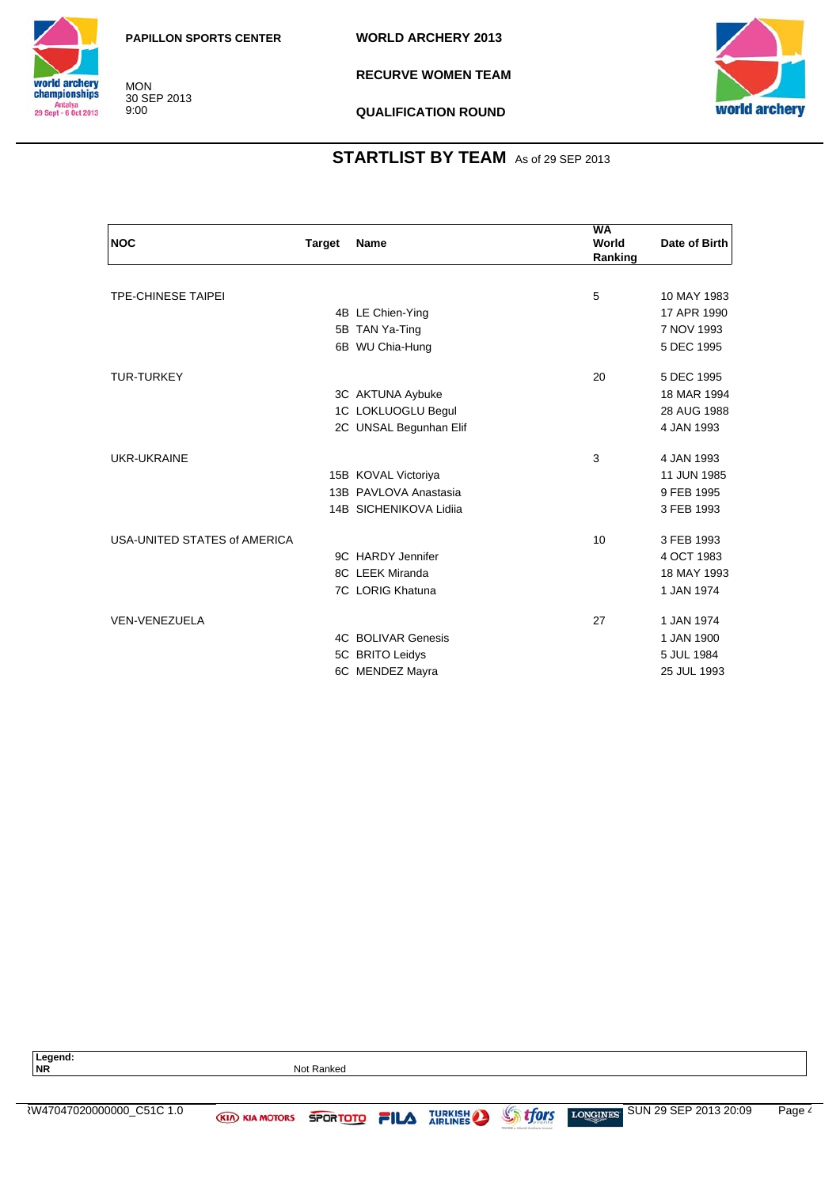PAPILLON SPORTS CENTER

MON
30 SEP 2013
9:00

WORLD ARCHERY 2013

RECURVE WOMEN TEAM

QUALIFICATION ROUND

## STARTLIST BY TEAM As of 29 SEP 2013

| NOC | Target | Name | WA World Ranking | Date of Birth |
|---|---|---|---|---|
| TPE-CHINESE TAIPEI | | | 5 | 10 MAY 1983 |
| | 4B | LE Chien-Ying | | 17 APR 1990 |
| | 5B | TAN Ya-Ting | | 7 NOV 1993 |
| | 6B | WU Chia-Hung | | 5 DEC 1995 |
| TUR-TURKEY | | | 20 | 5 DEC 1995 |
| | 3C | AKTUNA Aybuke | | 18 MAR 1994 |
| | 1C | LOKLUOGLU Begul | | 28 AUG 1988 |
| | 2C | UNSAL Begunhan Elif | | 4 JAN 1993 |
| UKR-UKRAINE | | | 3 | 4 JAN 1993 |
| | 15B | KOVAL Victoriya | | 11 JUN 1985 |
| | 13B | PAVLOVA Anastasia | | 9 FEB 1995 |
| | 14B | SICHENIKOVA Lidiia | | 3 FEB 1993 |
| USA-UNITED STATES of AMERICA | | | 10 | 3 FEB 1993 |
| | 9C | HARDY Jennifer | | 4 OCT 1983 |
| | 8C | LEEK Miranda | | 18 MAY 1993 |
| | 7C | LORIG Khatuna | | 1 JAN 1974 |
| VEN-VENEZUELA | | | 27 | 1 JAN 1974 |
| | 4C | BOLIVAR Genesis | | 1 JAN 1900 |
| | 5C | BRITO Leidys | | 5 JUL 1984 |
| | 6C | MENDEZ Mayra | | 25 JUL 1993 |

**Legend:**
**NR** Not Ranked

RW47047020000000_C51C 1.0 SUN 29 SEP 2013 20:09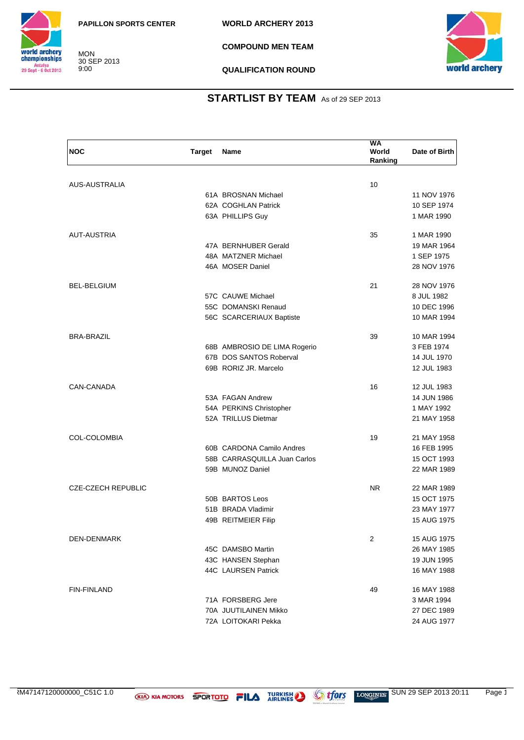PAPILLON SPORTS CENTER

MON
30 SEP 2013
9:00

WORLD ARCHERY 2013

COMPOUND MEN TEAM

QUALIFICATION ROUND

## STARTLIST BY TEAM As of 29 SEP 2013

| NOC | Target | Name | WA World Ranking | Date of Birth |
|---|---|---|---|---|
| AUS-AUSTRALIA | | | 10 | |
| | 61A | BROSNAN Michael | | 11 NOV 1976 |
| | 62A | COGHLAN Patrick | | 10 SEP 1974 |
| | 63A | PHILLIPS Guy | | 1 MAR 1990 |
| AUT-AUSTRIA | | | 35 | 1 MAR 1990 |
| | 47A | BERNHUBER Gerald | | 19 MAR 1964 |
| | 48A | MATZNER Michael | | 1 SEP 1975 |
| | 46A | MOSER Daniel | | 28 NOV 1976 |
| BEL-BELGIUM | | | 21 | 28 NOV 1976 |
| | 57C | CAUWE Michael | | 8 JUL 1982 |
| | 55C | DOMANSKI Renaud | | 10 DEC 1996 |
| | 56C | SCARCERIAUX Baptiste | | 10 MAR 1994 |
| BRA-BRAZIL | | | 39 | 10 MAR 1994 |
| | 68B | AMBROSIO DE LIMA Rogerio | | 3 FEB 1974 |
| | 67B | DOS SANTOS Roberval | | 14 JUL 1970 |
| | 69B | RORIZ JR. Marcelo | | 12 JUL 1983 |
| CAN-CANADA | | | 16 | 12 JUL 1983 |
| | 53A | FAGAN Andrew | | 14 JUN 1986 |
| | 54A | PERKINS Christopher | | 1 MAY 1992 |
| | 52A | TRILLUS Dietmar | | 21 MAY 1958 |
| COL-COLOMBIA | | | 19 | 21 MAY 1958 |
| | 60B | CARDONA Camilo Andres | | 16 FEB 1995 |
| | 58B | CARRASQUILLA Juan Carlos | | 15 OCT 1993 |
| | 59B | MUNOZ Daniel | | 22 MAR 1989 |
| CZE-CZECH REPUBLIC | | | NR | 22 MAR 1989 |
| | 50B | BARTOS Leos | | 15 OCT 1975 |
| | 51B | BRADA Vladimir | | 23 MAY 1977 |
| | 49B | REITMEIER Filip | | 15 AUG 1975 |
| DEN-DENMARK | | | 2 | 15 AUG 1975 |
| | 45C | DAMSBO Martin | | 26 MAY 1985 |
| | 43C | HANSEN Stephan | | 19 JUN 1995 |
| | 44C | LAURSEN Patrick | | 16 MAY 1988 |
| FIN-FINLAND | | | 49 | 16 MAY 1988 |
| | 71A | FORSBERG Jere | | 3 MAR 1994 |
| | 70A | JUUTILAINEN Mikko | | 27 DEC 1989 |
| | 72A | LOITOKARI Pekka | | 24 AUG 1977 |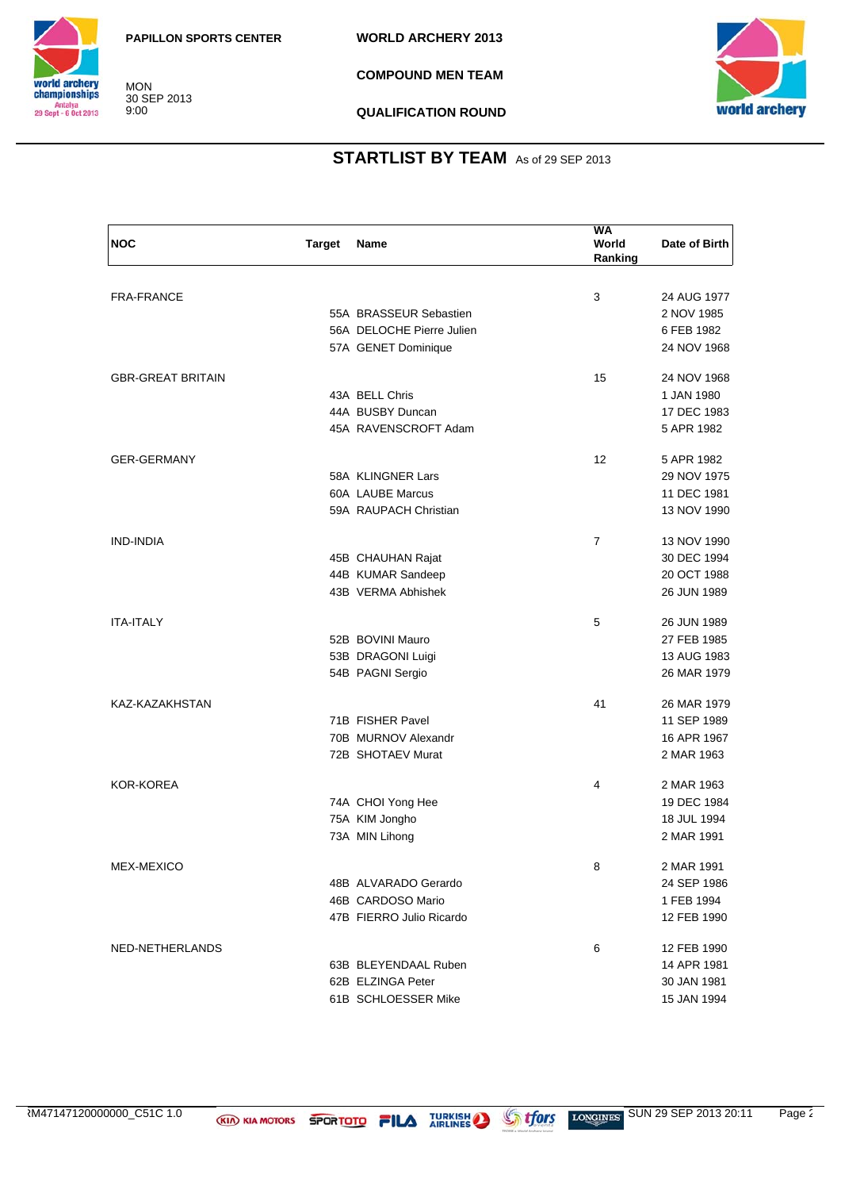PAPILLON SPORTS CENTER

MON
30 SEP 2013
9:00

**WORLD ARCHERY 2013**

**COMPOUND MEN TEAM**

**QUALIFICATION ROUND**

## STARTLIST BY TEAM As of 29 SEP 2013

| NOC | Target | Name | WA World Ranking | Date of Birth |
|---|---|---|---|---|
| FRA-FRANCE | | | 3 | 24 AUG 1977 |
| | 55A | BRASSEUR Sebastien | | 2 NOV 1985 |
| | 56A | DELOCHE Pierre Julien | | 6 FEB 1982 |
| | 57A | GENET Dominique | | 24 NOV 1968 |
| GBR-GREAT BRITAIN | | | 15 | 24 NOV 1968 |
| | 43A | BELL Chris | | 1 JAN 1980 |
| | 44A | BUSBY Duncan | | 17 DEC 1983 |
| | 45A | RAVENSCROFT Adam | | 5 APR 1982 |
| GER-GERMANY | | | 12 | 5 APR 1982 |
| | 58A | KLINGNER Lars | | 29 NOV 1975 |
| | 60A | LAUBE Marcus | | 11 DEC 1981 |
| | 59A | RAUPACH Christian | | 13 NOV 1990 |
| IND-INDIA | | | 7 | 13 NOV 1990 |
| | 45B | CHAUHAN Rajat | | 30 DEC 1994 |
| | 44B | KUMAR Sandeep | | 20 OCT 1988 |
| | 43B | VERMA Abhishek | | 26 JUN 1989 |
| ITA-ITALY | | | 5 | 26 JUN 1989 |
| | 52B | BOVINI Mauro | | 27 FEB 1985 |
| | 53B | DRAGONI Luigi | | 13 AUG 1983 |
| | 54B | PAGNI Sergio | | 26 MAR 1979 |
| KAZ-KAZAKHSTAN | | | 41 | 26 MAR 1979 |
| | 71B | FISHER Pavel | | 11 SEP 1989 |
| | 70B | MURNOV Alexandr | | 16 APR 1967 |
| | 72B | SHOTAEV Murat | | 2 MAR 1963 |
| KOR-KOREA | | | 4 | 2 MAR 1963 |
| | 74A | CHOI Yong Hee | | 19 DEC 1984 |
| | 75A | KIM Jongho | | 18 JUL 1994 |
| | 73A | MIN Lihong | | 2 MAR 1991 |
| MEX-MEXICO | | | 8 | 2 MAR 1991 |
| | 48B | ALVARADO Gerardo | | 24 SEP 1986 |
| | 46B | CARDOSO Mario | | 1 FEB 1994 |
| | 47B | FIERRO Julio Ricardo | | 12 FEB 1990 |
| NED-NETHERLANDS | | | 6 | 12 FEB 1990 |
| | 63B | BLEYENDAAL Ruben | | 14 APR 1981 |
| | 62B | ELZINGA Peter | | 30 JAN 1981 |
| | 61B | SCHLOESSER Mike | | 15 JAN 1994 |

ꝚM47147120000000_C51C 1.0 SUN 29 SEP 2013 20:11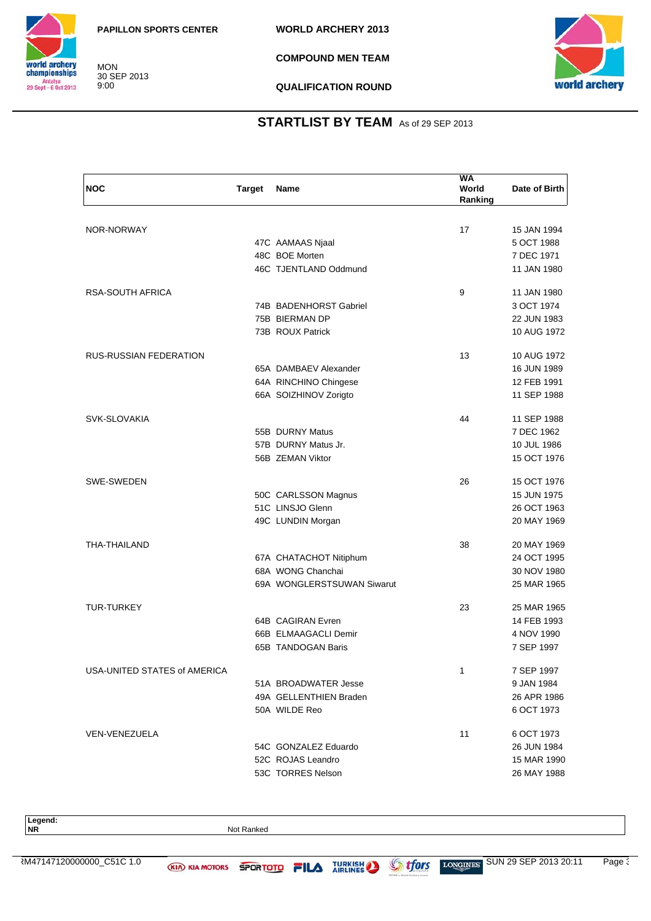PAPILLON SPORTS CENTER

MON
30 SEP 2013
9:00

WORLD ARCHERY 2013

COMPOUND MEN TEAM

QUALIFICATION ROUND

## STARTLIST BY TEAM As of 29 SEP 2013

| NOC | Target | Name | WA World Ranking | Date of Birth |
|---|---|---|---|---|
| NOR-NORWAY | | | 17 | 15 JAN 1994 |
| | 47C | AAMAAS Njaal | | 5 OCT 1988 |
| | 48C | BOE Morten | | 7 DEC 1971 |
| | 46C | TJENTLAND Oddmund | | 11 JAN 1980 |
| RSA-SOUTH AFRICA | | | 9 | 11 JAN 1980 |
| | 74B | BADENHORST Gabriel | | 3 OCT 1974 |
| | 75B | BIERMAN DP | | 22 JUN 1983 |
| | 73B | ROUX Patrick | | 10 AUG 1972 |
| RUS-RUSSIAN FEDERATION | | | 13 | 10 AUG 1972 |
| | 65A | DAMBAEV Alexander | | 16 JUN 1989 |
| | 64A | RINCHINO Chingese | | 12 FEB 1991 |
| | 66A | SOIZHINOV Zorigto | | 11 SEP 1988 |
| SVK-SLOVAKIA | | | 44 | 11 SEP 1988 |
| | 55B | DURNY Matus | | 7 DEC 1962 |
| | 57B | DURNY Matus Jr. | | 10 JUL 1986 |
| | 56B | ZEMAN Viktor | | 15 OCT 1976 |
| SWE-SWEDEN | | | 26 | 15 OCT 1976 |
| | 50C | CARLSSON Magnus | | 15 JUN 1975 |
| | 51C | LINSJO Glenn | | 26 OCT 1963 |
| | 49C | LUNDIN Morgan | | 20 MAY 1969 |
| THA-THAILAND | | | 38 | 20 MAY 1969 |
| | 67A | CHATACHOT Nitiphum | | 24 OCT 1995 |
| | 68A | WONG Chanchai | | 30 NOV 1980 |
| | 69A | WONGLERSTSUWAN Siwarut | | 25 MAR 1965 |
| TUR-TURKEY | | | 23 | 25 MAR 1965 |
| | 64B | CAGIRAN Evren | | 14 FEB 1993 |
| | 66B | ELMAAGACLI Demir | | 4 NOV 1990 |
| | 65B | TANDOGAN Baris | | 7 SEP 1997 |
| USA-UNITED STATES of AMERICA | | | 1 | 7 SEP 1997 |
| | 51A | BROADWATER Jesse | | 9 JAN 1984 |
| | 49A | GELLENTHIEN Braden | | 26 APR 1986 |
| | 50A | WILDE Reo | | 6 OCT 1973 |
| VEN-VENEZUELA | | | 11 | 6 OCT 1973 |
| | 54C | GONZALEZ Eduardo | | 26 JUN 1984 |
| | 52C | ROJAS Leandro | | 15 MAR 1990 |
| | 53C | TORRES Nelson | | 26 MAY 1988 |

**Legend:**
**NR** Not Ranked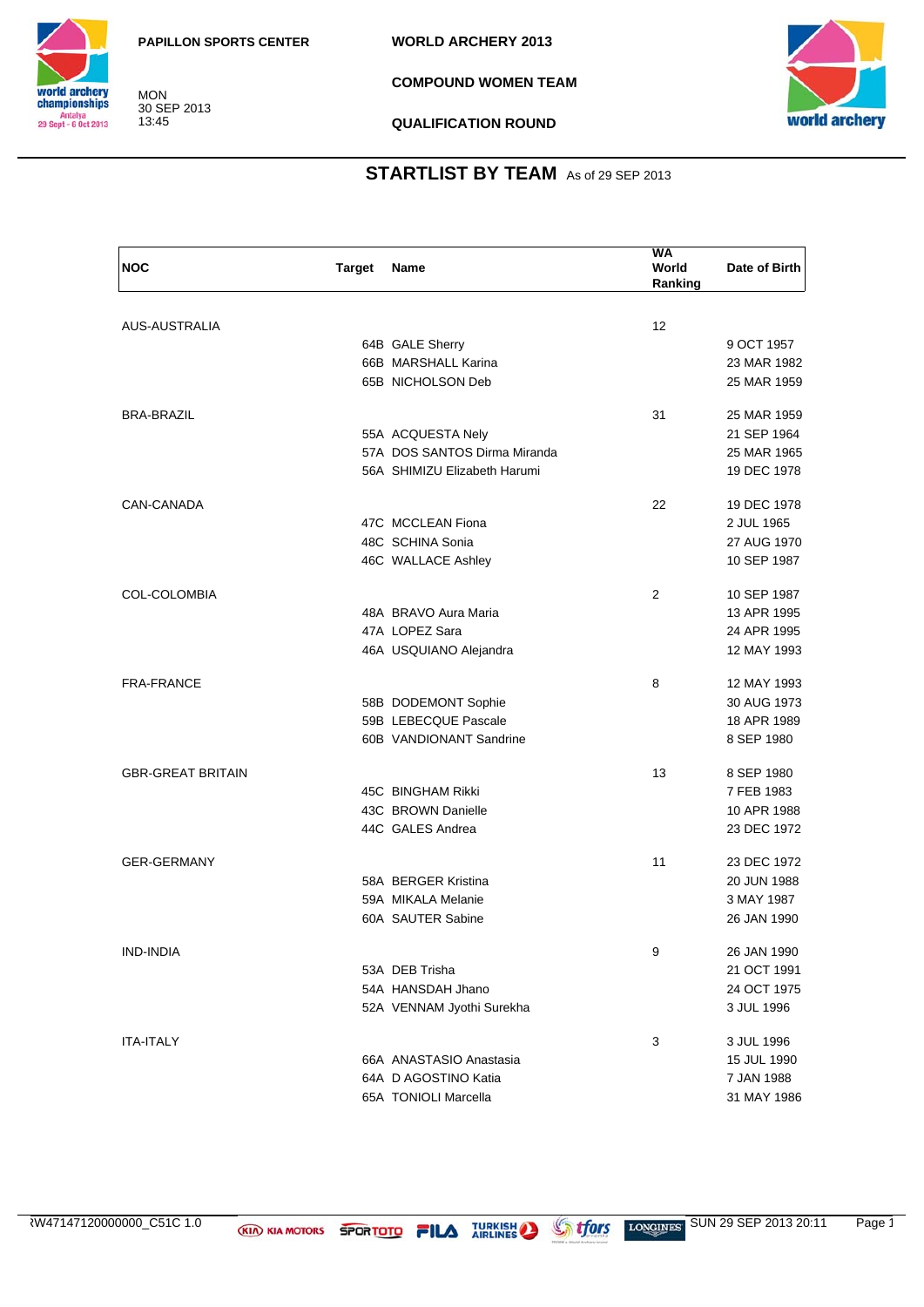PAPILLON SPORTS CENTER

MON
30 SEP 2013
13:45

**WORLD ARCHERY 2013**

**COMPOUND WOMEN TEAM**

**QUALIFICATION ROUND**

## STARTLIST BY TEAM As of 29 SEP 2013

| NOC | Target | Name | WA World Ranking | Date of Birth |
|---|---|---|---|---|
| AUS-AUSTRALIA | | | 12 | |
| | 64B | GALE Sherry | | 9 OCT 1957 |
| | 66B | MARSHALL Karina | | 23 MAR 1982 |
| | 65B | NICHOLSON Deb | | 25 MAR 1959 |
| BRA-BRAZIL | | | 31 | 25 MAR 1959 |
| | 55A | ACQUESTA Nely | | 21 SEP 1964 |
| | 57A | DOS SANTOS Dirma Miranda | | 25 MAR 1965 |
| | 56A | SHIMIZU Elizabeth Harumi | | 19 DEC 1978 |
| CAN-CANADA | | | 22 | 19 DEC 1978 |
| | 47C | MCCLEAN Fiona | | 2 JUL 1965 |
| | 48C | SCHINA Sonia | | 27 AUG 1970 |
| | 46C | WALLACE Ashley | | 10 SEP 1987 |
| COL-COLOMBIA | | | 2 | 10 SEP 1987 |
| | 48A | BRAVO Aura Maria | | 13 APR 1995 |
| | 47A | LOPEZ Sara | | 24 APR 1995 |
| | 46A | USQUIANO Alejandra | | 12 MAY 1993 |
| FRA-FRANCE | | | 8 | 12 MAY 1993 |
| | 58B | DODEMONT Sophie | | 30 AUG 1973 |
| | 59B | LEBECQUE Pascale | | 18 APR 1989 |
| | 60B | VANDIONANT Sandrine | | 8 SEP 1980 |
| GBR-GREAT BRITAIN | | | 13 | 8 SEP 1980 |
| | 45C | BINGHAM Rikki | | 7 FEB 1983 |
| | 43C | BROWN Danielle | | 10 APR 1988 |
| | 44C | GALES Andrea | | 23 DEC 1972 |
| GER-GERMANY | | | 11 | 23 DEC 1972 |
| | 58A | BERGER Kristina | | 20 JUN 1988 |
| | 59A | MIKALA Melanie | | 3 MAY 1987 |
| | 60A | SAUTER Sabine | | 26 JAN 1990 |
| IND-INDIA | | | 9 | 26 JAN 1990 |
| | 53A | DEB Trisha | | 21 OCT 1991 |
| | 54A | HANSDAH Jhano | | 24 OCT 1975 |
| | 52A | VENNAM Jyothi Surekha | | 3 JUL 1996 |
| ITA-ITALY | | | 3 | 3 JUL 1996 |
| | 66A | ANASTASIO Anastasia | | 15 JUL 1990 |
| | 64A | D AGOSTINO Katia | | 7 JAN 1988 |
| | 65A | TONIOLI Marcella | | 31 MAY 1986 |

ꝶW47147120000000_C51C 1.0 SUN 29 SEP 2013 20:11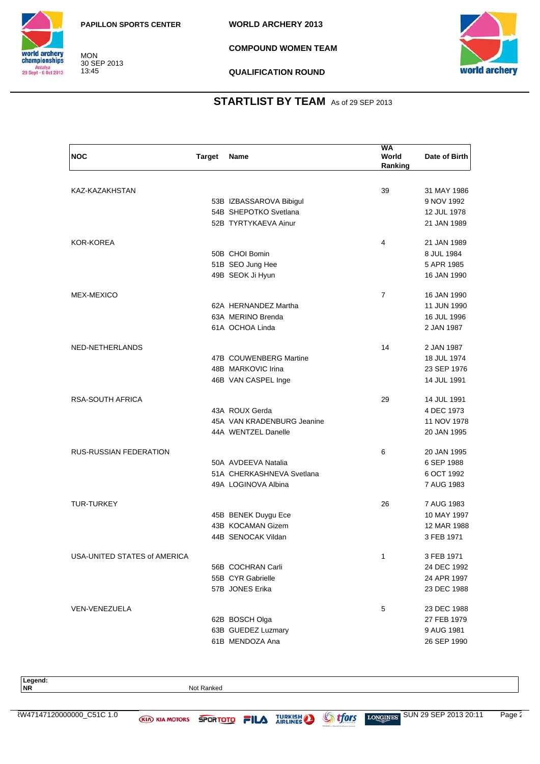# WORLD ARCHERY 2013

PAPILLON SPORTS CENTER

MON 30 SEP 2013 13:45

**COMPOUND WOMEN TEAM**

**QUALIFICATION ROUND**

## STARTLIST BY TEAM As of 29 SEP 2013

| NOC | Target | Name | WA World Ranking | Date of Birth |
|---|---|---|---|---|
| KAZ-KAZAKHSTAN | | | 39 | 31 MAY 1986 |
| | 53B | IZBASSAROVA Bibigul | | 9 NOV 1992 |
| | 54B | SHEPOTKO Svetlana | | 12 JUL 1978 |
| | 52B | TYRTYKAEVA Ainur | | 21 JAN 1989 |
| KOR-KOREA | | | 4 | 21 JAN 1989 |
| | 50B | CHOI Bomin | | 8 JUL 1984 |
| | 51B | SEO Jung Hee | | 5 APR 1985 |
| | 49B | SEOK Ji Hyun | | 16 JAN 1990 |
| MEX-MEXICO | | | 7 | 16 JAN 1990 |
| | 62A | HERNANDEZ Martha | | 11 JUN 1990 |
| | 63A | MERINO Brenda | | 16 JUL 1996 |
| | 61A | OCHOA Linda | | 2 JAN 1987 |
| NED-NETHERLANDS | | | 14 | 2 JAN 1987 |
| | 47B | COUWENBERG Martine | | 18 JUL 1974 |
| | 48B | MARKOVIC Irina | | 23 SEP 1976 |
| | 46B | VAN CASPEL Inge | | 14 JUL 1991 |
| RSA-SOUTH AFRICA | | | 29 | 14 JUL 1991 |
| | 43A | ROUX Gerda | | 4 DEC 1973 |
| | 45A | VAN KRADENBURG Jeanine | | 11 NOV 1978 |
| | 44A | WENTZEL Danelle | | 20 JAN 1995 |
| RUS-RUSSIAN FEDERATION | | | 6 | 20 JAN 1995 |
| | 50A | AVDEEVA Natalia | | 6 SEP 1988 |
| | 51A | CHERKASHNEVA Svetlana | | 6 OCT 1992 |
| | 49A | LOGINOVA Albina | | 7 AUG 1983 |
| TUR-TURKEY | | | 26 | 7 AUG 1983 |
| | 45B | BENEK Duygu Ece | | 10 MAY 1997 |
| | 43B | KOCAMAN Gizem | | 12 MAR 1988 |
| | 44B | SENOCAK Vildan | | 3 FEB 1971 |
| USA-UNITED STATES of AMERICA | | | 1 | 3 FEB 1971 |
| | 56B | COCHRAN Carli | | 24 DEC 1992 |
| | 55B | CYR Gabrielle | | 24 APR 1997 |
| | 57B | JONES Erika | | 23 DEC 1988 |
| VEN-VENEZUELA | | | 5 | 23 DEC 1988 |
| | 62B | BOSCH Olga | | 27 FEB 1979 |
| | 63B | GUEDEZ Luzmary | | 9 AUG 1981 |
| | 61B | MENDOZA Ana | | 26 SEP 1990 |

**Legend:**

**NR** Not Ranked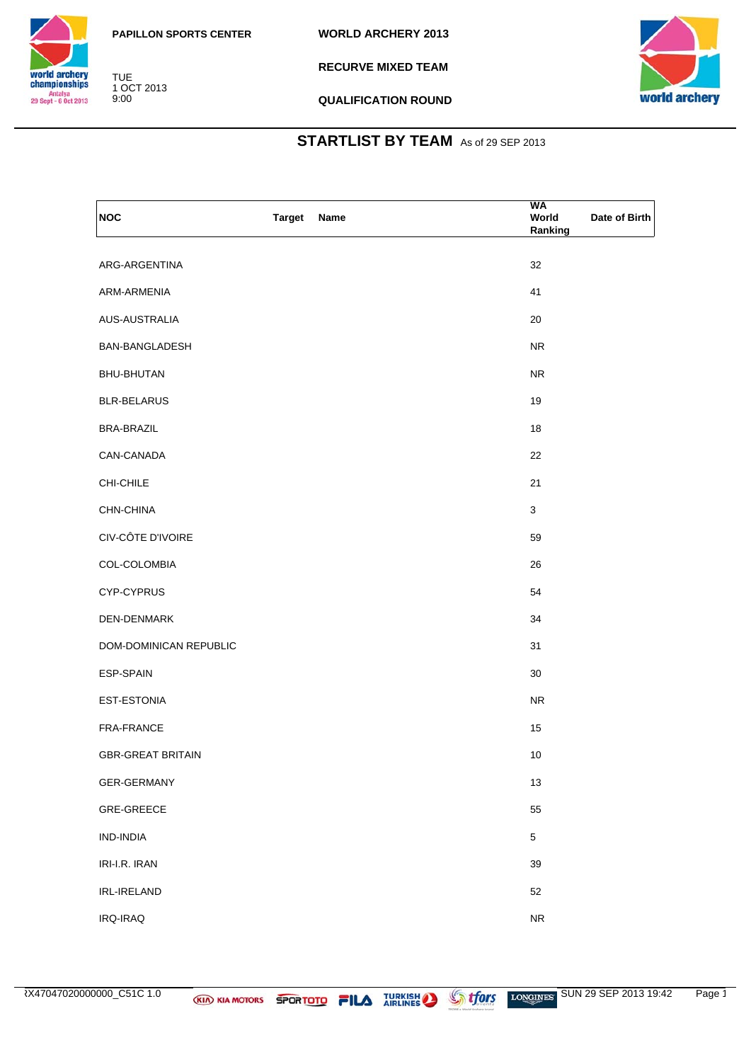PAPILLON SPORTS CENTER

TUE
1 OCT 2013
9:00

WORLD ARCHERY 2013

RECURVE MIXED TEAM

QUALIFICATION ROUND

## STARTLIST BY TEAM As of 29 SEP 2013

| NOC | Target | Name | WA World Ranking | Date of Birth |
|---|---|---|---|---|
| ARG-ARGENTINA | | | 32 | |
| ARM-ARMENIA | | | 41 | |
| AUS-AUSTRALIA | | | 20 | |
| BAN-BANGLADESH | | | NR | |
| BHU-BHUTAN | | | NR | |
| BLR-BELARUS | | | 19 | |
| BRA-BRAZIL | | | 18 | |
| CAN-CANADA | | | 22 | |
| CHI-CHILE | | | 21 | |
| CHN-CHINA | | | 3 | |
| CIV-CÔTE D'IVOIRE | | | 59 | |
| COL-COLOMBIA | | | 26 | |
| CYP-CYPRUS | | | 54 | |
| DEN-DENMARK | | | 34 | |
| DOM-DOMINICAN REPUBLIC | | | 31 | |
| ESP-SPAIN | | | 30 | |
| EST-ESTONIA | | | NR | |
| FRA-FRANCE | | | 15 | |
| GBR-GREAT BRITAIN | | | 10 | |
| GER-GERMANY | | | 13 | |
| GRE-GREECE | | | 55 | |
| IND-INDIA | | | 5 | |
| IRI-I.R. IRAN | | | 39 | |
| IRL-IRELAND | | | 52 | |
| IRQ-IRAQ | | | NR | |

RX47047020000000_C51C 1.0 SUN 29 SEP 2013 19:42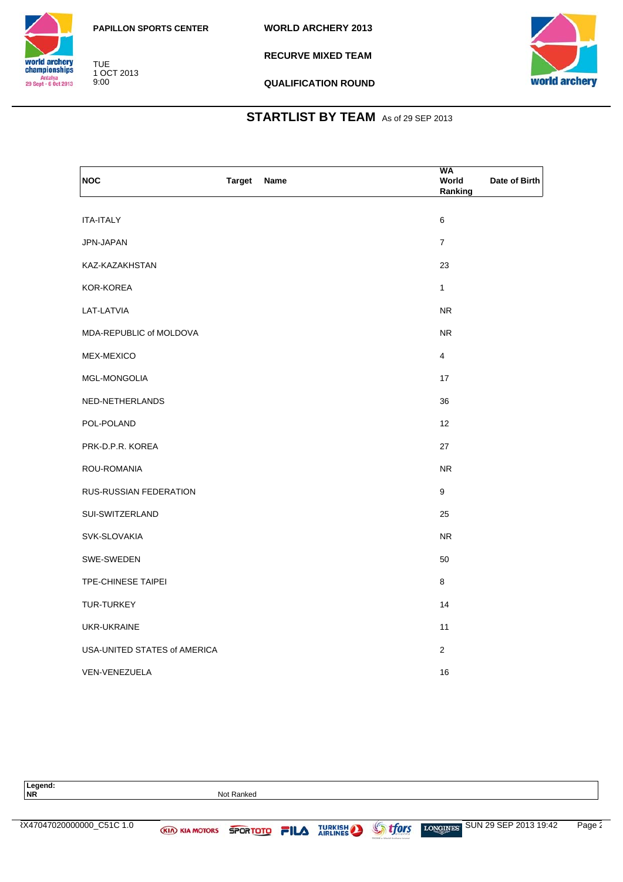PAPILLON SPORTS CENTER

TUE
1 OCT 2013
9:00

WORLD ARCHERY 2013

RECURVE MIXED TEAM

QUALIFICATION ROUND

## STARTLIST BY TEAM As of 29 SEP 2013

| NOC | Target | Name | WA World Ranking | Date of Birth |
|---|---|---|---|---|
| ITA-ITALY | | | 6 | |
| JPN-JAPAN | | | 7 | |
| KAZ-KAZAKHSTAN | | | 23 | |
| KOR-KOREA | | | 1 | |
| LAT-LATVIA | | | NR | |
| MDA-REPUBLIC of MOLDOVA | | | NR | |
| MEX-MEXICO | | | 4 | |
| MGL-MONGOLIA | | | 17 | |
| NED-NETHERLANDS | | | 36 | |
| POL-POLAND | | | 12 | |
| PRK-D.P.R. KOREA | | | 27 | |
| ROU-ROMANIA | | | NR | |
| RUS-RUSSIAN FEDERATION | | | 9 | |
| SUI-SWITZERLAND | | | 25 | |
| SVK-SLOVAKIA | | | NR | |
| SWE-SWEDEN | | | 50 | |
| TPE-CHINESE TAIPEI | | | 8 | |
| TUR-TURKEY | | | 14 | |
| UKR-UKRAINE | | | 11 | |
| USA-UNITED STATES of AMERICA | | | 2 | |
| VEN-VENEZUELA | | | 16 | |

**Legend:**
**NR** Not Ranked

RX47047020000000_C51C 1.0 SUN 29 SEP 2013 19:42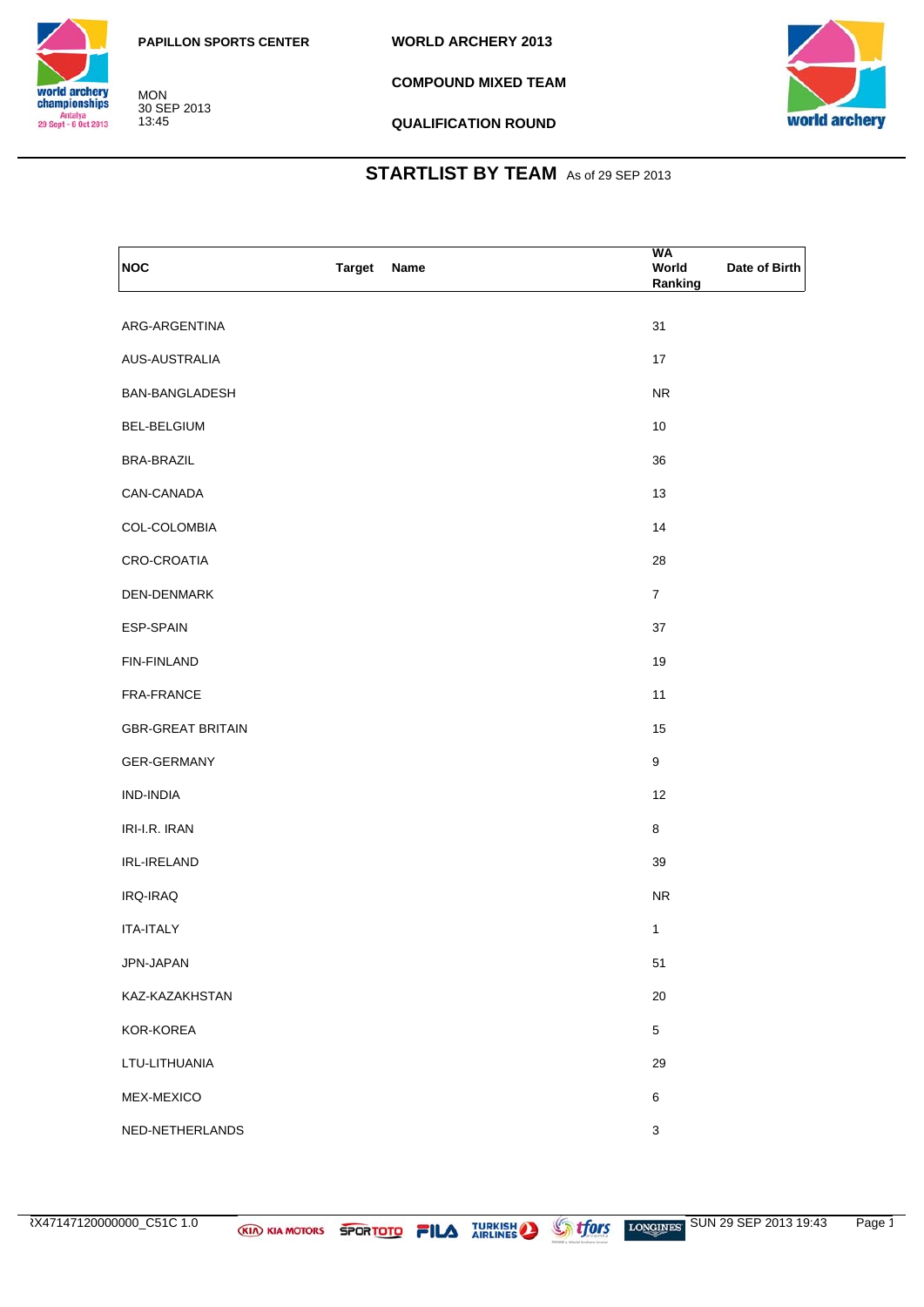PAPILLON SPORTS CENTER

MON
30 SEP 2013
13:45

WORLD ARCHERY 2013

COMPOUND MIXED TEAM

QUALIFICATION ROUND

## STARTLIST BY TEAM As of 29 SEP 2013

| NOC | Target | Name | WA World Ranking | Date of Birth |
|---|---|---|---|---|
| ARG-ARGENTINA | | | 31 | |
| AUS-AUSTRALIA | | | 17 | |
| BAN-BANGLADESH | | | NR | |
| BEL-BELGIUM | | | 10 | |
| BRA-BRAZIL | | | 36 | |
| CAN-CANADA | | | 13 | |
| COL-COLOMBIA | | | 14 | |
| CRO-CROATIA | | | 28 | |
| DEN-DENMARK | | | 7 | |
| ESP-SPAIN | | | 37 | |
| FIN-FINLAND | | | 19 | |
| FRA-FRANCE | | | 11 | |
| GBR-GREAT BRITAIN | | | 15 | |
| GER-GERMANY | | | 9 | |
| IND-INDIA | | | 12 | |
| IRI-I.R. IRAN | | | 8 | |
| IRL-IRELAND | | | 39 | |
| IRQ-IRAQ | | | NR | |
| ITA-ITALY | | | 1 | |
| JPN-JAPAN | | | 51 | |
| KAZ-KAZAKHSTAN | | | 20 | |
| KOR-KOREA | | | 5 | |
| LTU-LITHUANIA | | | 29 | |
| MEX-MEXICO | | | 6 | |
| NED-NETHERLANDS | | | 3 | |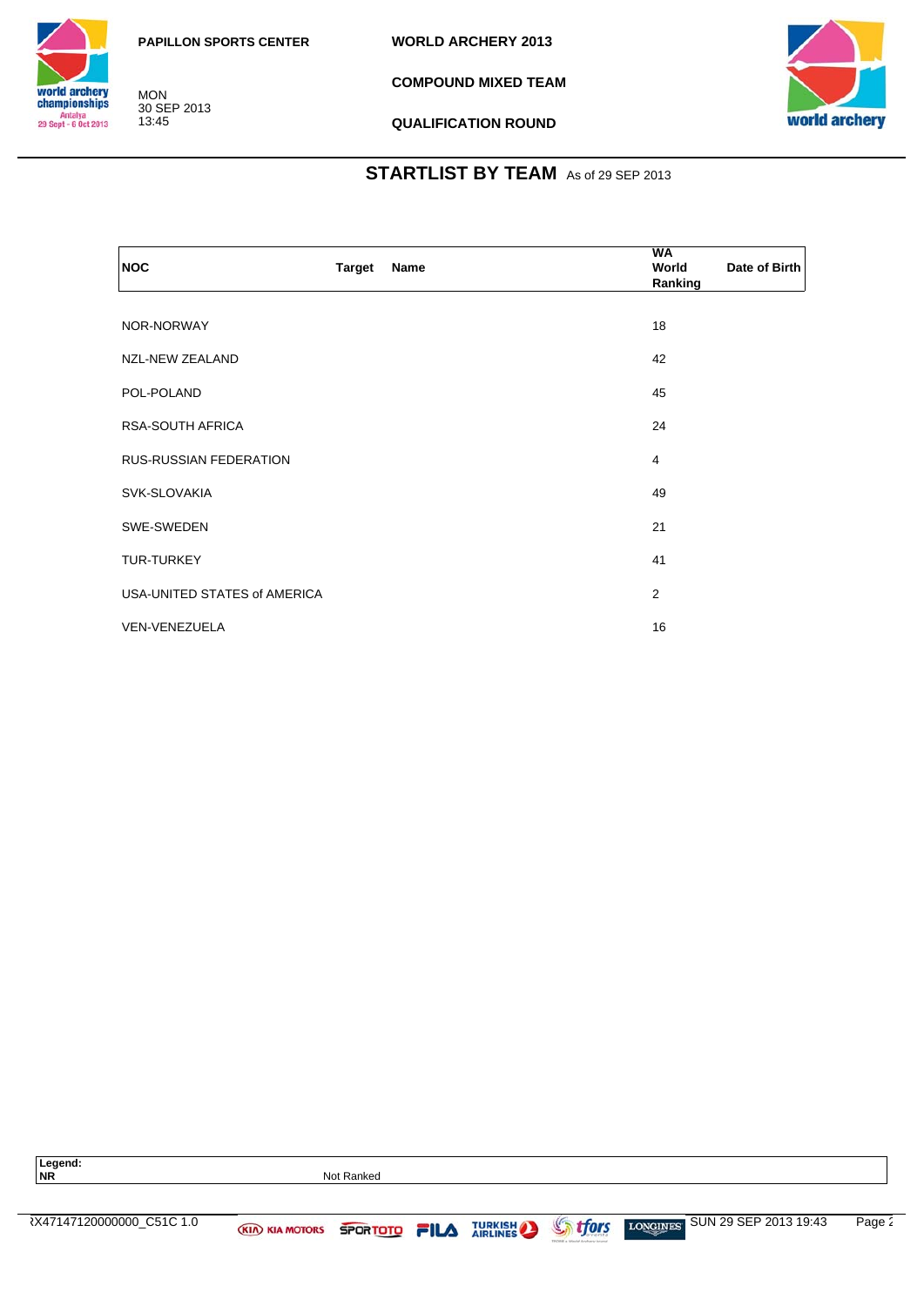PAPILLON SPORTS CENTER

MON
30 SEP 2013
13:45

WORLD ARCHERY 2013

COMPOUND MIXED TEAM

QUALIFICATION ROUND

## STARTLIST BY TEAM As of 29 SEP 2013

| NOC | Target | Name | WA World Ranking | Date of Birth |
|---|---|---|---|---|
| NOR-NORWAY | | | 18 | |
| NZL-NEW ZEALAND | | | 42 | |
| POL-POLAND | | | 45 | |
| RSA-SOUTH AFRICA | | | 24 | |
| RUS-RUSSIAN FEDERATION | | | 4 | |
| SVK-SLOVAKIA | | | 49 | |
| SWE-SWEDEN | | | 21 | |
| TUR-TURKEY | | | 41 | |
| USA-UNITED STATES of AMERICA | | | 2 | |
| VEN-VENEZUELA | | | 16 | |

**Legend:**
**NR** Not Ranked

RX47147120000000_C51C 1.0 SUN 29 SEP 2013 19:43